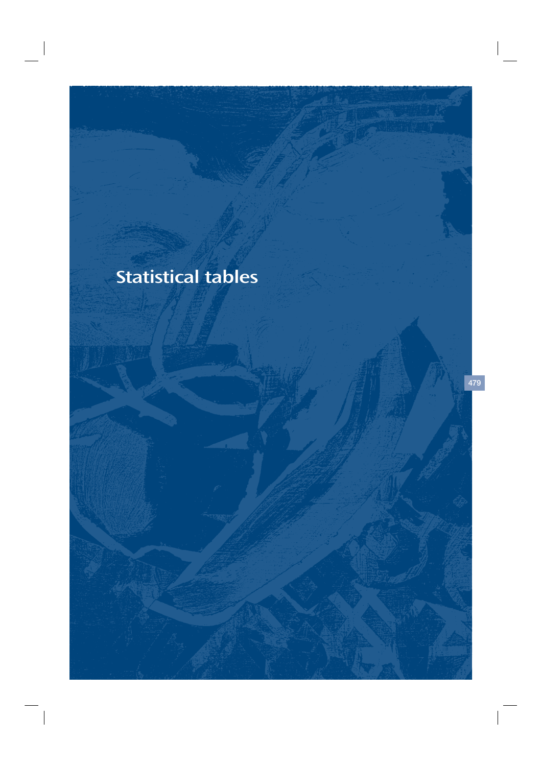# Statistical tables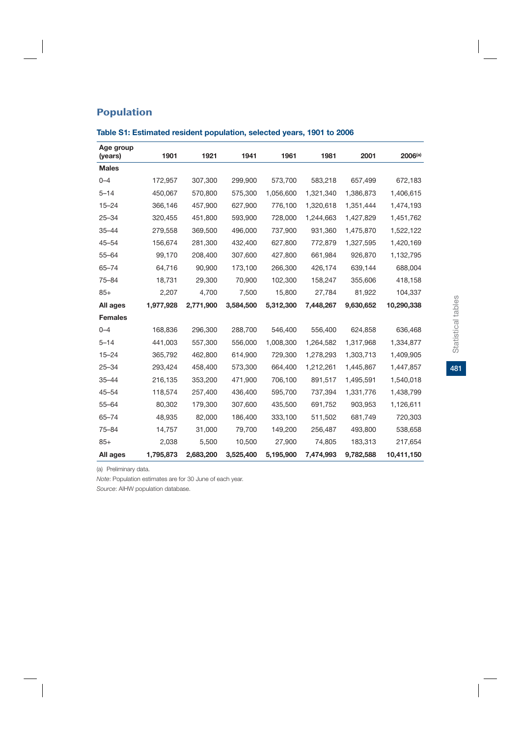## Population

### Table S1: Estimated resident population, selected years, 1901 to 2006

| Age group (years) | 1901 | 1921 | 1941 | 1961 | 1981 | 2001 | 2006[(a)] |
|---|---|---|---|---|---|---|---|
| **Males** | | | | | | | |
| 0–4 | 172,957 | 307,300 | 299,900 | 573,700 | 583,218 | 657,499 | 672,183 |
| 5–14 | 450,067 | 570,800 | 575,300 | 1,056,600 | 1,321,340 | 1,386,873 | 1,406,615 |
| 15–24 | 366,146 | 457,900 | 627,900 | 776,100 | 1,320,618 | 1,351,444 | 1,474,193 |
| 25–34 | 320,455 | 451,800 | 593,900 | 728,000 | 1,244,663 | 1,427,829 | 1,451,762 |
| 35–44 | 279,558 | 369,500 | 496,000 | 737,900 | 931,360 | 1,475,870 | 1,522,122 |
| 45–54 | 156,674 | 281,300 | 432,400 | 627,800 | 772,879 | 1,327,595 | 1,420,169 |
| 55–64 | 99,170 | 208,400 | 307,600 | 427,800 | 661,984 | 926,870 | 1,132,795 |
| 65–74 | 64,716 | 90,900 | 173,100 | 266,300 | 426,174 | 639,144 | 688,004 |
| 75–84 | 18,731 | 29,300 | 70,900 | 102,300 | 158,247 | 355,606 | 418,158 |
| 85+ | 2,207 | 4,700 | 7,500 | 15,800 | 27,784 | 81,922 | 104,337 |
| **All ages** | **1,977,928** | **2,771,900** | **3,584,500** | **5,312,300** | **7,448,267** | **9,630,652** | **10,290,338** |
| **Females** | | | | | | | |
| 0–4 | 168,836 | 296,300 | 288,700 | 546,400 | 556,400 | 624,858 | 636,468 |
| 5–14 | 441,003 | 557,300 | 556,000 | 1,008,300 | 1,264,582 | 1,317,968 | 1,334,877 |
| 15–24 | 365,792 | 462,800 | 614,900 | 729,300 | 1,278,293 | 1,303,713 | 1,409,905 |
| 25–34 | 293,424 | 458,400 | 573,300 | 664,400 | 1,212,261 | 1,445,867 | 1,447,857 |
| 35–44 | 216,135 | 353,200 | 471,900 | 706,100 | 891,517 | 1,495,591 | 1,540,018 |
| 45–54 | 118,574 | 257,400 | 436,400 | 595,700 | 737,394 | 1,331,776 | 1,438,799 |
| 55–64 | 80,302 | 179,300 | 307,600 | 435,500 | 691,752 | 903,953 | 1,126,611 |
| 65–74 | 48,935 | 82,000 | 186,400 | 333,100 | 511,502 | 681,749 | 720,303 |
| 75–84 | 14,757 | 31,000 | 79,700 | 149,200 | 256,487 | 493,800 | 538,658 |
| 85+ | 2,038 | 5,500 | 10,500 | 27,900 | 74,805 | 183,313 | 217,654 |
| **All ages** | **1,795,873** | **2,683,200** | **3,525,400** | **5,195,900** | **7,474,993** | **9,782,588** | **10,411,150** |

(a) Preliminary data.

*Note*: Population estimates are for 30 June of each year.

*Source*: AIHW population database.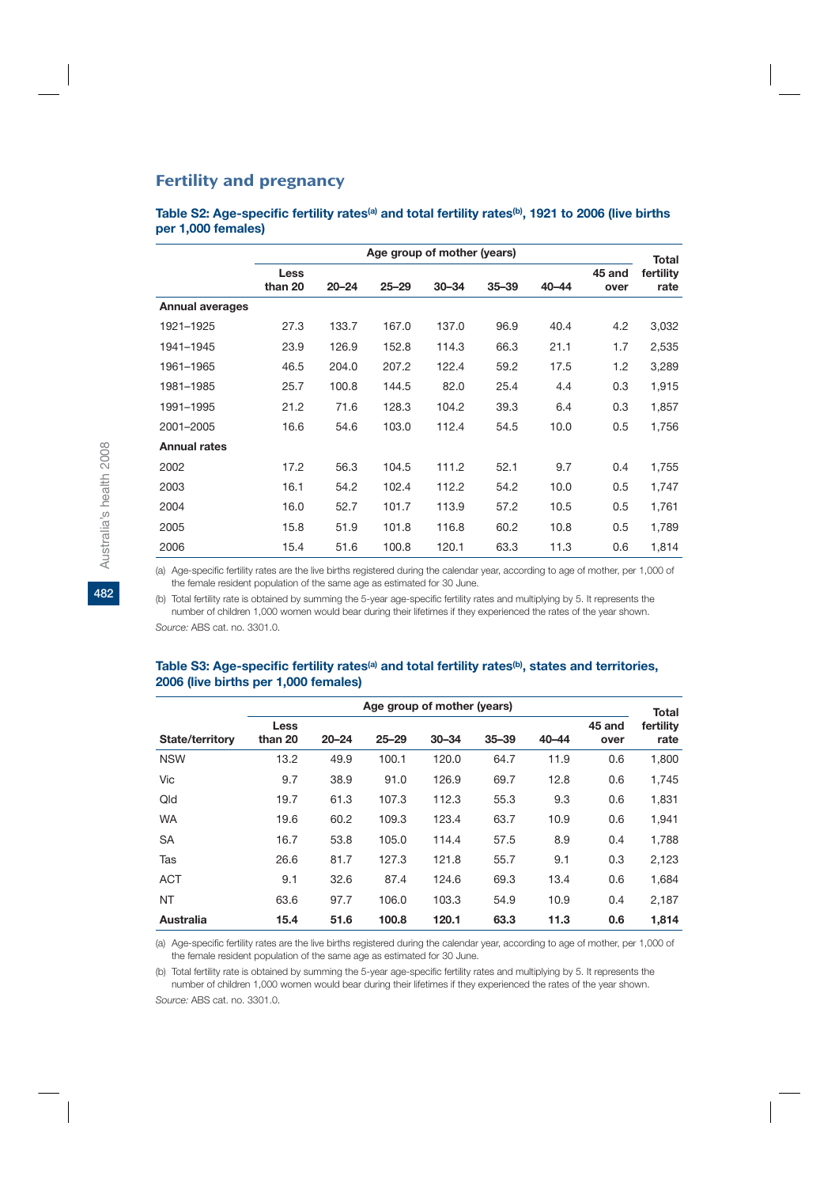## Fertility and pregnancy

**Table S2: Age-specific fertility rates[(a)] and total fertility rates[(b)], 1921 to 2006 (live births per 1,000 females)**

| | Age group of mother (years) | | | | | | | Total fertility rate |
|---|---|---|---|---|---|---|---|---|
| | Less than 20 | 20–24 | 25–29 | 30–34 | 35–39 | 40–44 | 45 and over | |
| **Annual averages** | | | | | | | | |
| 1921–1925 | 27.3 | 133.7 | 167.0 | 137.0 | 96.9 | 40.4 | 4.2 | 3,032 |
| 1941–1945 | 23.9 | 126.9 | 152.8 | 114.3 | 66.3 | 21.1 | 1.7 | 2,535 |
| 1961–1965 | 46.5 | 204.0 | 207.2 | 122.4 | 59.2 | 17.5 | 1.2 | 3,289 |
| 1981–1985 | 25.7 | 100.8 | 144.5 | 82.0 | 25.4 | 4.4 | 0.3 | 1,915 |
| 1991–1995 | 21.2 | 71.6 | 128.3 | 104.2 | 39.3 | 6.4 | 0.3 | 1,857 |
| 2001–2005 | 16.6 | 54.6 | 103.0 | 112.4 | 54.5 | 10.0 | 0.5 | 1,756 |
| **Annual rates** | | | | | | | | |
| 2002 | 17.2 | 56.3 | 104.5 | 111.2 | 52.1 | 9.7 | 0.4 | 1,755 |
| 2003 | 16.1 | 54.2 | 102.4 | 112.2 | 54.2 | 10.0 | 0.5 | 1,747 |
| 2004 | 16.0 | 52.7 | 101.7 | 113.9 | 57.2 | 10.5 | 0.5 | 1,761 |
| 2005 | 15.8 | 51.9 | 101.8 | 116.8 | 60.2 | 10.8 | 0.5 | 1,789 |
| 2006 | 15.4 | 51.6 | 100.8 | 120.1 | 63.3 | 11.3 | 0.6 | 1,814 |

(a) Age-specific fertility rates are the live births registered during the calendar year, according to age of mother, per 1,000 of the female resident population of the same age as estimated for 30 June.

(b) Total fertility rate is obtained by summing the 5-year age-specific fertility rates and multiplying by 5. It represents the number of children 1,000 women would bear during their lifetimes if they experienced the rates of the year shown.

*Source:* ABS cat. no. 3301.0.

**Table S3: Age-specific fertility rates[(a)] and total fertility rates[(b)], states and territories, 2006 (live births per 1,000 females)**

| | Age group of mother (years) | | | | | | | Total fertility rate |
|---|---|---|---|---|---|---|---|---|
| State/territory | Less than 20 | 20–24 | 25–29 | 30–34 | 35–39 | 40–44 | 45 and over | |
| NSW | 13.2 | 49.9 | 100.1 | 120.0 | 64.7 | 11.9 | 0.6 | 1,800 |
| Vic | 9.7 | 38.9 | 91.0 | 126.9 | 69.7 | 12.8 | 0.6 | 1,745 |
| Qld | 19.7 | 61.3 | 107.3 | 112.3 | 55.3 | 9.3 | 0.6 | 1,831 |
| WA | 19.6 | 60.2 | 109.3 | 123.4 | 63.7 | 10.9 | 0.6 | 1,941 |
| SA | 16.7 | 53.8 | 105.0 | 114.4 | 57.5 | 8.9 | 0.4 | 1,788 |
| Tas | 26.6 | 81.7 | 127.3 | 121.8 | 55.7 | 9.1 | 0.3 | 2,123 |
| ACT | 9.1 | 32.6 | 87.4 | 124.6 | 69.3 | 13.4 | 0.6 | 1,684 |
| NT | 63.6 | 97.7 | 106.0 | 103.3 | 54.9 | 10.9 | 0.4 | 2,187 |
| **Australia** | **15.4** | **51.6** | **100.8** | **120.1** | **63.3** | **11.3** | **0.6** | **1,814** |

(a) Age-specific fertility rates are the live births registered during the calendar year, according to age of mother, per 1,000 of the female resident population of the same age as estimated for 30 June.

(b) Total fertility rate is obtained by summing the 5-year age-specific fertility rates and multiplying by 5. It represents the number of children 1,000 women would bear during their lifetimes if they experienced the rates of the year shown.

*Source:* ABS cat. no. 3301.0.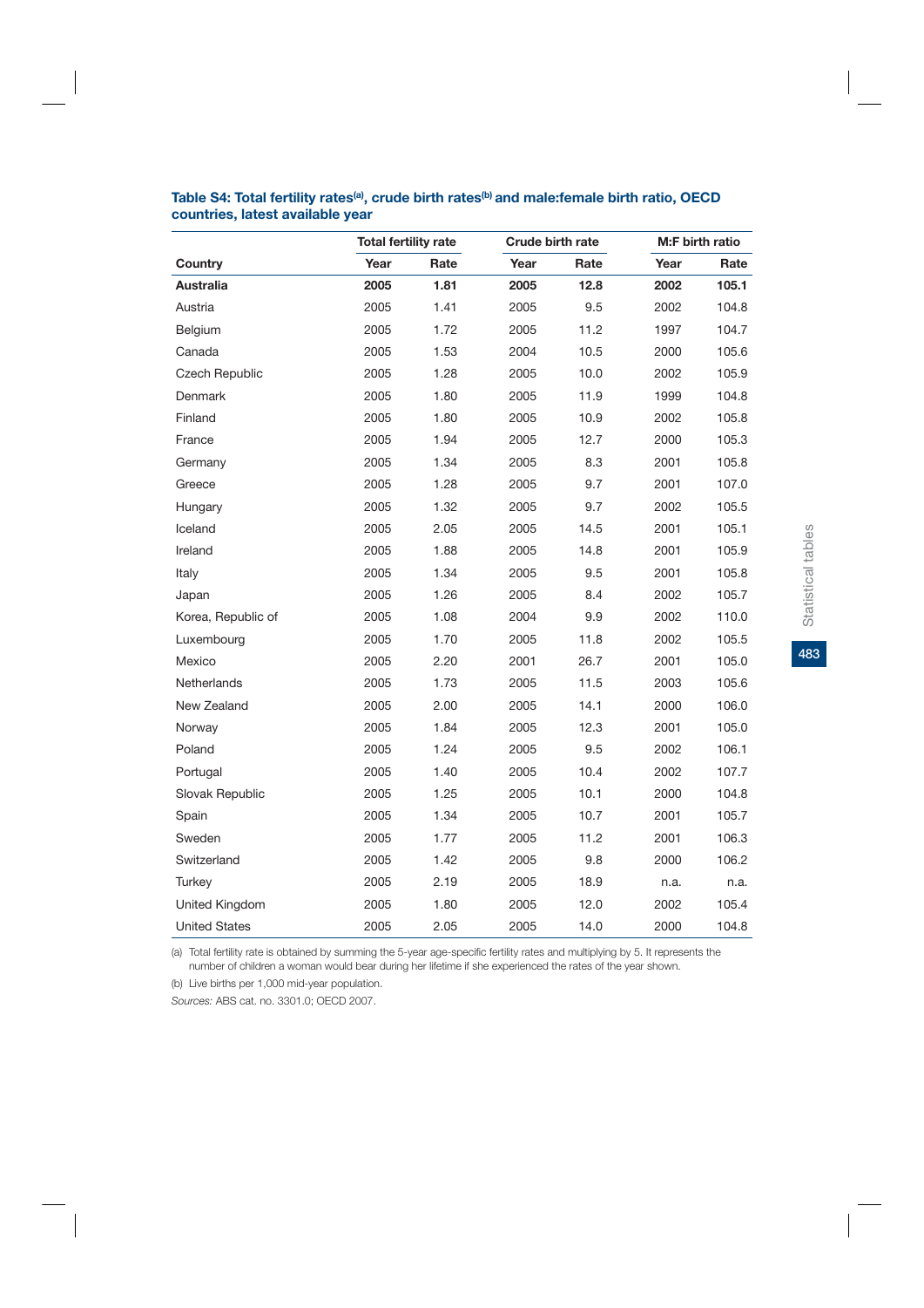**Table S4: Total fertility rates[(a)], crude birth rates[(b)] and male:female birth ratio, OECD countries, latest available year**

| | Total fertility rate | | Crude birth rate | | M:F birth ratio | |
|---|---|---|---|---|---|---|
| **Country** | **Year** | **Rate** | **Year** | **Rate** | **Year** | **Rate** |
| **Australia** | **2005** | **1.81** | **2005** | **12.8** | **2002** | **105.1** |
| Austria | 2005 | 1.41 | 2005 | 9.5 | 2002 | 104.8 |
| Belgium | 2005 | 1.72 | 2005 | 11.2 | 1997 | 104.7 |
| Canada | 2005 | 1.53 | 2004 | 10.5 | 2000 | 105.6 |
| Czech Republic | 2005 | 1.28 | 2005 | 10.0 | 2002 | 105.9 |
| Denmark | 2005 | 1.80 | 2005 | 11.9 | 1999 | 104.8 |
| Finland | 2005 | 1.80 | 2005 | 10.9 | 2002 | 105.8 |
| France | 2005 | 1.94 | 2005 | 12.7 | 2000 | 105.3 |
| Germany | 2005 | 1.34 | 2005 | 8.3 | 2001 | 105.8 |
| Greece | 2005 | 1.28 | 2005 | 9.7 | 2001 | 107.0 |
| Hungary | 2005 | 1.32 | 2005 | 9.7 | 2002 | 105.5 |
| Iceland | 2005 | 2.05 | 2005 | 14.5 | 2001 | 105.1 |
| Ireland | 2005 | 1.88 | 2005 | 14.8 | 2001 | 105.9 |
| Italy | 2005 | 1.34 | 2005 | 9.5 | 2001 | 105.8 |
| Japan | 2005 | 1.26 | 2005 | 8.4 | 2002 | 105.7 |
| Korea, Republic of | 2005 | 1.08 | 2004 | 9.9 | 2002 | 110.0 |
| Luxembourg | 2005 | 1.70 | 2005 | 11.8 | 2002 | 105.5 |
| Mexico | 2005 | 2.20 | 2001 | 26.7 | 2001 | 105.0 |
| Netherlands | 2005 | 1.73 | 2005 | 11.5 | 2003 | 105.6 |
| New Zealand | 2005 | 2.00 | 2005 | 14.1 | 2000 | 106.0 |
| Norway | 2005 | 1.84 | 2005 | 12.3 | 2001 | 105.0 |
| Poland | 2005 | 1.24 | 2005 | 9.5 | 2002 | 106.1 |
| Portugal | 2005 | 1.40 | 2005 | 10.4 | 2002 | 107.7 |
| Slovak Republic | 2005 | 1.25 | 2005 | 10.1 | 2000 | 104.8 |
| Spain | 2005 | 1.34 | 2005 | 10.7 | 2001 | 105.7 |
| Sweden | 2005 | 1.77 | 2005 | 11.2 | 2001 | 106.3 |
| Switzerland | 2005 | 1.42 | 2005 | 9.8 | 2000 | 106.2 |
| Turkey | 2005 | 2.19 | 2005 | 18.9 | n.a. | n.a. |
| United Kingdom | 2005 | 1.80 | 2005 | 12.0 | 2002 | 105.4 |
| United States | 2005 | 2.05 | 2005 | 14.0 | 2000 | 104.8 |

(a) Total fertility rate is obtained by summing the 5-year age-specific fertility rates and multiplying by 5. It represents the number of children a woman would bear during her lifetime if she experienced the rates of the year shown.

(b) Live births per 1,000 mid-year population.

*Sources:* ABS cat. no. 3301.0; OECD 2007.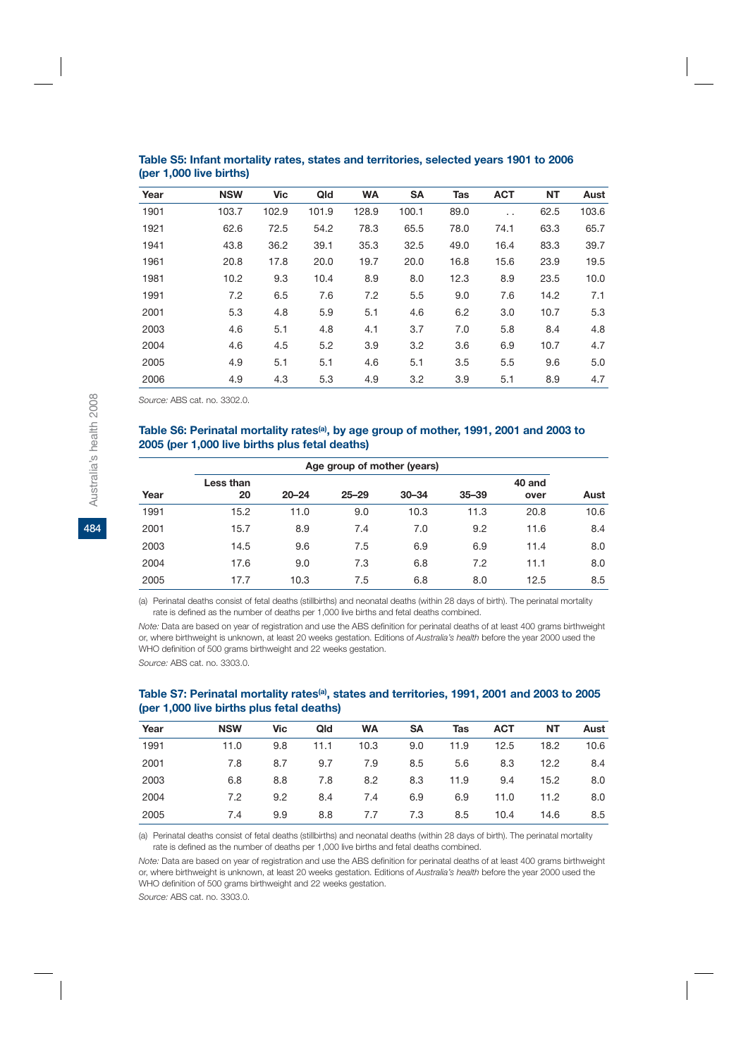### Table S5: Infant mortality rates, states and territories, selected years 1901 to 2006 (per 1,000 live births)

| Year | NSW | Vic | Qld | WA | SA | Tas | ACT | NT | Aust |
|---|---|---|---|---|---|---|---|---|---|
| 1901 | 103.7 | 102.9 | 101.9 | 128.9 | 100.1 | 89.0 | . . | 62.5 | 103.6 |
| 1921 | 62.6 | 72.5 | 54.2 | 78.3 | 65.5 | 78.0 | 74.1 | 63.3 | 65.7 |
| 1941 | 43.8 | 36.2 | 39.1 | 35.3 | 32.5 | 49.0 | 16.4 | 83.3 | 39.7 |
| 1961 | 20.8 | 17.8 | 20.0 | 19.7 | 20.0 | 16.8 | 15.6 | 23.9 | 19.5 |
| 1981 | 10.2 | 9.3 | 10.4 | 8.9 | 8.0 | 12.3 | 8.9 | 23.5 | 10.0 |
| 1991 | 7.2 | 6.5 | 7.6 | 7.2 | 5.5 | 9.0 | 7.6 | 14.2 | 7.1 |
| 2001 | 5.3 | 4.8 | 5.9 | 5.1 | 4.6 | 6.2 | 3.0 | 10.7 | 5.3 |
| 2003 | 4.6 | 5.1 | 4.8 | 4.1 | 3.7 | 7.0 | 5.8 | 8.4 | 4.8 |
| 2004 | 4.6 | 4.5 | 5.2 | 3.9 | 3.2 | 3.6 | 6.9 | 10.7 | 4.7 |
| 2005 | 4.9 | 5.1 | 5.1 | 4.6 | 5.1 | 3.5 | 5.5 | 9.6 | 5.0 |
| 2006 | 4.9 | 4.3 | 5.3 | 4.9 | 3.2 | 3.9 | 5.1 | 8.9 | 4.7 |

*Source:* ABS cat. no. 3302.0.

### Table S6: Perinatal mortality rates[(a)], by age group of mother, 1991, 2001 and 2003 to 2005 (per 1,000 live births plus fetal deaths)

| | Age group of mother (years) | | | | | | |
|---|---|---|---|---|---|---|---|
| Year | Less than 20 | 20–24 | 25–29 | 30–34 | 35–39 | 40 and over | Aust |
| 1991 | 15.2 | 11.0 | 9.0 | 10.3 | 11.3 | 20.8 | 10.6 |
| 2001 | 15.7 | 8.9 | 7.4 | 7.0 | 9.2 | 11.6 | 8.4 |
| 2003 | 14.5 | 9.6 | 7.5 | 6.9 | 6.9 | 11.4 | 8.0 |
| 2004 | 17.6 | 9.0 | 7.3 | 6.8 | 7.2 | 11.1 | 8.0 |
| 2005 | 17.7 | 10.3 | 7.5 | 6.8 | 8.0 | 12.5 | 8.5 |

(a) Perinatal deaths consist of fetal deaths (stillbirths) and neonatal deaths (within 28 days of birth). The perinatal mortality rate is defined as the number of deaths per 1,000 live births and fetal deaths combined.

*Note:* Data are based on year of registration and use the ABS definition for perinatal deaths of at least 400 grams birthweight or, where birthweight is unknown, at least 20 weeks gestation. Editions of *Australia's health* before the year 2000 used the WHO definition of 500 grams birthweight and 22 weeks gestation.

*Source:* ABS cat. no. 3303.0.

### Table S7: Perinatal mortality rates[(a)], states and territories, 1991, 2001 and 2003 to 2005 (per 1,000 live births plus fetal deaths)

| Year | NSW | Vic | Qld | WA | SA | Tas | ACT | NT | Aust |
|---|---|---|---|---|---|---|---|---|---|
| 1991 | 11.0 | 9.8 | 11.1 | 10.3 | 9.0 | 11.9 | 12.5 | 18.2 | 10.6 |
| 2001 | 7.8 | 8.7 | 9.7 | 7.9 | 8.5 | 5.6 | 8.3 | 12.2 | 8.4 |
| 2003 | 6.8 | 8.8 | 7.8 | 8.2 | 8.3 | 11.9 | 9.4 | 15.2 | 8.0 |
| 2004 | 7.2 | 9.2 | 8.4 | 7.4 | 6.9 | 6.9 | 11.0 | 11.2 | 8.0 |
| 2005 | 7.4 | 9.9 | 8.8 | 7.7 | 7.3 | 8.5 | 10.4 | 14.6 | 8.5 |

(a) Perinatal deaths consist of fetal deaths (stillbirths) and neonatal deaths (within 28 days of birth). The perinatal mortality rate is defined as the number of deaths per 1,000 live births and fetal deaths combined.

*Note:* Data are based on year of registration and use the ABS definition for perinatal deaths of at least 400 grams birthweight or, where birthweight is unknown, at least 20 weeks gestation. Editions of *Australia's health* before the year 2000 used the WHO definition of 500 grams birthweight and 22 weeks gestation.

*Source:* ABS cat. no. 3303.0.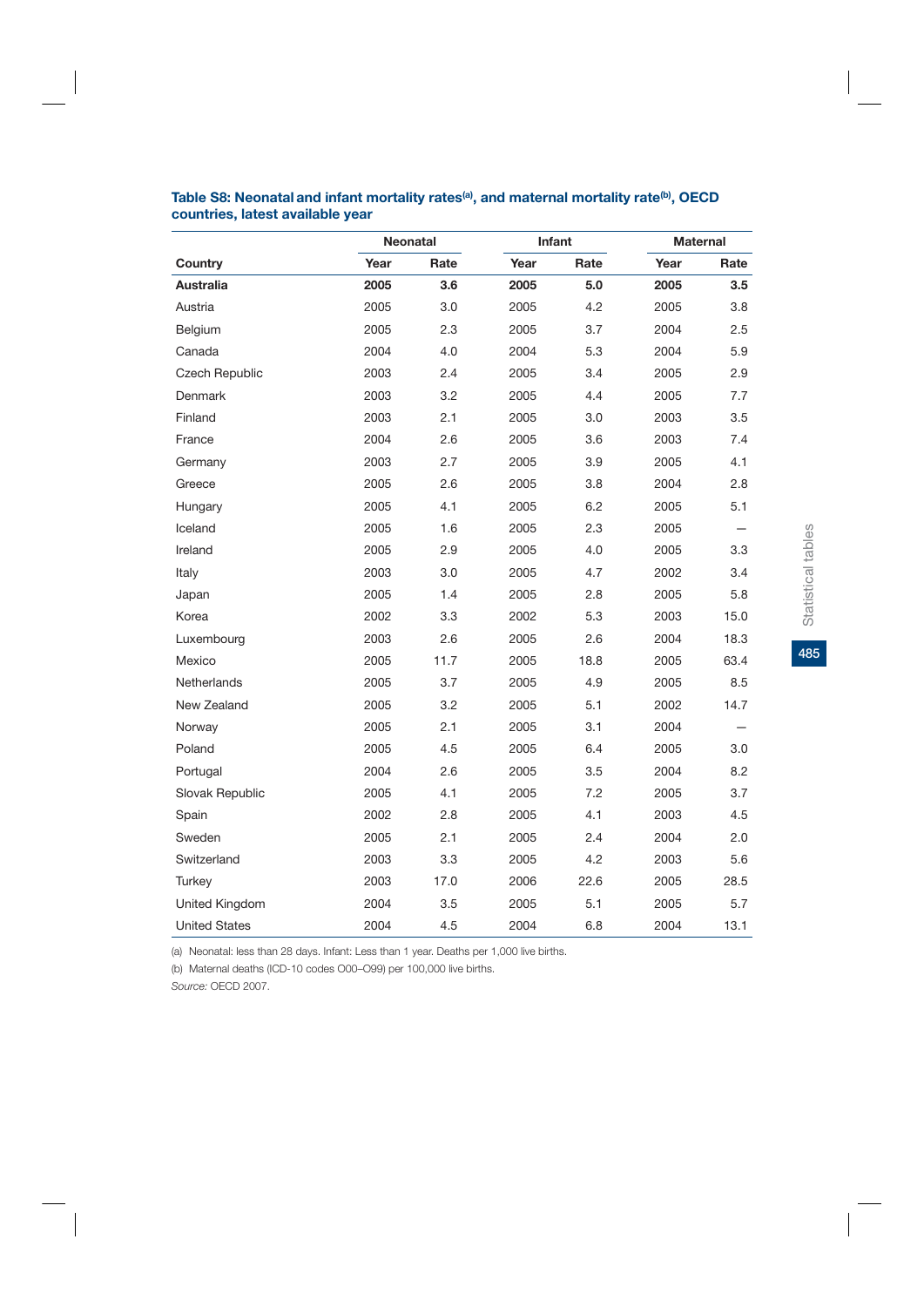**Table S8: Neonatal and infant mortality rates[(a)], and maternal mortality rate[(b)], OECD countries, latest available year**

| | Neonatal | | Infant | | Maternal | |
|---|---|---|---|---|---|---|
| **Country** | **Year** | **Rate** | **Year** | **Rate** | **Year** | **Rate** |
| **Australia** | **2005** | **3.6** | **2005** | **5.0** | **2005** | **3.5** |
| Austria | 2005 | 3.0 | 2005 | 4.2 | 2005 | 3.8 |
| Belgium | 2005 | 2.3 | 2005 | 3.7 | 2004 | 2.5 |
| Canada | 2004 | 4.0 | 2004 | 5.3 | 2004 | 5.9 |
| Czech Republic | 2003 | 2.4 | 2005 | 3.4 | 2005 | 2.9 |
| Denmark | 2003 | 3.2 | 2005 | 4.4 | 2005 | 7.7 |
| Finland | 2003 | 2.1 | 2005 | 3.0 | 2003 | 3.5 |
| France | 2004 | 2.6 | 2005 | 3.6 | 2003 | 7.4 |
| Germany | 2003 | 2.7 | 2005 | 3.9 | 2005 | 4.1 |
| Greece | 2005 | 2.6 | 2005 | 3.8 | 2004 | 2.8 |
| Hungary | 2005 | 4.1 | 2005 | 6.2 | 2005 | 5.1 |
| Iceland | 2005 | 1.6 | 2005 | 2.3 | 2005 | — |
| Ireland | 2005 | 2.9 | 2005 | 4.0 | 2005 | 3.3 |
| Italy | 2003 | 3.0 | 2005 | 4.7 | 2002 | 3.4 |
| Japan | 2005 | 1.4 | 2005 | 2.8 | 2005 | 5.8 |
| Korea | 2002 | 3.3 | 2002 | 5.3 | 2003 | 15.0 |
| Luxembourg | 2003 | 2.6 | 2005 | 2.6 | 2004 | 18.3 |
| Mexico | 2005 | 11.7 | 2005 | 18.8 | 2005 | 63.4 |
| Netherlands | 2005 | 3.7 | 2005 | 4.9 | 2005 | 8.5 |
| New Zealand | 2005 | 3.2 | 2005 | 5.1 | 2002 | 14.7 |
| Norway | 2005 | 2.1 | 2005 | 3.1 | 2004 | — |
| Poland | 2005 | 4.5 | 2005 | 6.4 | 2005 | 3.0 |
| Portugal | 2004 | 2.6 | 2005 | 3.5 | 2004 | 8.2 |
| Slovak Republic | 2005 | 4.1 | 2005 | 7.2 | 2005 | 3.7 |
| Spain | 2002 | 2.8 | 2005 | 4.1 | 2003 | 4.5 |
| Sweden | 2005 | 2.1 | 2005 | 2.4 | 2004 | 2.0 |
| Switzerland | 2003 | 3.3 | 2005 | 4.2 | 2003 | 5.6 |
| Turkey | 2003 | 17.0 | 2006 | 22.6 | 2005 | 28.5 |
| United Kingdom | 2004 | 3.5 | 2005 | 5.1 | 2005 | 5.7 |
| United States | 2004 | 4.5 | 2004 | 6.8 | 2004 | 13.1 |

(a) Neonatal: less than 28 days. Infant: Less than 1 year. Deaths per 1,000 live births.

(b) Maternal deaths (ICD-10 codes O00–O99) per 100,000 live births.

*Source:* OECD 2007.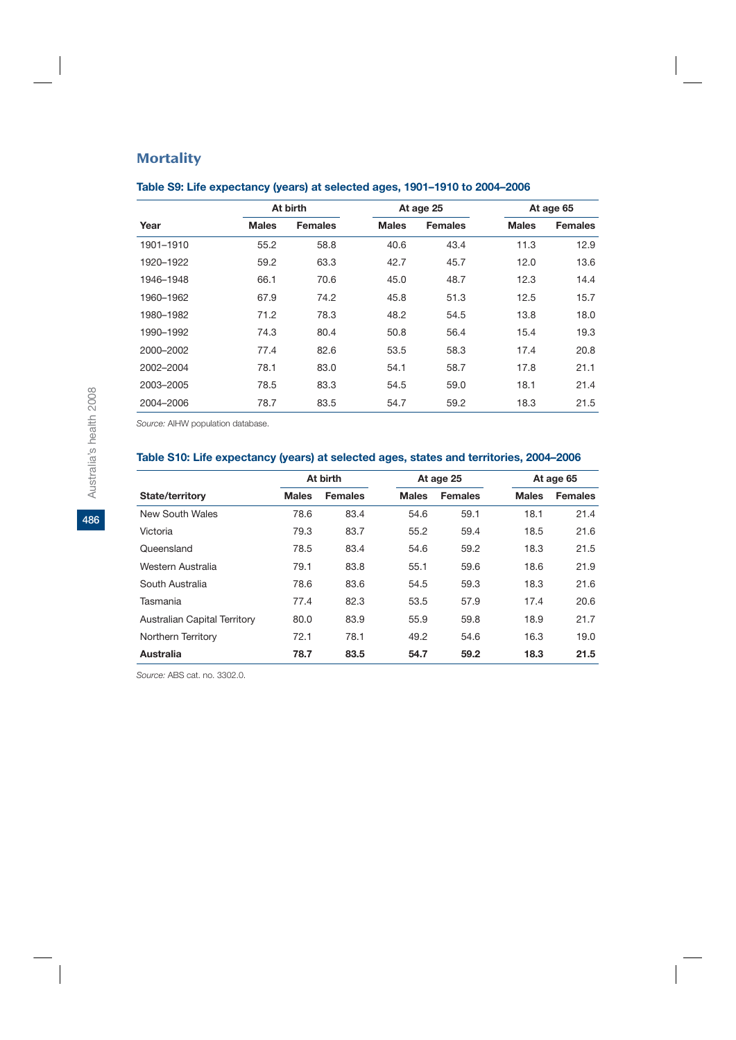## Mortality

### Table S9: Life expectancy (years) at selected ages, 1901–1910 to 2004–2006

| | At birth | | At age 25 | | At age 65 | |
|---|---|---|---|---|---|---|
| Year | Males | Females | Males | Females | Males | Females |
| 1901–1910 | 55.2 | 58.8 | 40.6 | 43.4 | 11.3 | 12.9 |
| 1920–1922 | 59.2 | 63.3 | 42.7 | 45.7 | 12.0 | 13.6 |
| 1946–1948 | 66.1 | 70.6 | 45.0 | 48.7 | 12.3 | 14.4 |
| 1960–1962 | 67.9 | 74.2 | 45.8 | 51.3 | 12.5 | 15.7 |
| 1980–1982 | 71.2 | 78.3 | 48.2 | 54.5 | 13.8 | 18.0 |
| 1990–1992 | 74.3 | 80.4 | 50.8 | 56.4 | 15.4 | 19.3 |
| 2000–2002 | 77.4 | 82.6 | 53.5 | 58.3 | 17.4 | 20.8 |
| 2002–2004 | 78.1 | 83.0 | 54.1 | 58.7 | 17.8 | 21.1 |
| 2003–2005 | 78.5 | 83.3 | 54.5 | 59.0 | 18.1 | 21.4 |
| 2004–2006 | 78.7 | 83.5 | 54.7 | 59.2 | 18.3 | 21.5 |

*Source:* AIHW population database.

### Table S10: Life expectancy (years) at selected ages, states and territories, 2004–2006

| | At birth | | At age 25 | | At age 65 | |
|---|---|---|---|---|---|---|
| State/territory | Males | Females | Males | Females | Males | Females |
| New South Wales | 78.6 | 83.4 | 54.6 | 59.1 | 18.1 | 21.4 |
| Victoria | 79.3 | 83.7 | 55.2 | 59.4 | 18.5 | 21.6 |
| Queensland | 78.5 | 83.4 | 54.6 | 59.2 | 18.3 | 21.5 |
| Western Australia | 79.1 | 83.8 | 55.1 | 59.6 | 18.6 | 21.9 |
| South Australia | 78.6 | 83.6 | 54.5 | 59.3 | 18.3 | 21.6 |
| Tasmania | 77.4 | 82.3 | 53.5 | 57.9 | 17.4 | 20.6 |
| Australian Capital Territory | 80.0 | 83.9 | 55.9 | 59.8 | 18.9 | 21.7 |
| Northern Territory | 72.1 | 78.1 | 49.2 | 54.6 | 16.3 | 19.0 |
| **Australia** | **78.7** | **83.5** | **54.7** | **59.2** | **18.3** | **21.5** |

*Source:* ABS cat. no. 3302.0.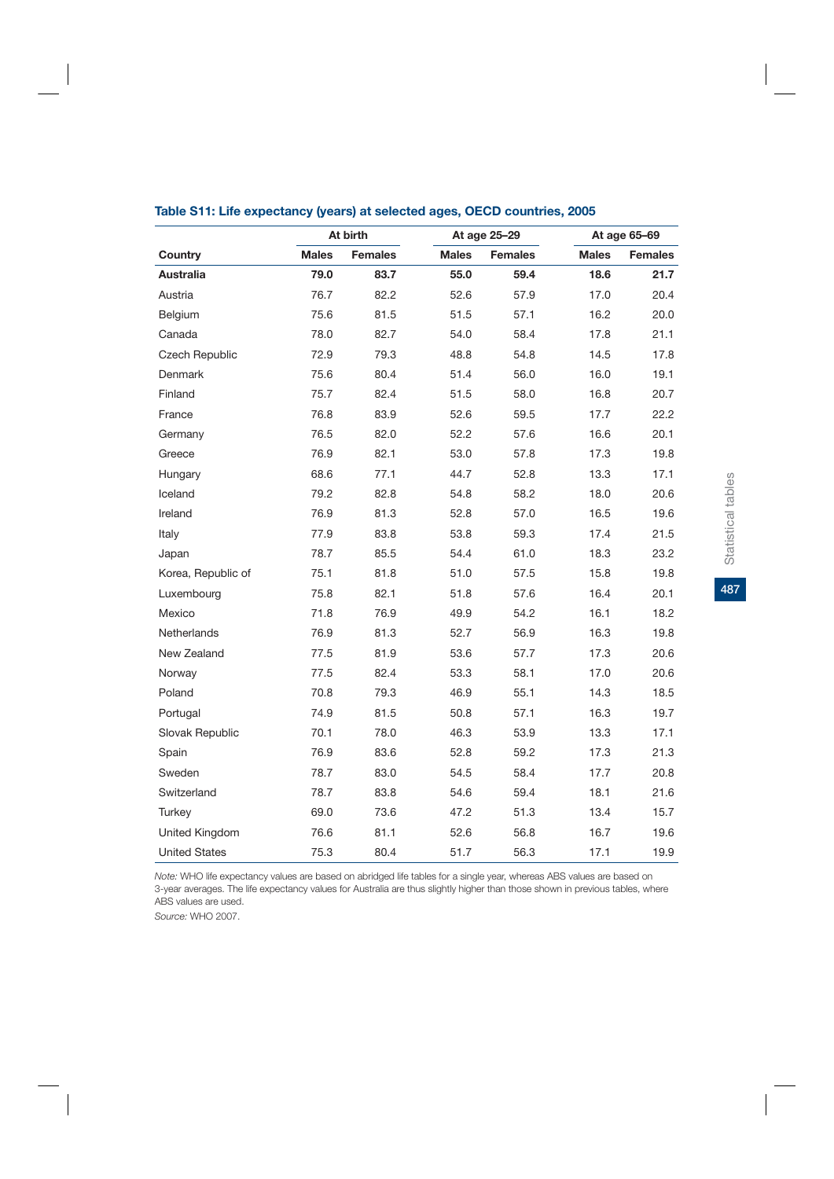**Table S11: Life expectancy (years) at selected ages, OECD countries, 2005**

| | At birth | | At age 25–29 | | At age 65–69 | |
|---|---|---|---|---|---|---|
| **Country** | **Males** | **Females** | **Males** | **Females** | **Males** | **Females** |
| **Australia** | **79.0** | **83.7** | **55.0** | **59.4** | **18.6** | **21.7** |
| Austria | 76.7 | 82.2 | 52.6 | 57.9 | 17.0 | 20.4 |
| Belgium | 75.6 | 81.5 | 51.5 | 57.1 | 16.2 | 20.0 |
| Canada | 78.0 | 82.7 | 54.0 | 58.4 | 17.8 | 21.1 |
| Czech Republic | 72.9 | 79.3 | 48.8 | 54.8 | 14.5 | 17.8 |
| Denmark | 75.6 | 80.4 | 51.4 | 56.0 | 16.0 | 19.1 |
| Finland | 75.7 | 82.4 | 51.5 | 58.0 | 16.8 | 20.7 |
| France | 76.8 | 83.9 | 52.6 | 59.5 | 17.7 | 22.2 |
| Germany | 76.5 | 82.0 | 52.2 | 57.6 | 16.6 | 20.1 |
| Greece | 76.9 | 82.1 | 53.0 | 57.8 | 17.3 | 19.8 |
| Hungary | 68.6 | 77.1 | 44.7 | 52.8 | 13.3 | 17.1 |
| Iceland | 79.2 | 82.8 | 54.8 | 58.2 | 18.0 | 20.6 |
| Ireland | 76.9 | 81.3 | 52.8 | 57.0 | 16.5 | 19.6 |
| Italy | 77.9 | 83.8 | 53.8 | 59.3 | 17.4 | 21.5 |
| Japan | 78.7 | 85.5 | 54.4 | 61.0 | 18.3 | 23.2 |
| Korea, Republic of | 75.1 | 81.8 | 51.0 | 57.5 | 15.8 | 19.8 |
| Luxembourg | 75.8 | 82.1 | 51.8 | 57.6 | 16.4 | 20.1 |
| Mexico | 71.8 | 76.9 | 49.9 | 54.2 | 16.1 | 18.2 |
| Netherlands | 76.9 | 81.3 | 52.7 | 56.9 | 16.3 | 19.8 |
| New Zealand | 77.5 | 81.9 | 53.6 | 57.7 | 17.3 | 20.6 |
| Norway | 77.5 | 82.4 | 53.3 | 58.1 | 17.0 | 20.6 |
| Poland | 70.8 | 79.3 | 46.9 | 55.1 | 14.3 | 18.5 |
| Portugal | 74.9 | 81.5 | 50.8 | 57.1 | 16.3 | 19.7 |
| Slovak Republic | 70.1 | 78.0 | 46.3 | 53.9 | 13.3 | 17.1 |
| Spain | 76.9 | 83.6 | 52.8 | 59.2 | 17.3 | 21.3 |
| Sweden | 78.7 | 83.0 | 54.5 | 58.4 | 17.7 | 20.8 |
| Switzerland | 78.7 | 83.8 | 54.6 | 59.4 | 18.1 | 21.6 |
| Turkey | 69.0 | 73.6 | 47.2 | 51.3 | 13.4 | 15.7 |
| United Kingdom | 76.6 | 81.1 | 52.6 | 56.8 | 16.7 | 19.6 |
| United States | 75.3 | 80.4 | 51.7 | 56.3 | 17.1 | 19.9 |

*Note:* WHO life expectancy values are based on abridged life tables for a single year, whereas ABS values are based on 3-year averages. The life expectancy values for Australia are thus slightly higher than those shown in previous tables, where ABS values are used.

*Source:* WHO 2007.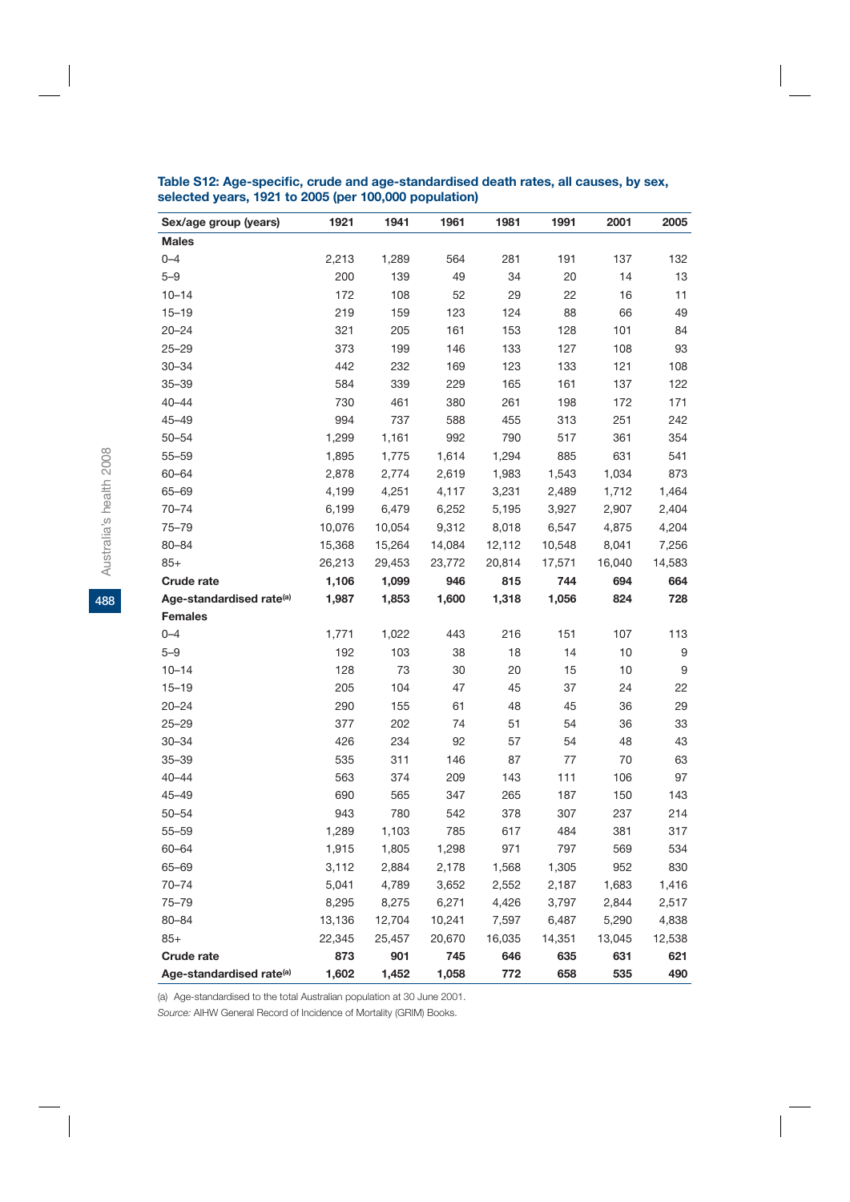**Table S12: Age-specific, crude and age-standardised death rates, all causes, by sex, selected years, 1921 to 2005 (per 100,000 population)**

| Sex/age group (years) | 1921 | 1941 | 1961 | 1981 | 1991 | 2001 | 2005 |
|---|---|---|---|---|---|---|---|
| **Males** | | | | | | | |
| 0–4 | 2,213 | 1,289 | 564 | 281 | 191 | 137 | 132 |
| 5–9 | 200 | 139 | 49 | 34 | 20 | 14 | 13 |
| 10–14 | 172 | 108 | 52 | 29 | 22 | 16 | 11 |
| 15–19 | 219 | 159 | 123 | 124 | 88 | 66 | 49 |
| 20–24 | 321 | 205 | 161 | 153 | 128 | 101 | 84 |
| 25–29 | 373 | 199 | 146 | 133 | 127 | 108 | 93 |
| 30–34 | 442 | 232 | 169 | 123 | 133 | 121 | 108 |
| 35–39 | 584 | 339 | 229 | 165 | 161 | 137 | 122 |
| 40–44 | 730 | 461 | 380 | 261 | 198 | 172 | 171 |
| 45–49 | 994 | 737 | 588 | 455 | 313 | 251 | 242 |
| 50–54 | 1,299 | 1,161 | 992 | 790 | 517 | 361 | 354 |
| 55–59 | 1,895 | 1,775 | 1,614 | 1,294 | 885 | 631 | 541 |
| 60–64 | 2,878 | 2,774 | 2,619 | 1,983 | 1,543 | 1,034 | 873 |
| 65–69 | 4,199 | 4,251 | 4,117 | 3,231 | 2,489 | 1,712 | 1,464 |
| 70–74 | 6,199 | 6,479 | 6,252 | 5,195 | 3,927 | 2,907 | 2,404 |
| 75–79 | 10,076 | 10,054 | 9,312 | 8,018 | 6,547 | 4,875 | 4,204 |
| 80–84 | 15,368 | 15,264 | 14,084 | 12,112 | 10,548 | 8,041 | 7,256 |
| 85+ | 26,213 | 29,453 | 23,772 | 20,814 | 17,571 | 16,040 | 14,583 |
| **Crude rate** | **1,106** | **1,099** | **946** | **815** | **744** | **694** | **664** |
| **Age-standardised rate[(a)]** | **1,987** | **1,853** | **1,600** | **1,318** | **1,056** | **824** | **728** |
| **Females** | | | | | | | |
| 0–4 | 1,771 | 1,022 | 443 | 216 | 151 | 107 | 113 |
| 5–9 | 192 | 103 | 38 | 18 | 14 | 10 | 9 |
| 10–14 | 128 | 73 | 30 | 20 | 15 | 10 | 9 |
| 15–19 | 205 | 104 | 47 | 45 | 37 | 24 | 22 |
| 20–24 | 290 | 155 | 61 | 48 | 45 | 36 | 29 |
| 25–29 | 377 | 202 | 74 | 51 | 54 | 36 | 33 |
| 30–34 | 426 | 234 | 92 | 57 | 54 | 48 | 43 |
| 35–39 | 535 | 311 | 146 | 87 | 77 | 70 | 63 |
| 40–44 | 563 | 374 | 209 | 143 | 111 | 106 | 97 |
| 45–49 | 690 | 565 | 347 | 265 | 187 | 150 | 143 |
| 50–54 | 943 | 780 | 542 | 378 | 307 | 237 | 214 |
| 55–59 | 1,289 | 1,103 | 785 | 617 | 484 | 381 | 317 |
| 60–64 | 1,915 | 1,805 | 1,298 | 971 | 797 | 569 | 534 |
| 65–69 | 3,112 | 2,884 | 2,178 | 1,568 | 1,305 | 952 | 830 |
| 70–74 | 5,041 | 4,789 | 3,652 | 2,552 | 2,187 | 1,683 | 1,416 |
| 75–79 | 8,295 | 8,275 | 6,271 | 4,426 | 3,797 | 2,844 | 2,517 |
| 80–84 | 13,136 | 12,704 | 10,241 | 7,597 | 6,487 | 5,290 | 4,838 |
| 85+ | 22,345 | 25,457 | 20,670 | 16,035 | 14,351 | 13,045 | 12,538 |
| **Crude rate** | **873** | **901** | **745** | **646** | **635** | **631** | **621** |
| **Age-standardised rate[(a)]** | **1,602** | **1,452** | **1,058** | **772** | **658** | **535** | **490** |

(a) Age-standardised to the total Australian population at 30 June 2001.

*Source:* AIHW General Record of Incidence of Mortality (GRIM) Books.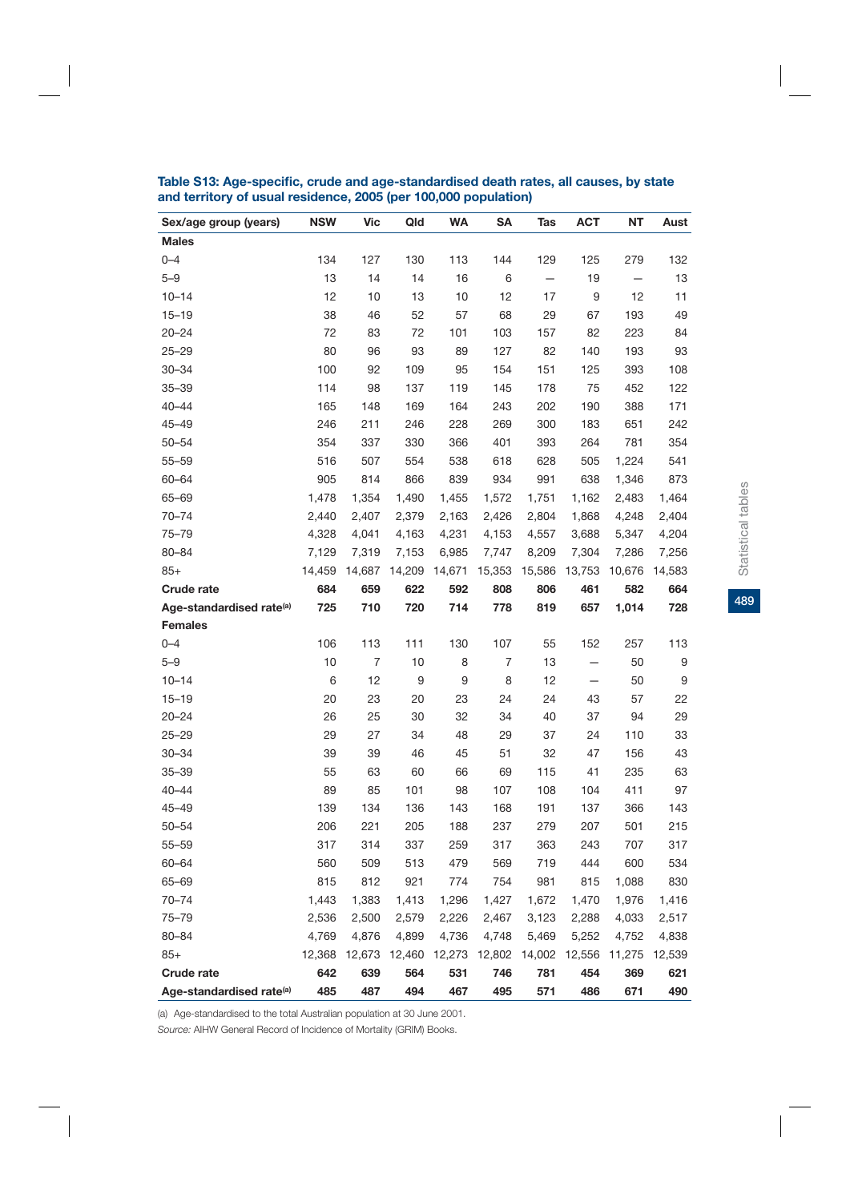**Table S13: Age-specific, crude and age-standardised death rates, all causes, by state and territory of usual residence, 2005 (per 100,000 population)**

| Sex/age group (years) | NSW | Vic | Qld | WA | SA | Tas | ACT | NT | Aust |
|---|---|---|---|---|---|---|---|---|---|
| **Males** | | | | | | | | | |
| 0–4 | 134 | 127 | 130 | 113 | 144 | 129 | 125 | 279 | 132 |
| 5–9 | 13 | 14 | 14 | 16 | 6 | — | 19 | — | 13 |
| 10–14 | 12 | 10 | 13 | 10 | 12 | 17 | 9 | 12 | 11 |
| 15–19 | 38 | 46 | 52 | 57 | 68 | 29 | 67 | 193 | 49 |
| 20–24 | 72 | 83 | 72 | 101 | 103 | 157 | 82 | 223 | 84 |
| 25–29 | 80 | 96 | 93 | 89 | 127 | 82 | 140 | 193 | 93 |
| 30–34 | 100 | 92 | 109 | 95 | 154 | 151 | 125 | 393 | 108 |
| 35–39 | 114 | 98 | 137 | 119 | 145 | 178 | 75 | 452 | 122 |
| 40–44 | 165 | 148 | 169 | 164 | 243 | 202 | 190 | 388 | 171 |
| 45–49 | 246 | 211 | 246 | 228 | 269 | 300 | 183 | 651 | 242 |
| 50–54 | 354 | 337 | 330 | 366 | 401 | 393 | 264 | 781 | 354 |
| 55–59 | 516 | 507 | 554 | 538 | 618 | 628 | 505 | 1,224 | 541 |
| 60–64 | 905 | 814 | 866 | 839 | 934 | 991 | 638 | 1,346 | 873 |
| 65–69 | 1,478 | 1,354 | 1,490 | 1,455 | 1,572 | 1,751 | 1,162 | 2,483 | 1,464 |
| 70–74 | 2,440 | 2,407 | 2,379 | 2,163 | 2,426 | 2,804 | 1,868 | 4,248 | 2,404 |
| 75–79 | 4,328 | 4,041 | 4,163 | 4,231 | 4,153 | 4,557 | 3,688 | 5,347 | 4,204 |
| 80–84 | 7,129 | 7,319 | 7,153 | 6,985 | 7,747 | 8,209 | 7,304 | 7,286 | 7,256 |
| 85+ | 14,459 | 14,687 | 14,209 | 14,671 | 15,353 | 15,586 | 13,753 | 10,676 | 14,583 |
| **Crude rate** | **684** | **659** | **622** | **592** | **808** | **806** | **461** | **582** | **664** |
| **Age-standardised rate[(a)]** | **725** | **710** | **720** | **714** | **778** | **819** | **657** | **1,014** | **728** |
| **Females** | | | | | | | | | |
| 0–4 | 106 | 113 | 111 | 130 | 107 | 55 | 152 | 257 | 113 |
| 5–9 | 10 | 7 | 10 | 8 | 7 | 13 | — | 50 | 9 |
| 10–14 | 6 | 12 | 9 | 9 | 8 | 12 | — | 50 | 9 |
| 15–19 | 20 | 23 | 20 | 23 | 24 | 24 | 43 | 57 | 22 |
| 20–24 | 26 | 25 | 30 | 32 | 34 | 40 | 37 | 94 | 29 |
| 25–29 | 29 | 27 | 34 | 48 | 29 | 37 | 24 | 110 | 33 |
| 30–34 | 39 | 39 | 46 | 45 | 51 | 32 | 47 | 156 | 43 |
| 35–39 | 55 | 63 | 60 | 66 | 69 | 115 | 41 | 235 | 63 |
| 40–44 | 89 | 85 | 101 | 98 | 107 | 108 | 104 | 411 | 97 |
| 45–49 | 139 | 134 | 136 | 143 | 168 | 191 | 137 | 366 | 143 |
| 50–54 | 206 | 221 | 205 | 188 | 237 | 279 | 207 | 501 | 215 |
| 55–59 | 317 | 314 | 337 | 259 | 317 | 363 | 243 | 707 | 317 |
| 60–64 | 560 | 509 | 513 | 479 | 569 | 719 | 444 | 600 | 534 |
| 65–69 | 815 | 812 | 921 | 774 | 754 | 981 | 815 | 1,088 | 830 |
| 70–74 | 1,443 | 1,383 | 1,413 | 1,296 | 1,427 | 1,672 | 1,470 | 1,976 | 1,416 |
| 75–79 | 2,536 | 2,500 | 2,579 | 2,226 | 2,467 | 3,123 | 2,288 | 4,033 | 2,517 |
| 80–84 | 4,769 | 4,876 | 4,899 | 4,736 | 4,748 | 5,469 | 5,252 | 4,752 | 4,838 |
| 85+ | 12,368 | 12,673 | 12,460 | 12,273 | 12,802 | 14,002 | 12,556 | 11,275 | 12,539 |
| **Crude rate** | **642** | **639** | **564** | **531** | **746** | **781** | **454** | **369** | **621** |
| **Age-standardised rate[(a)]** | **485** | **487** | **494** | **467** | **495** | **571** | **486** | **671** | **490** |

(a) Age-standardised to the total Australian population at 30 June 2001.

*Source:* AIHW General Record of Incidence of Mortality (GRIM) Books.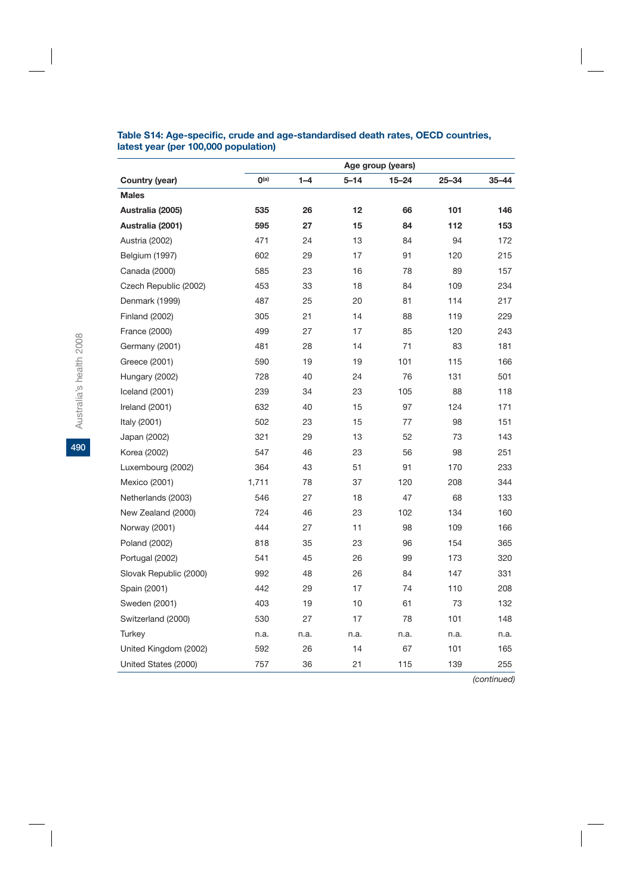**Table S14: Age-specific, crude and age-standardised death rates, OECD countries, latest year (per 100,000 population)**

| Country (year) | Age group (years) | | | | | |
|---|---|---|---|---|---|---|
| | 0[(a)] | 1–4 | 5–14 | 15–24 | 25–34 | 35–44 |
| **Males** | | | | | | |
| **Australia (2005)** | **535** | **26** | **12** | **66** | **101** | **146** |
| **Australia (2001)** | **595** | **27** | **15** | **84** | **112** | **153** |
| Austria (2002) | 471 | 24 | 13 | 84 | 94 | 172 |
| Belgium (1997) | 602 | 29 | 17 | 91 | 120 | 215 |
| Canada (2000) | 585 | 23 | 16 | 78 | 89 | 157 |
| Czech Republic (2002) | 453 | 33 | 18 | 84 | 109 | 234 |
| Denmark (1999) | 487 | 25 | 20 | 81 | 114 | 217 |
| Finland (2002) | 305 | 21 | 14 | 88 | 119 | 229 |
| France (2000) | 499 | 27 | 17 | 85 | 120 | 243 |
| Germany (2001) | 481 | 28 | 14 | 71 | 83 | 181 |
| Greece (2001) | 590 | 19 | 19 | 101 | 115 | 166 |
| Hungary (2002) | 728 | 40 | 24 | 76 | 131 | 501 |
| Iceland (2001) | 239 | 34 | 23 | 105 | 88 | 118 |
| Ireland (2001) | 632 | 40 | 15 | 97 | 124 | 171 |
| Italy (2001) | 502 | 23 | 15 | 77 | 98 | 151 |
| Japan (2002) | 321 | 29 | 13 | 52 | 73 | 143 |
| Korea (2002) | 547 | 46 | 23 | 56 | 98 | 251 |
| Luxembourg (2002) | 364 | 43 | 51 | 91 | 170 | 233 |
| Mexico (2001) | 1,711 | 78 | 37 | 120 | 208 | 344 |
| Netherlands (2003) | 546 | 27 | 18 | 47 | 68 | 133 |
| New Zealand (2000) | 724 | 46 | 23 | 102 | 134 | 160 |
| Norway (2001) | 444 | 27 | 11 | 98 | 109 | 166 |
| Poland (2002) | 818 | 35 | 23 | 96 | 154 | 365 |
| Portugal (2002) | 541 | 45 | 26 | 99 | 173 | 320 |
| Slovak Republic (2000) | 992 | 48 | 26 | 84 | 147 | 331 |
| Spain (2001) | 442 | 29 | 17 | 74 | 110 | 208 |
| Sweden (2001) | 403 | 19 | 10 | 61 | 73 | 132 |
| Switzerland (2000) | 530 | 27 | 17 | 78 | 101 | 148 |
| Turkey | n.a. | n.a. | n.a. | n.a. | n.a. | n.a. |
| United Kingdom (2002) | 592 | 26 | 14 | 67 | 101 | 165 |
| United States (2000) | 757 | 36 | 21 | 115 | 139 | 255 |

*(continued)*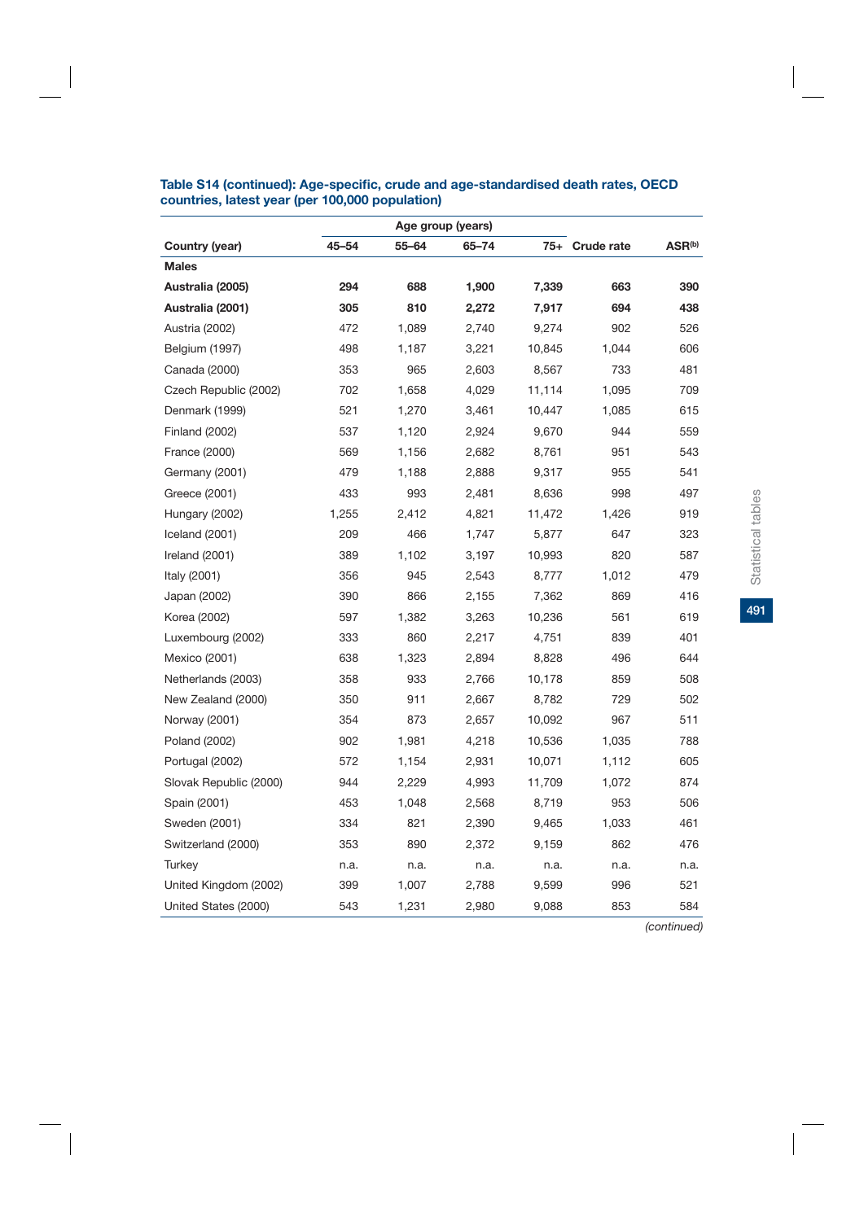**Table S14 (continued): Age-specific, crude and age-standardised death rates, OECD countries, latest year (per 100,000 population)**

| | Age group (years) | | | | | |
|---|---|---|---|---|---|---|
| Country (year) | 45–54 | 55–64 | 65–74 | 75+ | Crude rate | ASR[(b)] |
| **Males** | | | | | | |
| **Australia (2005)** | **294** | **688** | **1,900** | **7,339** | **663** | **390** |
| **Australia (2001)** | **305** | **810** | **2,272** | **7,917** | **694** | **438** |
| Austria (2002) | 472 | 1,089 | 2,740 | 9,274 | 902 | 526 |
| Belgium (1997) | 498 | 1,187 | 3,221 | 10,845 | 1,044 | 606 |
| Canada (2000) | 353 | 965 | 2,603 | 8,567 | 733 | 481 |
| Czech Republic (2002) | 702 | 1,658 | 4,029 | 11,114 | 1,095 | 709 |
| Denmark (1999) | 521 | 1,270 | 3,461 | 10,447 | 1,085 | 615 |
| Finland (2002) | 537 | 1,120 | 2,924 | 9,670 | 944 | 559 |
| France (2000) | 569 | 1,156 | 2,682 | 8,761 | 951 | 543 |
| Germany (2001) | 479 | 1,188 | 2,888 | 9,317 | 955 | 541 |
| Greece (2001) | 433 | 993 | 2,481 | 8,636 | 998 | 497 |
| Hungary (2002) | 1,255 | 2,412 | 4,821 | 11,472 | 1,426 | 919 |
| Iceland (2001) | 209 | 466 | 1,747 | 5,877 | 647 | 323 |
| Ireland (2001) | 389 | 1,102 | 3,197 | 10,993 | 820 | 587 |
| Italy (2001) | 356 | 945 | 2,543 | 8,777 | 1,012 | 479 |
| Japan (2002) | 390 | 866 | 2,155 | 7,362 | 869 | 416 |
| Korea (2002) | 597 | 1,382 | 3,263 | 10,236 | 561 | 619 |
| Luxembourg (2002) | 333 | 860 | 2,217 | 4,751 | 839 | 401 |
| Mexico (2001) | 638 | 1,323 | 2,894 | 8,828 | 496 | 644 |
| Netherlands (2003) | 358 | 933 | 2,766 | 10,178 | 859 | 508 |
| New Zealand (2000) | 350 | 911 | 2,667 | 8,782 | 729 | 502 |
| Norway (2001) | 354 | 873 | 2,657 | 10,092 | 967 | 511 |
| Poland (2002) | 902 | 1,981 | 4,218 | 10,536 | 1,035 | 788 |
| Portugal (2002) | 572 | 1,154 | 2,931 | 10,071 | 1,112 | 605 |
| Slovak Republic (2000) | 944 | 2,229 | 4,993 | 11,709 | 1,072 | 874 |
| Spain (2001) | 453 | 1,048 | 2,568 | 8,719 | 953 | 506 |
| Sweden (2001) | 334 | 821 | 2,390 | 9,465 | 1,033 | 461 |
| Switzerland (2000) | 353 | 890 | 2,372 | 9,159 | 862 | 476 |
| Turkey | n.a. | n.a. | n.a. | n.a. | n.a. | n.a. |
| United Kingdom (2002) | 399 | 1,007 | 2,788 | 9,599 | 996 | 521 |
| United States (2000) | 543 | 1,231 | 2,980 | 9,088 | 853 | 584 |

*(continued)*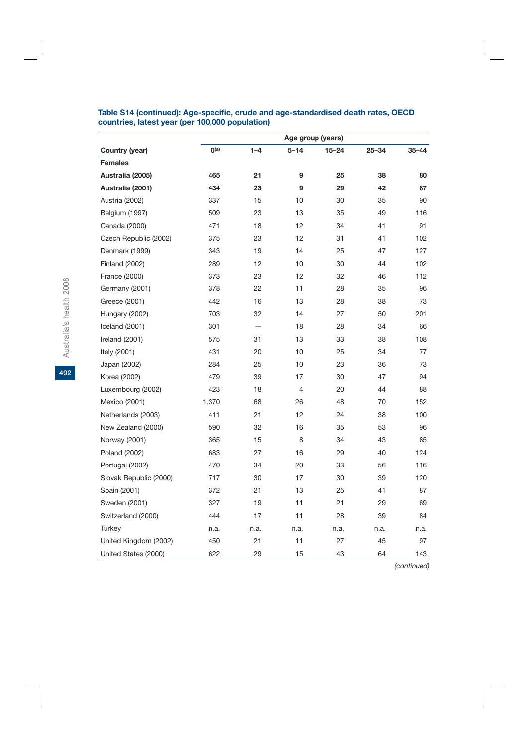**Table S14 (continued): Age-specific, crude and age-standardised death rates, OECD countries, latest year (per 100,000 population)**

| | Age group (years) | | | | | |
|---|---|---|---|---|---|---|
| Country (year) | 0[(a)] | 1–4 | 5–14 | 15–24 | 25–34 | 35–44 |
| **Females** | | | | | | |
| **Australia (2005)** | **465** | **21** | **9** | **25** | **38** | **80** |
| **Australia (2001)** | **434** | **23** | **9** | **29** | **42** | **87** |
| Austria (2002) | 337 | 15 | 10 | 30 | 35 | 90 |
| Belgium (1997) | 509 | 23 | 13 | 35 | 49 | 116 |
| Canada (2000) | 471 | 18 | 12 | 34 | 41 | 91 |
| Czech Republic (2002) | 375 | 23 | 12 | 31 | 41 | 102 |
| Denmark (1999) | 343 | 19 | 14 | 25 | 47 | 127 |
| Finland (2002) | 289 | 12 | 10 | 30 | 44 | 102 |
| France (2000) | 373 | 23 | 12 | 32 | 46 | 112 |
| Germany (2001) | 378 | 22 | 11 | 28 | 35 | 96 |
| Greece (2001) | 442 | 16 | 13 | 28 | 38 | 73 |
| Hungary (2002) | 703 | 32 | 14 | 27 | 50 | 201 |
| Iceland (2001) | 301 | — | 18 | 28 | 34 | 66 |
| Ireland (2001) | 575 | 31 | 13 | 33 | 38 | 108 |
| Italy (2001) | 431 | 20 | 10 | 25 | 34 | 77 |
| Japan (2002) | 284 | 25 | 10 | 23 | 36 | 73 |
| Korea (2002) | 479 | 39 | 17 | 30 | 47 | 94 |
| Luxembourg (2002) | 423 | 18 | 4 | 20 | 44 | 88 |
| Mexico (2001) | 1,370 | 68 | 26 | 48 | 70 | 152 |
| Netherlands (2003) | 411 | 21 | 12 | 24 | 38 | 100 |
| New Zealand (2000) | 590 | 32 | 16 | 35 | 53 | 96 |
| Norway (2001) | 365 | 15 | 8 | 34 | 43 | 85 |
| Poland (2002) | 683 | 27 | 16 | 29 | 40 | 124 |
| Portugal (2002) | 470 | 34 | 20 | 33 | 56 | 116 |
| Slovak Republic (2000) | 717 | 30 | 17 | 30 | 39 | 120 |
| Spain (2001) | 372 | 21 | 13 | 25 | 41 | 87 |
| Sweden (2001) | 327 | 19 | 11 | 21 | 29 | 69 |
| Switzerland (2000) | 444 | 17 | 11 | 28 | 39 | 84 |
| Turkey | n.a. | n.a. | n.a. | n.a. | n.a. | n.a. |
| United Kingdom (2002) | 450 | 21 | 11 | 27 | 45 | 97 |
| United States (2000) | 622 | 29 | 15 | 43 | 64 | 143 |

*(continued)*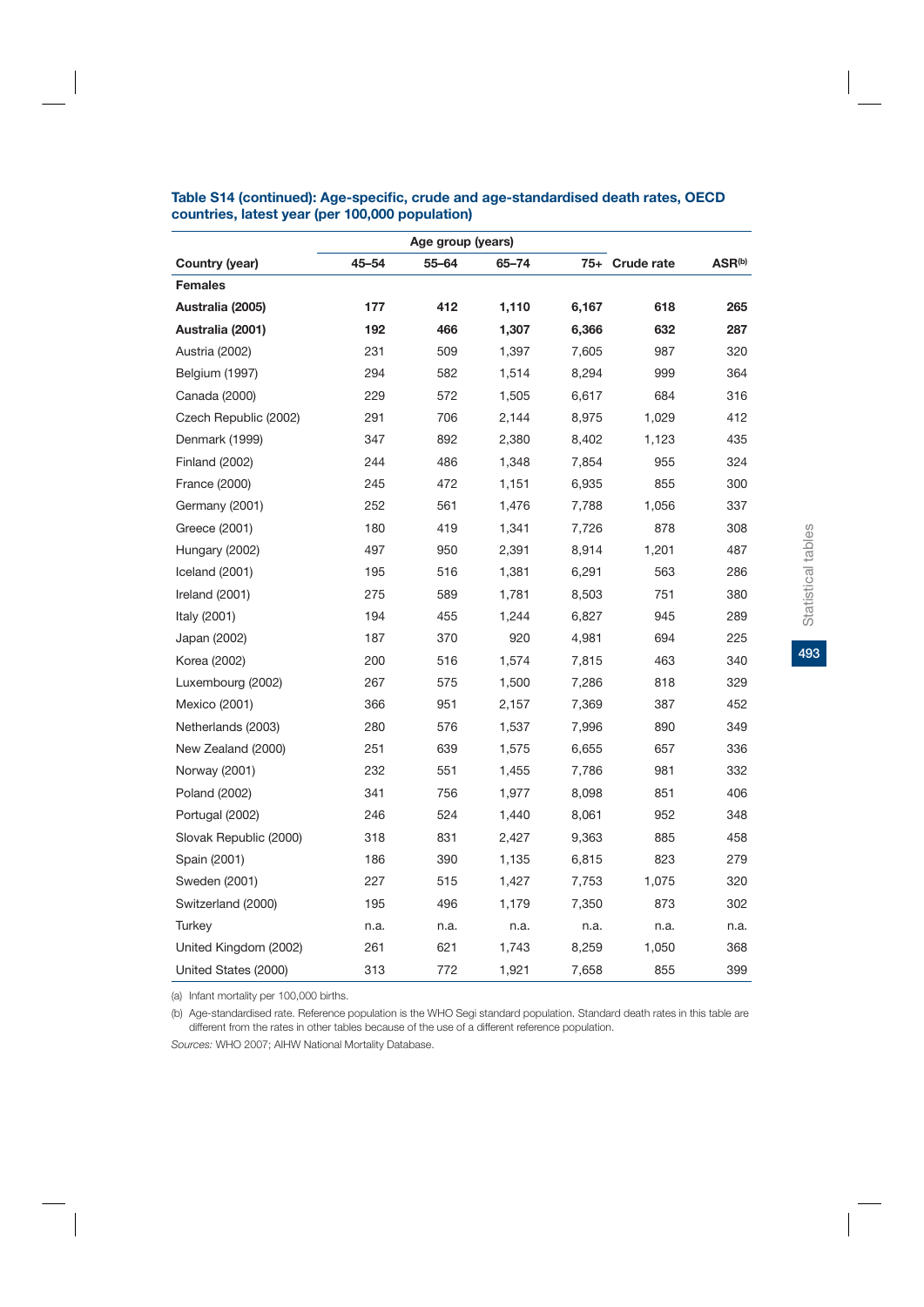**Table S14 (continued): Age-specific, crude and age-standardised death rates, OECD countries, latest year (per 100,000 population)**

| | Age group (years) | | | | | |
|---|---|---|---|---|---|---|
| **Country (year)** | **45–54** | **55–64** | **65–74** | **75+** | **Crude rate** | **ASR[b]** |
| **Females** | | | | | | |
| **Australia (2005)** | **177** | **412** | **1,110** | **6,167** | **618** | **265** |
| **Australia (2001)** | **192** | **466** | **1,307** | **6,366** | **632** | **287** |
| Austria (2002) | 231 | 509 | 1,397 | 7,605 | 987 | 320 |
| Belgium (1997) | 294 | 582 | 1,514 | 8,294 | 999 | 364 |
| Canada (2000) | 229 | 572 | 1,505 | 6,617 | 684 | 316 |
| Czech Republic (2002) | 291 | 706 | 2,144 | 8,975 | 1,029 | 412 |
| Denmark (1999) | 347 | 892 | 2,380 | 8,402 | 1,123 | 435 |
| Finland (2002) | 244 | 486 | 1,348 | 7,854 | 955 | 324 |
| France (2000) | 245 | 472 | 1,151 | 6,935 | 855 | 300 |
| Germany (2001) | 252 | 561 | 1,476 | 7,788 | 1,056 | 337 |
| Greece (2001) | 180 | 419 | 1,341 | 7,726 | 878 | 308 |
| Hungary (2002) | 497 | 950 | 2,391 | 8,914 | 1,201 | 487 |
| Iceland (2001) | 195 | 516 | 1,381 | 6,291 | 563 | 286 |
| Ireland (2001) | 275 | 589 | 1,781 | 8,503 | 751 | 380 |
| Italy (2001) | 194 | 455 | 1,244 | 6,827 | 945 | 289 |
| Japan (2002) | 187 | 370 | 920 | 4,981 | 694 | 225 |
| Korea (2002) | 200 | 516 | 1,574 | 7,815 | 463 | 340 |
| Luxembourg (2002) | 267 | 575 | 1,500 | 7,286 | 818 | 329 |
| Mexico (2001) | 366 | 951 | 2,157 | 7,369 | 387 | 452 |
| Netherlands (2003) | 280 | 576 | 1,537 | 7,996 | 890 | 349 |
| New Zealand (2000) | 251 | 639 | 1,575 | 6,655 | 657 | 336 |
| Norway (2001) | 232 | 551 | 1,455 | 7,786 | 981 | 332 |
| Poland (2002) | 341 | 756 | 1,977 | 8,098 | 851 | 406 |
| Portugal (2002) | 246 | 524 | 1,440 | 8,061 | 952 | 348 |
| Slovak Republic (2000) | 318 | 831 | 2,427 | 9,363 | 885 | 458 |
| Spain (2001) | 186 | 390 | 1,135 | 6,815 | 823 | 279 |
| Sweden (2001) | 227 | 515 | 1,427 | 7,753 | 1,075 | 320 |
| Switzerland (2000) | 195 | 496 | 1,179 | 7,350 | 873 | 302 |
| Turkey | n.a. | n.a. | n.a. | n.a. | n.a. | n.a. |
| United Kingdom (2002) | 261 | 621 | 1,743 | 8,259 | 1,050 | 368 |
| United States (2000) | 313 | 772 | 1,921 | 7,658 | 855 | 399 |

(a) Infant mortality per 100,000 births.

(b) Age-standardised rate. Reference population is the WHO Segi standard population. Standard death rates in this table are different from the rates in other tables because of the use of a different reference population.

*Sources:* WHO 2007; AIHW National Mortality Database.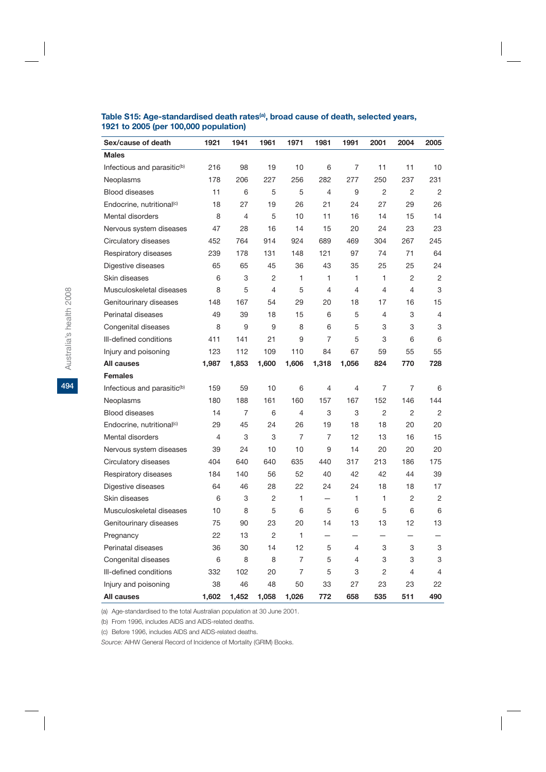**Table S15: Age-standardised death rates[(a)], broad cause of death, selected years, 1921 to 2005 (per 100,000 population)**

| Sex/cause of death | 1921 | 1941 | 1961 | 1971 | 1981 | 1991 | 2001 | 2004 | 2005 |
|---|---|---|---|---|---|---|---|---|---|
| **Males** | | | | | | | | | |
| Infectious and parasitic[(b)] | 216 | 98 | 19 | 10 | 6 | 7 | 11 | 11 | 10 |
| Neoplasms | 178 | 206 | 227 | 256 | 282 | 277 | 250 | 237 | 231 |
| Blood diseases | 11 | 6 | 5 | 5 | 4 | 9 | 2 | 2 | 2 |
| Endocrine, nutritional[(c)] | 18 | 27 | 19 | 26 | 21 | 24 | 27 | 29 | 26 |
| Mental disorders | 8 | 4 | 5 | 10 | 11 | 16 | 14 | 15 | 14 |
| Nervous system diseases | 47 | 28 | 16 | 14 | 15 | 20 | 24 | 23 | 23 |
| Circulatory diseases | 452 | 764 | 914 | 924 | 689 | 469 | 304 | 267 | 245 |
| Respiratory diseases | 239 | 178 | 131 | 148 | 121 | 97 | 74 | 71 | 64 |
| Digestive diseases | 65 | 65 | 45 | 36 | 43 | 35 | 25 | 25 | 24 |
| Skin diseases | 6 | 3 | 2 | 1 | 1 | 1 | 1 | 2 | 2 |
| Musculoskeletal diseases | 8 | 5 | 4 | 5 | 4 | 4 | 4 | 4 | 3 |
| Genitourinary diseases | 148 | 167 | 54 | 29 | 20 | 18 | 17 | 16 | 15 |
| Perinatal diseases | 49 | 39 | 18 | 15 | 6 | 5 | 4 | 3 | 4 |
| Congenital diseases | 8 | 9 | 9 | 8 | 6 | 5 | 3 | 3 | 3 |
| Ill-defined conditions | 411 | 141 | 21 | 9 | 7 | 5 | 3 | 6 | 6 |
| Injury and poisoning | 123 | 112 | 109 | 110 | 84 | 67 | 59 | 55 | 55 |
| **All causes** | **1,987** | **1,853** | **1,600** | **1,606** | **1,318** | **1,056** | **824** | **770** | **728** |
| **Females** | | | | | | | | | |
| Infectious and parasitic[(b)] | 159 | 59 | 10 | 6 | 4 | 4 | 7 | 7 | 6 |
| Neoplasms | 180 | 188 | 161 | 160 | 157 | 167 | 152 | 146 | 144 |
| Blood diseases | 14 | 7 | 6 | 4 | 3 | 3 | 2 | 2 | 2 |
| Endocrine, nutritional[(c)] | 29 | 45 | 24 | 26 | 19 | 18 | 18 | 20 | 20 |
| Mental disorders | 4 | 3 | 3 | 7 | 7 | 12 | 13 | 16 | 15 |
| Nervous system diseases | 39 | 24 | 10 | 10 | 9 | 14 | 20 | 20 | 20 |
| Circulatory diseases | 404 | 640 | 640 | 635 | 440 | 317 | 213 | 186 | 175 |
| Respiratory diseases | 184 | 140 | 56 | 52 | 40 | 42 | 42 | 44 | 39 |
| Digestive diseases | 64 | 46 | 28 | 22 | 24 | 24 | 18 | 18 | 17 |
| Skin diseases | 6 | 3 | 2 | 1 | — | 1 | 1 | 2 | 2 |
| Musculoskeletal diseases | 10 | 8 | 5 | 6 | 5 | 6 | 5 | 6 | 6 |
| Genitourinary diseases | 75 | 90 | 23 | 20 | 14 | 13 | 13 | 12 | 13 |
| Pregnancy | 22 | 13 | 2 | 1 | — | — | — | — | — |
| Perinatal diseases | 36 | 30 | 14 | 12 | 5 | 4 | 3 | 3 | 3 |
| Congenital diseases | 6 | 8 | 8 | 7 | 5 | 4 | 3 | 3 | 3 |
| Ill-defined conditions | 332 | 102 | 20 | 7 | 5 | 3 | 2 | 4 | 4 |
| Injury and poisoning | 38 | 46 | 48 | 50 | 33 | 27 | 23 | 23 | 22 |
| **All causes** | **1,602** | **1,452** | **1,058** | **1,026** | **772** | **658** | **535** | **511** | **490** |

(a) Age-standardised to the total Australian population at 30 June 2001.

(b) From 1996, includes AIDS and AIDS-related deaths.

(c) Before 1996, includes AIDS and AIDS-related deaths.

*Source:* AIHW General Record of Incidence of Mortality (GRIM) Books.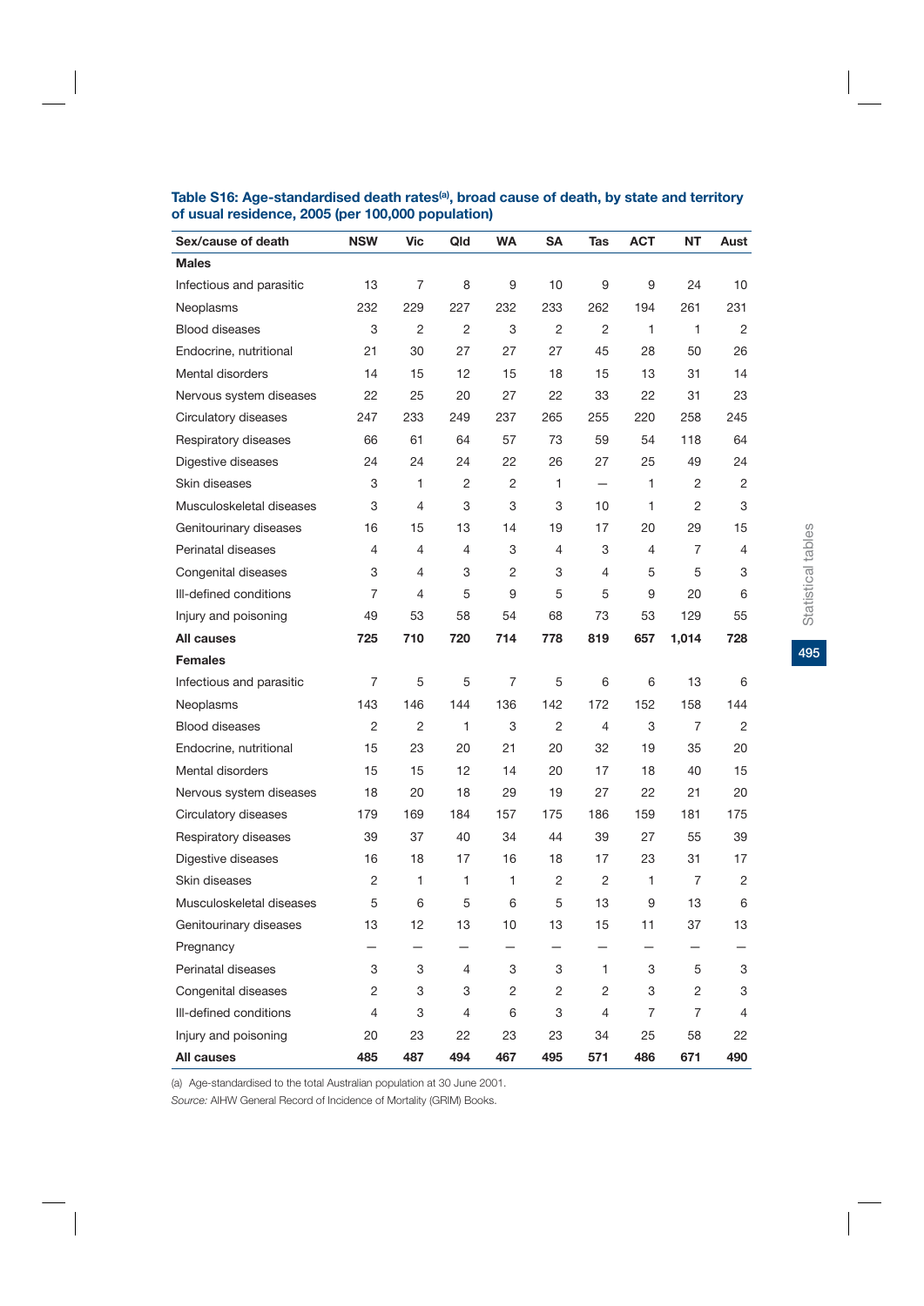**Table S16: Age-standardised death rates[(a)], broad cause of death, by state and territory of usual residence, 2005 (per 100,000 population)**

| Sex/cause of death | NSW | Vic | Qld | WA | SA | Tas | ACT | NT | Aust |
|---|---|---|---|---|---|---|---|---|---|
| **Males** | | | | | | | | | |
| Infectious and parasitic | 13 | 7 | 8 | 9 | 10 | 9 | 9 | 24 | 10 |
| Neoplasms | 232 | 229 | 227 | 232 | 233 | 262 | 194 | 261 | 231 |
| Blood diseases | 3 | 2 | 2 | 3 | 2 | 2 | 1 | 1 | 2 |
| Endocrine, nutritional | 21 | 30 | 27 | 27 | 27 | 45 | 28 | 50 | 26 |
| Mental disorders | 14 | 15 | 12 | 15 | 18 | 15 | 13 | 31 | 14 |
| Nervous system diseases | 22 | 25 | 20 | 27 | 22 | 33 | 22 | 31 | 23 |
| Circulatory diseases | 247 | 233 | 249 | 237 | 265 | 255 | 220 | 258 | 245 |
| Respiratory diseases | 66 | 61 | 64 | 57 | 73 | 59 | 54 | 118 | 64 |
| Digestive diseases | 24 | 24 | 24 | 22 | 26 | 27 | 25 | 49 | 24 |
| Skin diseases | 3 | 1 | 2 | 2 | 1 | — | 1 | 2 | 2 |
| Musculoskeletal diseases | 3 | 4 | 3 | 3 | 3 | 10 | 1 | 2 | 3 |
| Genitourinary diseases | 16 | 15 | 13 | 14 | 19 | 17 | 20 | 29 | 15 |
| Perinatal diseases | 4 | 4 | 4 | 3 | 4 | 3 | 4 | 7 | 4 |
| Congenital diseases | 3 | 4 | 3 | 2 | 3 | 4 | 5 | 5 | 3 |
| Ill-defined conditions | 7 | 4 | 5 | 9 | 5 | 5 | 9 | 20 | 6 |
| Injury and poisoning | 49 | 53 | 58 | 54 | 68 | 73 | 53 | 129 | 55 |
| **All causes** | **725** | **710** | **720** | **714** | **778** | **819** | **657** | **1,014** | **728** |
| **Females** | | | | | | | | | |
| Infectious and parasitic | 7 | 5 | 5 | 7 | 5 | 6 | 6 | 13 | 6 |
| Neoplasms | 143 | 146 | 144 | 136 | 142 | 172 | 152 | 158 | 144 |
| Blood diseases | 2 | 2 | 1 | 3 | 2 | 4 | 3 | 7 | 2 |
| Endocrine, nutritional | 15 | 23 | 20 | 21 | 20 | 32 | 19 | 35 | 20 |
| Mental disorders | 15 | 15 | 12 | 14 | 20 | 17 | 18 | 40 | 15 |
| Nervous system diseases | 18 | 20 | 18 | 29 | 19 | 27 | 22 | 21 | 20 |
| Circulatory diseases | 179 | 169 | 184 | 157 | 175 | 186 | 159 | 181 | 175 |
| Respiratory diseases | 39 | 37 | 40 | 34 | 44 | 39 | 27 | 55 | 39 |
| Digestive diseases | 16 | 18 | 17 | 16 | 18 | 17 | 23 | 31 | 17 |
| Skin diseases | 2 | 1 | 1 | 1 | 2 | 2 | 1 | 7 | 2 |
| Musculoskeletal diseases | 5 | 6 | 5 | 6 | 5 | 13 | 9 | 13 | 6 |
| Genitourinary diseases | 13 | 12 | 13 | 10 | 13 | 15 | 11 | 37 | 13 |
| Pregnancy | — | — | — | — | — | — | — | — | — |
| Perinatal diseases | 3 | 3 | 4 | 3 | 3 | 1 | 3 | 5 | 3 |
| Congenital diseases | 2 | 3 | 3 | 2 | 2 | 2 | 3 | 2 | 3 |
| Ill-defined conditions | 4 | 3 | 4 | 6 | 3 | 4 | 7 | 7 | 4 |
| Injury and poisoning | 20 | 23 | 22 | 23 | 23 | 34 | 25 | 58 | 22 |
| **All causes** | **485** | **487** | **494** | **467** | **495** | **571** | **486** | **671** | **490** |

(a) Age-standardised to the total Australian population at 30 June 2001.

*Source:* AIHW General Record of Incidence of Mortality (GRIM) Books.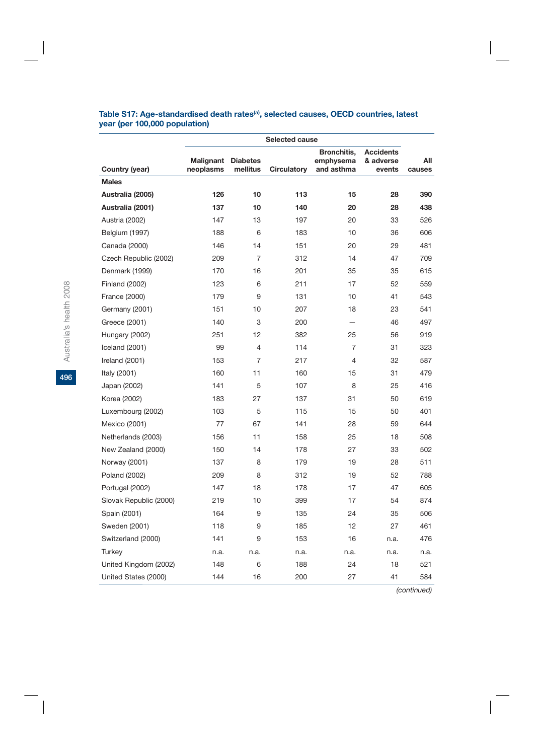**Table S17: Age-standardised death rates[(a)], selected causes, OECD countries, latest year (per 100,000 population)**

| | Selected cause | | | | | |
|---|---|---|---|---|---|---|
| **Country (year)** | **Malignant neoplasms** | **Diabetes mellitus** | **Circulatory** | **Bronchitis, emphysema and asthma** | **Accidents & adverse events** | **All causes** |
| **Males** | | | | | | |
| **Australia (2005)** | **126** | **10** | **113** | **15** | **28** | **390** |
| **Australia (2001)** | **137** | **10** | **140** | **20** | **28** | **438** |
| Austria (2002) | 147 | 13 | 197 | 20 | 33 | 526 |
| Belgium (1997) | 188 | 6 | 183 | 10 | 36 | 606 |
| Canada (2000) | 146 | 14 | 151 | 20 | 29 | 481 |
| Czech Republic (2002) | 209 | 7 | 312 | 14 | 47 | 709 |
| Denmark (1999) | 170 | 16 | 201 | 35 | 35 | 615 |
| Finland (2002) | 123 | 6 | 211 | 17 | 52 | 559 |
| France (2000) | 179 | 9 | 131 | 10 | 41 | 543 |
| Germany (2001) | 151 | 10 | 207 | 18 | 23 | 541 |
| Greece (2001) | 140 | 3 | 200 | — | 46 | 497 |
| Hungary (2002) | 251 | 12 | 382 | 25 | 56 | 919 |
| Iceland (2001) | 99 | 4 | 114 | 7 | 31 | 323 |
| Ireland (2001) | 153 | 7 | 217 | 4 | 32 | 587 |
| Italy (2001) | 160 | 11 | 160 | 15 | 31 | 479 |
| Japan (2002) | 141 | 5 | 107 | 8 | 25 | 416 |
| Korea (2002) | 183 | 27 | 137 | 31 | 50 | 619 |
| Luxembourg (2002) | 103 | 5 | 115 | 15 | 50 | 401 |
| Mexico (2001) | 77 | 67 | 141 | 28 | 59 | 644 |
| Netherlands (2003) | 156 | 11 | 158 | 25 | 18 | 508 |
| New Zealand (2000) | 150 | 14 | 178 | 27 | 33 | 502 |
| Norway (2001) | 137 | 8 | 179 | 19 | 28 | 511 |
| Poland (2002) | 209 | 8 | 312 | 19 | 52 | 788 |
| Portugal (2002) | 147 | 18 | 178 | 17 | 47 | 605 |
| Slovak Republic (2000) | 219 | 10 | 399 | 17 | 54 | 874 |
| Spain (2001) | 164 | 9 | 135 | 24 | 35 | 506 |
| Sweden (2001) | 118 | 9 | 185 | 12 | 27 | 461 |
| Switzerland (2000) | 141 | 9 | 153 | 16 | n.a. | 476 |
| Turkey | n.a. | n.a. | n.a. | n.a. | n.a. | n.a. |
| United Kingdom (2002) | 148 | 6 | 188 | 24 | 18 | 521 |
| United States (2000) | 144 | 16 | 200 | 27 | 41 | 584 |

*(continued)*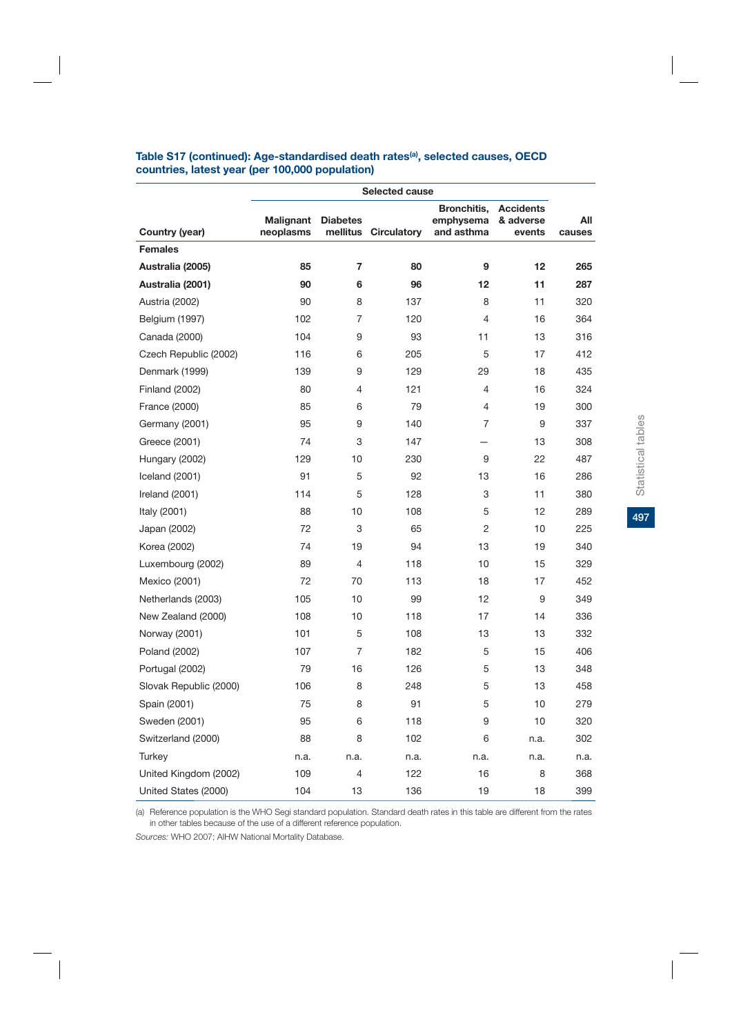**Table S17 (continued): Age-standardised death rates[(a)], selected causes, OECD countries, latest year (per 100,000 population)**

| | Selected cause | | | | | |
|---|---|---|---|---|---|---|
| **Country (year)** | **Malignant neoplasms** | **Diabetes mellitus** | **Circulatory** | **Bronchitis, emphysema and asthma** | **Accidents & adverse events** | **All causes** |
| **Females** | | | | | | |
| **Australia (2005)** | **85** | **7** | **80** | **9** | **12** | **265** |
| **Australia (2001)** | **90** | **6** | **96** | **12** | **11** | **287** |
| Austria (2002) | 90 | 8 | 137 | 8 | 11 | 320 |
| Belgium (1997) | 102 | 7 | 120 | 4 | 16 | 364 |
| Canada (2000) | 104 | 9 | 93 | 11 | 13 | 316 |
| Czech Republic (2002) | 116 | 6 | 205 | 5 | 17 | 412 |
| Denmark (1999) | 139 | 9 | 129 | 29 | 18 | 435 |
| Finland (2002) | 80 | 4 | 121 | 4 | 16 | 324 |
| France (2000) | 85 | 6 | 79 | 4 | 19 | 300 |
| Germany (2001) | 95 | 9 | 140 | 7 | 9 | 337 |
| Greece (2001) | 74 | 3 | 147 | — | 13 | 308 |
| Hungary (2002) | 129 | 10 | 230 | 9 | 22 | 487 |
| Iceland (2001) | 91 | 5 | 92 | 13 | 16 | 286 |
| Ireland (2001) | 114 | 5 | 128 | 3 | 11 | 380 |
| Italy (2001) | 88 | 10 | 108 | 5 | 12 | 289 |
| Japan (2002) | 72 | 3 | 65 | 2 | 10 | 225 |
| Korea (2002) | 74 | 19 | 94 | 13 | 19 | 340 |
| Luxembourg (2002) | 89 | 4 | 118 | 10 | 15 | 329 |
| Mexico (2001) | 72 | 70 | 113 | 18 | 17 | 452 |
| Netherlands (2003) | 105 | 10 | 99 | 12 | 9 | 349 |
| New Zealand (2000) | 108 | 10 | 118 | 17 | 14 | 336 |
| Norway (2001) | 101 | 5 | 108 | 13 | 13 | 332 |
| Poland (2002) | 107 | 7 | 182 | 5 | 15 | 406 |
| Portugal (2002) | 79 | 16 | 126 | 5 | 13 | 348 |
| Slovak Republic (2000) | 106 | 8 | 248 | 5 | 13 | 458 |
| Spain (2001) | 75 | 8 | 91 | 5 | 10 | 279 |
| Sweden (2001) | 95 | 6 | 118 | 9 | 10 | 320 |
| Switzerland (2000) | 88 | 8 | 102 | 6 | n.a. | 302 |
| Turkey | n.a. | n.a. | n.a. | n.a. | n.a. | n.a. |
| United Kingdom (2002) | 109 | 4 | 122 | 16 | 8 | 368 |
| United States (2000) | 104 | 13 | 136 | 19 | 18 | 399 |

(a) Reference population is the WHO Segi standard population. Standard death rates in this table are different from the rates in other tables because of the use of a different reference population.

*Sources:* WHO 2007; AIHW National Mortality Database.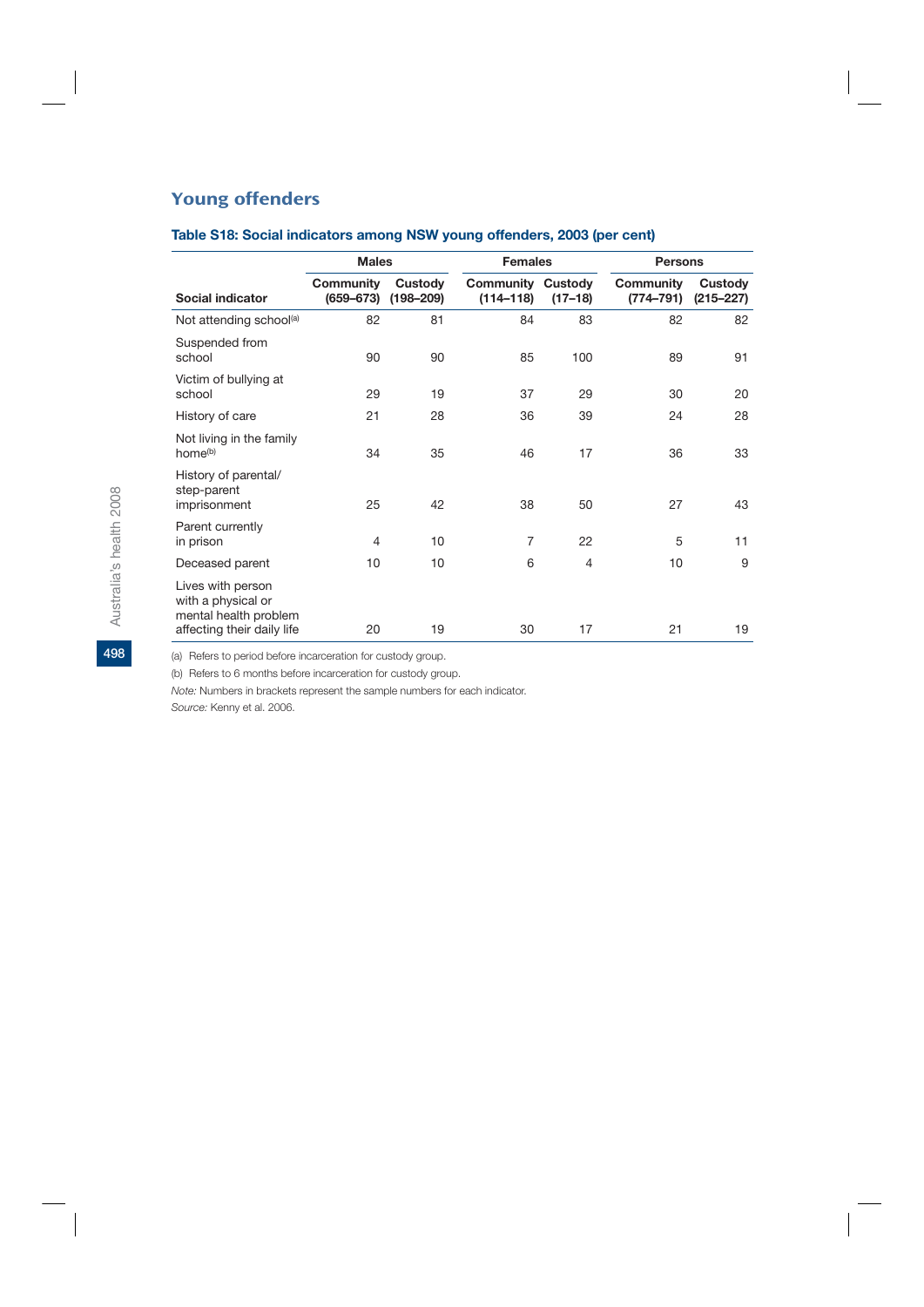## Young offenders

### Table S18: Social indicators among NSW young offenders, 2003 (per cent)

| | Males | | Females | | Persons | |
|---|---|---|---|---|---|---|
| Social indicator | Community (659–673) | Custody (198–209) | Community (114–118) | Custody (17–18) | Community (774–791) | Custody (215–227) |
| Not attending school[(a)] | 82 | 81 | 84 | 83 | 82 | 82 |
| Suspended from school | 90 | 90 | 85 | 100 | 89 | 91 |
| Victim of bullying at school | 29 | 19 | 37 | 29 | 30 | 20 |
| History of care | 21 | 28 | 36 | 39 | 24 | 28 |
| Not living in the family home[(b)] | 34 | 35 | 46 | 17 | 36 | 33 |
| History of parental/ step-parent imprisonment | 25 | 42 | 38 | 50 | 27 | 43 |
| Parent currently in prison | 4 | 10 | 7 | 22 | 5 | 11 |
| Deceased parent | 10 | 10 | 6 | 4 | 10 | 9 |
| Lives with person with a physical or mental health problem affecting their daily life | 20 | 19 | 30 | 17 | 21 | 19 |

(a) Refers to period before incarceration for custody group.

(b) Refers to 6 months before incarceration for custody group.

*Note:* Numbers in brackets represent the sample numbers for each indicator.

*Source:* Kenny et al. 2006.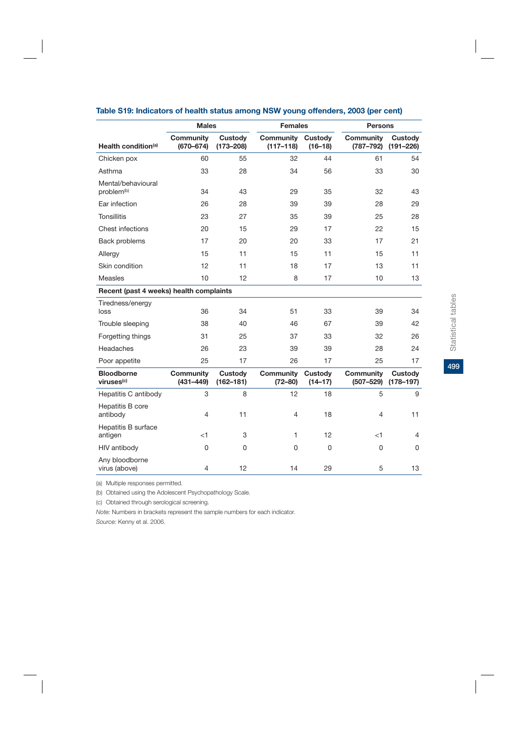**Table S19: Indicators of health status among NSW young offenders, 2003 (per cent)**

| | Males | | Females | | Persons | |
|---|---|---|---|---|---|---|
| **Health condition**[(a)] | **Community (670–674)** | **Custody (173–208)** | **Community (117–118)** | **Custody (16–18)** | **Community (787–792)** | **Custody (191–226)** |
| Chicken pox | 60 | 55 | 32 | 44 | 61 | 54 |
| Asthma | 33 | 28 | 34 | 56 | 33 | 30 |
| Mental/behavioural problem[(b)] | 34 | 43 | 29 | 35 | 32 | 43 |
| Ear infection | 26 | 28 | 39 | 39 | 28 | 29 |
| Tonsillitis | 23 | 27 | 35 | 39 | 25 | 28 |
| Chest infections | 20 | 15 | 29 | 17 | 22 | 15 |
| Back problems | 17 | 20 | 20 | 33 | 17 | 21 |
| Allergy | 15 | 11 | 15 | 11 | 15 | 11 |
| Skin condition | 12 | 11 | 18 | 17 | 13 | 11 |
| Measles | 10 | 12 | 8 | 17 | 10 | 13 |
| **Recent (past 4 weeks) health complaints** | | | | | | |
| Tiredness/energy loss | 36 | 34 | 51 | 33 | 39 | 34 |
| Trouble sleeping | 38 | 40 | 46 | 67 | 39 | 42 |
| Forgetting things | 31 | 25 | 37 | 33 | 32 | 26 |
| Headaches | 26 | 23 | 39 | 39 | 28 | 24 |
| Poor appetite | 25 | 17 | 26 | 17 | 25 | 17 |
| **Bloodborne viruses**[(c)] | **Community (431–449)** | **Custody (162–181)** | **Community (72–80)** | **Custody (14–17)** | **Community (507–529)** | **Custody (178–197)** |
| Hepatitis C antibody | 3 | 8 | 12 | 18 | 5 | 9 |
| Hepatitis B core antibody | 4 | 11 | 4 | 18 | 4 | 11 |
| Hepatitis B surface antigen | <1 | 3 | 1 | 12 | <1 | 4 |
| HIV antibody | 0 | 0 | 0 | 0 | 0 | 0 |
| Any bloodborne virus (above) | 4 | 12 | 14 | 29 | 5 | 13 |

(a) Multiple responses permitted.

(b) Obtained using the Adolescent Psychopathology Scale.

(c) Obtained through serological screening.

*Note:* Numbers in brackets represent the sample numbers for each indicator.

*Source:* Kenny et al. 2006.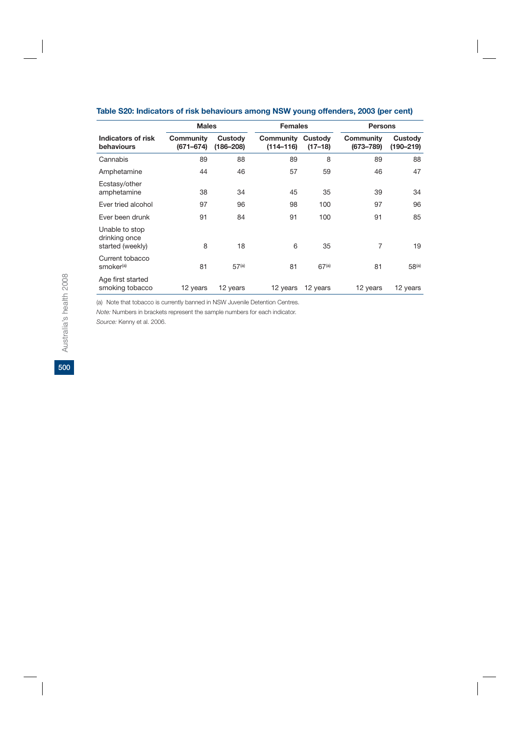**Table S20: Indicators of risk behaviours among NSW young offenders, 2003 (per cent)**

| | Males | | Females | | Persons | |
|---|---|---|---|---|---|---|
| **Indicators of risk behaviours** | **Community (671–674)** | **Custody (186–208)** | **Community (114–116)** | **Custody (17–18)** | **Community (673–789)** | **Custody (190–219)** |
| Cannabis | 89 | 88 | 89 | 8 | 89 | 88 |
| Amphetamine | 44 | 46 | 57 | 59 | 46 | 47 |
| Ecstasy/other amphetamine | 38 | 34 | 45 | 35 | 39 | 34 |
| Ever tried alcohol | 97 | 96 | 98 | 100 | 97 | 96 |
| Ever been drunk | 91 | 84 | 91 | 100 | 91 | 85 |
| Unable to stop drinking once started (weekly) | 8 | 18 | 6 | 35 | 7 | 19 |
| Current tobacco smoker[(a)] | 81 | 57[(a)] | 81 | 67[(a)] | 81 | 58[(a)] |
| Age first started smoking tobacco | 12 years | 12 years | 12 years | 12 years | 12 years | 12 years |

(a) Note that tobacco is currently banned in NSW Juvenile Detention Centres.

*Note:* Numbers in brackets represent the sample numbers for each indicator.

*Source:* Kenny et al. 2006.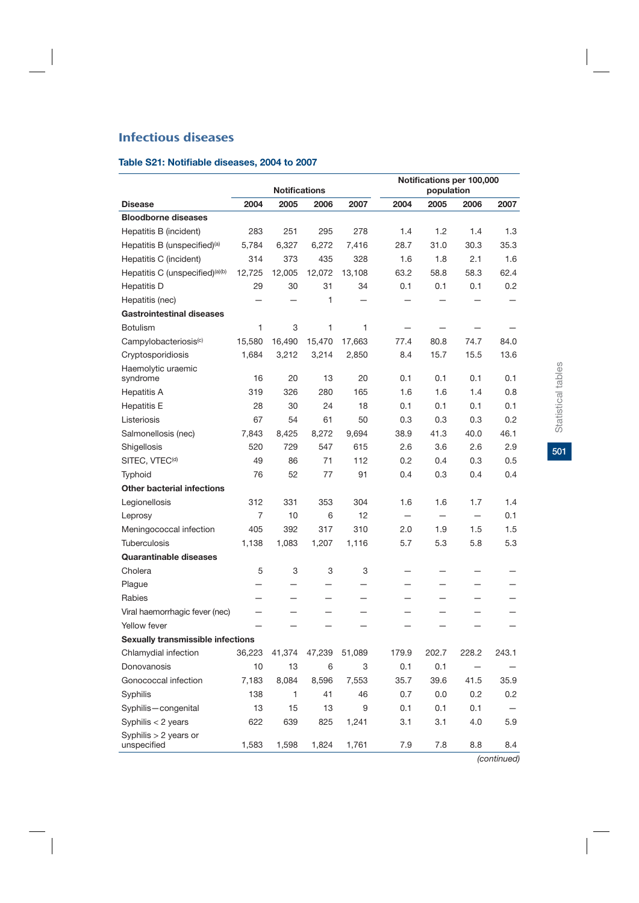## Infectious diseases

### Table S21: Notifiable diseases, 2004 to 2007

| | Notifications | | | | Notifications per 100,000 population | | | |
|---|---|---|---|---|---|---|---|---|
| **Disease** | **2004** | **2005** | **2006** | **2007** | **2004** | **2005** | **2006** | **2007** |
| **Bloodborne diseases** | | | | | | | | |
| Hepatitis B (incident) | 283 | 251 | 295 | 278 | 1.4 | 1.2 | 1.4 | 1.3 |
| Hepatitis B (unspecified)[(a)] | 5,784 | 6,327 | 6,272 | 7,416 | 28.7 | 31.0 | 30.3 | 35.3 |
| Hepatitis C (incident) | 314 | 373 | 435 | 328 | 1.6 | 1.8 | 2.1 | 1.6 |
| Hepatitis C (unspecified)[(a)(b)] | 12,725 | 12,005 | 12,072 | 13,108 | 63.2 | 58.8 | 58.3 | 62.4 |
| Hepatitis D | 29 | 30 | 31 | 34 | 0.1 | 0.1 | 0.1 | 0.2 |
| Hepatitis (nec) | — | — | 1 | — | — | — | — | — |
| **Gastrointestinal diseases** | | | | | | | | |
| Botulism | 1 | 3 | 1 | 1 | — | — | — | — |
| Campylobacteriosis[(c)] | 15,580 | 16,490 | 15,470 | 17,663 | 77.4 | 80.8 | 74.7 | 84.0 |
| Cryptosporidiosis | 1,684 | 3,212 | 3,214 | 2,850 | 8.4 | 15.7 | 15.5 | 13.6 |
| Haemolytic uraemic syndrome | 16 | 20 | 13 | 20 | 0.1 | 0.1 | 0.1 | 0.1 |
| Hepatitis A | 319 | 326 | 280 | 165 | 1.6 | 1.6 | 1.4 | 0.8 |
| Hepatitis E | 28 | 30 | 24 | 18 | 0.1 | 0.1 | 0.1 | 0.1 |
| Listeriosis | 67 | 54 | 61 | 50 | 0.3 | 0.3 | 0.3 | 0.2 |
| Salmonellosis (nec) | 7,843 | 8,425 | 8,272 | 9,694 | 38.9 | 41.3 | 40.0 | 46.1 |
| Shigellosis | 520 | 729 | 547 | 615 | 2.6 | 3.6 | 2.6 | 2.9 |
| SITEC, VTEC[(d)] | 49 | 86 | 71 | 112 | 0.2 | 0.4 | 0.3 | 0.5 |
| Typhoid | 76 | 52 | 77 | 91 | 0.4 | 0.3 | 0.4 | 0.4 |
| **Other bacterial infections** | | | | | | | | |
| Legionellosis | 312 | 331 | 353 | 304 | 1.6 | 1.6 | 1.7 | 1.4 |
| Leprosy | 7 | 10 | 6 | 12 | — | — | — | 0.1 |
| Meningococcal infection | 405 | 392 | 317 | 310 | 2.0 | 1.9 | 1.5 | 1.5 |
| Tuberculosis | 1,138 | 1,083 | 1,207 | 1,116 | 5.7 | 5.3 | 5.8 | 5.3 |
| **Quarantinable diseases** | | | | | | | | |
| Cholera | 5 | 3 | 3 | 3 | — | — | — | — |
| Plague | — | — | — | — | — | — | — | — |
| Rabies | — | — | — | — | — | — | — | — |
| Viral haemorrhagic fever (nec) | — | — | — | — | — | — | — | — |
| Yellow fever | — | — | — | — | — | — | — | — |
| **Sexually transmissible infections** | | | | | | | | |
| Chlamydial infection | 36,223 | 41,374 | 47,239 | 51,089 | 179.9 | 202.7 | 228.2 | 243.1 |
| Donovanosis | 10 | 13 | 6 | 3 | 0.1 | 0.1 | — | — |
| Gonococcal infection | 7,183 | 8,084 | 8,596 | 7,553 | 35.7 | 39.6 | 41.5 | 35.9 |
| Syphilis | 138 | 1 | 41 | 46 | 0.7 | 0.0 | 0.2 | 0.2 |
| Syphilis—congenital | 13 | 15 | 13 | 9 | 0.1 | 0.1 | 0.1 | — |
| Syphilis < 2 years | 622 | 639 | 825 | 1,241 | 3.1 | 3.1 | 4.0 | 5.9 |
| Syphilis > 2 years or unspecified | 1,583 | 1,598 | 1,824 | 1,761 | 7.9 | 7.8 | 8.8 | 8.4 |

*(continued)*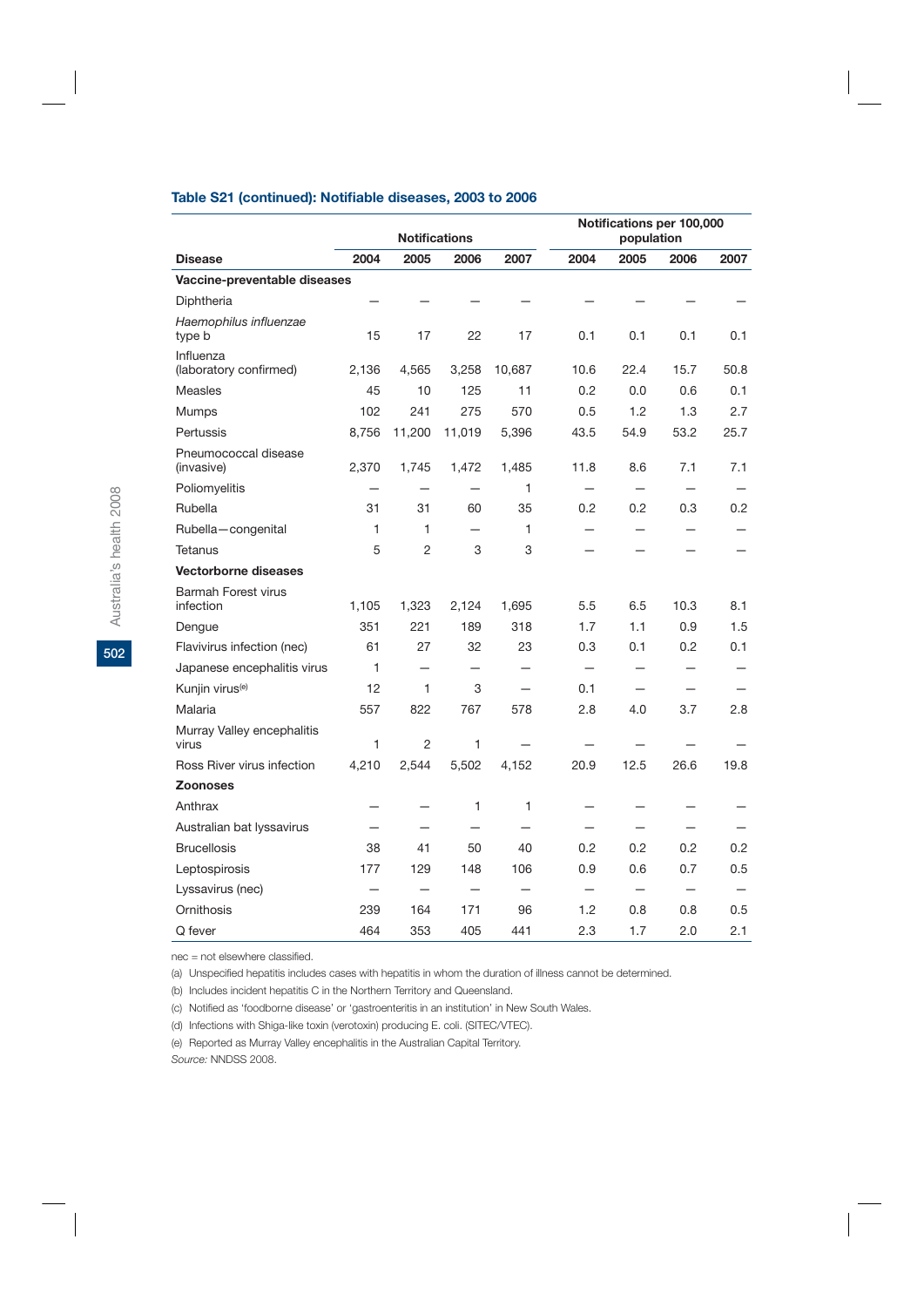### Table S21 (continued): Notifiable diseases, 2003 to 2006

| | Notifications | | | | Notifications per 100,000 population | | | |
|---|---|---|---|---|---|---|---|---|
| **Disease** | **2004** | **2005** | **2006** | **2007** | **2004** | **2005** | **2006** | **2007** |
| **Vaccine-preventable diseases** | | | | | | | | |
| Diphtheria | — | — | — | — | — | — | — | — |
| *Haemophilus influenzae* type b | 15 | 17 | 22 | 17 | 0.1 | 0.1 | 0.1 | 0.1 |
| Influenza (laboratory confirmed) | 2,136 | 4,565 | 3,258 | 10,687 | 10.6 | 22.4 | 15.7 | 50.8 |
| Measles | 45 | 10 | 125 | 11 | 0.2 | 0.0 | 0.6 | 0.1 |
| Mumps | 102 | 241 | 275 | 570 | 0.5 | 1.2 | 1.3 | 2.7 |
| Pertussis | 8,756 | 11,200 | 11,019 | 5,396 | 43.5 | 54.9 | 53.2 | 25.7 |
| Pneumococcal disease (invasive) | 2,370 | 1,745 | 1,472 | 1,485 | 11.8 | 8.6 | 7.1 | 7.1 |
| Poliomyelitis | — | — | — | 1 | — | — | — | — |
| Rubella | 31 | 31 | 60 | 35 | 0.2 | 0.2 | 0.3 | 0.2 |
| Rubella—congenital | 1 | 1 | — | 1 | — | — | — | — |
| Tetanus | 5 | 2 | 3 | 3 | — | — | — | — |
| **Vectorborne diseases** | | | | | | | | |
| Barmah Forest virus infection | 1,105 | 1,323 | 2,124 | 1,695 | 5.5 | 6.5 | 10.3 | 8.1 |
| Dengue | 351 | 221 | 189 | 318 | 1.7 | 1.1 | 0.9 | 1.5 |
| Flavivirus infection (nec) | 61 | 27 | 32 | 23 | 0.3 | 0.1 | 0.2 | 0.1 |
| Japanese encephalitis virus | 1 | — | — | — | — | — | — | — |
| Kunjin virus[(e)] | 12 | 1 | 3 | — | 0.1 | — | — | — |
| Malaria | 557 | 822 | 767 | 578 | 2.8 | 4.0 | 3.7 | 2.8 |
| Murray Valley encephalitis virus | 1 | 2 | 1 | — | — | — | — | — |
| Ross River virus infection | 4,210 | 2,544 | 5,502 | 4,152 | 20.9 | 12.5 | 26.6 | 19.8 |
| **Zoonoses** | | | | | | | | |
| Anthrax | — | — | 1 | 1 | — | — | — | — |
| Australian bat lyssavirus | — | — | — | — | — | — | — | — |
| Brucellosis | 38 | 41 | 50 | 40 | 0.2 | 0.2 | 0.2 | 0.2 |
| Leptospirosis | 177 | 129 | 148 | 106 | 0.9 | 0.6 | 0.7 | 0.5 |
| Lyssavirus (nec) | — | — | — | — | — | — | — | — |
| Ornithosis | 239 | 164 | 171 | 96 | 1.2 | 0.8 | 0.8 | 0.5 |
| Q fever | 464 | 353 | 405 | 441 | 2.3 | 1.7 | 2.0 | 2.1 |

nec = not elsewhere classified.

(a) Unspecified hepatitis includes cases with hepatitis in whom the duration of illness cannot be determined.

(b) Includes incident hepatitis C in the Northern Territory and Queensland.

(c) Notified as 'foodborne disease' or 'gastroenteritis in an institution' in New South Wales.

(d) Infections with Shiga-like toxin (verotoxin) producing E. coli. (SITEC/VTEC).

(e) Reported as Murray Valley encephalitis in the Australian Capital Territory.

*Source:* NNDSS 2008.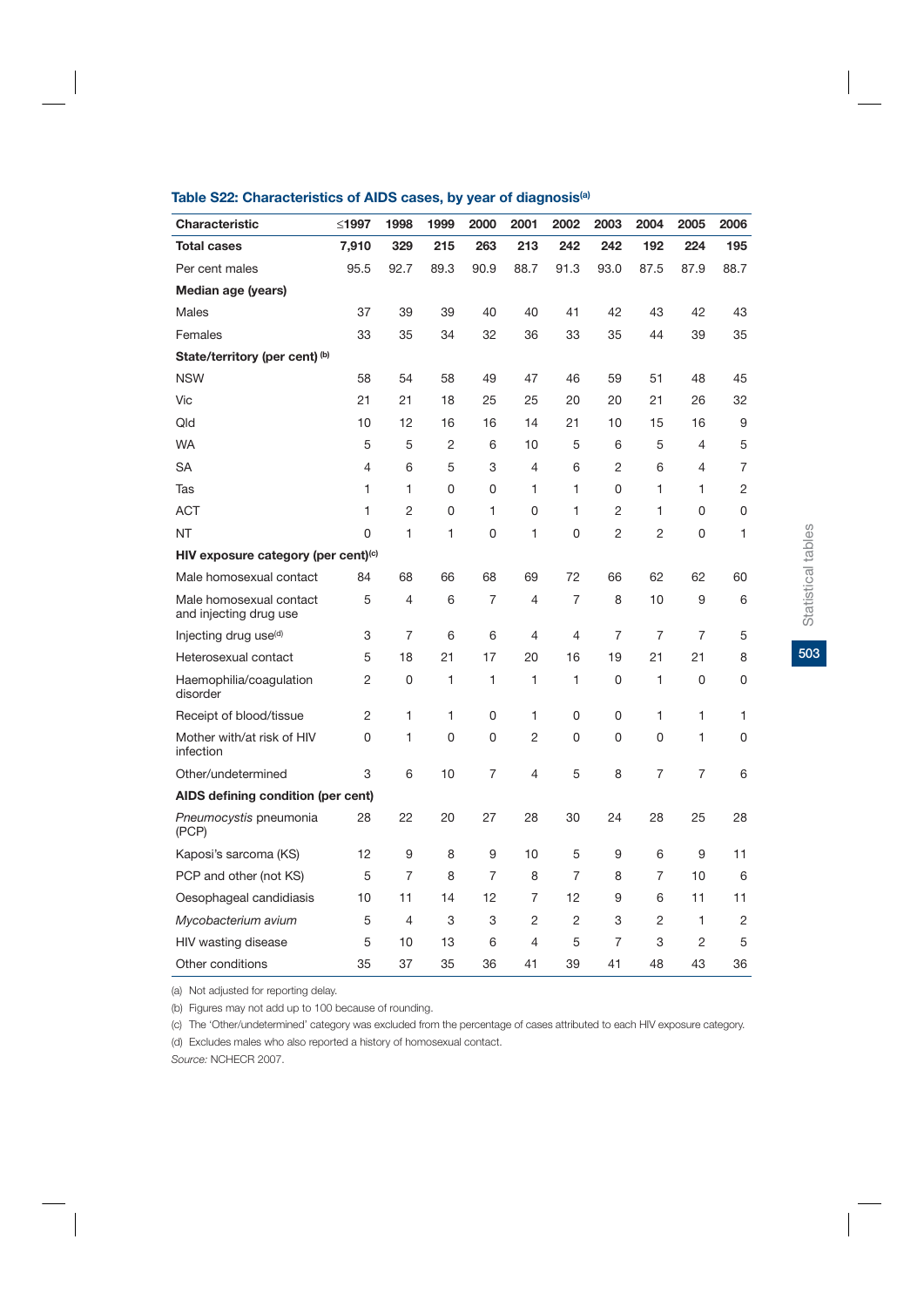### Table S22: Characteristics of AIDS cases, by year of diagnosis[(a)]

| Characteristic | ≤1997 | 1998 | 1999 | 2000 | 2001 | 2002 | 2003 | 2004 | 2005 | 2006 |
|---|---|---|---|---|---|---|---|---|---|---|
| **Total cases** | **7,910** | **329** | **215** | **263** | **213** | **242** | **242** | **192** | **224** | **195** |
| Per cent males | 95.5 | 92.7 | 89.3 | 90.9 | 88.7 | 91.3 | 93.0 | 87.5 | 87.9 | 88.7 |
| **Median age (years)** | | | | | | | | | | |
| Males | 37 | 39 | 39 | 40 | 40 | 41 | 42 | 43 | 42 | 43 |
| Females | 33 | 35 | 34 | 32 | 36 | 33 | 35 | 44 | 39 | 35 |
| **State/territory (per cent)** [(b)] | | | | | | | | | | |
| NSW | 58 | 54 | 58 | 49 | 47 | 46 | 59 | 51 | 48 | 45 |
| Vic | 21 | 21 | 18 | 25 | 25 | 20 | 20 | 21 | 26 | 32 |
| Qld | 10 | 12 | 16 | 16 | 14 | 21 | 10 | 15 | 16 | 9 |
| WA | 5 | 5 | 2 | 6 | 10 | 5 | 6 | 5 | 4 | 5 |
| SA | 4 | 6 | 5 | 3 | 4 | 6 | 2 | 6 | 4 | 7 |
| Tas | 1 | 1 | 0 | 0 | 1 | 1 | 0 | 1 | 1 | 2 |
| ACT | 1 | 2 | 0 | 1 | 0 | 1 | 2 | 1 | 0 | 0 |
| NT | 0 | 1 | 1 | 0 | 1 | 0 | 2 | 2 | 0 | 1 |
| **HIV exposure category (per cent)**[(c)] | | | | | | | | | | |
| Male homosexual contact | 84 | 68 | 66 | 68 | 69 | 72 | 66 | 62 | 62 | 60 |
| Male homosexual contact and injecting drug use | 5 | 4 | 6 | 7 | 4 | 7 | 8 | 10 | 9 | 6 |
| Injecting drug use[(d)] | 3 | 7 | 6 | 6 | 4 | 4 | 7 | 7 | 7 | 5 |
| Heterosexual contact | 5 | 18 | 21 | 17 | 20 | 16 | 19 | 21 | 21 | 8 |
| Haemophilia/coagulation disorder | 2 | 0 | 1 | 1 | 1 | 1 | 0 | 1 | 0 | 0 |
| Receipt of blood/tissue | 2 | 1 | 1 | 0 | 1 | 0 | 0 | 1 | 1 | 1 |
| Mother with/at risk of HIV infection | 0 | 1 | 0 | 0 | 2 | 0 | 0 | 0 | 1 | 0 |
| Other/undetermined | 3 | 6 | 10 | 7 | 4 | 5 | 8 | 7 | 7 | 6 |
| **AIDS defining condition (per cent)** | | | | | | | | | | |
| *Pneumocystis* pneumonia (PCP) | 28 | 22 | 20 | 27 | 28 | 30 | 24 | 28 | 25 | 28 |
| Kaposi's sarcoma (KS) | 12 | 9 | 8 | 9 | 10 | 5 | 9 | 6 | 9 | 11 |
| PCP and other (not KS) | 5 | 7 | 8 | 7 | 8 | 7 | 8 | 7 | 10 | 6 |
| Oesophageal candidiasis | 10 | 11 | 14 | 12 | 7 | 12 | 9 | 6 | 11 | 11 |
| *Mycobacterium avium* | 5 | 4 | 3 | 3 | 2 | 2 | 3 | 2 | 1 | 2 |
| HIV wasting disease | 5 | 10 | 13 | 6 | 4 | 5 | 7 | 3 | 2 | 5 |
| Other conditions | 35 | 37 | 35 | 36 | 41 | 39 | 41 | 48 | 43 | 36 |

(a) Not adjusted for reporting delay.

(b) Figures may not add up to 100 because of rounding.

(c) The 'Other/undetermined' category was excluded from the percentage of cases attributed to each HIV exposure category.

(d) Excludes males who also reported a history of homosexual contact.

*Source:* NCHECR 2007.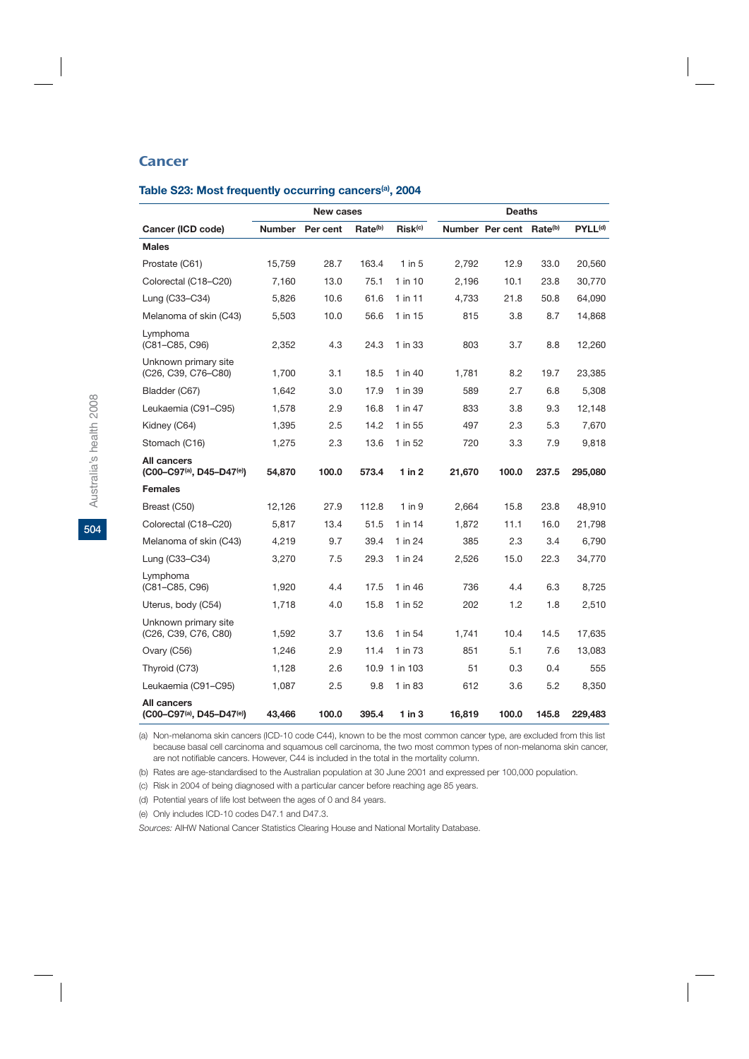## Cancer

### Table S23: Most frequently occurring cancers[(a)], 2004

| Cancer (ICD code) | New cases | | | | Deaths | | | |
|---|---|---|---|---|---|---|---|---|
| | Number | Per cent | Rate[(b)] | Risk[(c)] | Number | Per cent | Rate[(b)] | PYLL[(d)] |
| **Males** | | | | | | | | |
| Prostate (C61) | 15,759 | 28.7 | 163.4 | 1 in 5 | 2,792 | 12.9 | 33.0 | 20,560 |
| Colorectal (C18–C20) | 7,160 | 13.0 | 75.1 | 1 in 10 | 2,196 | 10.1 | 23.8 | 30,770 |
| Lung (C33–C34) | 5,826 | 10.6 | 61.6 | 1 in 11 | 4,733 | 21.8 | 50.8 | 64,090 |
| Melanoma of skin (C43) | 5,503 | 10.0 | 56.6 | 1 in 15 | 815 | 3.8 | 8.7 | 14,868 |
| Lymphoma (C81–C85, C96) | 2,352 | 4.3 | 24.3 | 1 in 33 | 803 | 3.7 | 8.8 | 12,260 |
| Unknown primary site (C26, C39, C76–C80) | 1,700 | 3.1 | 18.5 | 1 in 40 | 1,781 | 8.2 | 19.7 | 23,385 |
| Bladder (C67) | 1,642 | 3.0 | 17.9 | 1 in 39 | 589 | 2.7 | 6.8 | 5,308 |
| Leukaemia (C91–C95) | 1,578 | 2.9 | 16.8 | 1 in 47 | 833 | 3.8 | 9.3 | 12,148 |
| Kidney (C64) | 1,395 | 2.5 | 14.2 | 1 in 55 | 497 | 2.3 | 5.3 | 7,670 |
| Stomach (C16) | 1,275 | 2.3 | 13.6 | 1 in 52 | 720 | 3.3 | 7.9 | 9,818 |
| **All cancers (C00–C97[(a)], D45–D47[(e)])** | **54,870** | **100.0** | **573.4** | **1 in 2** | **21,670** | **100.0** | **237.5** | **295,080** |
| **Females** | | | | | | | | |
| Breast (C50) | 12,126 | 27.9 | 112.8 | 1 in 9 | 2,664 | 15.8 | 23.8 | 48,910 |
| Colorectal (C18–C20) | 5,817 | 13.4 | 51.5 | 1 in 14 | 1,872 | 11.1 | 16.0 | 21,798 |
| Melanoma of skin (C43) | 4,219 | 9.7 | 39.4 | 1 in 24 | 385 | 2.3 | 3.4 | 6,790 |
| Lung (C33–C34) | 3,270 | 7.5 | 29.3 | 1 in 24 | 2,526 | 15.0 | 22.3 | 34,770 |
| Lymphoma (C81–C85, C96) | 1,920 | 4.4 | 17.5 | 1 in 46 | 736 | 4.4 | 6.3 | 8,725 |
| Uterus, body (C54) | 1,718 | 4.0 | 15.8 | 1 in 52 | 202 | 1.2 | 1.8 | 2,510 |
| Unknown primary site (C26, C39, C76, C80) | 1,592 | 3.7 | 13.6 | 1 in 54 | 1,741 | 10.4 | 14.5 | 17,635 |
| Ovary (C56) | 1,246 | 2.9 | 11.4 | 1 in 73 | 851 | 5.1 | 7.6 | 13,083 |
| Thyroid (C73) | 1,128 | 2.6 | 10.9 | 1 in 103 | 51 | 0.3 | 0.4 | 555 |
| Leukaemia (C91–C95) | 1,087 | 2.5 | 9.8 | 1 in 83 | 612 | 3.6 | 5.2 | 8,350 |
| **All cancers (C00–C97[(a)], D45–D47[(e)])** | **43,466** | **100.0** | **395.4** | **1 in 3** | **16,819** | **100.0** | **145.8** | **229,483** |

(a) Non-melanoma skin cancers (ICD-10 code C44), known to be the most common cancer type, are excluded from this list because basal cell carcinoma and squamous cell carcinoma, the two most common types of non-melanoma skin cancer, are not notifiable cancers. However, C44 is included in the total in the mortality column.

(b) Rates are age-standardised to the Australian population at 30 June 2001 and expressed per 100,000 population.

(c) Risk in 2004 of being diagnosed with a particular cancer before reaching age 85 years.

(d) Potential years of life lost between the ages of 0 and 84 years.

(e) Only includes ICD-10 codes D47.1 and D47.3.

*Sources:* AIHW National Cancer Statistics Clearing House and National Mortality Database.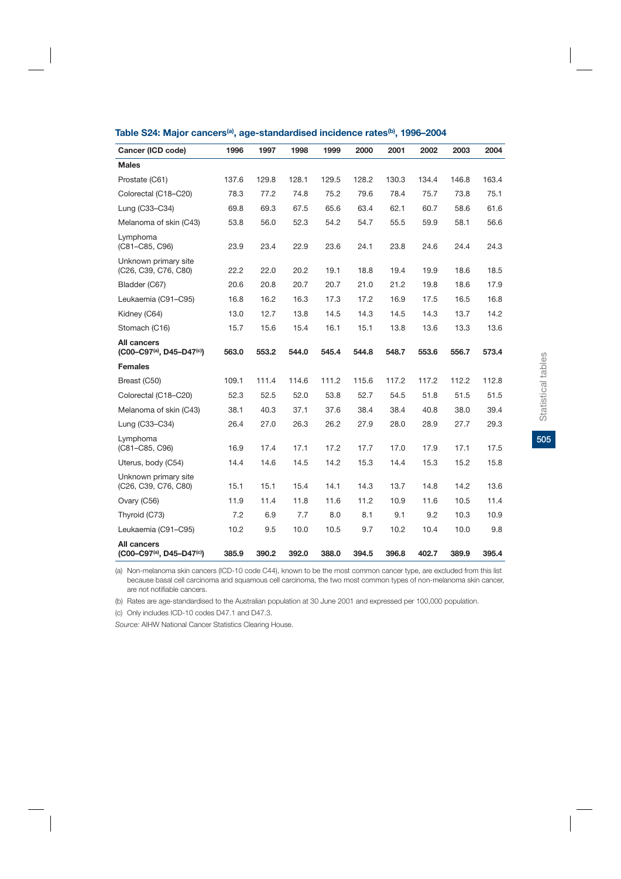### Table S24: Major cancers[(a)], age-standardised incidence rates[(b)], 1996–2004

| Cancer (ICD code) | 1996 | 1997 | 1998 | 1999 | 2000 | 2001 | 2002 | 2003 | 2004 |
|---|---|---|---|---|---|---|---|---|---|
| **Males** | | | | | | | | | |
| Prostate (C61) | 137.6 | 129.8 | 128.1 | 129.5 | 128.2 | 130.3 | 134.4 | 146.8 | 163.4 |
| Colorectal (C18–C20) | 78.3 | 77.2 | 74.8 | 75.2 | 79.6 | 78.4 | 75.7 | 73.8 | 75.1 |
| Lung (C33–C34) | 69.8 | 69.3 | 67.5 | 65.6 | 63.4 | 62.1 | 60.7 | 58.6 | 61.6 |
| Melanoma of skin (C43) | 53.8 | 56.0 | 52.3 | 54.2 | 54.7 | 55.5 | 59.9 | 58.1 | 56.6 |
| Lymphoma (C81–C85, C96) | 23.9 | 23.4 | 22.9 | 23.6 | 24.1 | 23.8 | 24.6 | 24.4 | 24.3 |
| Unknown primary site (C26, C39, C76, C80) | 22.2 | 22.0 | 20.2 | 19.1 | 18.8 | 19.4 | 19.9 | 18.6 | 18.5 |
| Bladder (C67) | 20.6 | 20.8 | 20.7 | 20.7 | 21.0 | 21.2 | 19.8 | 18.6 | 17.9 |
| Leukaemia (C91–C95) | 16.8 | 16.2 | 16.3 | 17.3 | 17.2 | 16.9 | 17.5 | 16.5 | 16.8 |
| Kidney (C64) | 13.0 | 12.7 | 13.8 | 14.5 | 14.3 | 14.5 | 14.3 | 13.7 | 14.2 |
| Stomach (C16) | 15.7 | 15.6 | 15.4 | 16.1 | 15.1 | 13.8 | 13.6 | 13.3 | 13.6 |
| **All cancers (C00–C97[(a)], D45–D47[(c)])** | **563.0** | **553.2** | **544.0** | **545.4** | **544.8** | **548.7** | **553.6** | **556.7** | **573.4** |
| **Females** | | | | | | | | | |
| Breast (C50) | 109.1 | 111.4 | 114.6 | 111.2 | 115.6 | 117.2 | 117.2 | 112.2 | 112.8 |
| Colorectal (C18–C20) | 52.3 | 52.5 | 52.0 | 53.8 | 52.7 | 54.5 | 51.8 | 51.5 | 51.5 |
| Melanoma of skin (C43) | 38.1 | 40.3 | 37.1 | 37.6 | 38.4 | 38.4 | 40.8 | 38.0 | 39.4 |
| Lung (C33–C34) | 26.4 | 27.0 | 26.3 | 26.2 | 27.9 | 28.0 | 28.9 | 27.7 | 29.3 |
| Lymphoma (C81–C85, C96) | 16.9 | 17.4 | 17.1 | 17.2 | 17.7 | 17.0 | 17.9 | 17.1 | 17.5 |
| Uterus, body (C54) | 14.4 | 14.6 | 14.5 | 14.2 | 15.3 | 14.4 | 15.3 | 15.2 | 15.8 |
| Unknown primary site (C26, C39, C76, C80) | 15.1 | 15.1 | 15.4 | 14.1 | 14.3 | 13.7 | 14.8 | 14.2 | 13.6 |
| Ovary (C56) | 11.9 | 11.4 | 11.8 | 11.6 | 11.2 | 10.9 | 11.6 | 10.5 | 11.4 |
| Thyroid (C73) | 7.2 | 6.9 | 7.7 | 8.0 | 8.1 | 9.1 | 9.2 | 10.3 | 10.9 |
| Leukaemia (C91–C95) | 10.2 | 9.5 | 10.0 | 10.5 | 9.7 | 10.2 | 10.4 | 10.0 | 9.8 |
| **All cancers (C00–C97[(a)], D45–D47[(c)])** | **385.9** | **390.2** | **392.0** | **388.0** | **394.5** | **396.8** | **402.7** | **389.9** | **395.4** |

(a) Non-melanoma skin cancers (ICD-10 code C44), known to be the most common cancer type, are excluded from this list because basal cell carcinoma and squamous cell carcinoma, the two most common types of non-melanoma skin cancer, are not notifiable cancers.

(b) Rates are age-standardised to the Australian population at 30 June 2001 and expressed per 100,000 population.

(c) Only includes ICD-10 codes D47.1 and D47.3.

*Source:* AIHW National Cancer Statistics Clearing House.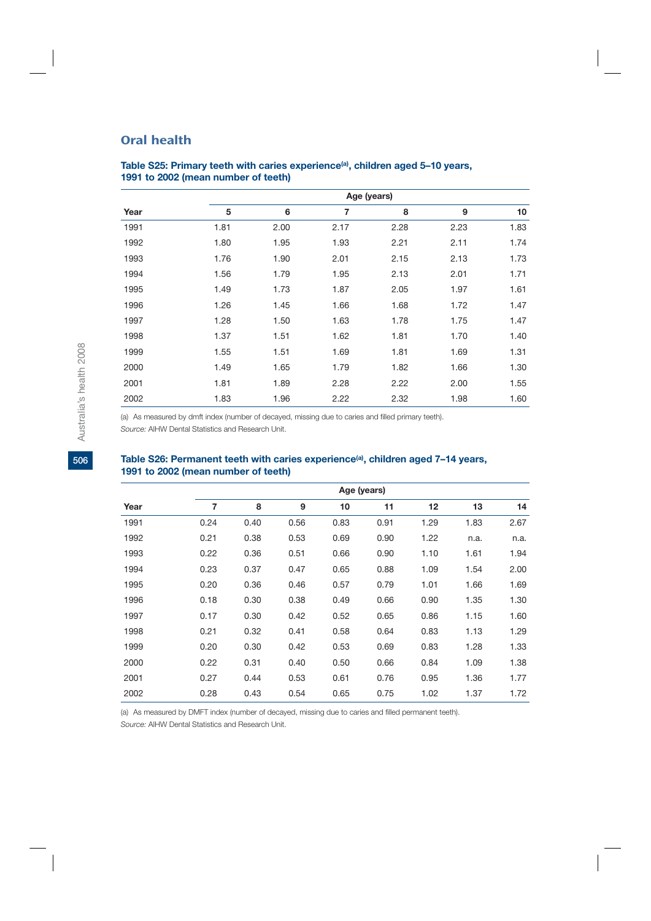## Oral health

**Table S25: Primary teeth with caries experience[(a)], children aged 5–10 years, 1991 to 2002 (mean number of teeth)**

| | Age (years) | | | | | |
|---|---|---|---|---|---|---|
| **Year** | **5** | **6** | **7** | **8** | **9** | **10** |
| 1991 | 1.81 | 2.00 | 2.17 | 2.28 | 2.23 | 1.83 |
| 1992 | 1.80 | 1.95 | 1.93 | 2.21 | 2.11 | 1.74 |
| 1993 | 1.76 | 1.90 | 2.01 | 2.15 | 2.13 | 1.73 |
| 1994 | 1.56 | 1.79 | 1.95 | 2.13 | 2.01 | 1.71 |
| 1995 | 1.49 | 1.73 | 1.87 | 2.05 | 1.97 | 1.61 |
| 1996 | 1.26 | 1.45 | 1.66 | 1.68 | 1.72 | 1.47 |
| 1997 | 1.28 | 1.50 | 1.63 | 1.78 | 1.75 | 1.47 |
| 1998 | 1.37 | 1.51 | 1.62 | 1.81 | 1.70 | 1.40 |
| 1999 | 1.55 | 1.51 | 1.69 | 1.81 | 1.69 | 1.31 |
| 2000 | 1.49 | 1.65 | 1.79 | 1.82 | 1.66 | 1.30 |
| 2001 | 1.81 | 1.89 | 2.28 | 2.22 | 2.00 | 1.55 |
| 2002 | 1.83 | 1.96 | 2.22 | 2.32 | 1.98 | 1.60 |

(a) As measured by dmft index (number of decayed, missing due to caries and filled primary teeth).

*Source:* AIHW Dental Statistics and Research Unit.

**Table S26: Permanent teeth with caries experience[(a)], children aged 7–14 years, 1991 to 2002 (mean number of teeth)**

| | Age (years) | | | | | | | |
|---|---|---|---|---|---|---|---|---|
| **Year** | **7** | **8** | **9** | **10** | **11** | **12** | **13** | **14** |
| 1991 | 0.24 | 0.40 | 0.56 | 0.83 | 0.91 | 1.29 | 1.83 | 2.67 |
| 1992 | 0.21 | 0.38 | 0.53 | 0.69 | 0.90 | 1.22 | n.a. | n.a. |
| 1993 | 0.22 | 0.36 | 0.51 | 0.66 | 0.90 | 1.10 | 1.61 | 1.94 |
| 1994 | 0.23 | 0.37 | 0.47 | 0.65 | 0.88 | 1.09 | 1.54 | 2.00 |
| 1995 | 0.20 | 0.36 | 0.46 | 0.57 | 0.79 | 1.01 | 1.66 | 1.69 |
| 1996 | 0.18 | 0.30 | 0.38 | 0.49 | 0.66 | 0.90 | 1.35 | 1.30 |
| 1997 | 0.17 | 0.30 | 0.42 | 0.52 | 0.65 | 0.86 | 1.15 | 1.60 |
| 1998 | 0.21 | 0.32 | 0.41 | 0.58 | 0.64 | 0.83 | 1.13 | 1.29 |
| 1999 | 0.20 | 0.30 | 0.42 | 0.53 | 0.69 | 0.83 | 1.28 | 1.33 |
| 2000 | 0.22 | 0.31 | 0.40 | 0.50 | 0.66 | 0.84 | 1.09 | 1.38 |
| 2001 | 0.27 | 0.44 | 0.53 | 0.61 | 0.76 | 0.95 | 1.36 | 1.77 |
| 2002 | 0.28 | 0.43 | 0.54 | 0.65 | 0.75 | 1.02 | 1.37 | 1.72 |

(a) As measured by DMFT index (number of decayed, missing due to caries and filled permanent teeth).

*Source:* AIHW Dental Statistics and Research Unit.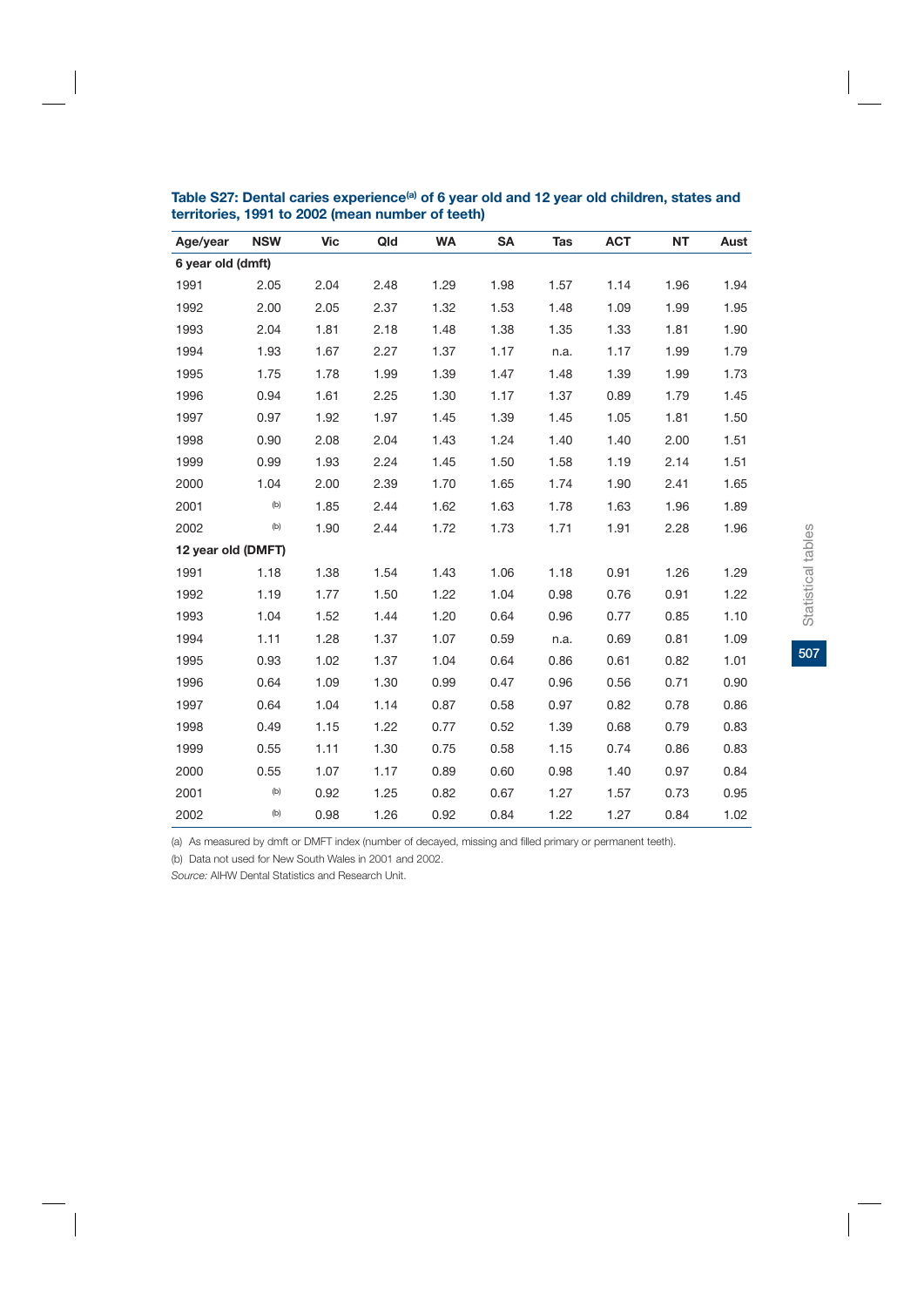**Table S27: Dental caries experience[(a)] of 6 year old and 12 year old children, states and territories, 1991 to 2002 (mean number of teeth)**

| Age/year | NSW | Vic | Qld | WA | SA | Tas | ACT | NT | Aust |
|---|---|---|---|---|---|---|---|---|---|
| **6 year old (dmft)** | | | | | | | | | |
| 1991 | 2.05 | 2.04 | 2.48 | 1.29 | 1.98 | 1.57 | 1.14 | 1.96 | 1.94 |
| 1992 | 2.00 | 2.05 | 2.37 | 1.32 | 1.53 | 1.48 | 1.09 | 1.99 | 1.95 |
| 1993 | 2.04 | 1.81 | 2.18 | 1.48 | 1.38 | 1.35 | 1.33 | 1.81 | 1.90 |
| 1994 | 1.93 | 1.67 | 2.27 | 1.37 | 1.17 | n.a. | 1.17 | 1.99 | 1.79 |
| 1995 | 1.75 | 1.78 | 1.99 | 1.39 | 1.47 | 1.48 | 1.39 | 1.99 | 1.73 |
| 1996 | 0.94 | 1.61 | 2.25 | 1.30 | 1.17 | 1.37 | 0.89 | 1.79 | 1.45 |
| 1997 | 0.97 | 1.92 | 1.97 | 1.45 | 1.39 | 1.45 | 1.05 | 1.81 | 1.50 |
| 1998 | 0.90 | 2.08 | 2.04 | 1.43 | 1.24 | 1.40 | 1.40 | 2.00 | 1.51 |
| 1999 | 0.99 | 1.93 | 2.24 | 1.45 | 1.50 | 1.58 | 1.19 | 2.14 | 1.51 |
| 2000 | 1.04 | 2.00 | 2.39 | 1.70 | 1.65 | 1.74 | 1.90 | 2.41 | 1.65 |
| 2001 | (b) | 1.85 | 2.44 | 1.62 | 1.63 | 1.78 | 1.63 | 1.96 | 1.89 |
| 2002 | (b) | 1.90 | 2.44 | 1.72 | 1.73 | 1.71 | 1.91 | 2.28 | 1.96 |
| **12 year old (DMFT)** | | | | | | | | | |
| 1991 | 1.18 | 1.38 | 1.54 | 1.43 | 1.06 | 1.18 | 0.91 | 1.26 | 1.29 |
| 1992 | 1.19 | 1.77 | 1.50 | 1.22 | 1.04 | 0.98 | 0.76 | 0.91 | 1.22 |
| 1993 | 1.04 | 1.52 | 1.44 | 1.20 | 0.64 | 0.96 | 0.77 | 0.85 | 1.10 |
| 1994 | 1.11 | 1.28 | 1.37 | 1.07 | 0.59 | n.a. | 0.69 | 0.81 | 1.09 |
| 1995 | 0.93 | 1.02 | 1.37 | 1.04 | 0.64 | 0.86 | 0.61 | 0.82 | 1.01 |
| 1996 | 0.64 | 1.09 | 1.30 | 0.99 | 0.47 | 0.96 | 0.56 | 0.71 | 0.90 |
| 1997 | 0.64 | 1.04 | 1.14 | 0.87 | 0.58 | 0.97 | 0.82 | 0.78 | 0.86 |
| 1998 | 0.49 | 1.15 | 1.22 | 0.77 | 0.52 | 1.39 | 0.68 | 0.79 | 0.83 |
| 1999 | 0.55 | 1.11 | 1.30 | 0.75 | 0.58 | 1.15 | 0.74 | 0.86 | 0.83 |
| 2000 | 0.55 | 1.07 | 1.17 | 0.89 | 0.60 | 0.98 | 1.40 | 0.97 | 0.84 |
| 2001 | (b) | 0.92 | 1.25 | 0.82 | 0.67 | 1.27 | 1.57 | 0.73 | 0.95 |
| 2002 | (b) | 0.98 | 1.26 | 0.92 | 0.84 | 1.22 | 1.27 | 0.84 | 1.02 |

(a) As measured by dmft or DMFT index (number of decayed, missing and filled primary or permanent teeth).

(b) Data not used for New South Wales in 2001 and 2002.

*Source:* AIHW Dental Statistics and Research Unit.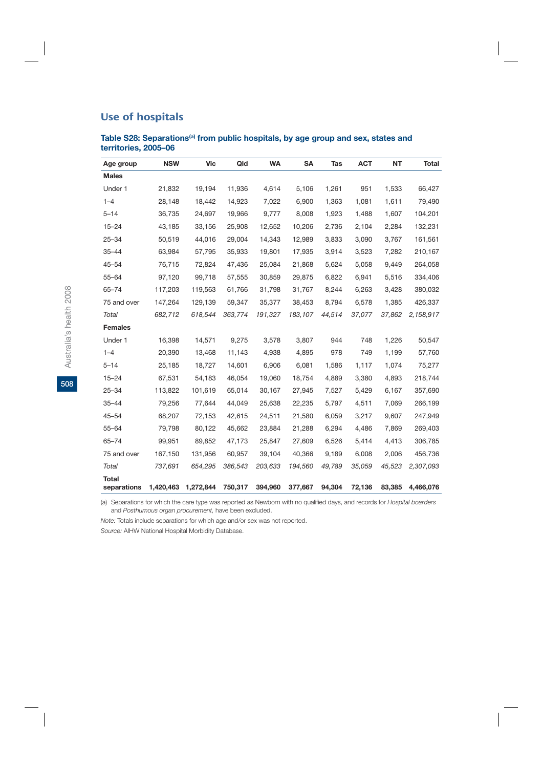## Use of hospitals

### Table S28: Separations[(a)] from public hospitals, by age group and sex, states and territories, 2005–06

| Age group | NSW | Vic | Qld | WA | SA | Tas | ACT | NT | Total |
|---|---|---|---|---|---|---|---|---|---|
| **Males** | | | | | | | | | |
| Under 1 | 21,832 | 19,194 | 11,936 | 4,614 | 5,106 | 1,261 | 951 | 1,533 | 66,427 |
| 1–4 | 28,148 | 18,442 | 14,923 | 7,022 | 6,900 | 1,363 | 1,081 | 1,611 | 79,490 |
| 5–14 | 36,735 | 24,697 | 19,966 | 9,777 | 8,008 | 1,923 | 1,488 | 1,607 | 104,201 |
| 15–24 | 43,185 | 33,156 | 25,908 | 12,652 | 10,206 | 2,736 | 2,104 | 2,284 | 132,231 |
| 25–34 | 50,519 | 44,016 | 29,004 | 14,343 | 12,989 | 3,833 | 3,090 | 3,767 | 161,561 |
| 35–44 | 63,984 | 57,795 | 35,933 | 19,801 | 17,935 | 3,914 | 3,523 | 7,282 | 210,167 |
| 45–54 | 76,715 | 72,824 | 47,436 | 25,084 | 21,868 | 5,624 | 5,058 | 9,449 | 264,058 |
| 55–64 | 97,120 | 99,718 | 57,555 | 30,859 | 29,875 | 6,822 | 6,941 | 5,516 | 334,406 |
| 65–74 | 117,203 | 119,563 | 61,766 | 31,798 | 31,767 | 8,244 | 6,263 | 3,428 | 380,032 |
| 75 and over | 147,264 | 129,139 | 59,347 | 35,377 | 38,453 | 8,794 | 6,578 | 1,385 | 426,337 |
| *Total* | *682,712* | *618,544* | *363,774* | *191,327* | *183,107* | *44,514* | *37,077* | *37,862* | *2,158,917* |
| **Females** | | | | | | | | | |
| Under 1 | 16,398 | 14,571 | 9,275 | 3,578 | 3,807 | 944 | 748 | 1,226 | 50,547 |
| 1–4 | 20,390 | 13,468 | 11,143 | 4,938 | 4,895 | 978 | 749 | 1,199 | 57,760 |
| 5–14 | 25,185 | 18,727 | 14,601 | 6,906 | 6,081 | 1,586 | 1,117 | 1,074 | 75,277 |
| 15–24 | 67,531 | 54,183 | 46,054 | 19,060 | 18,754 | 4,889 | 3,380 | 4,893 | 218,744 |
| 25–34 | 113,822 | 101,619 | 65,014 | 30,167 | 27,945 | 7,527 | 5,429 | 6,167 | 357,690 |
| 35–44 | 79,256 | 77,644 | 44,049 | 25,638 | 22,235 | 5,797 | 4,511 | 7,069 | 266,199 |
| 45–54 | 68,207 | 72,153 | 42,615 | 24,511 | 21,580 | 6,059 | 3,217 | 9,607 | 247,949 |
| 55–64 | 79,798 | 80,122 | 45,662 | 23,884 | 21,288 | 6,294 | 4,486 | 7,869 | 269,403 |
| 65–74 | 99,951 | 89,852 | 47,173 | 25,847 | 27,609 | 6,526 | 5,414 | 4,413 | 306,785 |
| 75 and over | 167,150 | 131,956 | 60,957 | 39,104 | 40,366 | 9,189 | 6,008 | 2,006 | 456,736 |
| *Total* | *737,691* | *654,295* | *386,543* | *203,633* | *194,560* | *49,789* | *35,059* | *45,523* | *2,307,093* |
| **Total separations** | **1,420,463** | **1,272,844** | **750,317** | **394,960** | **377,667** | **94,304** | **72,136** | **83,385** | **4,466,076** |

(a) Separations for which the care type was reported as Newborn with no qualified days, and records for *Hospital boarders* and *Posthumous organ procurement,* have been excluded.

*Note:* Totals include separations for which age and/or sex was not reported.

*Source:* AIHW National Hospital Morbidity Database.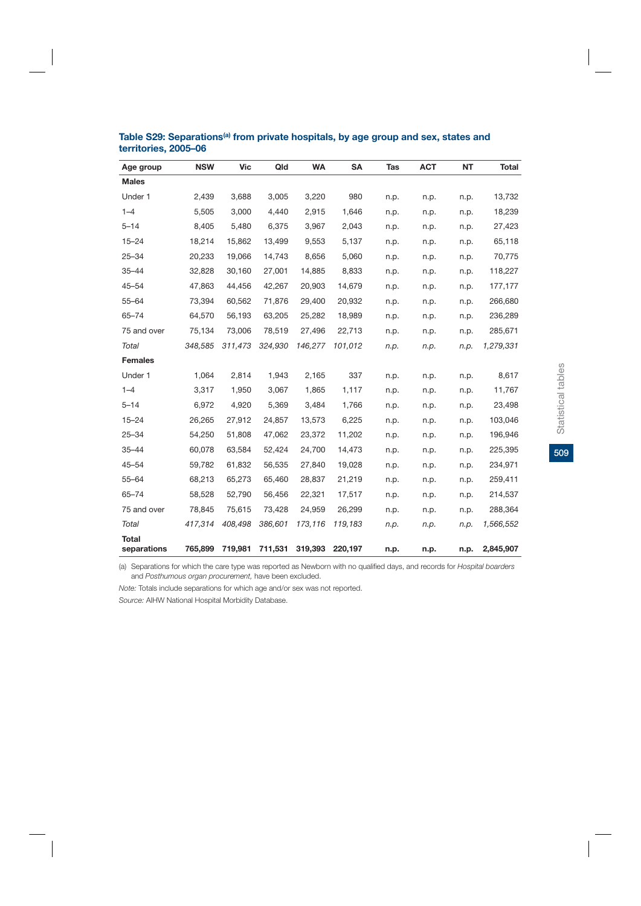### Table S29: Separations[(a)] from private hospitals, by age group and sex, states and territories, 2005–06

| Age group | NSW | Vic | Qld | WA | SA | Tas | ACT | NT | Total |
|---|---|---|---|---|---|---|---|---|---|
| **Males** | | | | | | | | | |
| Under 1 | 2,439 | 3,688 | 3,005 | 3,220 | 980 | n.p. | n.p. | n.p. | 13,732 |
| 1–4 | 5,505 | 3,000 | 4,440 | 2,915 | 1,646 | n.p. | n.p. | n.p. | 18,239 |
| 5–14 | 8,405 | 5,480 | 6,375 | 3,967 | 2,043 | n.p. | n.p. | n.p. | 27,423 |
| 15–24 | 18,214 | 15,862 | 13,499 | 9,553 | 5,137 | n.p. | n.p. | n.p. | 65,118 |
| 25–34 | 20,233 | 19,066 | 14,743 | 8,656 | 5,060 | n.p. | n.p. | n.p. | 70,775 |
| 35–44 | 32,828 | 30,160 | 27,001 | 14,885 | 8,833 | n.p. | n.p. | n.p. | 118,227 |
| 45–54 | 47,863 | 44,456 | 42,267 | 20,903 | 14,679 | n.p. | n.p. | n.p. | 177,177 |
| 55–64 | 73,394 | 60,562 | 71,876 | 29,400 | 20,932 | n.p. | n.p. | n.p. | 266,680 |
| 65–74 | 64,570 | 56,193 | 63,205 | 25,282 | 18,989 | n.p. | n.p. | n.p. | 236,289 |
| 75 and over | 75,134 | 73,006 | 78,519 | 27,496 | 22,713 | n.p. | n.p. | n.p. | 285,671 |
| *Total* | *348,585* | *311,473* | *324,930* | *146,277* | *101,012* | *n.p.* | *n.p.* | *n.p.* | *1,279,331* |
| **Females** | | | | | | | | | |
| Under 1 | 1,064 | 2,814 | 1,943 | 2,165 | 337 | n.p. | n.p. | n.p. | 8,617 |
| 1–4 | 3,317 | 1,950 | 3,067 | 1,865 | 1,117 | n.p. | n.p. | n.p. | 11,767 |
| 5–14 | 6,972 | 4,920 | 5,369 | 3,484 | 1,766 | n.p. | n.p. | n.p. | 23,498 |
| 15–24 | 26,265 | 27,912 | 24,857 | 13,573 | 6,225 | n.p. | n.p. | n.p. | 103,046 |
| 25–34 | 54,250 | 51,808 | 47,062 | 23,372 | 11,202 | n.p. | n.p. | n.p. | 196,946 |
| 35–44 | 60,078 | 63,584 | 52,424 | 24,700 | 14,473 | n.p. | n.p. | n.p. | 225,395 |
| 45–54 | 59,782 | 61,832 | 56,535 | 27,840 | 19,028 | n.p. | n.p. | n.p. | 234,971 |
| 55–64 | 68,213 | 65,273 | 65,460 | 28,837 | 21,219 | n.p. | n.p. | n.p. | 259,411 |
| 65–74 | 58,528 | 52,790 | 56,456 | 22,321 | 17,517 | n.p. | n.p. | n.p. | 214,537 |
| 75 and over | 78,845 | 75,615 | 73,428 | 24,959 | 26,299 | n.p. | n.p. | n.p. | 288,364 |
| *Total* | *417,314* | *408,498* | *386,601* | *173,116* | *119,183* | *n.p.* | *n.p.* | *n.p.* | *1,566,552* |
| **Total separations** | **765,899** | **719,981** | **711,531** | **319,393** | **220,197** | **n.p.** | **n.p.** | **n.p.** | **2,845,907** |

(a) Separations for which the care type was reported as Newborn with no qualified days, and records for *Hospital boarders* and *Posthumous organ procurement,* have been excluded.

*Note:* Totals include separations for which age and/or sex was not reported.

*Source:* AIHW National Hospital Morbidity Database.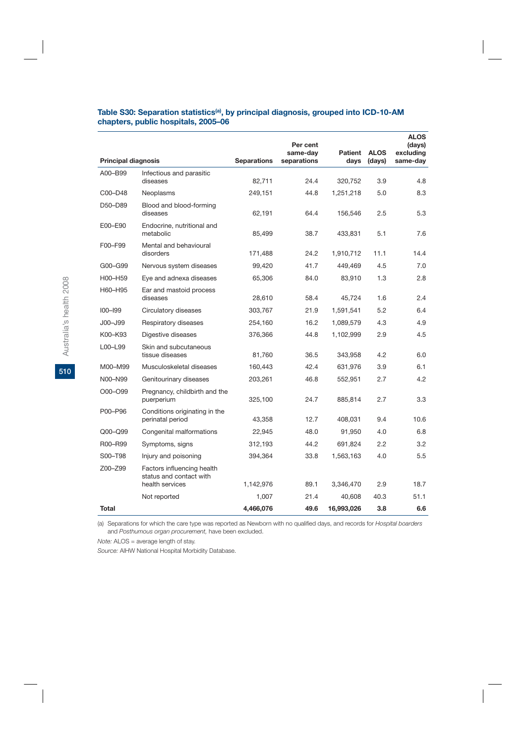### Table S30: Separation statistics[(a)], by principal diagnosis, grouped into ICD-10-AM chapters, public hospitals, 2005–06

| Principal diagnosis | | Separations | Per cent same-day separations | Patient days | ALOS (days) | ALOS (days) excluding same-day |
|---|---|---|---|---|---|---|
| A00–B99 | Infectious and parasitic diseases | 82,711 | 24.4 | 320,752 | 3.9 | 4.8 |
| C00–D48 | Neoplasms | 249,151 | 44.8 | 1,251,218 | 5.0 | 8.3 |
| D50–D89 | Blood and blood-forming diseases | 62,191 | 64.4 | 156,546 | 2.5 | 5.3 |
| E00–E90 | Endocrine, nutritional and metabolic | 85,499 | 38.7 | 433,831 | 5.1 | 7.6 |
| F00–F99 | Mental and behavioural disorders | 171,488 | 24.2 | 1,910,712 | 11.1 | 14.4 |
| G00–G99 | Nervous system diseases | 99,420 | 41.7 | 449,469 | 4.5 | 7.0 |
| H00–H59 | Eye and adnexa diseases | 65,306 | 84.0 | 83,910 | 1.3 | 2.8 |
| H60–H95 | Ear and mastoid process diseases | 28,610 | 58.4 | 45,724 | 1.6 | 2.4 |
| I00–I99 | Circulatory diseases | 303,767 | 21.9 | 1,591,541 | 5.2 | 6.4 |
| J00–J99 | Respiratory diseases | 254,160 | 16.2 | 1,089,579 | 4.3 | 4.9 |
| K00–K93 | Digestive diseases | 376,366 | 44.8 | 1,102,999 | 2.9 | 4.5 |
| L00–L99 | Skin and subcutaneous tissue diseases | 81,760 | 36.5 | 343,958 | 4.2 | 6.0 |
| M00–M99 | Musculoskeletal diseases | 160,443 | 42.4 | 631,976 | 3.9 | 6.1 |
| N00–N99 | Genitourinary diseases | 203,261 | 46.8 | 552,951 | 2.7 | 4.2 |
| O00–O99 | Pregnancy, childbirth and the puerperium | 325,100 | 24.7 | 885,814 | 2.7 | 3.3 |
| P00–P96 | Conditions originating in the perinatal period | 43,358 | 12.7 | 408,031 | 9.4 | 10.6 |
| Q00–Q99 | Congenital malformations | 22,945 | 48.0 | 91,950 | 4.0 | 6.8 |
| R00–R99 | Symptoms, signs | 312,193 | 44.2 | 691,824 | 2.2 | 3.2 |
| S00–T98 | Injury and poisoning | 394,364 | 33.8 | 1,563,163 | 4.0 | 5.5 |
| Z00–Z99 | Factors influencing health status and contact with health services | 1,142,976 | 89.1 | 3,346,470 | 2.9 | 18.7 |
| | Not reported | 1,007 | 21.4 | 40,608 | 40.3 | 51.1 |
| **Total** | | **4,466,076** | **49.6** | **16,993,026** | **3.8** | **6.6** |

(a) Separations for which the care type was reported as Newborn with no qualified days, and records for *Hospital boarders* and *Posthumous organ procurement*, have been excluded.

*Note:* ALOS = average length of stay.

*Source:* AIHW National Hospital Morbidity Database.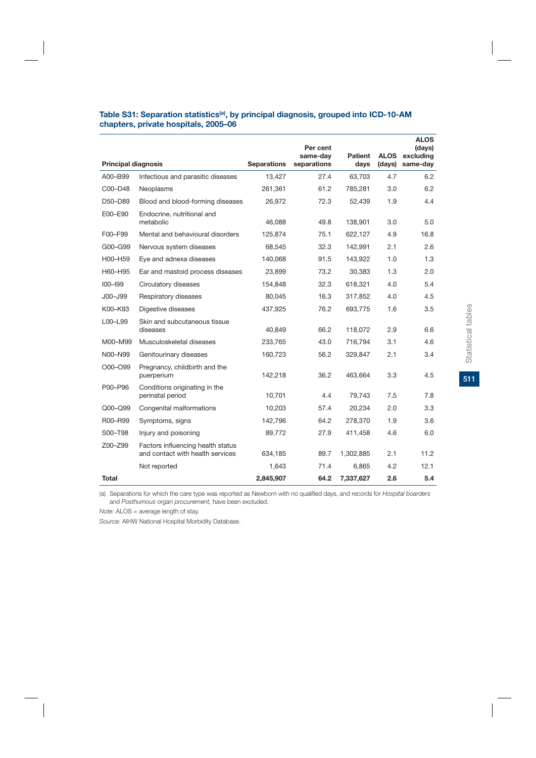### Table S31: Separation statistics[(a)], by principal diagnosis, grouped into ICD-10-AM chapters, private hospitals, 2005–06

| Principal diagnosis | | Separations | Per cent same-day separations | Patient days | ALOS (days) | ALOS (days) excluding same-day |
|---|---|---|---|---|---|---|
| A00–B99 | Infectious and parasitic diseases | 13,427 | 27.4 | 63,703 | 4.7 | 6.2 |
| C00–D48 | Neoplasms | 261,361 | 61.2 | 785,281 | 3.0 | 6.2 |
| D50–D89 | Blood and blood-forming diseases | 26,972 | 72.3 | 52,439 | 1.9 | 4.4 |
| E00–E90 | Endocrine, nutritional and metabolic | 46,088 | 49.8 | 138,901 | 3.0 | 5.0 |
| F00–F99 | Mental and behavioural disorders | 125,874 | 75.1 | 622,127 | 4.9 | 16.8 |
| G00–G99 | Nervous system diseases | 68,545 | 32.3 | 142,991 | 2.1 | 2.6 |
| H00–H59 | Eye and adnexa diseases | 140,068 | 91.5 | 143,922 | 1.0 | 1.3 |
| H60–H95 | Ear and mastoid process diseases | 23,899 | 73.2 | 30,383 | 1.3 | 2.0 |
| I00–I99 | Circulatory diseases | 154,848 | 32.3 | 618,321 | 4.0 | 5.4 |
| J00–J99 | Respiratory diseases | 80,045 | 16.3 | 317,852 | 4.0 | 4.5 |
| K00–K93 | Digestive diseases | 437,925 | 76.2 | 693,775 | 1.6 | 3.5 |
| L00–L99 | Skin and subcutaneous tissue diseases | 40,849 | 66.2 | 118,072 | 2.9 | 6.6 |
| M00–M99 | Musculoskeletal diseases | 233,765 | 43.0 | 716,794 | 3.1 | 4.6 |
| N00–N99 | Genitourinary diseases | 160,723 | 56.2 | 329,847 | 2.1 | 3.4 |
| O00–O99 | Pregnancy, childbirth and the puerperium | 142,218 | 36.2 | 463,664 | 3.3 | 4.5 |
| P00–P96 | Conditions originating in the perinatal period | 10,701 | 4.4 | 79,743 | 7.5 | 7.8 |
| Q00–Q99 | Congenital malformations | 10,203 | 57.4 | 20,234 | 2.0 | 3.3 |
| R00–R99 | Symptoms, signs | 142,796 | 64.2 | 278,370 | 1.9 | 3.6 |
| S00–T98 | Injury and poisoning | 89,772 | 27.9 | 411,458 | 4.6 | 6.0 |
| Z00–Z99 | Factors influencing health status and contact with health services | 634,185 | 89.7 | 1,302,885 | 2.1 | 11.2 |
| | Not reported | 1,643 | 71.4 | 6,865 | 4.2 | 12.1 |
| **Total** | | **2,845,907** | **64.2** | **7,337,627** | **2.6** | **5.4** |

(a) Separations for which the care type was reported as Newborn with no qualified days, and records for *Hospital boarders* and *Posthumous organ procurement,* have been excluded.

*Note:* ALOS = average length of stay.

*Source:* AIHW National Hospital Morbidity Database.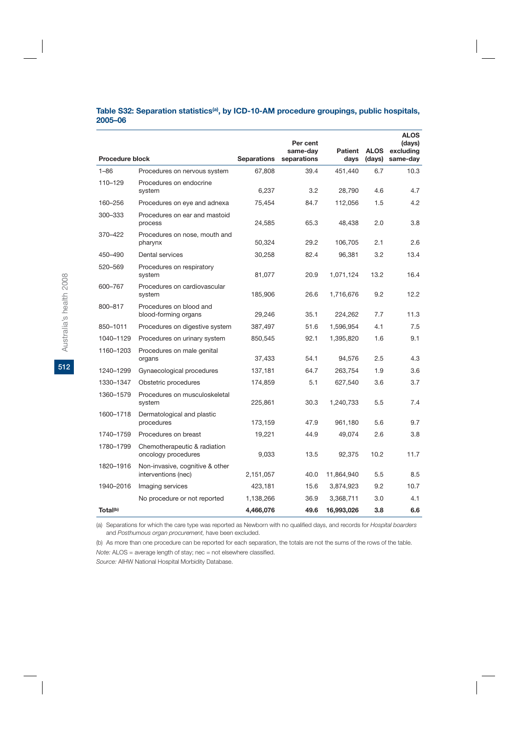### Table S32: Separation statistics[(a)], by ICD-10-AM procedure groupings, public hospitals, 2005–06

| Procedure block | | Separations | Per cent same-day separations | Patient days | ALOS (days) | ALOS (days) excluding same-day |
|---|---|---|---|---|---|---|
| 1–86 | Procedures on nervous system | 67,808 | 39.4 | 451,440 | 6.7 | 10.3 |
| 110–129 | Procedures on endocrine system | 6,237 | 3.2 | 28,790 | 4.6 | 4.7 |
| 160–256 | Procedures on eye and adnexa | 75,454 | 84.7 | 112,056 | 1.5 | 4.2 |
| 300–333 | Procedures on ear and mastoid process | 24,585 | 65.3 | 48,438 | 2.0 | 3.8 |
| 370–422 | Procedures on nose, mouth and pharynx | 50,324 | 29.2 | 106,705 | 2.1 | 2.6 |
| 450–490 | Dental services | 30,258 | 82.4 | 96,381 | 3.2 | 13.4 |
| 520–569 | Procedures on respiratory system | 81,077 | 20.9 | 1,071,124 | 13.2 | 16.4 |
| 600–767 | Procedures on cardiovascular system | 185,906 | 26.6 | 1,716,676 | 9.2 | 12.2 |
| 800–817 | Procedures on blood and blood-forming organs | 29,246 | 35.1 | 224,262 | 7.7 | 11.3 |
| 850–1011 | Procedures on digestive system | 387,497 | 51.6 | 1,596,954 | 4.1 | 7.5 |
| 1040–1129 | Procedures on urinary system | 850,545 | 92.1 | 1,395,820 | 1.6 | 9.1 |
| 1160–1203 | Procedures on male genital organs | 37,433 | 54.1 | 94,576 | 2.5 | 4.3 |
| 1240–1299 | Gynaecological procedures | 137,181 | 64.7 | 263,754 | 1.9 | 3.6 |
| 1330–1347 | Obstetric procedures | 174,859 | 5.1 | 627,540 | 3.6 | 3.7 |
| 1360–1579 | Procedures on musculoskeletal system | 225,861 | 30.3 | 1,240,733 | 5.5 | 7.4 |
| 1600–1718 | Dermatological and plastic procedures | 173,159 | 47.9 | 961,180 | 5.6 | 9.7 |
| 1740–1759 | Procedures on breast | 19,221 | 44.9 | 49,074 | 2.6 | 3.8 |
| 1780–1799 | Chemotherapeutic & radiation oncology procedures | 9,033 | 13.5 | 92,375 | 10.2 | 11.7 |
| 1820–1916 | Non-invasive, cognitive & other interventions (nec) | 2,151,057 | 40.0 | 11,864,940 | 5.5 | 8.5 |
| 1940–2016 | Imaging services | 423,181 | 15.6 | 3,874,923 | 9.2 | 10.7 |
| | No procedure or not reported | 1,138,266 | 36.9 | 3,368,711 | 3.0 | 4.1 |
| **Total[(b)]** | | **4,466,076** | **49.6** | **16,993,026** | **3.8** | **6.6** |

(a) Separations for which the care type was reported as Newborn with no qualified days, and records for *Hospital boarders* and *Posthumous organ procurement,* have been excluded.

(b) As more than one procedure can be reported for each separation, the totals are not the sums of the rows of the table.

*Note:* ALOS = average length of stay; nec = not elsewhere classified.

*Source:* AIHW National Hospital Morbidity Database.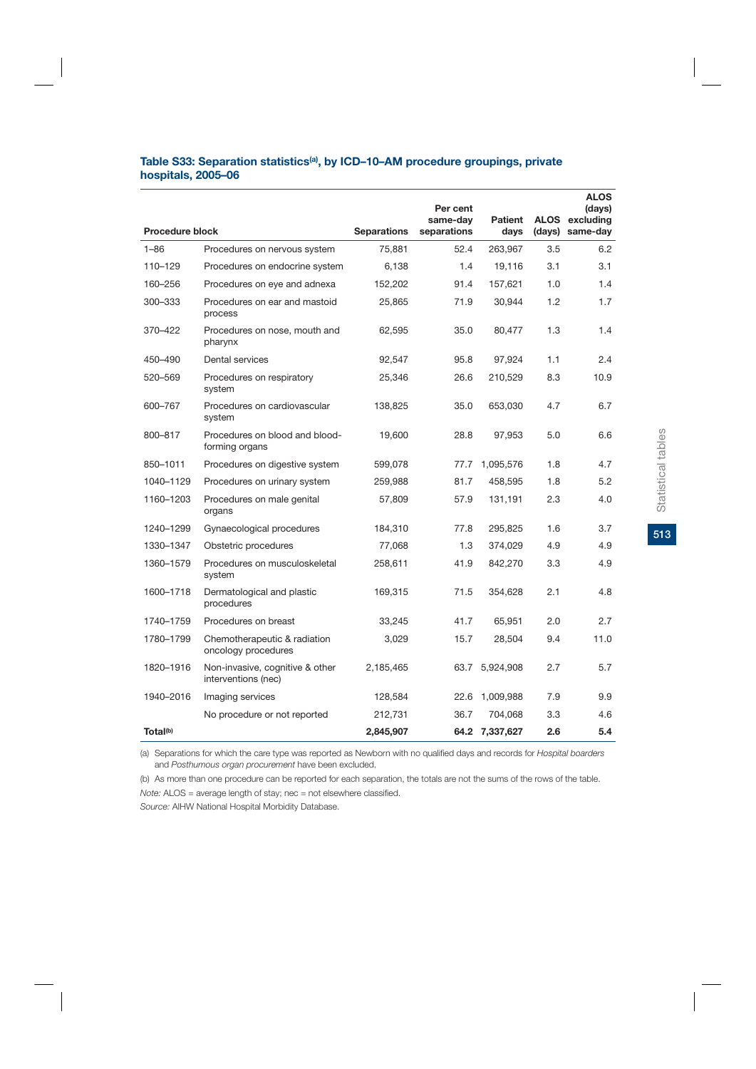**Table S33: Separation statistics[(a)], by ICD–10–AM procedure groupings, private hospitals, 2005–06**

| Procedure block | | Separations | Per cent same-day separations | Patient days | ALOS (days) | ALOS (days) excluding same-day |
|---|---|---|---|---|---|---|
| 1–86 | Procedures on nervous system | 75,881 | 52.4 | 263,967 | 3.5 | 6.2 |
| 110–129 | Procedures on endocrine system | 6,138 | 1.4 | 19,116 | 3.1 | 3.1 |
| 160–256 | Procedures on eye and adnexa | 152,202 | 91.4 | 157,621 | 1.0 | 1.4 |
| 300–333 | Procedures on ear and mastoid process | 25,865 | 71.9 | 30,944 | 1.2 | 1.7 |
| 370–422 | Procedures on nose, mouth and pharynx | 62,595 | 35.0 | 80,477 | 1.3 | 1.4 |
| 450–490 | Dental services | 92,547 | 95.8 | 97,924 | 1.1 | 2.4 |
| 520–569 | Procedures on respiratory system | 25,346 | 26.6 | 210,529 | 8.3 | 10.9 |
| 600–767 | Procedures on cardiovascular system | 138,825 | 35.0 | 653,030 | 4.7 | 6.7 |
| 800–817 | Procedures on blood and blood-forming organs | 19,600 | 28.8 | 97,953 | 5.0 | 6.6 |
| 850–1011 | Procedures on digestive system | 599,078 | 77.7 | 1,095,576 | 1.8 | 4.7 |
| 1040–1129 | Procedures on urinary system | 259,988 | 81.7 | 458,595 | 1.8 | 5.2 |
| 1160–1203 | Procedures on male genital organs | 57,809 | 57.9 | 131,191 | 2.3 | 4.0 |
| 1240–1299 | Gynaecological procedures | 184,310 | 77.8 | 295,825 | 1.6 | 3.7 |
| 1330–1347 | Obstetric procedures | 77,068 | 1.3 | 374,029 | 4.9 | 4.9 |
| 1360–1579 | Procedures on musculoskeletal system | 258,611 | 41.9 | 842,270 | 3.3 | 4.9 |
| 1600–1718 | Dermatological and plastic procedures | 169,315 | 71.5 | 354,628 | 2.1 | 4.8 |
| 1740–1759 | Procedures on breast | 33,245 | 41.7 | 65,951 | 2.0 | 2.7 |
| 1780–1799 | Chemotherapeutic & radiation oncology procedures | 3,029 | 15.7 | 28,504 | 9.4 | 11.0 |
| 1820–1916 | Non-invasive, cognitive & other interventions (nec) | 2,185,465 | 63.7 | 5,924,908 | 2.7 | 5.7 |
| 1940–2016 | Imaging services | 128,584 | 22.6 | 1,009,988 | 7.9 | 9.9 |
| | No procedure or not reported | 212,731 | 36.7 | 704,068 | 3.3 | 4.6 |
| **Total[(b)]** | | **2,845,907** | **64.2** | **7,337,627** | **2.6** | **5.4** |

(a) Separations for which the care type was reported as Newborn with no qualified days and records for *Hospital boarders* and *Posthumous organ procurement* have been excluded.

(b) As more than one procedure can be reported for each separation, the totals are not the sums of the rows of the table.

*Note:* ALOS = average length of stay; nec = not elsewhere classified.

*Source:* AIHW National Hospital Morbidity Database.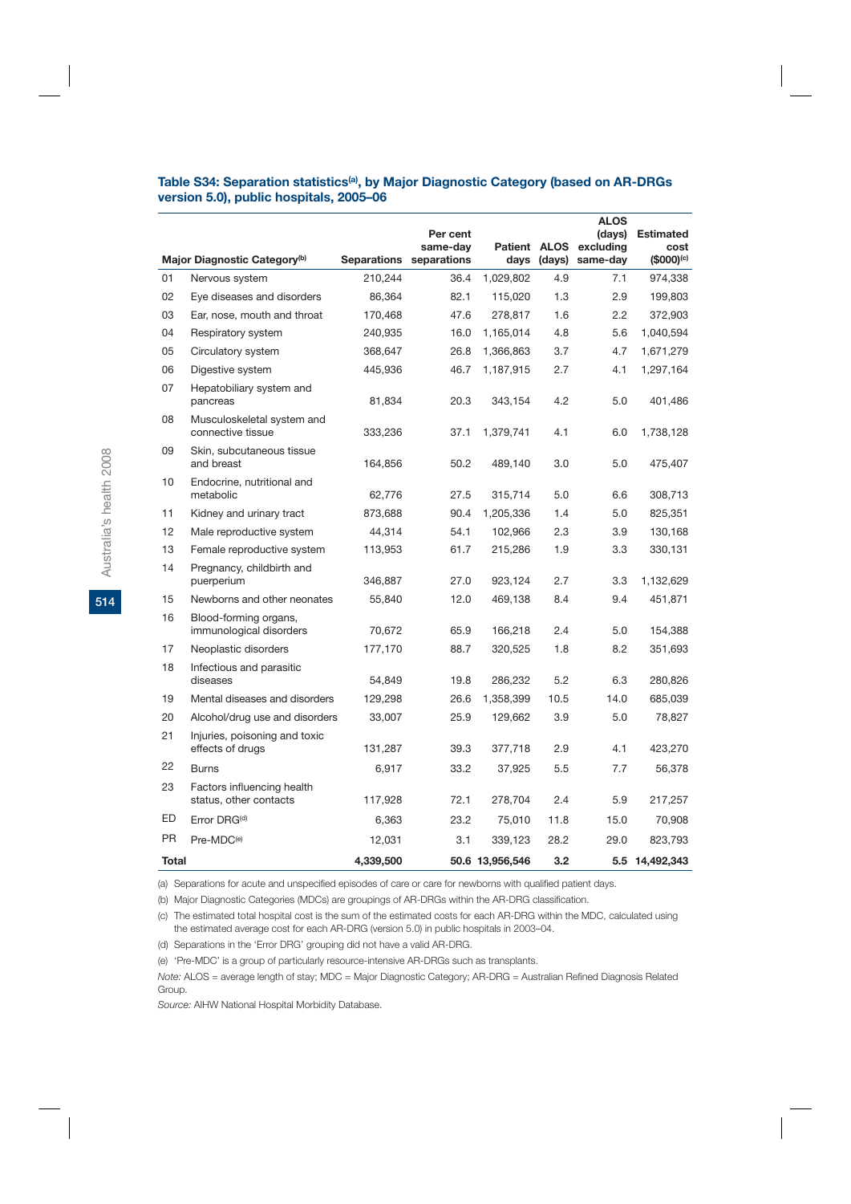### Table S34: Separation statistics[(a)], by Major Diagnostic Category (based on AR-DRGs version 5.0), public hospitals, 2005–06

| | Major Diagnostic Category[(b)] | Separations | Per cent same-day separations | Patient days | ALOS (days) | ALOS (days) excluding same-day | Estimated cost ($000)[(c)] |
|---|---|---|---|---|---|---|---|
| 01 | Nervous system | 210,244 | 36.4 | 1,029,802 | 4.9 | 7.1 | 974,338 |
| 02 | Eye diseases and disorders | 86,364 | 82.1 | 115,020 | 1.3 | 2.9 | 199,803 |
| 03 | Ear, nose, mouth and throat | 170,468 | 47.6 | 278,817 | 1.6 | 2.2 | 372,903 |
| 04 | Respiratory system | 240,935 | 16.0 | 1,165,014 | 4.8 | 5.6 | 1,040,594 |
| 05 | Circulatory system | 368,647 | 26.8 | 1,366,863 | 3.7 | 4.7 | 1,671,279 |
| 06 | Digestive system | 445,936 | 46.7 | 1,187,915 | 2.7 | 4.1 | 1,297,164 |
| 07 | Hepatobiliary system and pancreas | 81,834 | 20.3 | 343,154 | 4.2 | 5.0 | 401,486 |
| 08 | Musculoskeletal system and connective tissue | 333,236 | 37.1 | 1,379,741 | 4.1 | 6.0 | 1,738,128 |
| 09 | Skin, subcutaneous tissue and breast | 164,856 | 50.2 | 489,140 | 3.0 | 5.0 | 475,407 |
| 10 | Endocrine, nutritional and metabolic | 62,776 | 27.5 | 315,714 | 5.0 | 6.6 | 308,713 |
| 11 | Kidney and urinary tract | 873,688 | 90.4 | 1,205,336 | 1.4 | 5.0 | 825,351 |
| 12 | Male reproductive system | 44,314 | 54.1 | 102,966 | 2.3 | 3.9 | 130,168 |
| 13 | Female reproductive system | 113,953 | 61.7 | 215,286 | 1.9 | 3.3 | 330,131 |
| 14 | Pregnancy, childbirth and puerperium | 346,887 | 27.0 | 923,124 | 2.7 | 3.3 | 1,132,629 |
| 15 | Newborns and other neonates | 55,840 | 12.0 | 469,138 | 8.4 | 9.4 | 451,871 |
| 16 | Blood-forming organs, immunological disorders | 70,672 | 65.9 | 166,218 | 2.4 | 5.0 | 154,388 |
| 17 | Neoplastic disorders | 177,170 | 88.7 | 320,525 | 1.8 | 8.2 | 351,693 |
| 18 | Infectious and parasitic diseases | 54,849 | 19.8 | 286,232 | 5.2 | 6.3 | 280,826 |
| 19 | Mental diseases and disorders | 129,298 | 26.6 | 1,358,399 | 10.5 | 14.0 | 685,039 |
| 20 | Alcohol/drug use and disorders | 33,007 | 25.9 | 129,662 | 3.9 | 5.0 | 78,827 |
| 21 | Injuries, poisoning and toxic effects of drugs | 131,287 | 39.3 | 377,718 | 2.9 | 4.1 | 423,270 |
| 22 | Burns | 6,917 | 33.2 | 37,925 | 5.5 | 7.7 | 56,378 |
| 23 | Factors influencing health status, other contacts | 117,928 | 72.1 | 278,704 | 2.4 | 5.9 | 217,257 |
| ED | Error DRG[(d)] | 6,363 | 23.2 | 75,010 | 11.8 | 15.0 | 70,908 |
| PR | Pre-MDC[(e)] | 12,031 | 3.1 | 339,123 | 28.2 | 29.0 | 823,793 |
| **Total** | | **4,339,500** | **50.6** | **13,956,546** | **3.2** | **5.5** | **14,492,343** |

(a) Separations for acute and unspecified episodes of care or care for newborns with qualified patient days.

(b) Major Diagnostic Categories (MDCs) are groupings of AR-DRGs within the AR-DRG classification.

(c) The estimated total hospital cost is the sum of the estimated costs for each AR-DRG within the MDC, calculated using the estimated average cost for each AR-DRG (version 5.0) in public hospitals in 2003–04.

(d) Separations in the 'Error DRG' grouping did not have a valid AR-DRG.

(e) 'Pre-MDC' is a group of particularly resource-intensive AR-DRGs such as transplants.

*Note:* ALOS = average length of stay; MDC = Major Diagnostic Category; AR-DRG = Australian Refined Diagnosis Related Group.

*Source:* AIHW National Hospital Morbidity Database.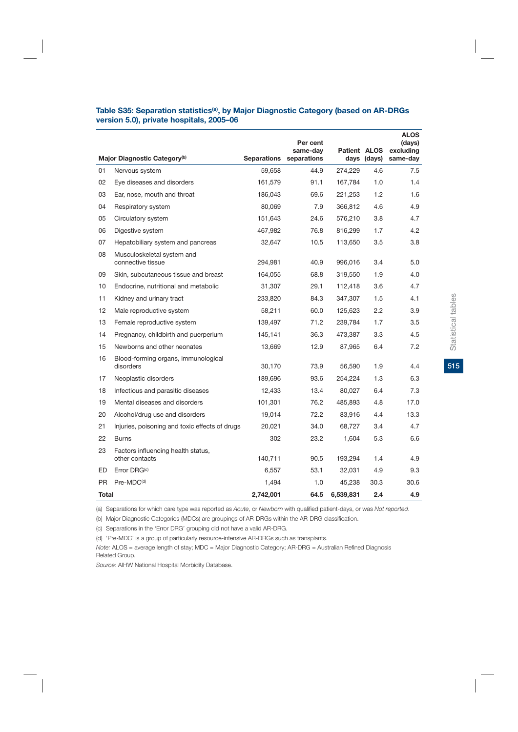### Table S35: Separation statistics[(a)], by Major Diagnostic Category (based on AR-DRGs version 5.0), private hospitals, 2005–06

| | Major Diagnostic Category[(b)] | Separations | Per cent same-day separations | Patient days | ALOS (days) | ALOS (days) excluding same-day |
|---|---|---|---|---|---|---|
| 01 | Nervous system | 59,658 | 44.9 | 274,229 | 4.6 | 7.5 |
| 02 | Eye diseases and disorders | 161,579 | 91.1 | 167,784 | 1.0 | 1.4 |
| 03 | Ear, nose, mouth and throat | 186,043 | 69.6 | 221,253 | 1.2 | 1.6 |
| 04 | Respiratory system | 80,069 | 7.9 | 366,812 | 4.6 | 4.9 |
| 05 | Circulatory system | 151,643 | 24.6 | 576,210 | 3.8 | 4.7 |
| 06 | Digestive system | 467,982 | 76.8 | 816,299 | 1.7 | 4.2 |
| 07 | Hepatobiliary system and pancreas | 32,647 | 10.5 | 113,650 | 3.5 | 3.8 |
| 08 | Musculoskeletal system and connective tissue | 294,981 | 40.9 | 996,016 | 3.4 | 5.0 |
| 09 | Skin, subcutaneous tissue and breast | 164,055 | 68.8 | 319,550 | 1.9 | 4.0 |
| 10 | Endocrine, nutritional and metabolic | 31,307 | 29.1 | 112,418 | 3.6 | 4.7 |
| 11 | Kidney and urinary tract | 233,820 | 84.3 | 347,307 | 1.5 | 4.1 |
| 12 | Male reproductive system | 58,211 | 60.0 | 125,623 | 2.2 | 3.9 |
| 13 | Female reproductive system | 139,497 | 71.2 | 239,784 | 1.7 | 3.5 |
| 14 | Pregnancy, childbirth and puerperium | 145,141 | 36.3 | 473,387 | 3.3 | 4.5 |
| 15 | Newborns and other neonates | 13,669 | 12.9 | 87,965 | 6.4 | 7.2 |
| 16 | Blood-forming organs, immunological disorders | 30,170 | 73.9 | 56,590 | 1.9 | 4.4 |
| 17 | Neoplastic disorders | 189,696 | 93.6 | 254,224 | 1.3 | 6.3 |
| 18 | Infectious and parasitic diseases | 12,433 | 13.4 | 80,027 | 6.4 | 7.3 |
| 19 | Mental diseases and disorders | 101,301 | 76.2 | 485,893 | 4.8 | 17.0 |
| 20 | Alcohol/drug use and disorders | 19,014 | 72.2 | 83,916 | 4.4 | 13.3 |
| 21 | Injuries, poisoning and toxic effects of drugs | 20,021 | 34.0 | 68,727 | 3.4 | 4.7 |
| 22 | Burns | 302 | 23.2 | 1,604 | 5.3 | 6.6 |
| 23 | Factors influencing health status, other contacts | 140,711 | 90.5 | 193,294 | 1.4 | 4.9 |
| ED | Error DRG[(c)] | 6,557 | 53.1 | 32,031 | 4.9 | 9.3 |
| PR | Pre-MDC[(d)] | 1,494 | 1.0 | 45,238 | 30.3 | 30.6 |
| **Total** | | **2,742,001** | **64.5** | **6,539,831** | **2.4** | **4.9** |

(a) Separations for which care type was reported as *Acute*, or *Newborn* with qualified patient-days, or was *Not reported*.

(b) Major Diagnostic Categories (MDCs) are groupings of AR-DRGs within the AR-DRG classification.

(c) Separations in the 'Error DRG' grouping did not have a valid AR-DRG.

(d) 'Pre-MDC' is a group of particularly resource-intensive AR-DRGs such as transplants.

*Note:* ALOS = average length of stay; MDC = Major Diagnostic Category; AR-DRG = Australian Refined Diagnosis Related Group.

*Source:* AIHW National Hospital Morbidity Database.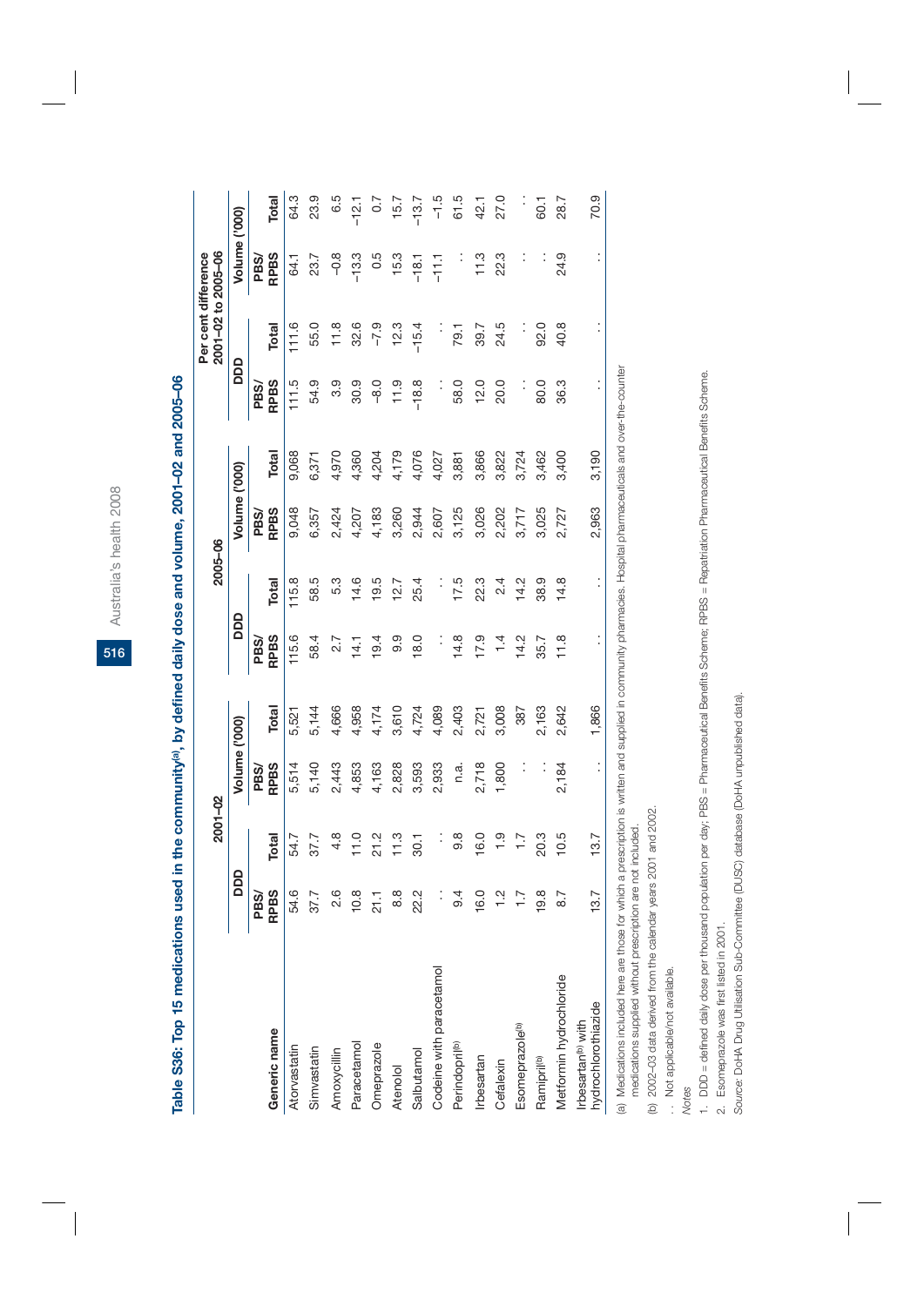# Table S36: Top 15 medications used in the community[(a)], by defined daily dose and volume, 2001–02 and 2005–06

| Generic name | 2001–02 | | | | 2005–06 | | | | Per cent difference 2001–02 to 2005–06 | | | |
|---|---|---|---|---|---|---|---|---|---|---|---|---|
| | DDD | | Volume ('000) | | DDD | | Volume ('000) | | DDD | | Volume ('000) | |
| | PBS/RPBS | Total | PBS/RPBS | Total | PBS/RPBS | Total | PBS/RPBS | Total | PBS/RPBS | Total | PBS/RPBS | Total |
| Atorvastatin | 54.6 | 54.7 | 5,514 | 5,521 | 115.6 | 115.8 | 9,048 | 9,068 | 111.5 | 111.6 | 64.1 | 64.3 |
| Simvastatin | 37.7 | 37.7 | 5,140 | 5,144 | 58.4 | 58.5 | 6,357 | 6,371 | 54.9 | 55.0 | 23.7 | 23.9 |
| Amoxycillin | 2.6 | 4.8 | 2,443 | 4,666 | 2.7 | 5.3 | 2,424 | 4,970 | 3.9 | 11.8 | –0.8 | 6.5 |
| Paracetamol | 10.8 | 11.0 | 4,853 | 4,958 | 14.1 | 14.6 | 4,207 | 4,360 | 30.9 | 32.6 | –13.3 | –12.1 |
| Omeprazole | 21.1 | 21.2 | 4,163 | 4,174 | 19.4 | 19.5 | 4,183 | 4,204 | –8.0 | –7.9 | 0.5 | 0.7 |
| Atenolol | 8.8 | 11.3 | 2,828 | 3,610 | 9.9 | 12.7 | 3,260 | 4,179 | 11.9 | 12.3 | 15.3 | 15.7 |
| Salbutamol | 22.2 | 30.1 | 3,593 | 4,724 | 18.0 | 25.4 | 2,944 | 4,076 | –18.8 | –15.4 | –18.1 | –13.7 |
| Codeine with paracetamol | . . | . . | 2,933 | 4,089 | . . | . . | 2,607 | 4,027 | . . | . . | –11.1 | –1.5 |
| Perindopril[(b)] | 9.4 | 9.8 | n.a. | 2,403 | 14.8 | 17.5 | 3,125 | 3,881 | 58.0 | 79.1 | . . | 61.5 |
| Irbesartan | 16.0 | 16.0 | 2,718 | 2,721 | 17.9 | 22.3 | 3,026 | 3,866 | 12.0 | 39.7 | 11.3 | 42.1 |
| Cefalexin | 1.2 | 1.9 | 1,800 | 3,008 | 1.4 | 2.4 | 2,202 | 3,822 | 20.0 | 24.5 | 22.3 | 27.0 |
| Esomeprazole[(b)] | 1.7 | 1.7 | . . | 387 | 14.2 | 14.2 | 3,717 | 3,724 | . . | . . | . . | . . |
| Ramipril[(b)] | 19.8 | 20.3 | . . | 2,163 | 35.7 | 38.9 | 3,025 | 3,462 | 80.0 | 92.0 | . . | 60.1 |
| Metformin hydrochloride | 8.7 | 10.5 | 2,184 | 2,642 | 11.8 | 14.8 | 2,727 | 3,400 | 36.3 | 40.8 | 24.9 | 28.7 |
| Irbesartan[(b)] with hydrochlorothiazide | 13.7 | 13.7 | . . | 1,866 | . . | . . | 2,963 | 3,190 | . . | . . | . . | 70.9 |

(a) Medications included here are those for which a prescription is written and supplied in community pharmacies. Hospital pharmaceuticals and over-the-counter medications supplied without prescription are not included.

(b) 2002–03 data derived from the calendar years 2001 and 2002.

. . Not applicable/not available.

*Notes*

1. DDD = defined daily dose per thousand population per day; PBS = Pharmaceutical Benefits Scheme; RPBS = Repatriation Pharmaceutical Benefits Scheme.
2. Esomeprazole was first listed in 2001.

*Source:* DoHA Drug Utilisation Sub-Committee (DUSC) database (DoHA unpublished data).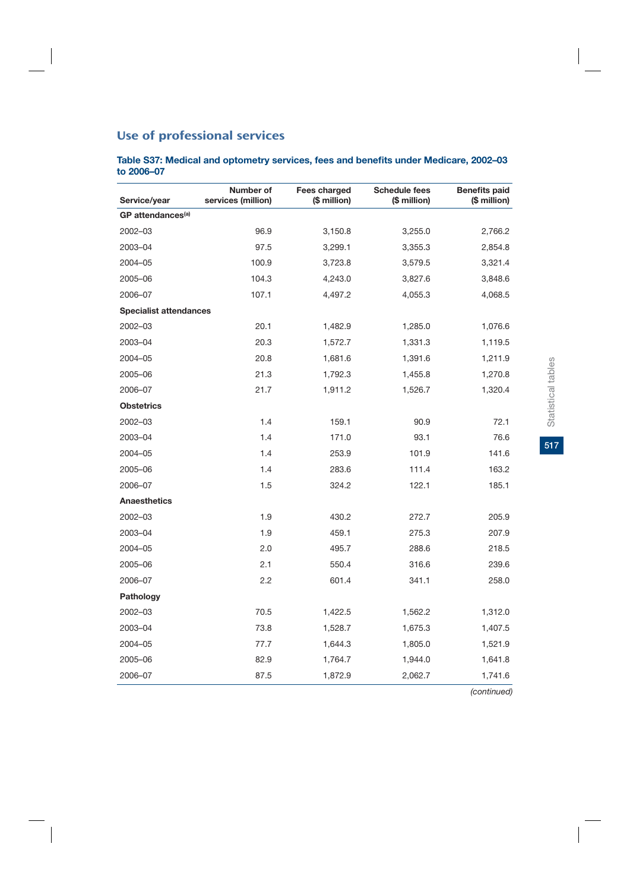## Use of professional services

### Table S37: Medical and optometry services, fees and benefits under Medicare, 2002–03 to 2006–07

| Service/year | Number of services (million) | Fees charged ($ million) | Schedule fees ($ million) | Benefits paid ($ million) |
|---|---|---|---|---|
| **GP attendances[(a)]** | | | | |
| 2002–03 | 96.9 | 3,150.8 | 3,255.0 | 2,766.2 |
| 2003–04 | 97.5 | 3,299.1 | 3,355.3 | 2,854.8 |
| 2004–05 | 100.9 | 3,723.8 | 3,579.5 | 3,321.4 |
| 2005–06 | 104.3 | 4,243.0 | 3,827.6 | 3,848.6 |
| 2006–07 | 107.1 | 4,497.2 | 4,055.3 | 4,068.5 |
| **Specialist attendances** | | | | |
| 2002–03 | 20.1 | 1,482.9 | 1,285.0 | 1,076.6 |
| 2003–04 | 20.3 | 1,572.7 | 1,331.3 | 1,119.5 |
| 2004–05 | 20.8 | 1,681.6 | 1,391.6 | 1,211.9 |
| 2005–06 | 21.3 | 1,792.3 | 1,455.8 | 1,270.8 |
| 2006–07 | 21.7 | 1,911.2 | 1,526.7 | 1,320.4 |
| **Obstetrics** | | | | |
| 2002–03 | 1.4 | 159.1 | 90.9 | 72.1 |
| 2003–04 | 1.4 | 171.0 | 93.1 | 76.6 |
| 2004–05 | 1.4 | 253.9 | 101.9 | 141.6 |
| 2005–06 | 1.4 | 283.6 | 111.4 | 163.2 |
| 2006–07 | 1.5 | 324.2 | 122.1 | 185.1 |
| **Anaesthetics** | | | | |
| 2002–03 | 1.9 | 430.2 | 272.7 | 205.9 |
| 2003–04 | 1.9 | 459.1 | 275.3 | 207.9 |
| 2004–05 | 2.0 | 495.7 | 288.6 | 218.5 |
| 2005–06 | 2.1 | 550.4 | 316.6 | 239.6 |
| 2006–07 | 2.2 | 601.4 | 341.1 | 258.0 |
| **Pathology** | | | | |
| 2002–03 | 70.5 | 1,422.5 | 1,562.2 | 1,312.0 |
| 2003–04 | 73.8 | 1,528.7 | 1,675.3 | 1,407.5 |
| 2004–05 | 77.7 | 1,644.3 | 1,805.0 | 1,521.9 |
| 2005–06 | 82.9 | 1,764.7 | 1,944.0 | 1,641.8 |
| 2006–07 | 87.5 | 1,872.9 | 2,062.7 | 1,741.6 |

*(continued)*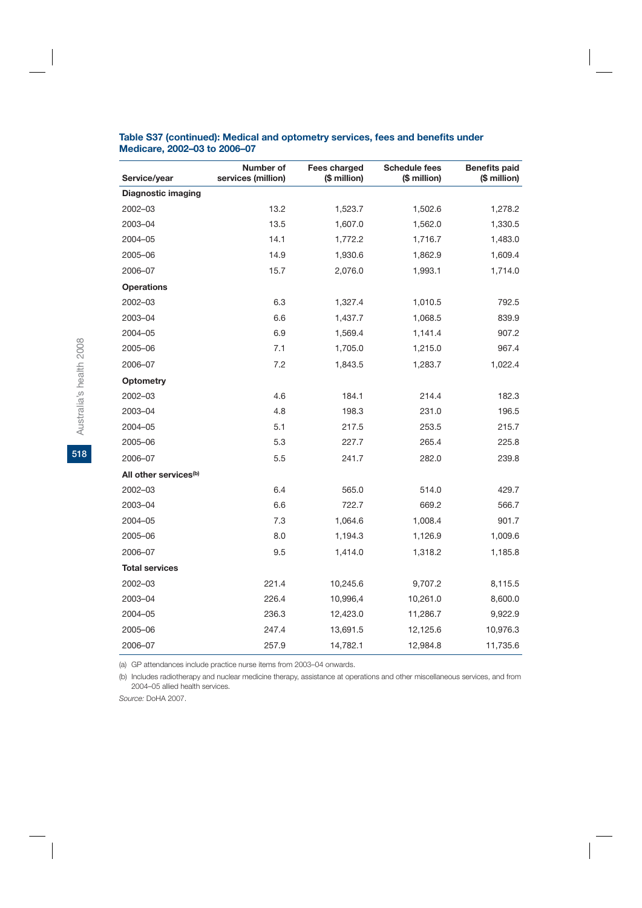**Table S37 (continued): Medical and optometry services, fees and benefits under Medicare, 2002–03 to 2006–07**

| Service/year | Number of services (million) | Fees charged ($ million) | Schedule fees ($ million) | Benefits paid ($ million) |
|---|---|---|---|---|
| **Diagnostic imaging** | | | | |
| 2002–03 | 13.2 | 1,523.7 | 1,502.6 | 1,278.2 |
| 2003–04 | 13.5 | 1,607.0 | 1,562.0 | 1,330.5 |
| 2004–05 | 14.1 | 1,772.2 | 1,716.7 | 1,483.0 |
| 2005–06 | 14.9 | 1,930.6 | 1,862.9 | 1,609.4 |
| 2006–07 | 15.7 | 2,076.0 | 1,993.1 | 1,714.0 |
| **Operations** | | | | |
| 2002–03 | 6.3 | 1,327.4 | 1,010.5 | 792.5 |
| 2003–04 | 6.6 | 1,437.7 | 1,068.5 | 839.9 |
| 2004–05 | 6.9 | 1,569.4 | 1,141.4 | 907.2 |
| 2005–06 | 7.1 | 1,705.0 | 1,215.0 | 967.4 |
| 2006–07 | 7.2 | 1,843.5 | 1,283.7 | 1,022.4 |
| **Optometry** | | | | |
| 2002–03 | 4.6 | 184.1 | 214.4 | 182.3 |
| 2003–04 | 4.8 | 198.3 | 231.0 | 196.5 |
| 2004–05 | 5.1 | 217.5 | 253.5 | 215.7 |
| 2005–06 | 5.3 | 227.7 | 265.4 | 225.8 |
| 2006–07 | 5.5 | 241.7 | 282.0 | 239.8 |
| **All other services**[b] | | | | |
| 2002–03 | 6.4 | 565.0 | 514.0 | 429.7 |
| 2003–04 | 6.6 | 722.7 | 669.2 | 566.7 |
| 2004–05 | 7.3 | 1,064.6 | 1,008.4 | 901.7 |
| 2005–06 | 8.0 | 1,194.3 | 1,126.9 | 1,009.6 |
| 2006–07 | 9.5 | 1,414.0 | 1,318.2 | 1,185.8 |
| **Total services** | | | | |
| 2002–03 | 221.4 | 10,245.6 | 9,707.2 | 8,115.5 |
| 2003–04 | 226.4 | 10,996,4 | 10,261.0 | 8,600.0 |
| 2004–05 | 236.3 | 12,423.0 | 11,286.7 | 9,922.9 |
| 2005–06 | 247.4 | 13,691.5 | 12,125.6 | 10,976.3 |
| 2006–07 | 257.9 | 14,782.1 | 12,984.8 | 11,735.6 |

(a) GP attendances include practice nurse items from 2003–04 onwards.

(b) Includes radiotherapy and nuclear medicine therapy, assistance at operations and other miscellaneous services, and from 2004–05 allied health services.

*Source:* DoHA 2007.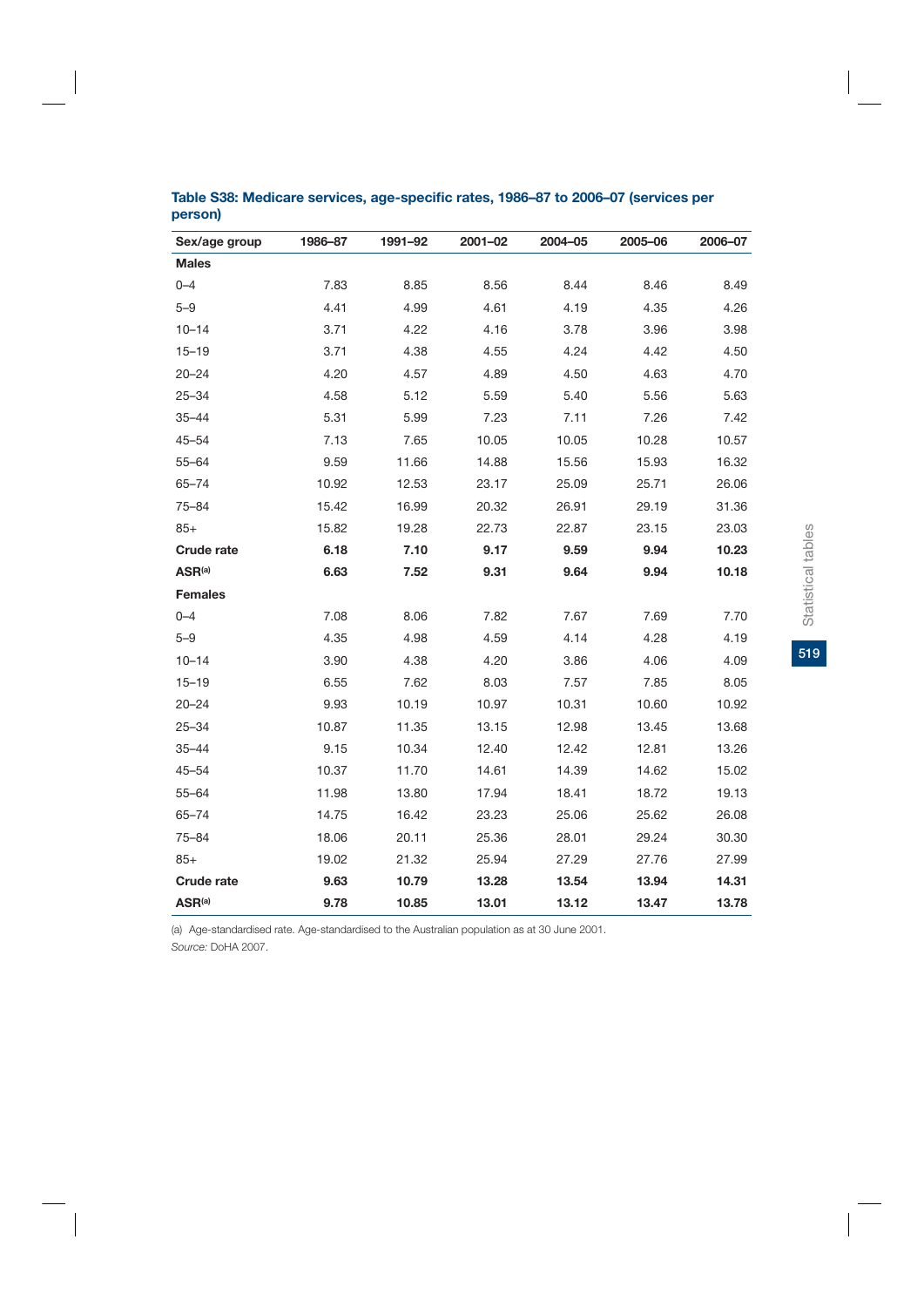**Table S38: Medicare services, age-specific rates, 1986–87 to 2006–07 (services per person)**

| Sex/age group | 1986–87 | 1991–92 | 2001–02 | 2004–05 | 2005–06 | 2006–07 |
|---|---|---|---|---|---|---|
| **Males** | | | | | | |
| 0–4 | 7.83 | 8.85 | 8.56 | 8.44 | 8.46 | 8.49 |
| 5–9 | 4.41 | 4.99 | 4.61 | 4.19 | 4.35 | 4.26 |
| 10–14 | 3.71 | 4.22 | 4.16 | 3.78 | 3.96 | 3.98 |
| 15–19 | 3.71 | 4.38 | 4.55 | 4.24 | 4.42 | 4.50 |
| 20–24 | 4.20 | 4.57 | 4.89 | 4.50 | 4.63 | 4.70 |
| 25–34 | 4.58 | 5.12 | 5.59 | 5.40 | 5.56 | 5.63 |
| 35–44 | 5.31 | 5.99 | 7.23 | 7.11 | 7.26 | 7.42 |
| 45–54 | 7.13 | 7.65 | 10.05 | 10.05 | 10.28 | 10.57 |
| 55–64 | 9.59 | 11.66 | 14.88 | 15.56 | 15.93 | 16.32 |
| 65–74 | 10.92 | 12.53 | 23.17 | 25.09 | 25.71 | 26.06 |
| 75–84 | 15.42 | 16.99 | 20.32 | 26.91 | 29.19 | 31.36 |
| 85+ | 15.82 | 19.28 | 22.73 | 22.87 | 23.15 | 23.03 |
| **Crude rate** | **6.18** | **7.10** | **9.17** | **9.59** | **9.94** | **10.23** |
| **ASR[(a)]** | **6.63** | **7.52** | **9.31** | **9.64** | **9.94** | **10.18** |
| **Females** | | | | | | |
| 0–4 | 7.08 | 8.06 | 7.82 | 7.67 | 7.69 | 7.70 |
| 5–9 | 4.35 | 4.98 | 4.59 | 4.14 | 4.28 | 4.19 |
| 10–14 | 3.90 | 4.38 | 4.20 | 3.86 | 4.06 | 4.09 |
| 15–19 | 6.55 | 7.62 | 8.03 | 7.57 | 7.85 | 8.05 |
| 20–24 | 9.93 | 10.19 | 10.97 | 10.31 | 10.60 | 10.92 |
| 25–34 | 10.87 | 11.35 | 13.15 | 12.98 | 13.45 | 13.68 |
| 35–44 | 9.15 | 10.34 | 12.40 | 12.42 | 12.81 | 13.26 |
| 45–54 | 10.37 | 11.70 | 14.61 | 14.39 | 14.62 | 15.02 |
| 55–64 | 11.98 | 13.80 | 17.94 | 18.41 | 18.72 | 19.13 |
| 65–74 | 14.75 | 16.42 | 23.23 | 25.06 | 25.62 | 26.08 |
| 75–84 | 18.06 | 20.11 | 25.36 | 28.01 | 29.24 | 30.30 |
| 85+ | 19.02 | 21.32 | 25.94 | 27.29 | 27.76 | 27.99 |
| **Crude rate** | **9.63** | **10.79** | **13.28** | **13.54** | **13.94** | **14.31** |
| **ASR[(a)]** | **9.78** | **10.85** | **13.01** | **13.12** | **13.47** | **13.78** |

(a) Age-standardised rate. Age-standardised to the Australian population as at 30 June 2001.

*Source:* DoHA 2007.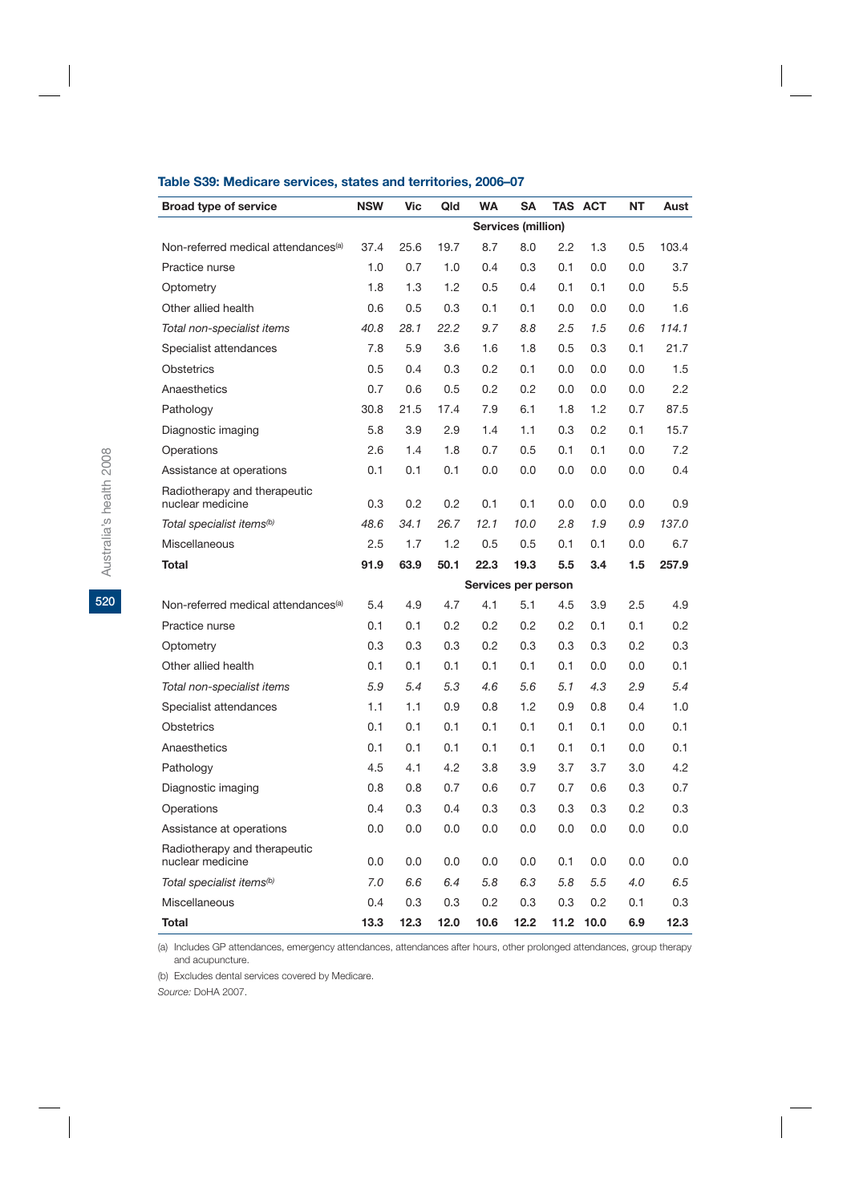### Table S39: Medicare services, states and territories, 2006–07

| Broad type of service | NSW | Vic | Qld | WA | SA | TAS | ACT | NT | Aust |
|---|---|---|---|---|---|---|---|---|---|
| | **Services (million)** | | | | | | | | |
| Non-referred medical attendances[(a)] | 37.4 | 25.6 | 19.7 | 8.7 | 8.0 | 2.2 | 1.3 | 0.5 | 103.4 |
| Practice nurse | 1.0 | 0.7 | 1.0 | 0.4 | 0.3 | 0.1 | 0.0 | 0.0 | 3.7 |
| Optometry | 1.8 | 1.3 | 1.2 | 0.5 | 0.4 | 0.1 | 0.1 | 0.0 | 5.5 |
| Other allied health | 0.6 | 0.5 | 0.3 | 0.1 | 0.1 | 0.0 | 0.0 | 0.0 | 1.6 |
| *Total non-specialist items* | *40.8* | *28.1* | *22.2* | *9.7* | *8.8* | *2.5* | *1.5* | *0.6* | *114.1* |
| Specialist attendances | 7.8 | 5.9 | 3.6 | 1.6 | 1.8 | 0.5 | 0.3 | 0.1 | 21.7 |
| Obstetrics | 0.5 | 0.4 | 0.3 | 0.2 | 0.1 | 0.0 | 0.0 | 0.0 | 1.5 |
| Anaesthetics | 0.7 | 0.6 | 0.5 | 0.2 | 0.2 | 0.0 | 0.0 | 0.0 | 2.2 |
| Pathology | 30.8 | 21.5 | 17.4 | 7.9 | 6.1 | 1.8 | 1.2 | 0.7 | 87.5 |
| Diagnostic imaging | 5.8 | 3.9 | 2.9 | 1.4 | 1.1 | 0.3 | 0.2 | 0.1 | 15.7 |
| Operations | 2.6 | 1.4 | 1.8 | 0.7 | 0.5 | 0.1 | 0.1 | 0.0 | 7.2 |
| Assistance at operations | 0.1 | 0.1 | 0.1 | 0.0 | 0.0 | 0.0 | 0.0 | 0.0 | 0.4 |
| Radiotherapy and therapeutic nuclear medicine | 0.3 | 0.2 | 0.2 | 0.1 | 0.1 | 0.0 | 0.0 | 0.0 | 0.9 |
| *Total specialist items[(b)]* | *48.6* | *34.1* | *26.7* | *12.1* | *10.0* | *2.8* | *1.9* | *0.9* | *137.0* |
| Miscellaneous | 2.5 | 1.7 | 1.2 | 0.5 | 0.5 | 0.1 | 0.1 | 0.0 | 6.7 |
| **Total** | **91.9** | **63.9** | **50.1** | **22.3** | **19.3** | **5.5** | **3.4** | **1.5** | **257.9** |
| | **Services per person** | | | | | | | | |
| Non-referred medical attendances[(a)] | 5.4 | 4.9 | 4.7 | 4.1 | 5.1 | 4.5 | 3.9 | 2.5 | 4.9 |
| Practice nurse | 0.1 | 0.1 | 0.2 | 0.2 | 0.2 | 0.2 | 0.1 | 0.1 | 0.2 |
| Optometry | 0.3 | 0.3 | 0.3 | 0.2 | 0.3 | 0.3 | 0.3 | 0.2 | 0.3 |
| Other allied health | 0.1 | 0.1 | 0.1 | 0.1 | 0.1 | 0.1 | 0.0 | 0.0 | 0.1 |
| *Total non-specialist items* | *5.9* | *5.4* | *5.3* | *4.6* | *5.6* | *5.1* | *4.3* | *2.9* | *5.4* |
| Specialist attendances | 1.1 | 1.1 | 0.9 | 0.8 | 1.2 | 0.9 | 0.8 | 0.4 | 1.0 |
| Obstetrics | 0.1 | 0.1 | 0.1 | 0.1 | 0.1 | 0.1 | 0.1 | 0.0 | 0.1 |
| Anaesthetics | 0.1 | 0.1 | 0.1 | 0.1 | 0.1 | 0.1 | 0.1 | 0.0 | 0.1 |
| Pathology | 4.5 | 4.1 | 4.2 | 3.8 | 3.9 | 3.7 | 3.7 | 3.0 | 4.2 |
| Diagnostic imaging | 0.8 | 0.8 | 0.7 | 0.6 | 0.7 | 0.7 | 0.6 | 0.3 | 0.7 |
| Operations | 0.4 | 0.3 | 0.4 | 0.3 | 0.3 | 0.3 | 0.3 | 0.2 | 0.3 |
| Assistance at operations | 0.0 | 0.0 | 0.0 | 0.0 | 0.0 | 0.0 | 0.0 | 0.0 | 0.0 |
| Radiotherapy and therapeutic nuclear medicine | 0.0 | 0.0 | 0.0 | 0.0 | 0.0 | 0.1 | 0.0 | 0.0 | 0.0 |
| *Total specialist items[(b)]* | *7.0* | *6.6* | *6.4* | *5.8* | *6.3* | *5.8* | *5.5* | *4.0* | *6.5* |
| Miscellaneous | 0.4 | 0.3 | 0.3 | 0.2 | 0.3 | 0.3 | 0.2 | 0.1 | 0.3 |
| **Total** | **13.3** | **12.3** | **12.0** | **10.6** | **12.2** | **11.2** | **10.0** | **6.9** | **12.3** |

(a) Includes GP attendances, emergency attendances, attendances after hours, other prolonged attendances, group therapy and acupuncture.

(b) Excludes dental services covered by Medicare.

*Source:* DoHA 2007.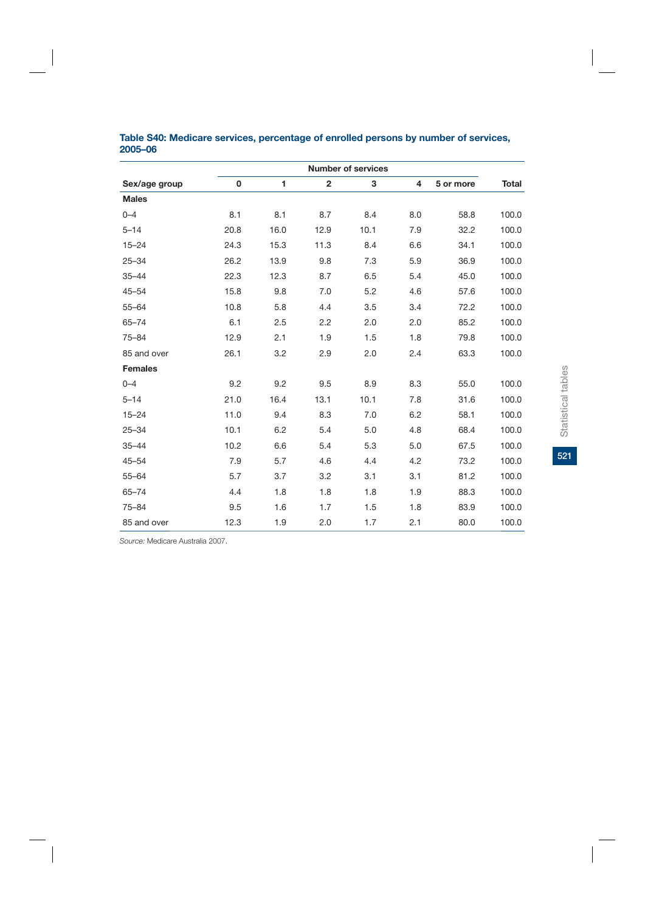**Table S40: Medicare services, percentage of enrolled persons by number of services, 2005–06**

| Sex/age group | Number of services | | | | | | Total |
|---|---|---|---|---|---|---|---|
| | 0 | 1 | 2 | 3 | 4 | 5 or more | |
| **Males** | | | | | | | |
| 0–4 | 8.1 | 8.1 | 8.7 | 8.4 | 8.0 | 58.8 | 100.0 |
| 5–14 | 20.8 | 16.0 | 12.9 | 10.1 | 7.9 | 32.2 | 100.0 |
| 15–24 | 24.3 | 15.3 | 11.3 | 8.4 | 6.6 | 34.1 | 100.0 |
| 25–34 | 26.2 | 13.9 | 9.8 | 7.3 | 5.9 | 36.9 | 100.0 |
| 35–44 | 22.3 | 12.3 | 8.7 | 6.5 | 5.4 | 45.0 | 100.0 |
| 45–54 | 15.8 | 9.8 | 7.0 | 5.2 | 4.6 | 57.6 | 100.0 |
| 55–64 | 10.8 | 5.8 | 4.4 | 3.5 | 3.4 | 72.2 | 100.0 |
| 65–74 | 6.1 | 2.5 | 2.2 | 2.0 | 2.0 | 85.2 | 100.0 |
| 75–84 | 12.9 | 2.1 | 1.9 | 1.5 | 1.8 | 79.8 | 100.0 |
| 85 and over | 26.1 | 3.2 | 2.9 | 2.0 | 2.4 | 63.3 | 100.0 |
| **Females** | | | | | | | |
| 0–4 | 9.2 | 9.2 | 9.5 | 8.9 | 8.3 | 55.0 | 100.0 |
| 5–14 | 21.0 | 16.4 | 13.1 | 10.1 | 7.8 | 31.6 | 100.0 |
| 15–24 | 11.0 | 9.4 | 8.3 | 7.0 | 6.2 | 58.1 | 100.0 |
| 25–34 | 10.1 | 6.2 | 5.4 | 5.0 | 4.8 | 68.4 | 100.0 |
| 35–44 | 10.2 | 6.6 | 5.4 | 5.3 | 5.0 | 67.5 | 100.0 |
| 45–54 | 7.9 | 5.7 | 4.6 | 4.4 | 4.2 | 73.2 | 100.0 |
| 55–64 | 5.7 | 3.7 | 3.2 | 3.1 | 3.1 | 81.2 | 100.0 |
| 65–74 | 4.4 | 1.8 | 1.8 | 1.8 | 1.9 | 88.3 | 100.0 |
| 75–84 | 9.5 | 1.6 | 1.7 | 1.5 | 1.8 | 83.9 | 100.0 |
| 85 and over | 12.3 | 1.9 | 2.0 | 1.7 | 2.1 | 80.0 | 100.0 |

*Source:* Medicare Australia 2007.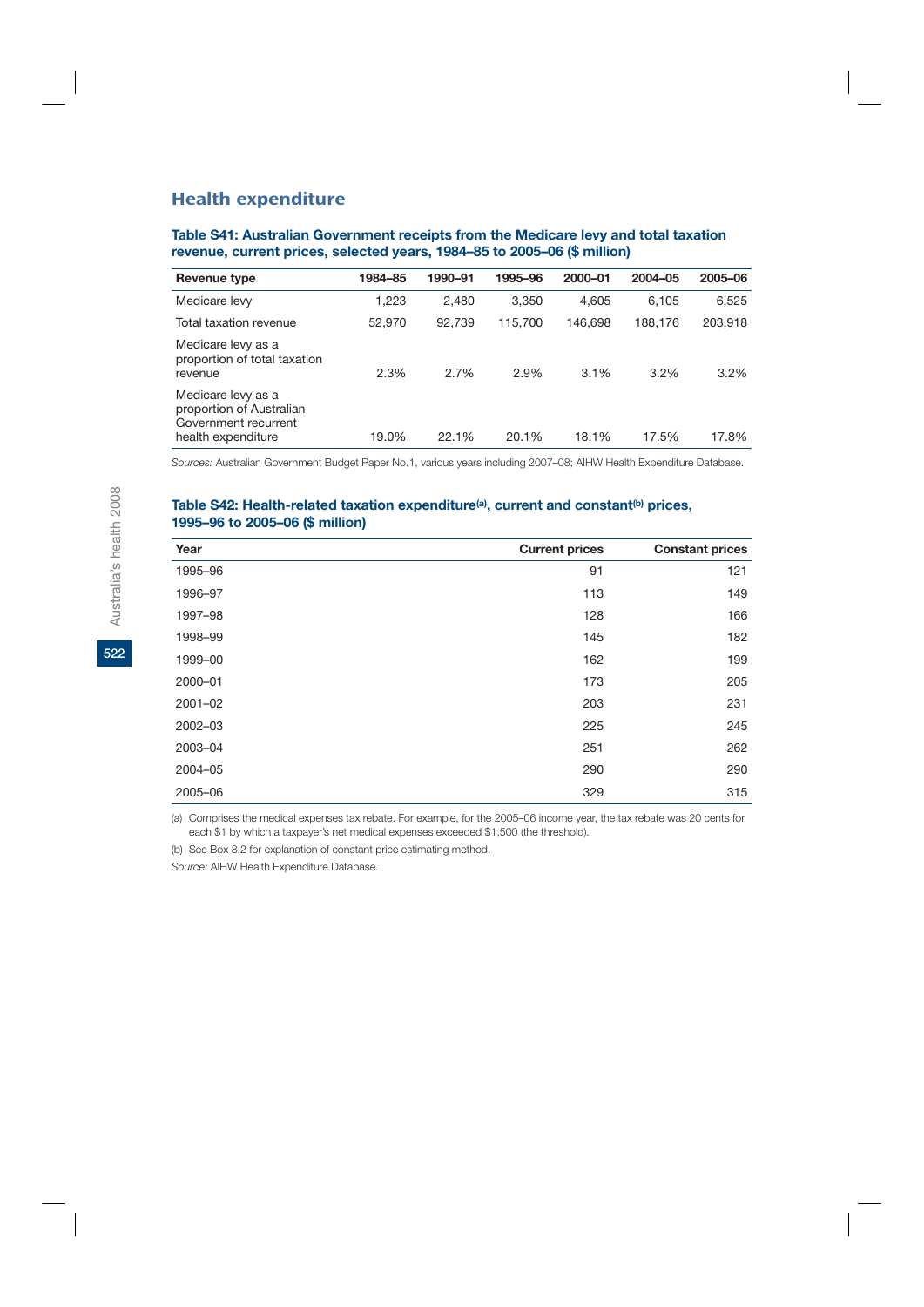## Health expenditure

**Table S41: Australian Government receipts from the Medicare levy and total taxation revenue, current prices, selected years, 1984–85 to 2005–06 ($ million)**

| Revenue type | 1984–85 | 1990–91 | 1995–96 | 2000–01 | 2004–05 | 2005–06 |
|---|---|---|---|---|---|---|
| Medicare levy | 1,223 | 2,480 | 3,350 | 4,605 | 6,105 | 6,525 |
| Total taxation revenue | 52,970 | 92,739 | 115,700 | 146,698 | 188,176 | 203,918 |
| Medicare levy as a proportion of total taxation revenue | 2.3% | 2.7% | 2.9% | 3.1% | 3.2% | 3.2% |
| Medicare levy as a proportion of Australian Government recurrent health expenditure | 19.0% | 22.1% | 20.1% | 18.1% | 17.5% | 17.8% |

*Sources:* Australian Government Budget Paper No.1, various years including 2007–08; AIHW Health Expenditure Database.

**Table S42: Health-related taxation expenditure[(a)], current and constant[(b)] prices, 1995–96 to 2005–06 ($ million)**

| Year | Current prices | Constant prices |
|---|---|---|
| 1995–96 | 91 | 121 |
| 1996–97 | 113 | 149 |
| 1997–98 | 128 | 166 |
| 1998–99 | 145 | 182 |
| 1999–00 | 162 | 199 |
| 2000–01 | 173 | 205 |
| 2001–02 | 203 | 231 |
| 2002–03 | 225 | 245 |
| 2003–04 | 251 | 262 |
| 2004–05 | 290 | 290 |
| 2005–06 | 329 | 315 |

(a) Comprises the medical expenses tax rebate. For example, for the 2005–06 income year, the tax rebate was 20 cents for each $1 by which a taxpayer's net medical expenses exceeded $1,500 (the threshold).

(b) See Box 8.2 for explanation of constant price estimating method.

*Source:* AIHW Health Expenditure Database.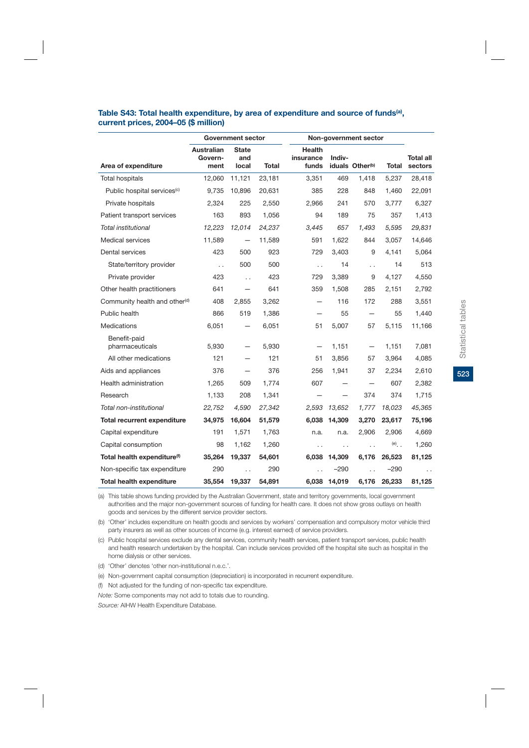### Table S43: Total health expenditure, by area of expenditure and source of funds[(a)], current prices, 2004–05 ($ million)

| | Government sector | | | Non-government sector | | | | |
|---|---|---|---|---|---|---|---|---|
| Area of expenditure | Australian Government | State and local | Total | Health insurance funds | Individuals | Other[(b)] | Total | Total all sectors |
| Total hospitals | 12,060 | 11,121 | 23,181 | 3,351 | 469 | 1,418 | 5,237 | 28,418 |
| Public hospital services[(c)] | 9,735 | 10,896 | 20,631 | 385 | 228 | 848 | 1,460 | 22,091 |
| Private hospitals | 2,324 | 225 | 2,550 | 2,966 | 241 | 570 | 3,777 | 6,327 |
| Patient transport services | 163 | 893 | 1,056 | 94 | 189 | 75 | 357 | 1,413 |
| *Total institutional* | *12,223* | *12,014* | *24,237* | *3,445* | *657* | *1,493* | *5,595* | *29,831* |
| Medical services | 11,589 | — | 11,589 | 591 | 1,622 | 844 | 3,057 | 14,646 |
| Dental services | 423 | 500 | 923 | 729 | 3,403 | 9 | 4,141 | 5,064 |
| State/territory provider | . . | 500 | 500 | . . | 14 | . . | 14 | 513 |
| Private provider | 423 | . . | 423 | 729 | 3,389 | 9 | 4,127 | 4,550 |
| Other health practitioners | 641 | — | 641 | 359 | 1,508 | 285 | 2,151 | 2,792 |
| Community health and other[(d)] | 408 | 2,855 | 3,262 | — | 116 | 172 | 288 | 3,551 |
| Public health | 866 | 519 | 1,386 | — | 55 | — | 55 | 1,440 |
| Medications | 6,051 | — | 6,051 | 51 | 5,007 | 57 | 5,115 | 11,166 |
| Benefit-paid pharmaceuticals | 5,930 | — | 5,930 | — | 1,151 | — | 1,151 | 7,081 |
| All other medications | 121 | — | 121 | 51 | 3,856 | 57 | 3,964 | 4,085 |
| Aids and appliances | 376 | — | 376 | 256 | 1,941 | 37 | 2,234 | 2,610 |
| Health administration | 1,265 | 509 | 1,774 | 607 | — | — | 607 | 2,382 |
| Research | 1,133 | 208 | 1,341 | — | — | 374 | 374 | 1,715 |
| *Total non-institutional* | *22,752* | *4,590* | *27,342* | *2,593* | *13,652* | *1,777* | *18,023* | *45,365* |
| **Total recurrent expenditure** | **34,975** | **16,604** | **51,579** | **6,038** | **14,309** | **3,270** | **23,617** | **75,196** |
| Capital expenditure | 191 | 1,571 | 1,763 | n.a. | n.a. | 2,906 | 2,906 | 4,669 |
| Capital consumption | 98 | 1,162 | 1,260 | . . | . . | . . | [(e)] . . | 1,260 |
| **Total health expenditure[(f)]** | **35,264** | **19,337** | **54,601** | **6,038** | **14,309** | **6,176** | **26,523** | **81,125** |
| Non-specific tax expenditure | 290 | . . | 290 | . . | −290 | . . | −290 | . . |
| **Total health expenditure** | **35,554** | **19,337** | **54,891** | **6,038** | **14,019** | **6,176** | **26,233** | **81,125** |

(a) This table shows funding provided by the Australian Government, state and territory governments, local government authorities and the major non-government sources of funding for health care. It does not show gross outlays on health goods and services by the different service provider sectors.

(b) 'Other' includes expenditure on health goods and services by workers' compensation and compulsory motor vehicle third party insurers as well as other sources of income (e.g. interest earned) of service providers.

(c) Public hospital services exclude any dental services, community health services, patient transport services, public health and health research undertaken by the hospital. Can include services provided off the hospital site such as hospital in the home dialysis or other services.

(d) 'Other' denotes 'other non-institutional n.e.c.'.

(e) Non-government capital consumption (depreciation) is incorporated in recurrent expenditure.

(f) Not adjusted for the funding of non-specific tax expenditure.

*Note:* Some components may not add to totals due to rounding.

*Source:* AIHW Health Expenditure Database.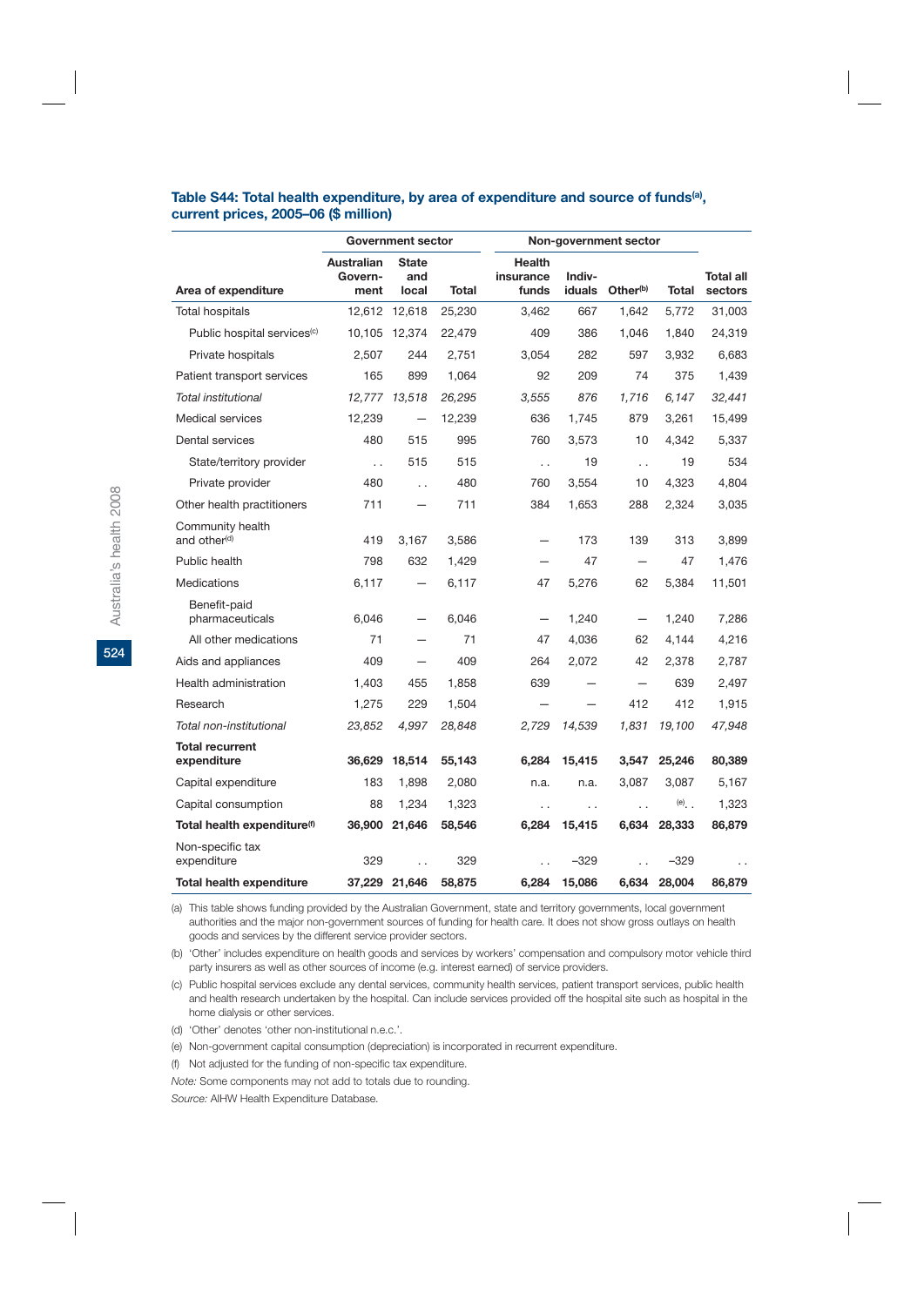### Table S44: Total health expenditure, by area of expenditure and source of funds[a], current prices, 2005–06 ($ million)

| | Government sector | | | Non-government sector | | | | |
|---|---|---|---|---|---|---|---|---|
| Area of expenditure | Australian Govern-ment | State and local | Total | Health insurance funds | Indiv-iduals | Other[b] | Total | Total all sectors |
| Total hospitals | 12,612 | 12,618 | 25,230 | 3,462 | 667 | 1,642 | 5,772 | 31,003 |
| Public hospital services[c] | 10,105 | 12,374 | 22,479 | 409 | 386 | 1,046 | 1,840 | 24,319 |
| Private hospitals | 2,507 | 244 | 2,751 | 3,054 | 282 | 597 | 3,932 | 6,683 |
| Patient transport services | 165 | 899 | 1,064 | 92 | 209 | 74 | 375 | 1,439 |
| *Total institutional* | *12,777* | *13,518* | *26,295* | *3,555* | *876* | *1,716* | *6,147* | *32,441* |
| Medical services | 12,239 | — | 12,239 | 636 | 1,745 | 879 | 3,261 | 15,499 |
| Dental services | 480 | 515 | 995 | 760 | 3,573 | 10 | 4,342 | 5,337 |
| State/territory provider | . . | 515 | 515 | . . | 19 | . . | 19 | 534 |
| Private provider | 480 | . . | 480 | 760 | 3,554 | 10 | 4,323 | 4,804 |
| Other health practitioners | 711 | — | 711 | 384 | 1,653 | 288 | 2,324 | 3,035 |
| Community health and other[d] | 419 | 3,167 | 3,586 | — | 173 | 139 | 313 | 3,899 |
| Public health | 798 | 632 | 1,429 | — | 47 | — | 47 | 1,476 |
| Medications | 6,117 | — | 6,117 | 47 | 5,276 | 62 | 5,384 | 11,501 |
| Benefit-paid pharmaceuticals | 6,046 | — | 6,046 | — | 1,240 | — | 1,240 | 7,286 |
| All other medications | 71 | — | 71 | 47 | 4,036 | 62 | 4,144 | 4,216 |
| Aids and appliances | 409 | — | 409 | 264 | 2,072 | 42 | 2,378 | 2,787 |
| Health administration | 1,403 | 455 | 1,858 | 639 | — | — | 639 | 2,497 |
| Research | 1,275 | 229 | 1,504 | — | — | 412 | 412 | 1,915 |
| *Total non-institutional* | *23,852* | *4,997* | *28,848* | *2,729* | *14,539* | *1,831* | *19,100* | *47,948* |
| **Total recurrent expenditure** | **36,629** | **18,514** | **55,143** | **6,284** | **15,415** | **3,547** | **25,246** | **80,389** |
| Capital expenditure | 183 | 1,898 | 2,080 | n.a. | n.a. | 3,087 | 3,087 | 5,167 |
| Capital consumption | 88 | 1,234 | 1,323 | . . | . . | . . | [e] . . | 1,323 |
| **Total health expenditure[f]** | **36,900** | **21,646** | **58,546** | **6,284** | **15,415** | **6,634** | **28,333** | **86,879** |
| Non-specific tax expenditure | 329 | . . | 329 | . . | –329 | . . | –329 | . . |
| **Total health expenditure** | **37,229** | **21,646** | **58,875** | **6,284** | **15,086** | **6,634** | **28,004** | **86,879** |

(a) This table shows funding provided by the Australian Government, state and territory governments, local government authorities and the major non-government sources of funding for health care. It does not show gross outlays on health goods and services by the different service provider sectors.

(b) 'Other' includes expenditure on health goods and services by workers' compensation and compulsory motor vehicle third party insurers as well as other sources of income (e.g. interest earned) of service providers.

(c) Public hospital services exclude any dental services, community health services, patient transport services, public health and health research undertaken by the hospital. Can include services provided off the hospital site such as hospital in the home dialysis or other services.

(d) 'Other' denotes 'other non-institutional n.e.c.'.

(e) Non-government capital consumption (depreciation) is incorporated in recurrent expenditure.

(f) Not adjusted for the funding of non-specific tax expenditure.

*Note:* Some components may not add to totals due to rounding.

*Source:* AIHW Health Expenditure Database.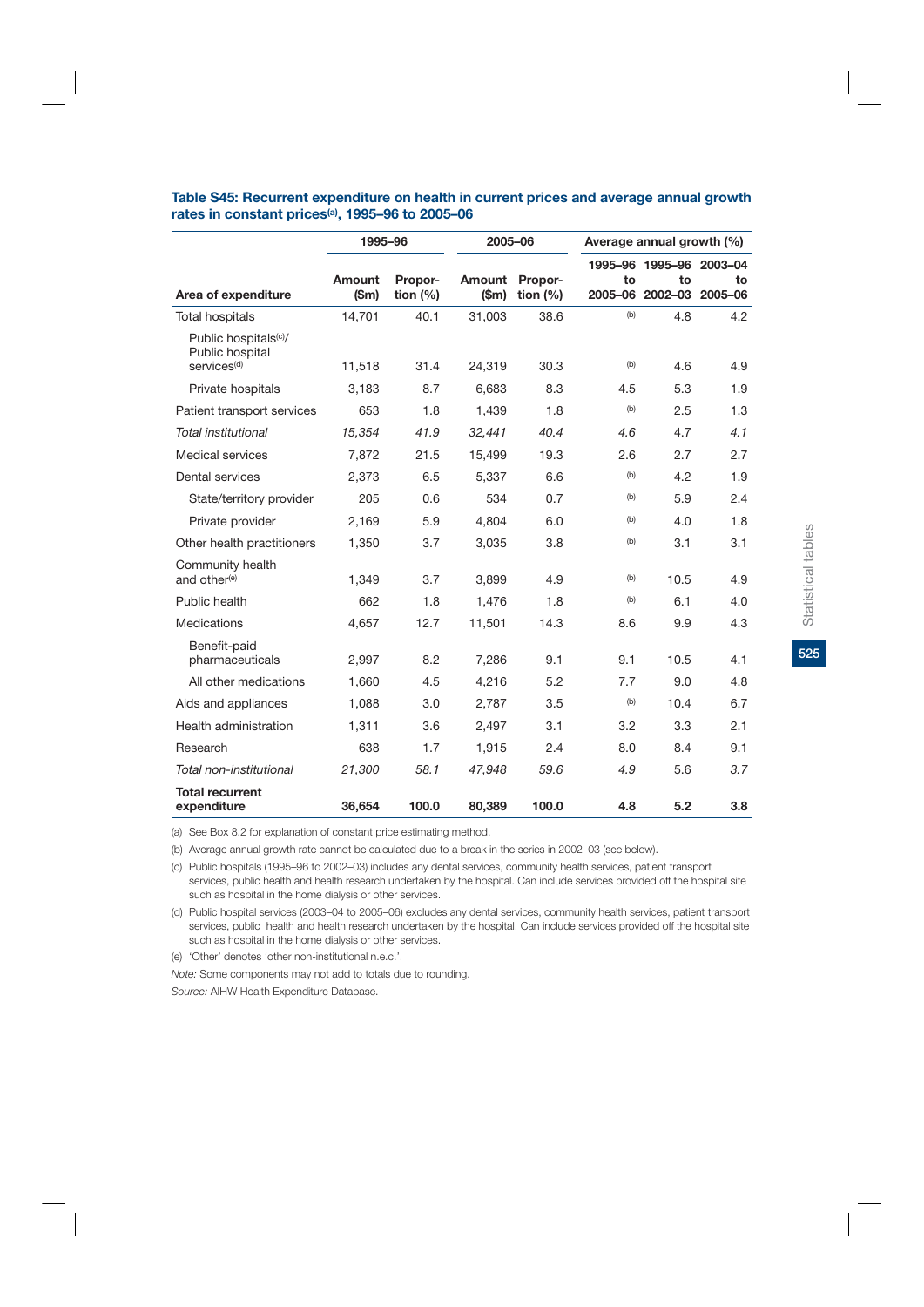**Table S45: Recurrent expenditure on health in current prices and average annual growth rates in constant prices[(a)], 1995–96 to 2005–06**

| | 1995–96 | | 2005–06 | | Average annual growth (%) | | |
|---|---|---|---|---|---|---|---|
| Area of expenditure | Amount ($m) | Proportion (%) | Amount ($m) | Proportion (%) | 1995–96 to 2005–06 | 1995–96 to 2002–03 | 2003–04 to 2005–06 |
| Total hospitals | 14,701 | 40.1 | 31,003 | 38.6 | [(b)] | 4.8 | 4.2 |
| Public hospitals[(c)]/ Public hospital services[(d)] | 11,518 | 31.4 | 24,319 | 30.3 | [(b)] | 4.6 | 4.9 |
| Private hospitals | 3,183 | 8.7 | 6,683 | 8.3 | 4.5 | 5.3 | 1.9 |
| Patient transport services | 653 | 1.8 | 1,439 | 1.8 | [(b)] | 2.5 | 1.3 |
| *Total institutional* | *15,354* | *41.9* | *32,441* | *40.4* | *4.6* | *4.7* | *4.1* |
| Medical services | 7,872 | 21.5 | 15,499 | 19.3 | 2.6 | 2.7 | 2.7 |
| Dental services | 2,373 | 6.5 | 5,337 | 6.6 | [(b)] | 4.2 | 1.9 |
| State/territory provider | 205 | 0.6 | 534 | 0.7 | [(b)] | 5.9 | 2.4 |
| Private provider | 2,169 | 5.9 | 4,804 | 6.0 | [(b)] | 4.0 | 1.8 |
| Other health practitioners | 1,350 | 3.7 | 3,035 | 3.8 | [(b)] | 3.1 | 3.1 |
| Community health and other[(e)] | 1,349 | 3.7 | 3,899 | 4.9 | [(b)] | 10.5 | 4.9 |
| Public health | 662 | 1.8 | 1,476 | 1.8 | [(b)] | 6.1 | 4.0 |
| Medications | 4,657 | 12.7 | 11,501 | 14.3 | 8.6 | 9.9 | 4.3 |
| Benefit-paid pharmaceuticals | 2,997 | 8.2 | 7,286 | 9.1 | 9.1 | 10.5 | 4.1 |
| All other medications | 1,660 | 4.5 | 4,216 | 5.2 | 7.7 | 9.0 | 4.8 |
| Aids and appliances | 1,088 | 3.0 | 2,787 | 3.5 | [(b)] | 10.4 | 6.7 |
| Health administration | 1,311 | 3.6 | 2,497 | 3.1 | 3.2 | 3.3 | 2.1 |
| Research | 638 | 1.7 | 1,915 | 2.4 | 8.0 | 8.4 | 9.1 |
| *Total non-institutional* | *21,300* | *58.1* | *47,948* | *59.6* | *4.9* | *5.6* | *3.7* |
| **Total recurrent expenditure** | **36,654** | **100.0** | **80,389** | **100.0** | **4.8** | **5.2** | **3.8** |

(a) See Box 8.2 for explanation of constant price estimating method.

(b) Average annual growth rate cannot be calculated due to a break in the series in 2002–03 (see below).

(c) Public hospitals (1995–96 to 2002–03) includes any dental services, community health services, patient transport services, public health and health research undertaken by the hospital. Can include services provided off the hospital site such as hospital in the home dialysis or other services.

(d) Public hospital services (2003–04 to 2005–06) excludes any dental services, community health services, patient transport services, public health and health research undertaken by the hospital. Can include services provided off the hospital site such as hospital in the home dialysis or other services.

(e) 'Other' denotes 'other non-institutional n.e.c.'.

*Note:* Some components may not add to totals due to rounding.

*Source:* AIHW Health Expenditure Database.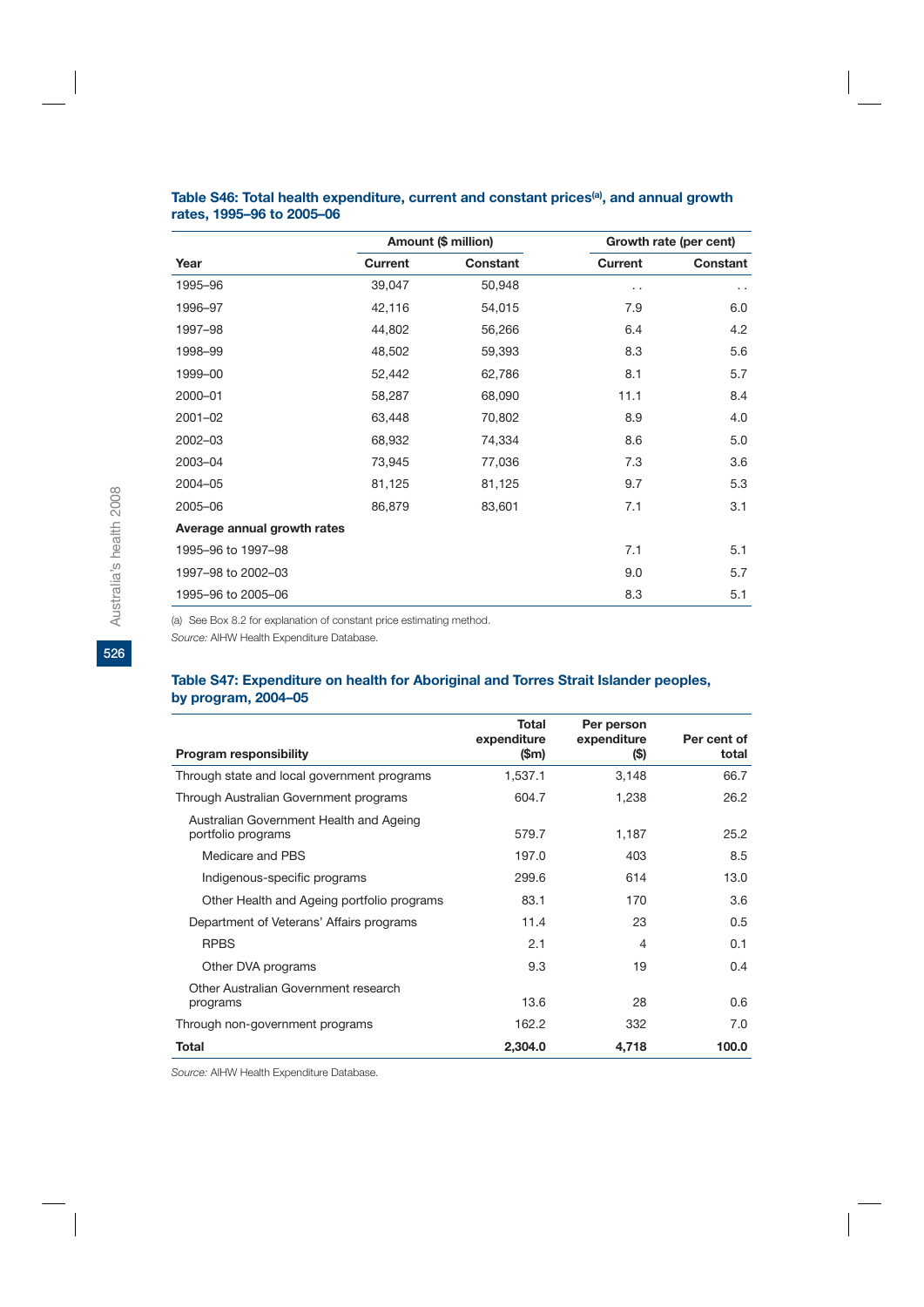**Table S46: Total health expenditure, current and constant prices[(a)], and annual growth rates, 1995–96 to 2005–06**

| | Amount ($ million) | | Growth rate (per cent) | |
|---|---|---|---|---|
| Year | Current | Constant | Current | Constant |
| 1995–96 | 39,047 | 50,948 | . . | . . |
| 1996–97 | 42,116 | 54,015 | 7.9 | 6.0 |
| 1997–98 | 44,802 | 56,266 | 6.4 | 4.2 |
| 1998–99 | 48,502 | 59,393 | 8.3 | 5.6 |
| 1999–00 | 52,442 | 62,786 | 8.1 | 5.7 |
| 2000–01 | 58,287 | 68,090 | 11.1 | 8.4 |
| 2001–02 | 63,448 | 70,802 | 8.9 | 4.0 |
| 2002–03 | 68,932 | 74,334 | 8.6 | 5.0 |
| 2003–04 | 73,945 | 77,036 | 7.3 | 3.6 |
| 2004–05 | 81,125 | 81,125 | 9.7 | 5.3 |
| 2005–06 | 86,879 | 83,601 | 7.1 | 3.1 |
| **Average annual growth rates** | | | | |
| 1995–96 to 1997–98 | | | 7.1 | 5.1 |
| 1997–98 to 2002–03 | | | 9.0 | 5.7 |
| 1995–96 to 2005–06 | | | 8.3 | 5.1 |

(a) See Box 8.2 for explanation of constant price estimating method.

*Source:* AIHW Health Expenditure Database.

**Table S47: Expenditure on health for Aboriginal and Torres Strait Islander peoples, by program, 2004–05**

| Program responsibility | Total expenditure ($m) | Per person expenditure ($) | Per cent of total |
|---|---|---|---|
| Through state and local government programs | 1,537.1 | 3,148 | 66.7 |
| Through Australian Government programs | 604.7 | 1,238 | 26.2 |
| Australian Government Health and Ageing portfolio programs | 579.7 | 1,187 | 25.2 |
| Medicare and PBS | 197.0 | 403 | 8.5 |
| Indigenous-specific programs | 299.6 | 614 | 13.0 |
| Other Health and Ageing portfolio programs | 83.1 | 170 | 3.6 |
| Department of Veterans' Affairs programs | 11.4 | 23 | 0.5 |
| RPBS | 2.1 | 4 | 0.1 |
| Other DVA programs | 9.3 | 19 | 0.4 |
| Other Australian Government research programs | 13.6 | 28 | 0.6 |
| Through non-government programs | 162.2 | 332 | 7.0 |
| **Total** | **2,304.0** | **4,718** | **100.0** |

*Source:* AIHW Health Expenditure Database.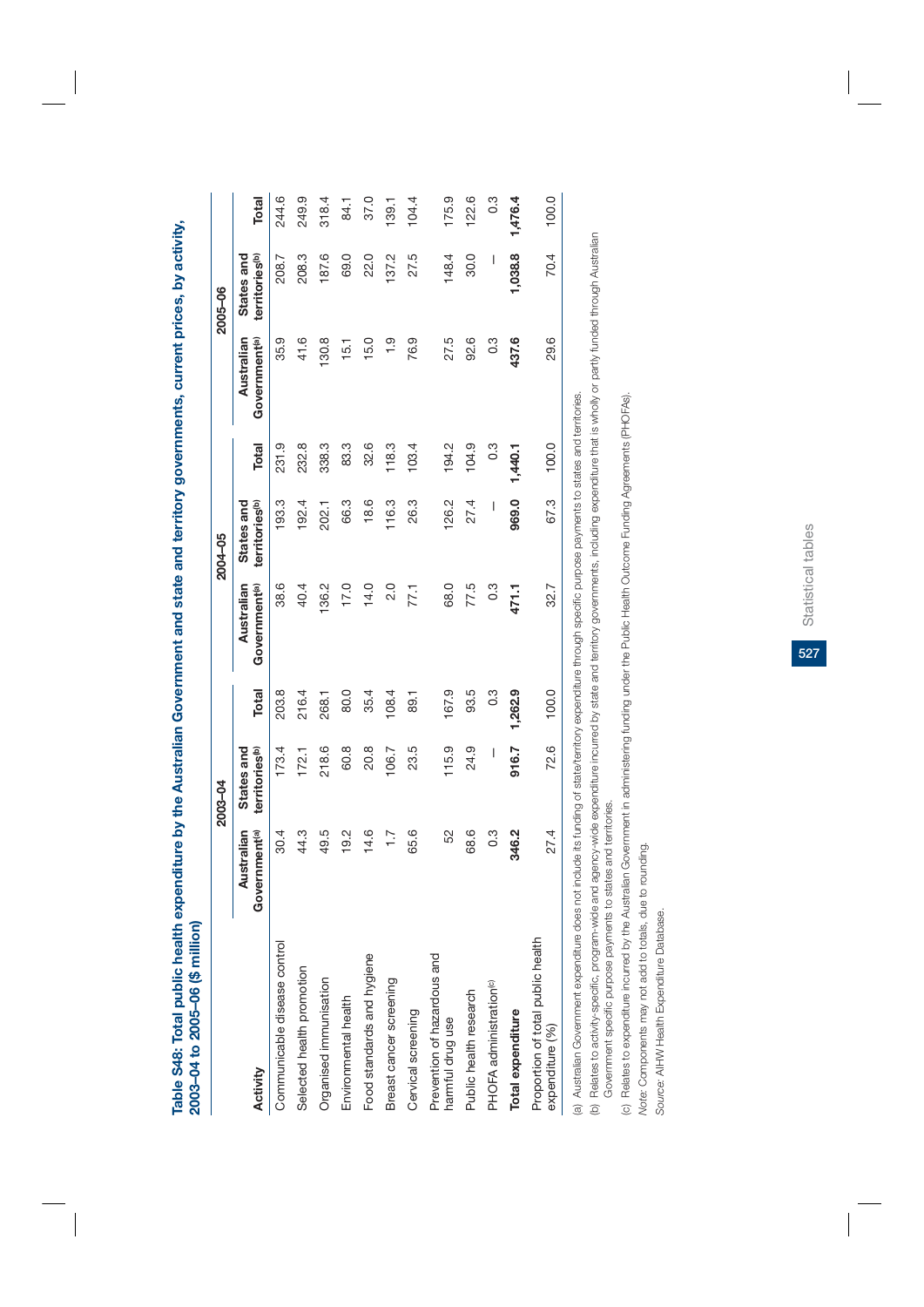**Table S48: Total public health expenditure by the Australian Government and state and territory governments, current prices, by activity, 2003–04 to 2005–06 ($ million)**

| Activity | 2003–04 | | | 2004–05 | | | 2005–06 | | |
|---|---|---|---|---|---|---|---|---|---|
| | Australian Government[(a)] | States and territories[(b)] | Total | Australian Government[(a)] | States and territories[(b)] | Total | Australian Government[(a)] | States and territories[(b)] | Total |
| Communicable disease control | 30.4 | 173.4 | 203.8 | 38.6 | 193.3 | 231.9 | 35.9 | 208.7 | 244.6 |
| Selected health promotion | 44.3 | 172.1 | 216.4 | 40.4 | 192.4 | 232.8 | 41.6 | 208.3 | 249.9 |
| Organised immunisation | 49.5 | 218.6 | 268.1 | 136.2 | 202.1 | 338.3 | 130.8 | 187.6 | 318.4 |
| Environmental health | 19.2 | 60.8 | 80.0 | 17.0 | 66.3 | 83.3 | 15.1 | 69.0 | 84.1 |
| Food standards and hygiene | 14.6 | 20.8 | 35.4 | 14.0 | 18.6 | 32.6 | 15.0 | 22.0 | 37.0 |
| Breast cancer screening | 1.7 | 106.7 | 108.4 | 2.0 | 116.3 | 118.3 | 1.9 | 137.2 | 139.1 |
| Cervical screening | 65.6 | 23.5 | 89.1 | 77.1 | 26.3 | 103.4 | 76.9 | 27.5 | 104.4 |
| Prevention of hazardous and harmful drug use | 52 | 115.9 | 167.9 | 68.0 | 126.2 | 194.2 | 27.5 | 148.4 | 175.9 |
| Public health research | 68.6 | 24.9 | 93.5 | 77.5 | 27.4 | 104.9 | 92.6 | 30.0 | 122.6 |
| PHOFA administration[(c)] | 0.3 | — | 0.3 | 0.3 | — | 0.3 | 0.3 | — | 0.3 |
| **Total expenditure** | **346.2** | **916.7** | **1,262.9** | **471.1** | **969.0** | **1,440.1** | **437.6** | **1,038.8** | **1,476.4** |
| Proportion of total public health expenditure (%) | 27.4 | 72.6 | 100.0 | 32.7 | 67.3 | 100.0 | 29.6 | 70.4 | 100.0 |

(a) Australian Government expenditure does not include its funding of state/territory expenditure through specific purpose payments to states and territories.

(b) Relates to activity-specific, program-wide and agency-wide expenditure incurred by state and territory governments, including expenditure that is wholly or partly funded through Australian Government specific purpose payments to states and territories.

(c) Relates to expenditure incurred by the Australian Government in administering funding under the Public Health Outcome Funding Agreements (PHOFAs).

*Note:* Components may not add to totals, due to rounding.

*Source:* AIHW Health Expenditure Database.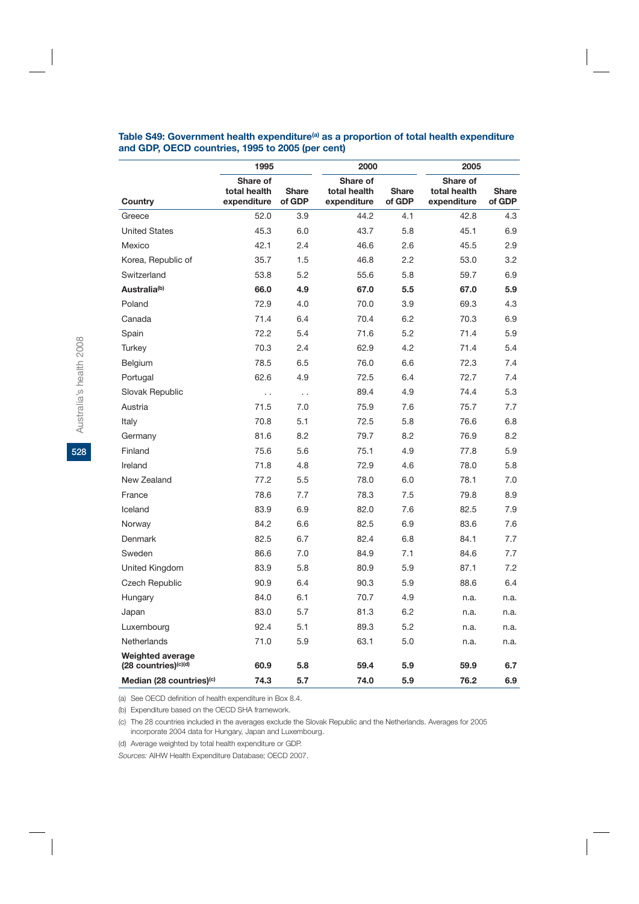**Table S49: Government health expenditure[(a)] as a proportion of total health expenditure and GDP, OECD countries, 1995 to 2005 (per cent)**

| | 1995 | | 2000 | | 2005 | |
|---|---|---|---|---|---|---|
| **Country** | **Share of total health expenditure** | **Share of GDP** | **Share of total health expenditure** | **Share of GDP** | **Share of total health expenditure** | **Share of GDP** |
| Greece | 52.0 | 3.9 | 44.2 | 4.1 | 42.8 | 4.3 |
| United States | 45.3 | 6.0 | 43.7 | 5.8 | 45.1 | 6.9 |
| Mexico | 42.1 | 2.4 | 46.6 | 2.6 | 45.5 | 2.9 |
| Korea, Republic of | 35.7 | 1.5 | 46.8 | 2.2 | 53.0 | 3.2 |
| Switzerland | 53.8 | 5.2 | 55.6 | 5.8 | 59.7 | 6.9 |
| **Australia[(b)]** | **66.0** | **4.9** | **67.0** | **5.5** | **67.0** | **5.9** |
| Poland | 72.9 | 4.0 | 70.0 | 3.9 | 69.3 | 4.3 |
| Canada | 71.4 | 6.4 | 70.4 | 6.2 | 70.3 | 6.9 |
| Spain | 72.2 | 5.4 | 71.6 | 5.2 | 71.4 | 5.9 |
| Turkey | 70.3 | 2.4 | 62.9 | 4.2 | 71.4 | 5.4 |
| Belgium | 78.5 | 6.5 | 76.0 | 6.6 | 72.3 | 7.4 |
| Portugal | 62.6 | 4.9 | 72.5 | 6.4 | 72.7 | 7.4 |
| Slovak Republic | . . | . . | 89.4 | 4.9 | 74.4 | 5.3 |
| Austria | 71.5 | 7.0 | 75.9 | 7.6 | 75.7 | 7.7 |
| Italy | 70.8 | 5.1 | 72.5 | 5.8 | 76.6 | 6.8 |
| Germany | 81.6 | 8.2 | 79.7 | 8.2 | 76.9 | 8.2 |
| Finland | 75.6 | 5.6 | 75.1 | 4.9 | 77.8 | 5.9 |
| Ireland | 71.8 | 4.8 | 72.9 | 4.6 | 78.0 | 5.8 |
| New Zealand | 77.2 | 5.5 | 78.0 | 6.0 | 78.1 | 7.0 |
| France | 78.6 | 7.7 | 78.3 | 7.5 | 79.8 | 8.9 |
| Iceland | 83.9 | 6.9 | 82.0 | 7.6 | 82.5 | 7.9 |
| Norway | 84.2 | 6.6 | 82.5 | 6.9 | 83.6 | 7.6 |
| Denmark | 82.5 | 6.7 | 82.4 | 6.8 | 84.1 | 7.7 |
| Sweden | 86.6 | 7.0 | 84.9 | 7.1 | 84.6 | 7.7 |
| United Kingdom | 83.9 | 5.8 | 80.9 | 5.9 | 87.1 | 7.2 |
| Czech Republic | 90.9 | 6.4 | 90.3 | 5.9 | 88.6 | 6.4 |
| Hungary | 84.0 | 6.1 | 70.7 | 4.9 | n.a. | n.a. |
| Japan | 83.0 | 5.7 | 81.3 | 6.2 | n.a. | n.a. |
| Luxembourg | 92.4 | 5.1 | 89.3 | 5.2 | n.a. | n.a. |
| Netherlands | 71.0 | 5.9 | 63.1 | 5.0 | n.a. | n.a. |
| **Weighted average (28 countries)[(c)(d)]** | **60.9** | **5.8** | **59.4** | **5.9** | **59.9** | **6.7** |
| **Median (28 countries)[(c)]** | **74.3** | **5.7** | **74.0** | **5.9** | **76.2** | **6.9** |

(a) See OECD definition of health expenditure in Box 8.4.

(b) Expenditure based on the OECD SHA framework.

(c) The 28 countries included in the averages exclude the Slovak Republic and the Netherlands. Averages for 2005 incorporate 2004 data for Hungary, Japan and Luxembourg.

(d) Average weighted by total health expenditure or GDP.

*Sources:* AIHW Health Expenditure Database; OECD 2007.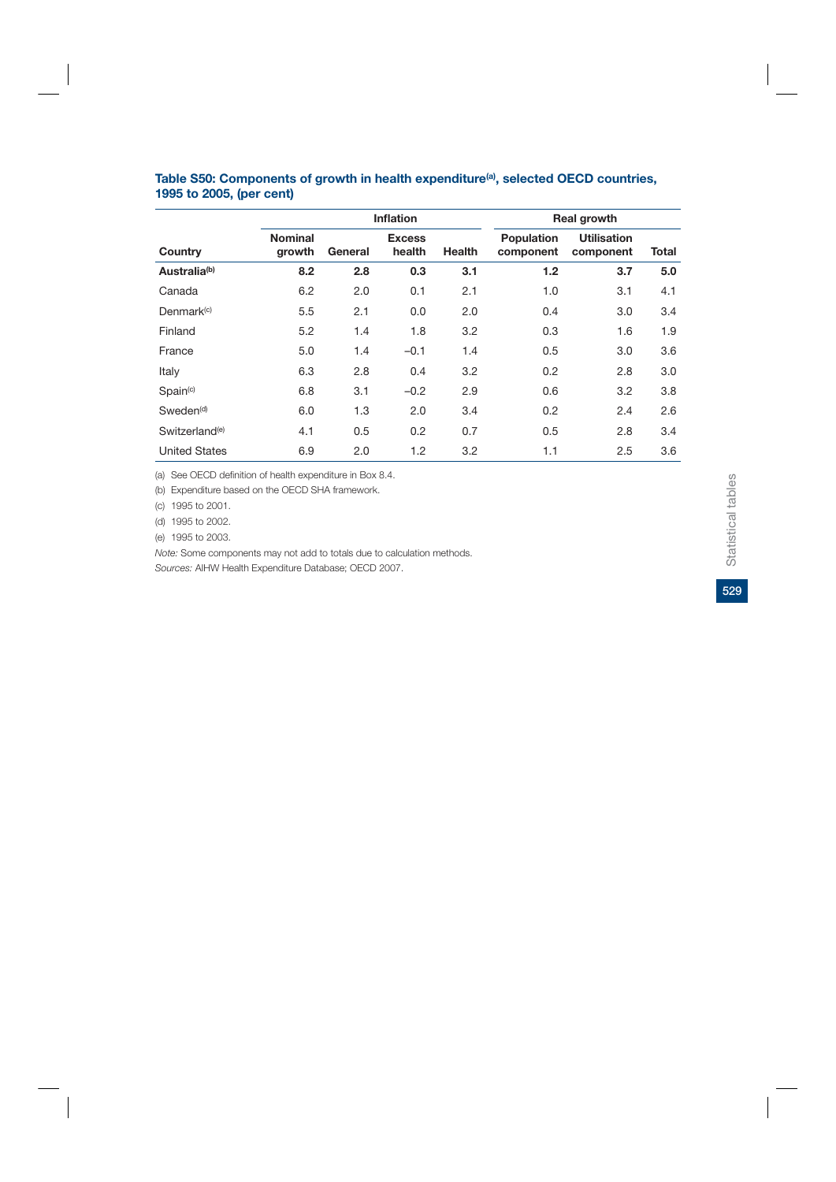**Table S50: Components of growth in health expenditure[(a)], selected OECD countries, 1995 to 2005, (per cent)**

| | | Inflation | | | Real growth | | |
|---|---|---|---|---|---|---|---|
| **Country** | **Nominal growth** | **General** | **Excess health** | **Health** | **Population component** | **Utilisation component** | **Total** |
| **Australia[(b)]** | **8.2** | **2.8** | **0.3** | **3.1** | **1.2** | **3.7** | **5.0** |
| Canada | 6.2 | 2.0 | 0.1 | 2.1 | 1.0 | 3.1 | 4.1 |
| Denmark[(c)] | 5.5 | 2.1 | 0.0 | 2.0 | 0.4 | 3.0 | 3.4 |
| Finland | 5.2 | 1.4 | 1.8 | 3.2 | 0.3 | 1.6 | 1.9 |
| France | 5.0 | 1.4 | –0.1 | 1.4 | 0.5 | 3.0 | 3.6 |
| Italy | 6.3 | 2.8 | 0.4 | 3.2 | 0.2 | 2.8 | 3.0 |
| Spain[(c)] | 6.8 | 3.1 | –0.2 | 2.9 | 0.6 | 3.2 | 3.8 |
| Sweden[(d)] | 6.0 | 1.3 | 2.0 | 3.4 | 0.2 | 2.4 | 2.6 |
| Switzerland[(e)] | 4.1 | 0.5 | 0.2 | 0.7 | 0.5 | 2.8 | 3.4 |
| United States | 6.9 | 2.0 | 1.2 | 3.2 | 1.1 | 2.5 | 3.6 |

(a) See OECD definition of health expenditure in Box 8.4.

(b) Expenditure based on the OECD SHA framework.

(c) 1995 to 2001.

(d) 1995 to 2002.

(e) 1995 to 2003.

*Note:* Some components may not add to totals due to calculation methods.

*Sources:* AIHW Health Expenditure Database; OECD 2007.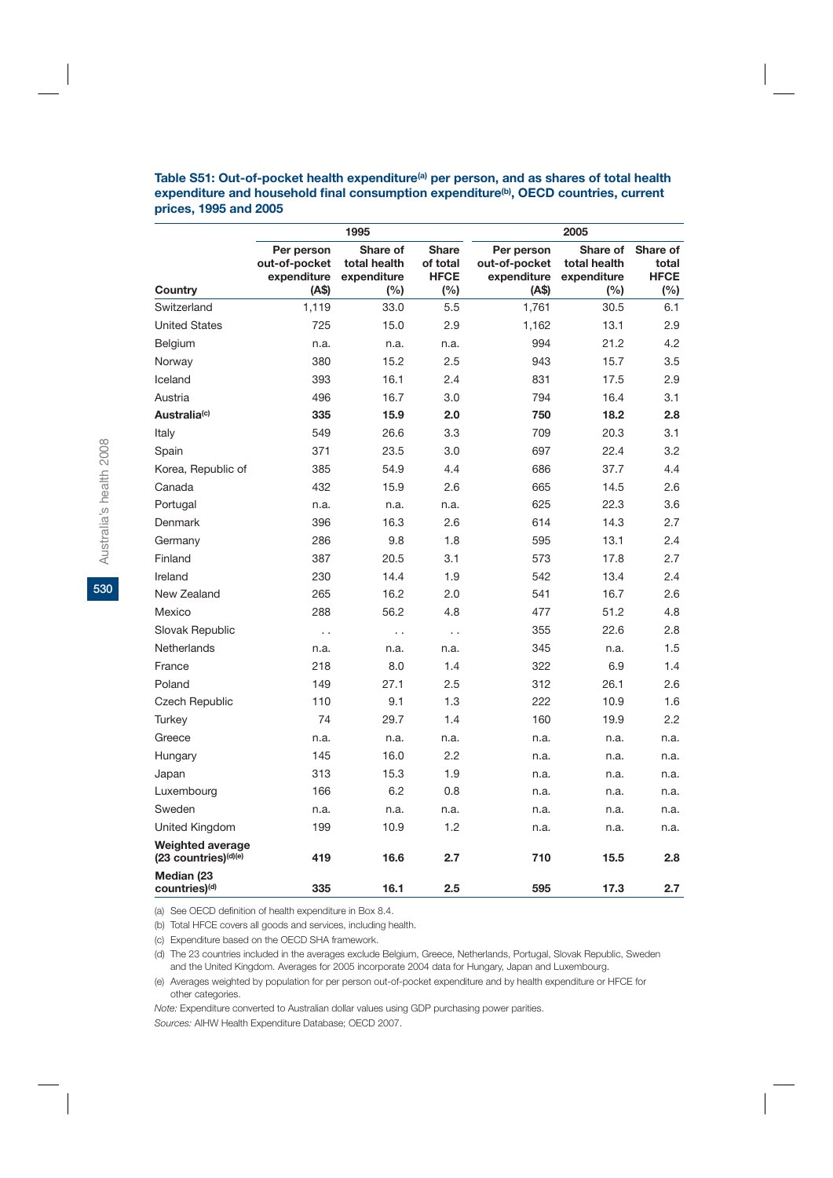**Table S51: Out-of-pocket health expenditure[(a)] per person, and as shares of total health expenditure and household final consumption expenditure[(b)], OECD countries, current prices, 1995 and 2005**

| Country | 1995 | | | 2005 | | |
|---|---|---|---|---|---|---|
| | Per person out-of-pocket expenditure (A$) | Share of total health expenditure (%) | Share of total HFCE (%) | Per person out-of-pocket expenditure (A$) | Share of total health expenditure (%) | Share of total HFCE (%) |
| Switzerland | 1,119 | 33.0 | 5.5 | 1,761 | 30.5 | 6.1 |
| United States | 725 | 15.0 | 2.9 | 1,162 | 13.1 | 2.9 |
| Belgium | n.a. | n.a. | n.a. | 994 | 21.2 | 4.2 |
| Norway | 380 | 15.2 | 2.5 | 943 | 15.7 | 3.5 |
| Iceland | 393 | 16.1 | 2.4 | 831 | 17.5 | 2.9 |
| Austria | 496 | 16.7 | 3.0 | 794 | 16.4 | 3.1 |
| **Australia[(c)]** | **335** | **15.9** | **2.0** | **750** | **18.2** | **2.8** |
| Italy | 549 | 26.6 | 3.3 | 709 | 20.3 | 3.1 |
| Spain | 371 | 23.5 | 3.0 | 697 | 22.4 | 3.2 |
| Korea, Republic of | 385 | 54.9 | 4.4 | 686 | 37.7 | 4.4 |
| Canada | 432 | 15.9 | 2.6 | 665 | 14.5 | 2.6 |
| Portugal | n.a. | n.a. | n.a. | 625 | 22.3 | 3.6 |
| Denmark | 396 | 16.3 | 2.6 | 614 | 14.3 | 2.7 |
| Germany | 286 | 9.8 | 1.8 | 595 | 13.1 | 2.4 |
| Finland | 387 | 20.5 | 3.1 | 573 | 17.8 | 2.7 |
| Ireland | 230 | 14.4 | 1.9 | 542 | 13.4 | 2.4 |
| New Zealand | 265 | 16.2 | 2.0 | 541 | 16.7 | 2.6 |
| Mexico | 288 | 56.2 | 4.8 | 477 | 51.2 | 4.8 |
| Slovak Republic | . . | . . | . . | 355 | 22.6 | 2.8 |
| Netherlands | n.a. | n.a. | n.a. | 345 | n.a. | 1.5 |
| France | 218 | 8.0 | 1.4 | 322 | 6.9 | 1.4 |
| Poland | 149 | 27.1 | 2.5 | 312 | 26.1 | 2.6 |
| Czech Republic | 110 | 9.1 | 1.3 | 222 | 10.9 | 1.6 |
| Turkey | 74 | 29.7 | 1.4 | 160 | 19.9 | 2.2 |
| Greece | n.a. | n.a. | n.a. | n.a. | n.a. | n.a. |
| Hungary | 145 | 16.0 | 2.2 | n.a. | n.a. | n.a. |
| Japan | 313 | 15.3 | 1.9 | n.a. | n.a. | n.a. |
| Luxembourg | 166 | 6.2 | 0.8 | n.a. | n.a. | n.a. |
| Sweden | n.a. | n.a. | n.a. | n.a. | n.a. | n.a. |
| United Kingdom | 199 | 10.9 | 1.2 | n.a. | n.a. | n.a. |
| **Weighted average (23 countries)[(d)(e)]** | **419** | **16.6** | **2.7** | **710** | **15.5** | **2.8** |
| **Median (23 countries)[(d)]** | **335** | **16.1** | **2.5** | **595** | **17.3** | **2.7** |

(a) See OECD definition of health expenditure in Box 8.4.

(b) Total HFCE covers all goods and services, including health.

(c) Expenditure based on the OECD SHA framework.

(d) The 23 countries included in the averages exclude Belgium, Greece, Netherlands, Portugal, Slovak Republic, Sweden and the United Kingdom. Averages for 2005 incorporate 2004 data for Hungary, Japan and Luxembourg.

(e) Averages weighted by population for per person out-of-pocket expenditure and by health expenditure or HFCE for other categories.

*Note:* Expenditure converted to Australian dollar values using GDP purchasing power parities.

*Sources:* AIHW Health Expenditure Database; OECD 2007.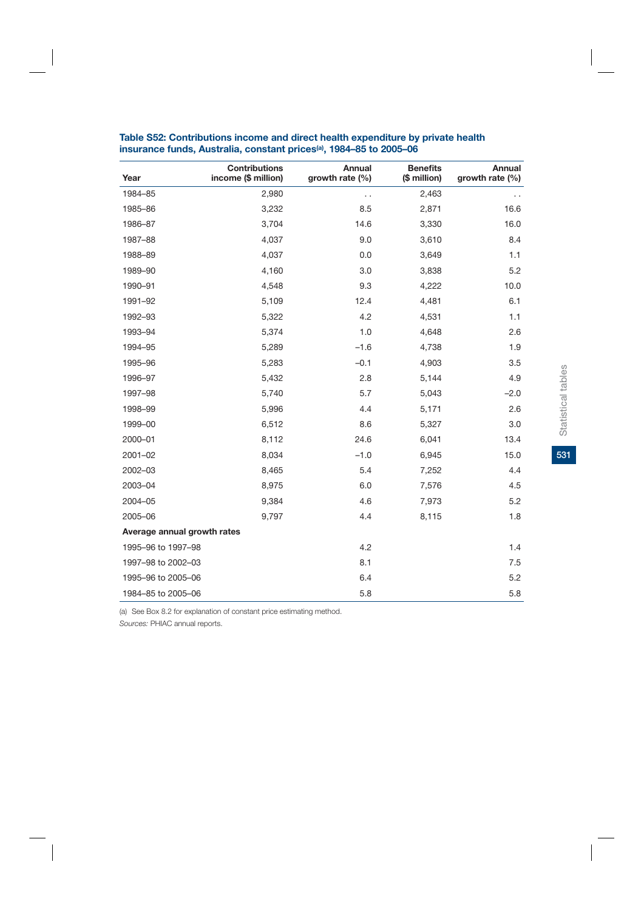**Table S52: Contributions income and direct health expenditure by private health insurance funds, Australia, constant prices[(a)], 1984–85 to 2005–06**

| Year | Contributions income ($ million) | Annual growth rate (%) | Benefits ($ million) | Annual growth rate (%) |
|---|---|---|---|---|
| 1984–85 | 2,980 | . . | 2,463 | . . |
| 1985–86 | 3,232 | 8.5 | 2,871 | 16.6 |
| 1986–87 | 3,704 | 14.6 | 3,330 | 16.0 |
| 1987–88 | 4,037 | 9.0 | 3,610 | 8.4 |
| 1988–89 | 4,037 | 0.0 | 3,649 | 1.1 |
| 1989–90 | 4,160 | 3.0 | 3,838 | 5.2 |
| 1990–91 | 4,548 | 9.3 | 4,222 | 10.0 |
| 1991–92 | 5,109 | 12.4 | 4,481 | 6.1 |
| 1992–93 | 5,322 | 4.2 | 4,531 | 1.1 |
| 1993–94 | 5,374 | 1.0 | 4,648 | 2.6 |
| 1994–95 | 5,289 | –1.6 | 4,738 | 1.9 |
| 1995–96 | 5,283 | –0.1 | 4,903 | 3.5 |
| 1996–97 | 5,432 | 2.8 | 5,144 | 4.9 |
| 1997–98 | 5,740 | 5.7 | 5,043 | –2.0 |
| 1998–99 | 5,996 | 4.4 | 5,171 | 2.6 |
| 1999–00 | 6,512 | 8.6 | 5,327 | 3.0 |
| 2000–01 | 8,112 | 24.6 | 6,041 | 13.4 |
| 2001–02 | 8,034 | –1.0 | 6,945 | 15.0 |
| 2002–03 | 8,465 | 5.4 | 7,252 | 4.4 |
| 2003–04 | 8,975 | 6.0 | 7,576 | 4.5 |
| 2004–05 | 9,384 | 4.6 | 7,973 | 5.2 |
| 2005–06 | 9,797 | 4.4 | 8,115 | 1.8 |
| **Average annual growth rates** | | | | |
| 1995–96 to 1997–98 | | 4.2 | | 1.4 |
| 1997–98 to 2002–03 | | 8.1 | | 7.5 |
| 1995–96 to 2005–06 | | 6.4 | | 5.2 |
| 1984–85 to 2005–06 | | 5.8 | | 5.8 |

(a) See Box 8.2 for explanation of constant price estimating method.

*Sources:* PHIAC annual reports.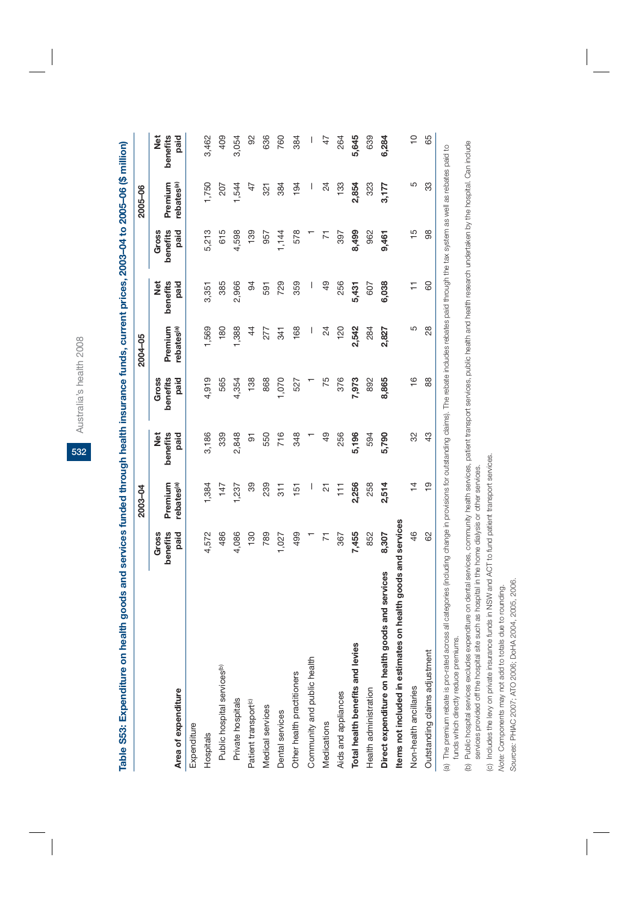## Table S53: Expenditure on health goods and services funded through health insurance funds, current prices, 2003–04 to 2005–06 ($ million)

| Area of expenditure | 2003–04 | | | 2004–05 | | | 2005–06 | | |
|---|---|---|---|---|---|---|---|---|---|
| | Gross benefits paid | Premium rebates[(a)] | Net benefits paid | Gross benefits paid | Premium rebates[(a)] | Net benefits paid | Gross benefits paid | Premium rebates[(a)] | Net benefits paid |
| Expenditure | | | | | | | | | |
| Hospitals | 4,572 | 1,384 | 3,186 | 4,919 | 1,569 | 3,351 | 5,213 | 1,750 | 3,462 |
| Public hospital services[(b)] | 486 | 147 | 339 | 565 | 180 | 385 | 615 | 207 | 409 |
| Private hospitals | 4,086 | 1,237 | 2,848 | 4,354 | 1,388 | 2,966 | 4,598 | 1,544 | 3,054 |
| Patient transport[(c)] | 130 | 39 | 91 | 138 | 44 | 94 | 139 | 47 | 92 |
| Medical services | 789 | 239 | 550 | 868 | 277 | 591 | 957 | 321 | 636 |
| Dental services | 1,027 | 311 | 716 | 1,070 | 341 | 729 | 1,144 | 384 | 760 |
| Other health practitioners | 499 | 151 | 348 | 527 | 168 | 359 | 578 | 194 | 384 |
| Community and public health | 1 | — | 1 | 1 | — | — | 1 | — | — |
| Medications | 71 | 21 | 49 | 75 | 24 | 49 | 71 | 24 | 47 |
| Aids and appliances | 367 | 111 | 256 | 376 | 120 | 256 | 397 | 133 | 264 |
| **Total health benefits and levies** | **7,455** | **2,256** | **5,196** | **7,973** | **2,542** | **5,431** | **8,499** | **2,854** | **5,645** |
| Health administration | 852 | 258 | 594 | 892 | 284 | 607 | 962 | 323 | 639 |
| **Direct expenditure on health goods and services** | **8,307** | **2,514** | **5,790** | **8,865** | **2,827** | **6,038** | **9,461** | **3,177** | **6,284** |
| **Items not included in estimates on health goods and services** | | | | | | | | | |
| Non-health ancillaries | 46 | 14 | 32 | 16 | 5 | 11 | 15 | 5 | 10 |
| Outstanding claims adjustment | 62 | 19 | 43 | 88 | 28 | 60 | 98 | 33 | 65 |

(a) The premium rebate is pro-rated across all categories (including change in provisions for outstanding claims). The rebate includes rebates paid through the tax system as well as rebates paid to funds which directly reduce premiums.

(b) Public hospital services excludes expenditure on dental services, community health services, patient transport services, public health and health research undertaken by the hospital. Can include services provided off the hospital site such as hospital in the home dialysis or other services.

(c) Includes the levy on private insurance funds in NSW and ACT to fund patient transport services.

*Note:* Components may not add to totals due to rounding.

*Sources:* PHIAC 2007; ATO 2006; DoHA 2004, 2005, 2006.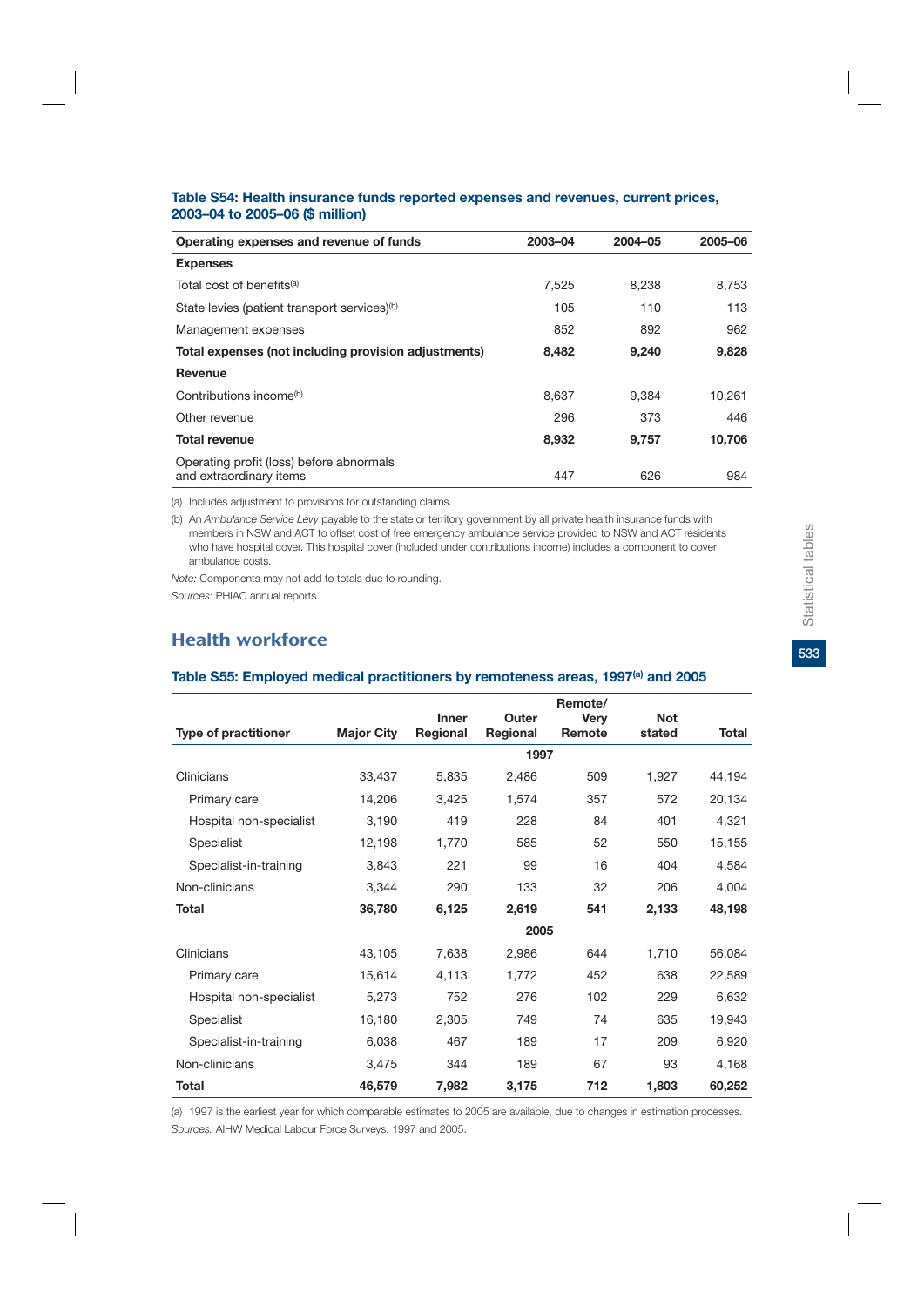### Table S54: Health insurance funds reported expenses and revenues, current prices, 2003–04 to 2005–06 ($ million)

| Operating expenses and revenue of funds | 2003–04 | 2004–05 | 2005–06 |
|---|---|---|---|
| **Expenses** | | | |
| Total cost of benefits[(a)] | 7,525 | 8,238 | 8,753 |
| State levies (patient transport services)[(b)] | 105 | 110 | 113 |
| Management expenses | 852 | 892 | 962 |
| **Total expenses (not including provision adjustments)** | **8,482** | **9,240** | **9,828** |
| **Revenue** | | | |
| Contributions income[(b)] | 8,637 | 9,384 | 10,261 |
| Other revenue | 296 | 373 | 446 |
| **Total revenue** | **8,932** | **9,757** | **10,706** |
| Operating profit (loss) before abnormals and extraordinary items | 447 | 626 | 984 |

(a) Includes adjustment to provisions for outstanding claims.

(b) An *Ambulance Service Levy* payable to the state or territory government by all private health insurance funds with members in NSW and ACT to offset cost of free emergency ambulance service provided to NSW and ACT residents who have hospital cover. This hospital cover (included under contributions income) includes a component to cover ambulance costs.

*Note:* Components may not add to totals due to rounding.

*Sources:* PHIAC annual reports.

## Health workforce

### Table S55: Employed medical practitioners by remoteness areas, 1997[(a)] and 2005

| Type of practitioner | Major City | Inner Regional | Outer Regional | Remote/ Very Remote | Not stated | Total |
|---|---|---|---|---|---|---|
| | | | 1997 | | | |
| Clinicians | 33,437 | 5,835 | 2,486 | 509 | 1,927 | 44,194 |
| Primary care | 14,206 | 3,425 | 1,574 | 357 | 572 | 20,134 |
| Hospital non-specialist | 3,190 | 419 | 228 | 84 | 401 | 4,321 |
| Specialist | 12,198 | 1,770 | 585 | 52 | 550 | 15,155 |
| Specialist-in-training | 3,843 | 221 | 99 | 16 | 404 | 4,584 |
| Non-clinicians | 3,344 | 290 | 133 | 32 | 206 | 4,004 |
| **Total** | **36,780** | **6,125** | **2,619** | **541** | **2,133** | **48,198** |
| | | | 2005 | | | |
| Clinicians | 43,105 | 7,638 | 2,986 | 644 | 1,710 | 56,084 |
| Primary care | 15,614 | 4,113 | 1,772 | 452 | 638 | 22,589 |
| Hospital non-specialist | 5,273 | 752 | 276 | 102 | 229 | 6,632 |
| Specialist | 16,180 | 2,305 | 749 | 74 | 635 | 19,943 |
| Specialist-in-training | 6,038 | 467 | 189 | 17 | 209 | 6,920 |
| Non-clinicians | 3,475 | 344 | 189 | 67 | 93 | 4,168 |
| **Total** | **46,579** | **7,982** | **3,175** | **712** | **1,803** | **60,252** |

(a) 1997 is the earliest year for which comparable estimates to 2005 are available, due to changes in estimation processes.

*Sources:* AIHW Medical Labour Force Surveys, 1997 and 2005.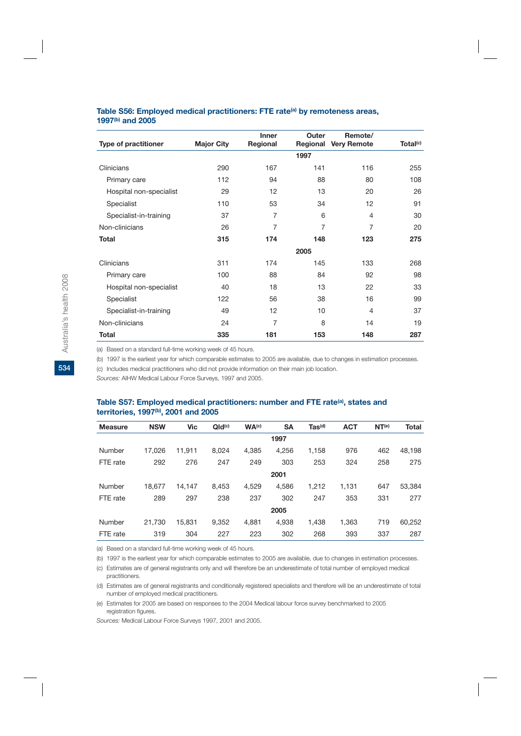### Table S56: Employed medical practitioners: FTE rate[a] by remoteness areas, 1997[b] and 2005

| Type of practitioner | Major City | Inner Regional | Outer Regional | Remote/ Very Remote | Total[c] |
|---|---|---|---|---|---|
| | | | **1997** | | |
| Clinicians | 290 | 167 | 141 | 116 | 255 |
| Primary care | 112 | 94 | 88 | 80 | 108 |
| Hospital non-specialist | 29 | 12 | 13 | 20 | 26 |
| Specialist | 110 | 53 | 34 | 12 | 91 |
| Specialist-in-training | 37 | 7 | 6 | 4 | 30 |
| Non-clinicians | 26 | 7 | 7 | 7 | 20 |
| **Total** | **315** | **174** | **148** | **123** | **275** |
| | | | **2005** | | |
| Clinicians | 311 | 174 | 145 | 133 | 268 |
| Primary care | 100 | 88 | 84 | 92 | 98 |
| Hospital non-specialist | 40 | 18 | 13 | 22 | 33 |
| Specialist | 122 | 56 | 38 | 16 | 99 |
| Specialist-in-training | 49 | 12 | 10 | 4 | 37 |
| Non-clinicians | 24 | 7 | 8 | 14 | 19 |
| **Total** | **335** | **181** | **153** | **148** | **287** |

(a) Based on a standard full-time working week of 45 hours.

(b) 1997 is the earliest year for which comparable estimates to 2005 are available, due to changes in estimation processes.

(c) Includes medical practitioners who did not provide information on their main job location.

*Sources:* AIHW Medical Labour Force Surveys, 1997 and 2005.

### Table S57: Employed medical practitioners: number and FTE rate[a], states and territories, 1997[b], 2001 and 2005

| Measure | NSW | Vic | Qld[c] | WA[c] | SA | Tas[d] | ACT | NT[e] | Total |
|---|---|---|---|---|---|---|---|---|---|
| | | | | | **1997** | | | | |
| Number | 17,026 | 11,911 | 8,024 | 4,385 | 4,256 | 1,158 | 976 | 462 | 48,198 |
| FTE rate | 292 | 276 | 247 | 249 | 303 | 253 | 324 | 258 | 275 |
| | | | | | **2001** | | | | |
| Number | 18,677 | 14,147 | 8,453 | 4,529 | 4,586 | 1,212 | 1,131 | 647 | 53,384 |
| FTE rate | 289 | 297 | 238 | 237 | 302 | 247 | 353 | 331 | 277 |
| | | | | | **2005** | | | | |
| Number | 21,730 | 15,831 | 9,352 | 4,881 | 4,938 | 1,438 | 1,363 | 719 | 60,252 |
| FTE rate | 319 | 304 | 227 | 223 | 302 | 268 | 393 | 337 | 287 |

(a) Based on a standard full-time working week of 45 hours.

(b) 1997 is the earliest year for which comparable estimates to 2005 are available, due to changes in estimation processes.

(c) Estimates are of general registrants only and will therefore be an underestimate of total number of employed medical practitioners.

(d) Estimates are of general registrants and conditionally registered specialists and therefore will be an underestimate of total number of employed medical practitioners.

(e) Estimates for 2005 are based on responses to the 2004 Medical labour force survey benchmarked to 2005 registration figures.

*Sources:* Medical Labour Force Surveys 1997, 2001 and 2005.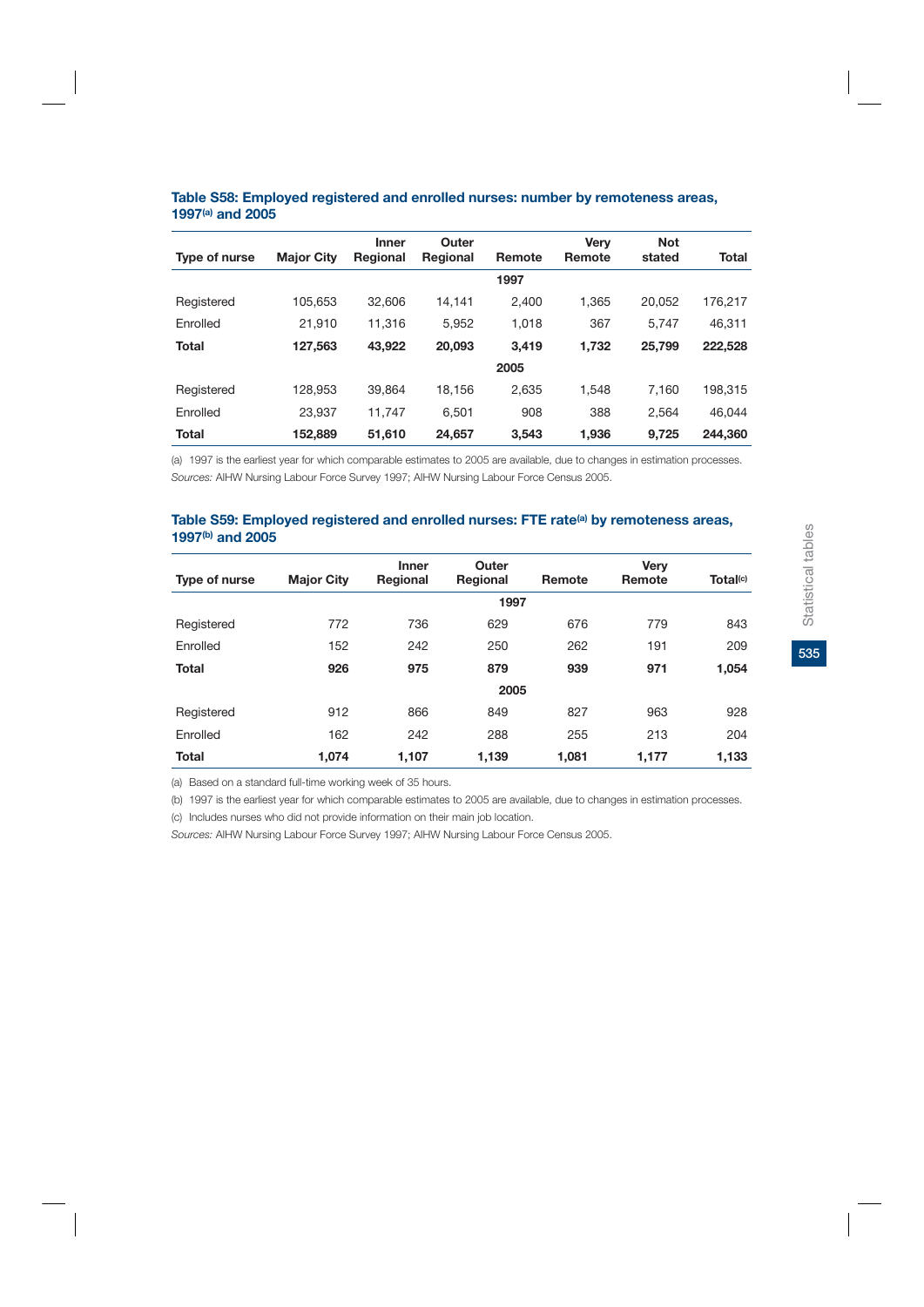### Table S58: Employed registered and enrolled nurses: number by remoteness areas, 1997[(a)] and 2005

| Type of nurse | Major City | Inner Regional | Outer Regional | Remote | Very Remote | Not stated | Total |
|---|---|---|---|---|---|---|---|
| | | | | **1997** | | | |
| Registered | 105,653 | 32,606 | 14,141 | 2,400 | 1,365 | 20,052 | 176,217 |
| Enrolled | 21,910 | 11,316 | 5,952 | 1,018 | 367 | 5,747 | 46,311 |
| **Total** | **127,563** | **43,922** | **20,093** | **3,419** | **1,732** | **25,799** | **222,528** |
| | | | | **2005** | | | |
| Registered | 128,953 | 39,864 | 18,156 | 2,635 | 1,548 | 7,160 | 198,315 |
| Enrolled | 23,937 | 11,747 | 6,501 | 908 | 388 | 2,564 | 46,044 |
| **Total** | **152,889** | **51,610** | **24,657** | **3,543** | **1,936** | **9,725** | **244,360** |

(a) 1997 is the earliest year for which comparable estimates to 2005 are available, due to changes in estimation processes.

*Sources:* AIHW Nursing Labour Force Survey 1997; AIHW Nursing Labour Force Census 2005.

### Table S59: Employed registered and enrolled nurses: FTE rate[(a)] by remoteness areas, 1997[(b)] and 2005

| Type of nurse | Major City | Inner Regional | Outer Regional | Remote | Very Remote | Total[(c)] |
|---|---|---|---|---|---|---|
| | | | **1997** | | | |
| Registered | 772 | 736 | 629 | 676 | 779 | 843 |
| Enrolled | 152 | 242 | 250 | 262 | 191 | 209 |
| **Total** | **926** | **975** | **879** | **939** | **971** | **1,054** |
| | | | **2005** | | | |
| Registered | 912 | 866 | 849 | 827 | 963 | 928 |
| Enrolled | 162 | 242 | 288 | 255 | 213 | 204 |
| **Total** | **1,074** | **1,107** | **1,139** | **1,081** | **1,177** | **1,133** |

(a) Based on a standard full-time working week of 35 hours.

(b) 1997 is the earliest year for which comparable estimates to 2005 are available, due to changes in estimation processes.

(c) Includes nurses who did not provide information on their main job location.

*Sources:* AIHW Nursing Labour Force Survey 1997; AIHW Nursing Labour Force Census 2005.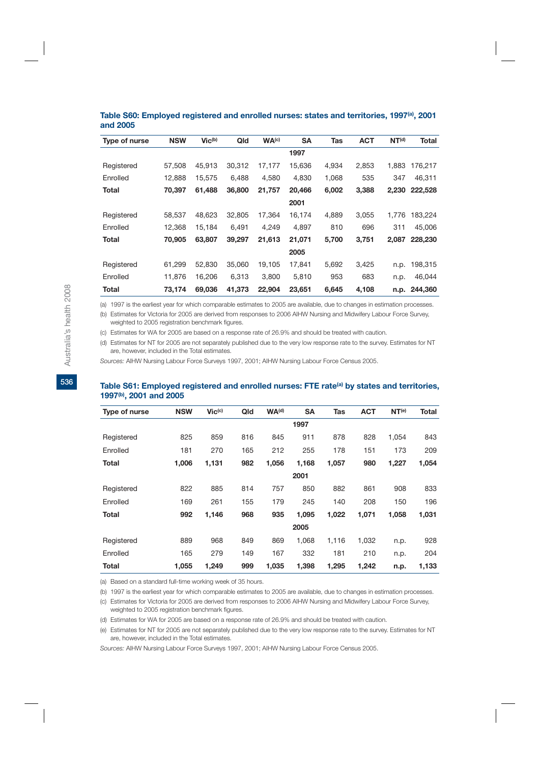### Table S60: Employed registered and enrolled nurses: states and territories, 1997[a], 2001 and 2005

| Type of nurse | NSW | Vic[b] | Qld | WA[c] | SA | Tas | ACT | NT[d] | Total |
|---|---|---|---|---|---|---|---|---|---|
| | | | | | **1997** | | | | |
| Registered | 57,508 | 45,913 | 30,312 | 17,177 | 15,636 | 4,934 | 2,853 | 1,883 | 176,217 |
| Enrolled | 12,888 | 15,575 | 6,488 | 4,580 | 4,830 | 1,068 | 535 | 347 | 46,311 |
| **Total** | **70,397** | **61,488** | **36,800** | **21,757** | **20,466** | **6,002** | **3,388** | **2,230** | **222,528** |
| | | | | | **2001** | | | | |
| Registered | 58,537 | 48,623 | 32,805 | 17,364 | 16,174 | 4,889 | 3,055 | 1,776 | 183,224 |
| Enrolled | 12,368 | 15,184 | 6,491 | 4,249 | 4,897 | 810 | 696 | 311 | 45,006 |
| **Total** | **70,905** | **63,807** | **39,297** | **21,613** | **21,071** | **5,700** | **3,751** | **2,087** | **228,230** |
| | | | | | **2005** | | | | |
| Registered | 61,299 | 52,830 | 35,060 | 19,105 | 17,841 | 5,692 | 3,425 | n.p. | 198,315 |
| Enrolled | 11,876 | 16,206 | 6,313 | 3,800 | 5,810 | 953 | 683 | n.p. | 46,044 |
| **Total** | **73,174** | **69,036** | **41,373** | **22,904** | **23,651** | **6,645** | **4,108** | **n.p.** | **244,360** |

(a) 1997 is the earliest year for which comparable estimates to 2005 are available, due to changes in estimation processes.

(b) Estimates for Victoria for 2005 are derived from responses to 2006 AIHW Nursing and Midwifery Labour Force Survey, weighted to 2005 registration benchmark figures.

(c) Estimates for WA for 2005 are based on a response rate of 26.9% and should be treated with caution.

(d) Estimates for NT for 2005 are not separately published due to the very low response rate to the survey. Estimates for NT are, however, included in the Total estimates.

*Sources:* AIHW Nursing Labour Force Surveys 1997, 2001; AIHW Nursing Labour Force Census 2005.

### Table S61: Employed registered and enrolled nurses: FTE rate[a] by states and territories, 1997[b], 2001 and 2005

| Type of nurse | NSW | Vic[c] | Qld | WA[d] | SA | Tas | ACT | NT[e] | Total |
|---|---|---|---|---|---|---|---|---|---|
| | | | | | **1997** | | | | |
| Registered | 825 | 859 | 816 | 845 | 911 | 878 | 828 | 1,054 | 843 |
| Enrolled | 181 | 270 | 165 | 212 | 255 | 178 | 151 | 173 | 209 |
| **Total** | **1,006** | **1,131** | **982** | **1,056** | **1,168** | **1,057** | **980** | **1,227** | **1,054** |
| | | | | | **2001** | | | | |
| Registered | 822 | 885 | 814 | 757 | 850 | 882 | 861 | 908 | 833 |
| Enrolled | 169 | 261 | 155 | 179 | 245 | 140 | 208 | 150 | 196 |
| **Total** | **992** | **1,146** | **968** | **935** | **1,095** | **1,022** | **1,071** | **1,058** | **1,031** |
| | | | | | **2005** | | | | |
| Registered | 889 | 968 | 849 | 869 | 1,068 | 1,116 | 1,032 | n.p. | 928 |
| Enrolled | 165 | 279 | 149 | 167 | 332 | 181 | 210 | n.p. | 204 |
| **Total** | **1,055** | **1,249** | **999** | **1,035** | **1,398** | **1,295** | **1,242** | **n.p.** | **1,133** |

(a) Based on a standard full-time working week of 35 hours.

(b) 1997 is the earliest year for which comparable estimates to 2005 are available, due to changes in estimation processes.

(c) Estimates for Victoria for 2005 are derived from responses to 2006 AIHW Nursing and Midwifery Labour Force Survey, weighted to 2005 registration benchmark figures.

(d) Estimates for WA for 2005 are based on a response rate of 26.9% and should be treated with caution.

(e) Estimates for NT for 2005 are not separately published due to the very low response rate to the survey. Estimates for NT are, however, included in the Total estimates.

*Sources:* AIHW Nursing Labour Force Surveys 1997, 2001; AIHW Nursing Labour Force Census 2005.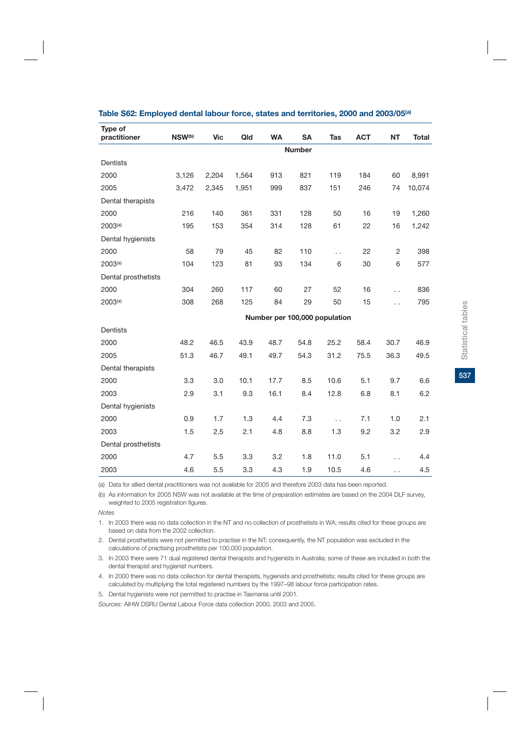**Table S62: Employed dental labour force, states and territories, 2000 and 2003/05[(a)]**

| Type of practitioner | NSW[(b)] | Vic | Qld | WA | SA | Tas | ACT | NT | Total |
|---|---|---|---|---|---|---|---|---|---|
| | | | | | **Number** | | | | |
| Dentists | | | | | | | | | |
| 2000 | 3,126 | 2,204 | 1,564 | 913 | 821 | 119 | 184 | 60 | 8,991 |
| 2005 | 3,472 | 2,345 | 1,951 | 999 | 837 | 151 | 246 | 74 | 10,074 |
| Dental therapists | | | | | | | | | |
| 2000 | 216 | 140 | 361 | 331 | 128 | 50 | 16 | 19 | 1,260 |
| 2003[(a)] | 195 | 153 | 354 | 314 | 128 | 61 | 22 | 16 | 1,242 |
| Dental hygienists | | | | | | | | | |
| 2000 | 58 | 79 | 45 | 82 | 110 | . . | 22 | 2 | 398 |
| 2003[(a)] | 104 | 123 | 81 | 93 | 134 | 6 | 30 | 6 | 577 |
| Dental prosthetists | | | | | | | | | |
| 2000 | 304 | 260 | 117 | 60 | 27 | 52 | 16 | . . | 836 |
| 2003[(a)] | 308 | 268 | 125 | 84 | 29 | 50 | 15 | . . | 795 |
| | | | | | **Number per 100,000 population** | | | | |
| Dentists | | | | | | | | | |
| 2000 | 48.2 | 46.5 | 43.9 | 48.7 | 54.8 | 25.2 | 58.4 | 30.7 | 46.9 |
| 2005 | 51.3 | 46.7 | 49.1 | 49.7 | 54.3 | 31.2 | 75.5 | 36.3 | 49.5 |
| Dental therapists | | | | | | | | | |
| 2000 | 3.3 | 3.0 | 10.1 | 17.7 | 8.5 | 10.6 | 5.1 | 9.7 | 6.6 |
| 2003 | 2.9 | 3.1 | 9.3 | 16.1 | 8.4 | 12.8 | 6.8 | 8.1 | 6.2 |
| Dental hygienists | | | | | | | | | |
| 2000 | 0.9 | 1.7 | 1.3 | 4.4 | 7.3 | . . | 7.1 | 1.0 | 2.1 |
| 2003 | 1.5 | 2.5 | 2.1 | 4.8 | 8.8 | 1.3 | 9.2 | 3.2 | 2.9 |
| Dental prosthetists | | | | | | | | | |
| 2000 | 4.7 | 5.5 | 3.3 | 3.2 | 1.8 | 11.0 | 5.1 | . . | 4.4 |
| 2003 | 4.6 | 5.5 | 3.3 | 4.3 | 1.9 | 10.5 | 4.6 | . . | 4.5 |

(a) Data for allied dental practitioners was not available for 2005 and therefore 2003 data has been reported.

(b) As information for 2005 NSW was not available at the time of preparation estimates are based on the 2004 DLF survey, weighted to 2005 registration figures.

*Notes*

1. In 2003 there was no data collection in the NT and no collection of prosthetists in WA; results cited for these groups are based on data from the 2002 collection.
2. Dental prosthetists were not permitted to practise in the NT; consequently, the NT population was excluded in the calculations of practising prosthetists per 100,000 population.
3. In 2003 there were 71 dual registered dental therapists and hygienists in Australia; some of these are included in both the dental therapist and hygienist numbers.
4. In 2000 there was no data collection for dental therapists, hygienists and prosthetists; results cited for these groups are calculated by multiplying the total registered numbers by the 1997–98 labour force participation rates.
5. Dental hygienists were not permitted to practise in Tasmania until 2001.

*Sources:* AIHW DSRU Dental Labour Force data collection 2000, 2003 and 2005.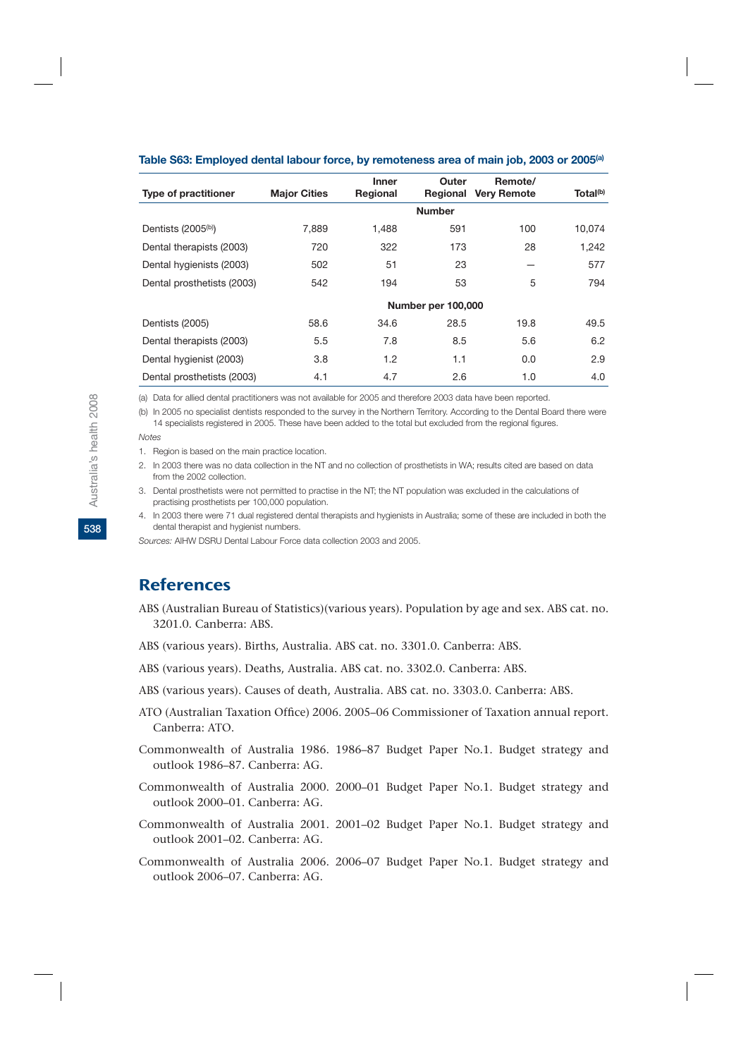**Table S63: Employed dental labour force, by remoteness area of main job, 2003 or 2005[a]**

| Type of practitioner | Major Cities | Inner Regional | Outer Regional | Remote/ Very Remote | Total[b] |
|---|---|---|---|---|---|
| | | | **Number** | | |
| Dentists (2005[b]) | 7,889 | 1,488 | 591 | 100 | 10,074 |
| Dental therapists (2003) | 720 | 322 | 173 | 28 | 1,242 |
| Dental hygienists (2003) | 502 | 51 | 23 | — | 577 |
| Dental prosthetists (2003) | 542 | 194 | 53 | 5 | 794 |
| | | | **Number per 100,000** | | |
| Dentists (2005) | 58.6 | 34.6 | 28.5 | 19.8 | 49.5 |
| Dental therapists (2003) | 5.5 | 7.8 | 8.5 | 5.6 | 6.2 |
| Dental hygienist (2003) | 3.8 | 1.2 | 1.1 | 0.0 | 2.9 |
| Dental prosthetists (2003) | 4.1 | 4.7 | 2.6 | 1.0 | 4.0 |

(a) Data for allied dental practitioners was not available for 2005 and therefore 2003 data have been reported.

(b) In 2005 no specialist dentists responded to the survey in the Northern Territory. According to the Dental Board there were 14 specialists registered in 2005. These have been added to the total but excluded from the regional figures.

*Notes*

1. Region is based on the main practice location.
2. In 2003 there was no data collection in the NT and no collection of prosthetists in WA; results cited are based on data from the 2002 collection.
3. Dental prosthetists were not permitted to practise in the NT; the NT population was excluded in the calculations of practising prosthetists per 100,000 population.
4. In 2003 there were 71 dual registered dental therapists and hygienists in Australia; some of these are included in both the dental therapist and hygienist numbers.

*Sources:* AIHW DSRU Dental Labour Force data collection 2003 and 2005.

## References

ABS (Australian Bureau of Statistics)(various years). Population by age and sex. ABS cat. no. 3201.0. Canberra: ABS.

ABS (various years). Births, Australia. ABS cat. no. 3301.0. Canberra: ABS.

ABS (various years). Deaths, Australia. ABS cat. no. 3302.0. Canberra: ABS.

ABS (various years). Causes of death, Australia. ABS cat. no. 3303.0. Canberra: ABS.

ATO (Australian Taxation Office) 2006. 2005–06 Commissioner of Taxation annual report. Canberra: ATO.

Commonwealth of Australia 1986. 1986–87 Budget Paper No.1. Budget strategy and outlook 1986–87. Canberra: AG.

Commonwealth of Australia 2000. 2000–01 Budget Paper No.1. Budget strategy and outlook 2000–01. Canberra: AG.

Commonwealth of Australia 2001. 2001–02 Budget Paper No.1. Budget strategy and outlook 2001–02. Canberra: AG.

Commonwealth of Australia 2006. 2006–07 Budget Paper No.1. Budget strategy and outlook 2006–07. Canberra: AG.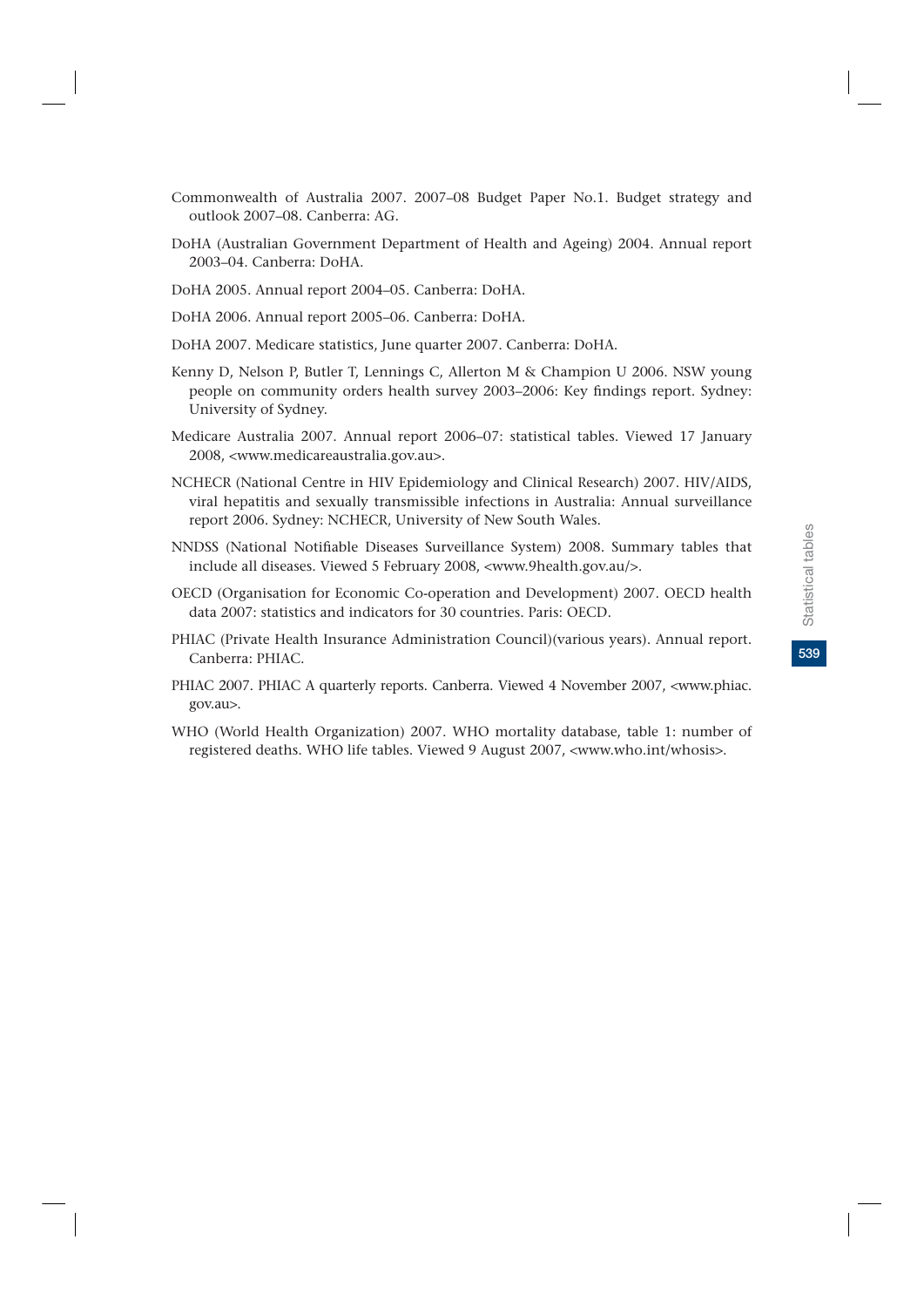Commonwealth of Australia 2007. 2007–08 Budget Paper No.1. Budget strategy and outlook 2007–08. Canberra: AG.

DoHA (Australian Government Department of Health and Ageing) 2004. Annual report 2003–04. Canberra: DoHA.

DoHA 2005. Annual report 2004–05. Canberra: DoHA.

DoHA 2006. Annual report 2005–06. Canberra: DoHA.

DoHA 2007. Medicare statistics, June quarter 2007. Canberra: DoHA.

Kenny D, Nelson P, Butler T, Lennings C, Allerton M & Champion U 2006. NSW young people on community orders health survey 2003–2006: Key findings report. Sydney: University of Sydney.

Medicare Australia 2007. Annual report 2006–07: statistical tables. Viewed 17 January 2008, <www.medicareaustralia.gov.au>.

NCHECR (National Centre in HIV Epidemiology and Clinical Research) 2007. HIV/AIDS, viral hepatitis and sexually transmissible infections in Australia: Annual surveillance report 2006. Sydney: NCHECR, University of New South Wales.

NNDSS (National Notifiable Diseases Surveillance System) 2008. Summary tables that include all diseases. Viewed 5 February 2008, <www.9health.gov.au/>.

OECD (Organisation for Economic Co-operation and Development) 2007. OECD health data 2007: statistics and indicators for 30 countries. Paris: OECD.

PHIAC (Private Health Insurance Administration Council)(various years). Annual report. Canberra: PHIAC.

PHIAC 2007. PHIAC A quarterly reports. Canberra. Viewed 4 November 2007, <www.phiac.gov.au>.

WHO (World Health Organization) 2007. WHO mortality database, table 1: number of registered deaths. WHO life tables. Viewed 9 August 2007, <www.who.int/whosis>.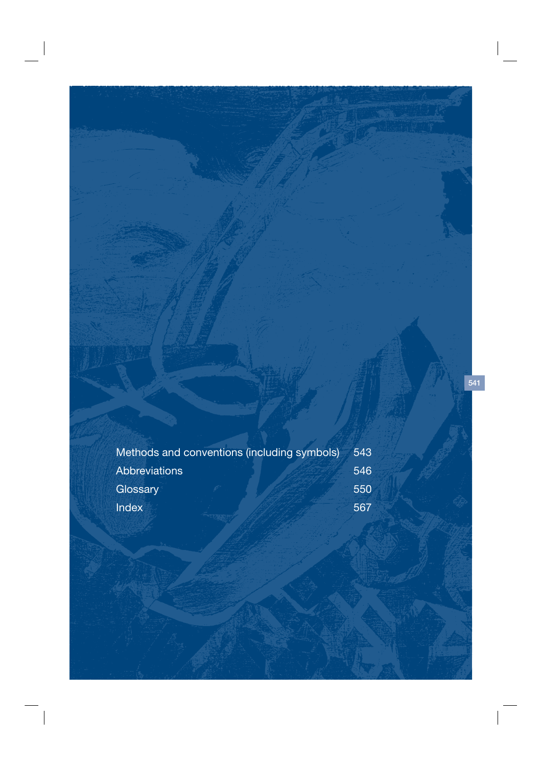| | |
|---|---|
| Methods and conventions (including symbols) | 543 |
| Abbreviations | 546 |
| Glossary | 550 |
| Index | 567 |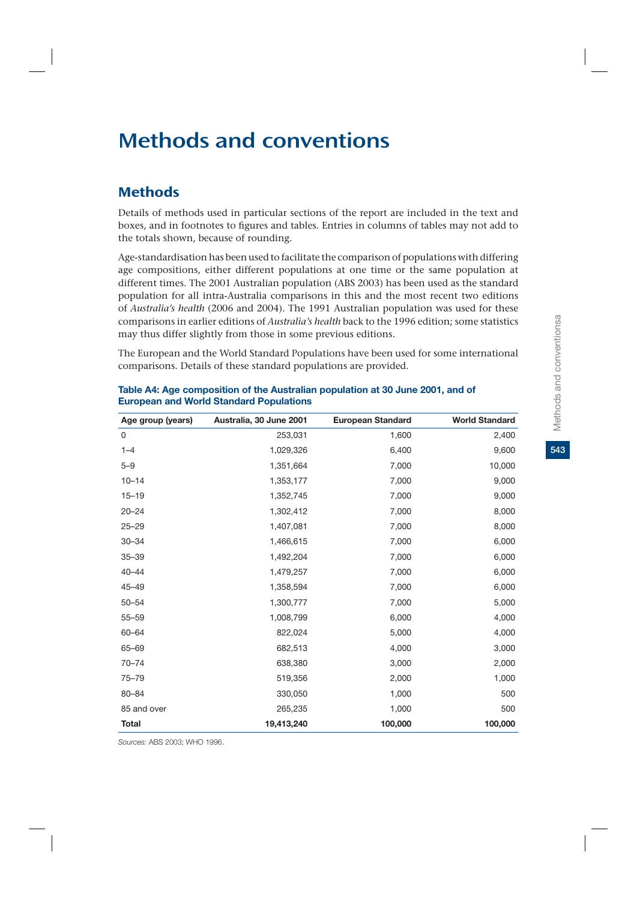# Methods and conventions

## Methods

Details of methods used in particular sections of the report are included in the text and boxes, and in footnotes to figures and tables. Entries in columns of tables may not add to the totals shown, because of rounding.

Age-standardisation has been used to facilitate the comparison of populations with differing age compositions, either different populations at one time or the same population at different times. The 2001 Australian population (ABS 2003) has been used as the standard population for all intra-Australia comparisons in this and the most recent two editions of *Australia's health* (2006 and 2004). The 1991 Australian population was used for these comparisons in earlier editions of *Australia's health* back to the 1996 edition; some statistics may thus differ slightly from those in some previous editions.

The European and the World Standard Populations have been used for some international comparisons. Details of these standard populations are provided.

**Table A4: Age composition of the Australian population at 30 June 2001, and of European and World Standard Populations**

| Age group (years) | Australia, 30 June 2001 | European Standard | World Standard |
|---|---|---|---|
| 0 | 253,031 | 1,600 | 2,400 |
| 1–4 | 1,029,326 | 6,400 | 9,600 |
| 5–9 | 1,351,664 | 7,000 | 10,000 |
| 10–14 | 1,353,177 | 7,000 | 9,000 |
| 15–19 | 1,352,745 | 7,000 | 9,000 |
| 20–24 | 1,302,412 | 7,000 | 8,000 |
| 25–29 | 1,407,081 | 7,000 | 8,000 |
| 30–34 | 1,466,615 | 7,000 | 6,000 |
| 35–39 | 1,492,204 | 7,000 | 6,000 |
| 40–44 | 1,479,257 | 7,000 | 6,000 |
| 45–49 | 1,358,594 | 7,000 | 6,000 |
| 50–54 | 1,300,777 | 7,000 | 5,000 |
| 55–59 | 1,008,799 | 6,000 | 4,000 |
| 60–64 | 822,024 | 5,000 | 4,000 |
| 65–69 | 682,513 | 4,000 | 3,000 |
| 70–74 | 638,380 | 3,000 | 2,000 |
| 75–79 | 519,356 | 2,000 | 1,000 |
| 80–84 | 330,050 | 1,000 | 500 |
| 85 and over | 265,235 | 1,000 | 500 |
| **Total** | **19,413,240** | **100,000** | **100,000** |

*Sources:* ABS 2003; WHO 1996.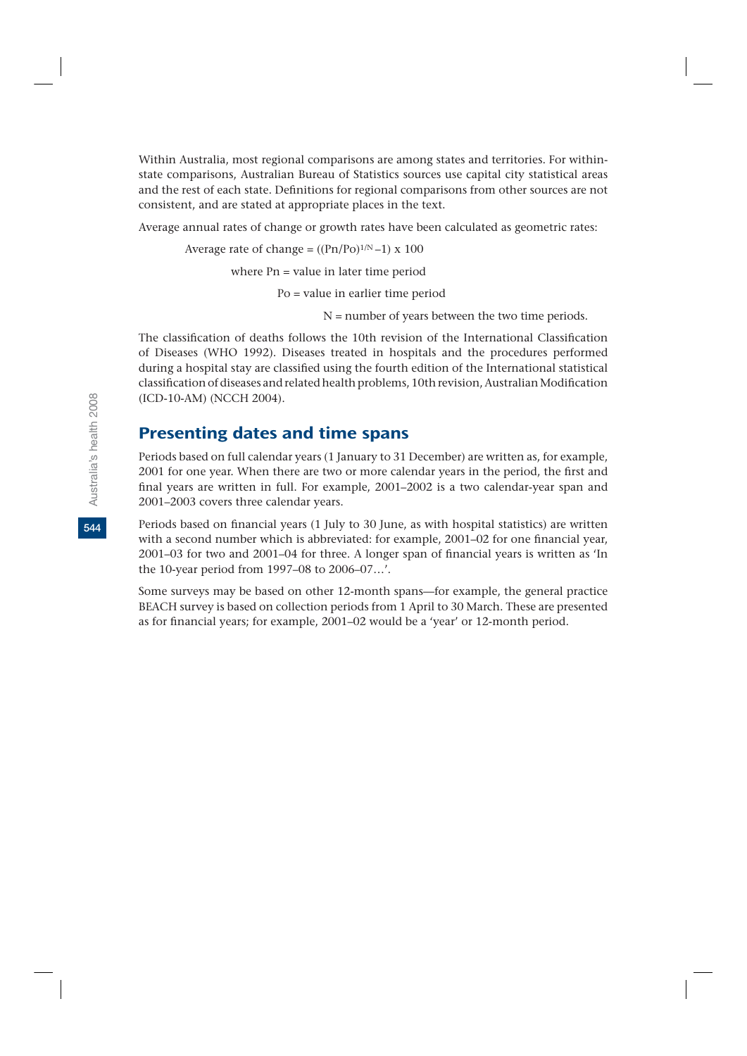Within Australia, most regional comparisons are among states and territories. For within-state comparisons, Australian Bureau of Statistics sources use capital city statistical areas and the rest of each state. Definitions for regional comparisons from other sources are not consistent, and are stated at appropriate places in the text.

Average annual rates of change or growth rates have been calculated as geometric rates:

$$\text{Average rate of change} = ((Pn/Po)^{1/N} - 1) \times 100$$

where Pn = value in later time period

Po = value in earlier time period

N = number of years between the two time periods.

The classification of deaths follows the 10th revision of the International Classification of Diseases (WHO 1992). Diseases treated in hospitals and the procedures performed during a hospital stay are classified using the fourth edition of the International statistical classification of diseases and related health problems, 10th revision, Australian Modification (ICD-10-AM) (NCCH 2004).

## Presenting dates and time spans

Periods based on full calendar years (1 January to 31 December) are written as, for example, 2001 for one year. When there are two or more calendar years in the period, the first and final years are written in full. For example, 2001–2002 is a two calendar-year span and 2001–2003 covers three calendar years.

Periods based on financial years (1 July to 30 June, as with hospital statistics) are written with a second number which is abbreviated: for example, 2001–02 for one financial year, 2001–03 for two and 2001–04 for three. A longer span of financial years is written as 'In the 10-year period from 1997–08 to 2006–07…'.

Some surveys may be based on other 12-month spans—for example, the general practice BEACH survey is based on collection periods from 1 April to 30 March. These are presented as for financial years; for example, 2001–02 would be a 'year' or 12-month period.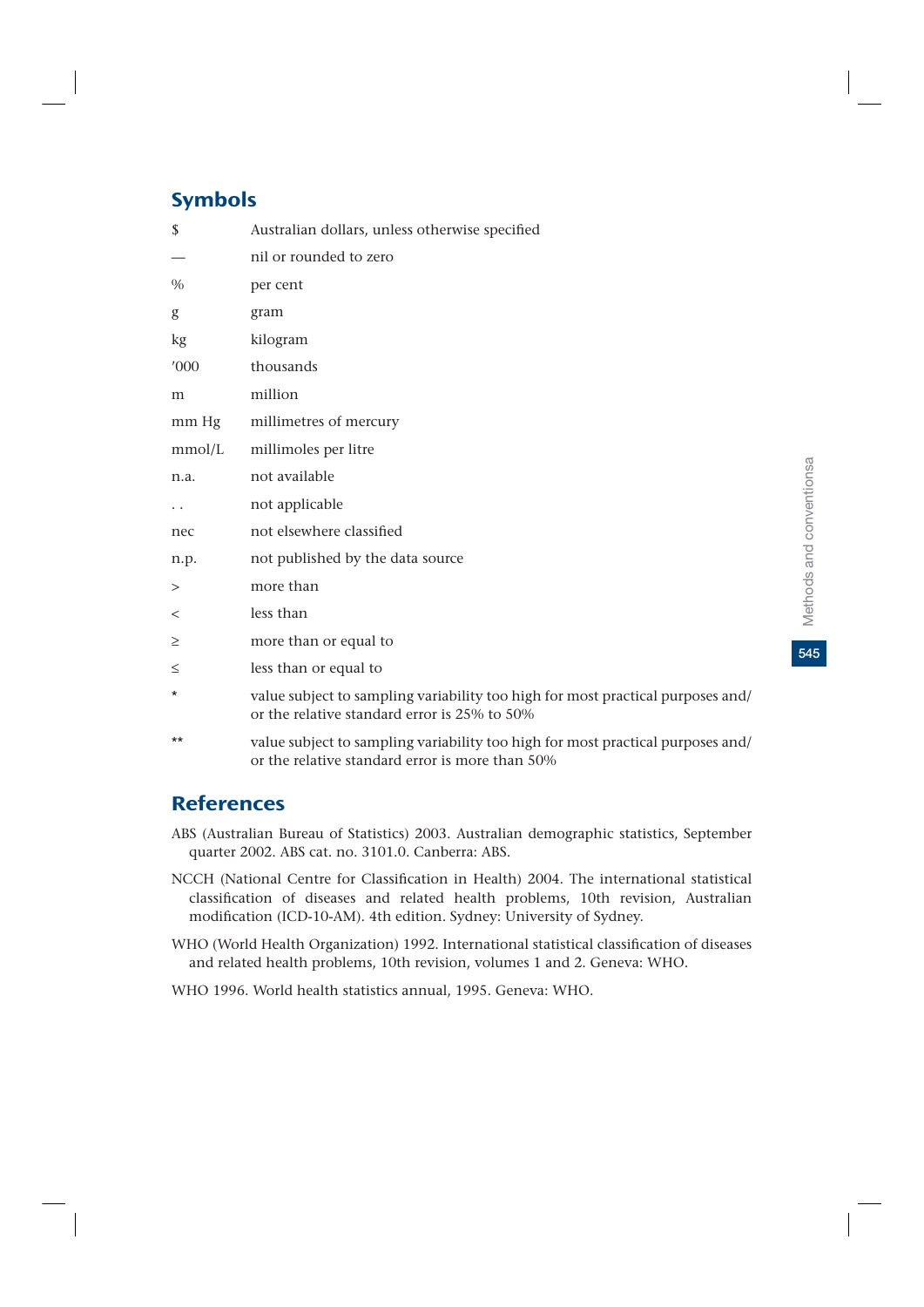## Symbols

| | |
|---|---|
| $ | Australian dollars, unless otherwise specified |
| — | nil or rounded to zero |
| % | per cent |
| g | gram |
| kg | kilogram |
| '000 | thousands |
| m | million |
| mm Hg | millimetres of mercury |
| mmol/L | millimoles per litre |
| n.a. | not available |
| . . | not applicable |
| nec | not elsewhere classified |
| n.p. | not published by the data source |
| > | more than |
| < | less than |
| ≥ | more than or equal to |
| ≤ | less than or equal to |
| * | value subject to sampling variability too high for most practical purposes and/or the relative standard error is 25% to 50% |
| ** | value subject to sampling variability too high for most practical purposes and/or the relative standard error is more than 50% |

## References

ABS (Australian Bureau of Statistics) 2003. Australian demographic statistics, September quarter 2002. ABS cat. no. 3101.0. Canberra: ABS.

NCCH (National Centre for Classification in Health) 2004. The international statistical classification of diseases and related health problems, 10th revision, Australian modification (ICD-10-AM). 4th edition. Sydney: University of Sydney.

WHO (World Health Organization) 1992. International statistical classification of diseases and related health problems, 10th revision, volumes 1 and 2. Geneva: WHO.

WHO 1996. World health statistics annual, 1995. Geneva: WHO.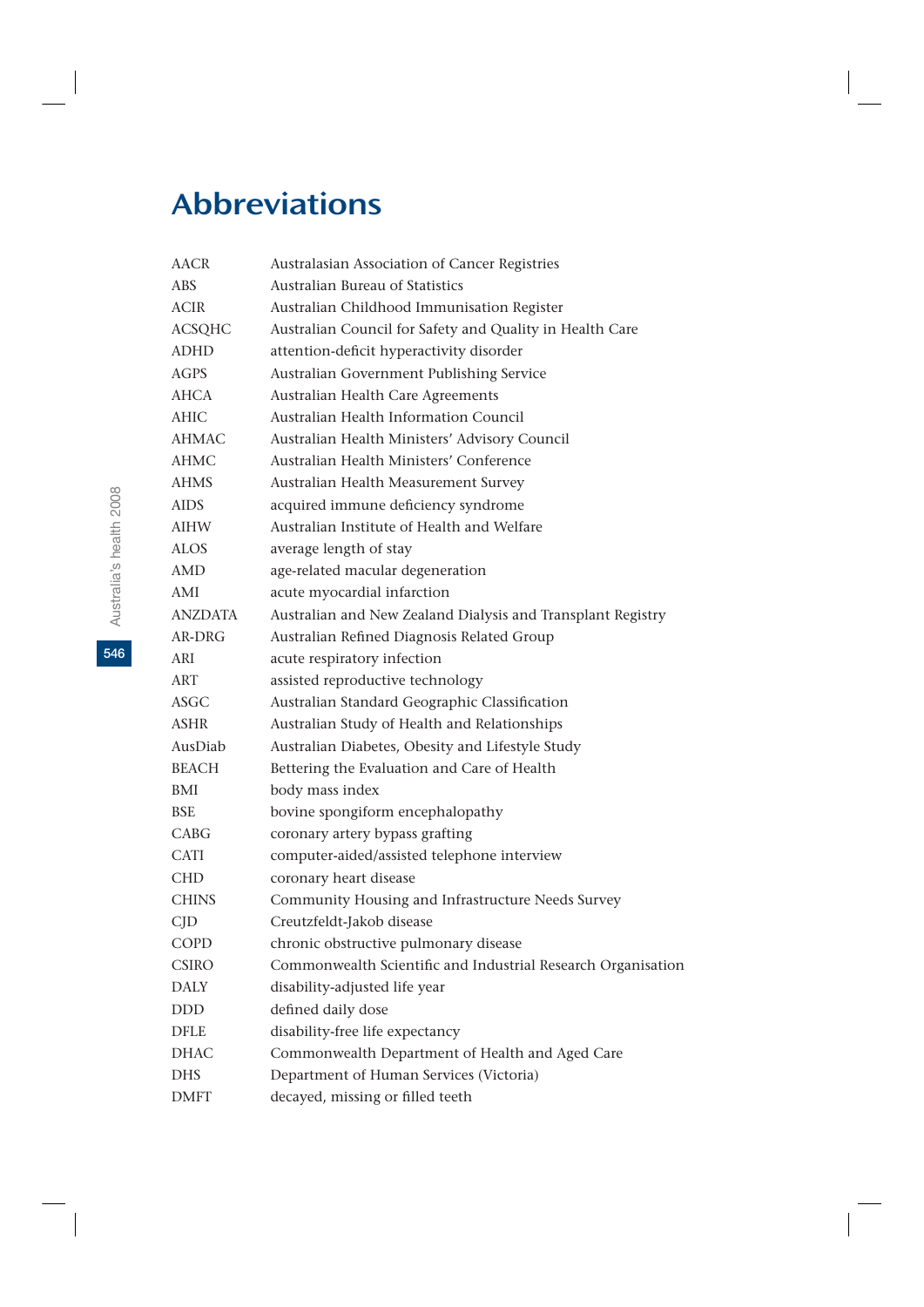# Abbreviations

| | |
|---|---|
| AACR | Australasian Association of Cancer Registries |
| ABS | Australian Bureau of Statistics |
| ACIR | Australian Childhood Immunisation Register |
| ACSQHC | Australian Council for Safety and Quality in Health Care |
| ADHD | attention-deficit hyperactivity disorder |
| AGPS | Australian Government Publishing Service |
| AHCA | Australian Health Care Agreements |
| AHIC | Australian Health Information Council |
| AHMAC | Australian Health Ministers' Advisory Council |
| AHMC | Australian Health Ministers' Conference |
| AHMS | Australian Health Measurement Survey |
| AIDS | acquired immune deficiency syndrome |
| AIHW | Australian Institute of Health and Welfare |
| ALOS | average length of stay |
| AMD | age-related macular degeneration |
| AMI | acute myocardial infarction |
| ANZDATA | Australian and New Zealand Dialysis and Transplant Registry |
| AR-DRG | Australian Refined Diagnosis Related Group |
| ARI | acute respiratory infection |
| ART | assisted reproductive technology |
| ASGC | Australian Standard Geographic Classification |
| ASHR | Australian Study of Health and Relationships |
| AusDiab | Australian Diabetes, Obesity and Lifestyle Study |
| BEACH | Bettering the Evaluation and Care of Health |
| BMI | body mass index |
| BSE | bovine spongiform encephalopathy |
| CABG | coronary artery bypass grafting |
| CATI | computer-aided/assisted telephone interview |
| CHD | coronary heart disease |
| CHINS | Community Housing and Infrastructure Needs Survey |
| CJD | Creutzfeldt-Jakob disease |
| COPD | chronic obstructive pulmonary disease |
| CSIRO | Commonwealth Scientific and Industrial Research Organisation |
| DALY | disability-adjusted life year |
| DDD | defined daily dose |
| DFLE | disability-free life expectancy |
| DHAC | Commonwealth Department of Health and Aged Care |
| DHS | Department of Human Services (Victoria) |
| DMFT | decayed, missing or filled teeth |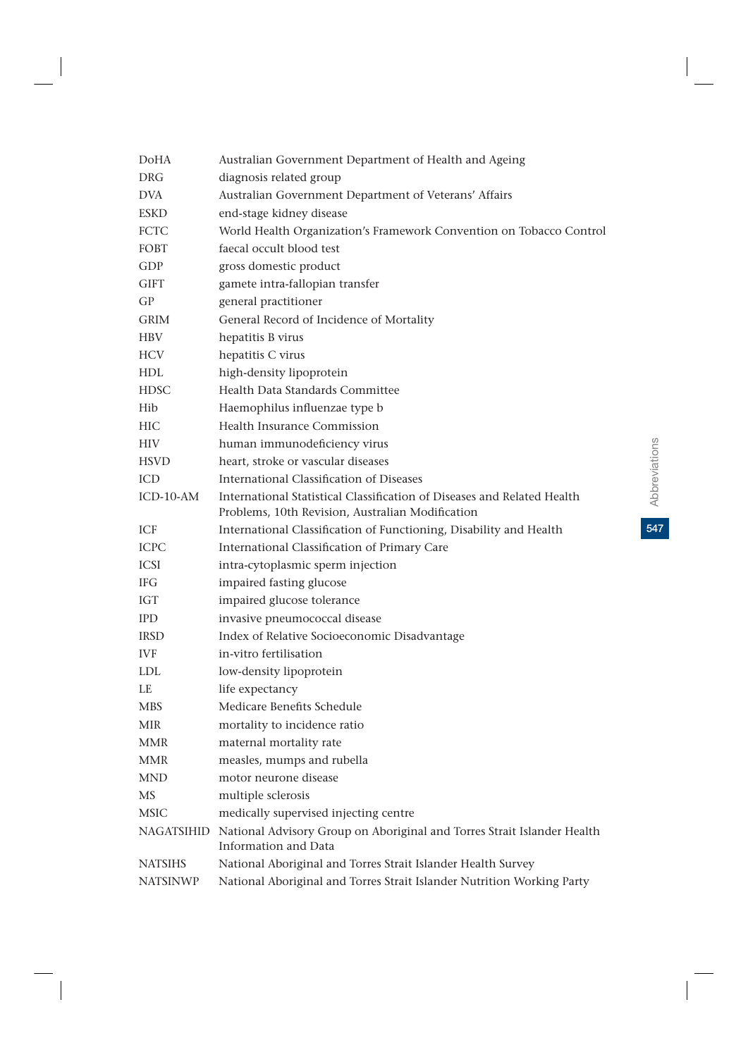| | |
|---|---|
| DoHA | Australian Government Department of Health and Ageing |
| DRG | diagnosis related group |
| DVA | Australian Government Department of Veterans' Affairs |
| ESKD | end-stage kidney disease |
| FCTC | World Health Organization's Framework Convention on Tobacco Control |
| FOBT | faecal occult blood test |
| GDP | gross domestic product |
| GIFT | gamete intra-fallopian transfer |
| GP | general practitioner |
| GRIM | General Record of Incidence of Mortality |
| HBV | hepatitis B virus |
| HCV | hepatitis C virus |
| HDL | high-density lipoprotein |
| HDSC | Health Data Standards Committee |
| Hib | Haemophilus influenzae type b |
| HIC | Health Insurance Commission |
| HIV | human immunodeficiency virus |
| HSVD | heart, stroke or vascular diseases |
| ICD | International Classification of Diseases |
| ICD-10-AM | International Statistical Classification of Diseases and Related Health Problems, 10th Revision, Australian Modification |
| ICF | International Classification of Functioning, Disability and Health |
| ICPC | International Classification of Primary Care |
| ICSI | intra-cytoplasmic sperm injection |
| IFG | impaired fasting glucose |
| IGT | impaired glucose tolerance |
| IPD | invasive pneumococcal disease |
| IRSD | Index of Relative Socioeconomic Disadvantage |
| IVF | in-vitro fertilisation |
| LDL | low-density lipoprotein |
| LE | life expectancy |
| MBS | Medicare Benefits Schedule |
| MIR | mortality to incidence ratio |
| MMR | maternal mortality rate |
| MMR | measles, mumps and rubella |
| MND | motor neurone disease |
| MS | multiple sclerosis |
| MSIC | medically supervised injecting centre |
| NAGATSIHID | National Advisory Group on Aboriginal and Torres Strait Islander Health Information and Data |
| NATSIHS | National Aboriginal and Torres Strait Islander Health Survey |
| NATSINWP | National Aboriginal and Torres Strait Islander Nutrition Working Party |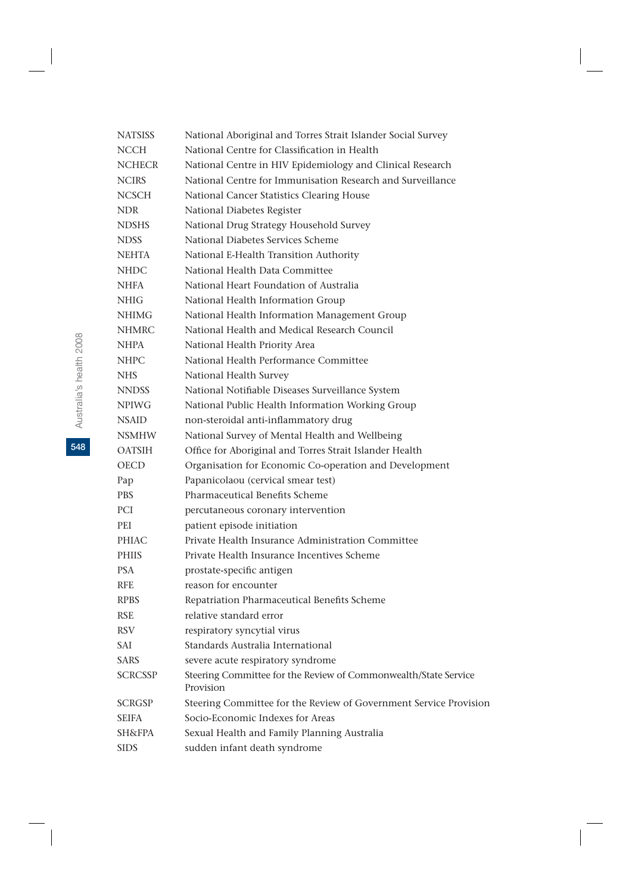| | |
|---|---|
| NATSISS | National Aboriginal and Torres Strait Islander Social Survey |
| NCCH | National Centre for Classification in Health |
| NCHECR | National Centre in HIV Epidemiology and Clinical Research |
| NCIRS | National Centre for Immunisation Research and Surveillance |
| NCSCH | National Cancer Statistics Clearing House |
| NDR | National Diabetes Register |
| NDSHS | National Drug Strategy Household Survey |
| NDSS | National Diabetes Services Scheme |
| NEHTA | National E-Health Transition Authority |
| NHDC | National Health Data Committee |
| NHFA | National Heart Foundation of Australia |
| NHIG | National Health Information Group |
| NHIMG | National Health Information Management Group |
| NHMRC | National Health and Medical Research Council |
| NHPA | National Health Priority Area |
| NHPC | National Health Performance Committee |
| NHS | National Health Survey |
| NNDSS | National Notifiable Diseases Surveillance System |
| NPIWG | National Public Health Information Working Group |
| NSAID | non-steroidal anti-inflammatory drug |
| NSMHW | National Survey of Mental Health and Wellbeing |
| OATSIH | Office for Aboriginal and Torres Strait Islander Health |
| OECD | Organisation for Economic Co-operation and Development |
| Pap | Papanicolaou (cervical smear test) |
| PBS | Pharmaceutical Benefits Scheme |
| PCI | percutaneous coronary intervention |
| PEI | patient episode initiation |
| PHIAC | Private Health Insurance Administration Committee |
| PHIIS | Private Health Insurance Incentives Scheme |
| PSA | prostate-specific antigen |
| RFE | reason for encounter |
| RPBS | Repatriation Pharmaceutical Benefits Scheme |
| RSE | relative standard error |
| RSV | respiratory syncytial virus |
| SAI | Standards Australia International |
| SARS | severe acute respiratory syndrome |
| SCRCSSP | Steering Committee for the Review of Commonwealth/State Service Provision |
| SCRGSP | Steering Committee for the Review of Government Service Provision |
| SEIFA | Socio-Economic Indexes for Areas |
| SH&FPA | Sexual Health and Family Planning Australia |
| SIDS | sudden infant death syndrome |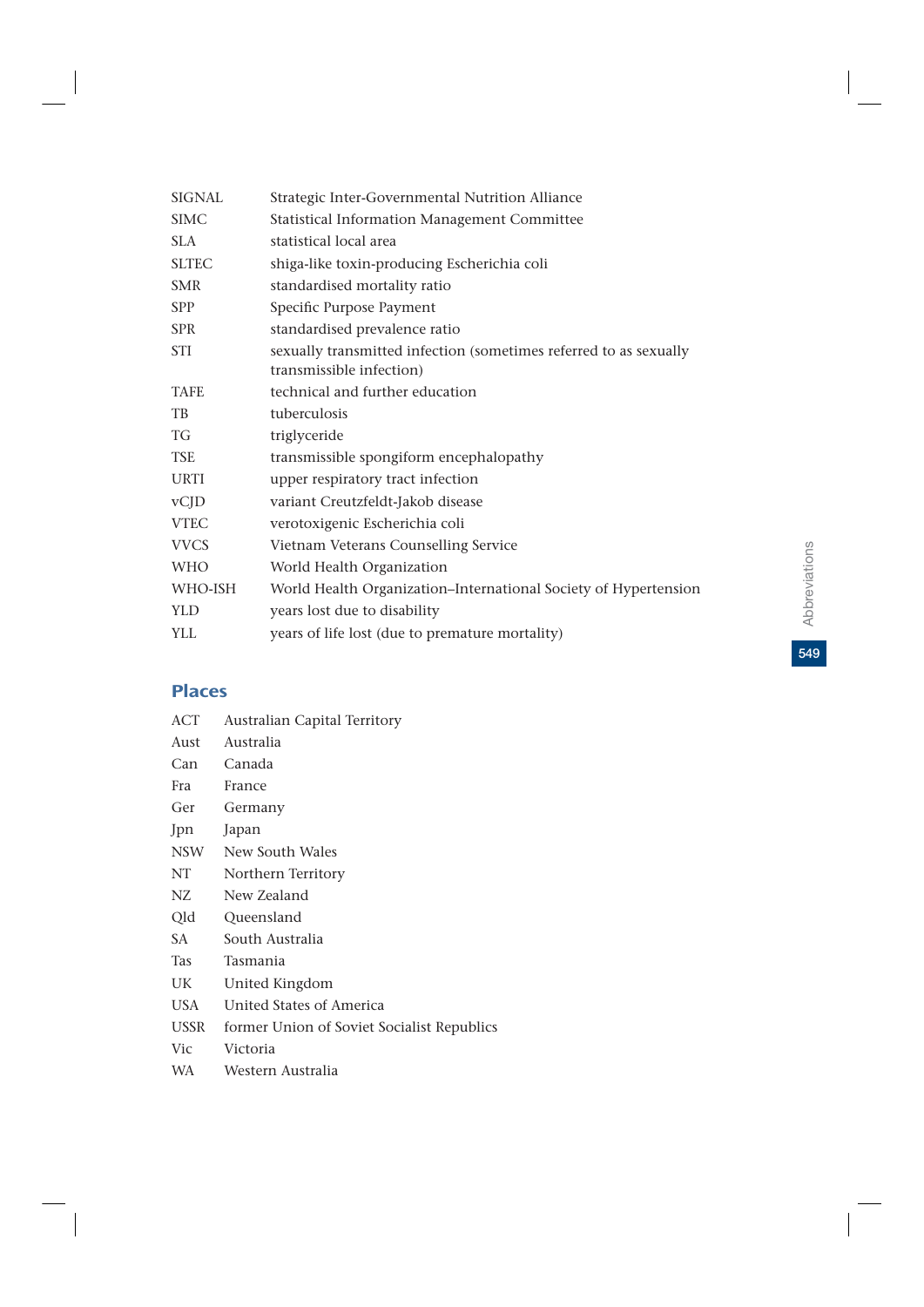| | |
|---|---|
| SIGNAL | Strategic Inter-Governmental Nutrition Alliance |
| SIMC | Statistical Information Management Committee |
| SLA | statistical local area |
| SLTEC | shiga-like toxin-producing Escherichia coli |
| SMR | standardised mortality ratio |
| SPP | Specific Purpose Payment |
| SPR | standardised prevalence ratio |
| STI | sexually transmitted infection (sometimes referred to as sexually transmissible infection) |
| TAFE | technical and further education |
| TB | tuberculosis |
| TG | triglyceride |
| TSE | transmissible spongiform encephalopathy |
| URTI | upper respiratory tract infection |
| vCJD | variant Creutzfeldt-Jakob disease |
| VTEC | verotoxigenic Escherichia coli |
| VVCS | Vietnam Veterans Counselling Service |
| WHO | World Health Organization |
| WHO-ISH | World Health Organization–International Society of Hypertension |
| YLD | years lost due to disability |
| YLL | years of life lost (due to premature mortality) |

## Places

| | |
|---|---|
| ACT | Australian Capital Territory |
| Aust | Australia |
| Can | Canada |
| Fra | France |
| Ger | Germany |
| Jpn | Japan |
| NSW | New South Wales |
| NT | Northern Territory |
| NZ | New Zealand |
| Qld | Queensland |
| SA | South Australia |
| Tas | Tasmania |
| UK | United Kingdom |
| USA | United States of America |
| USSR | former Union of Soviet Socialist Republics |
| Vic | Victoria |
| WA | Western Australia |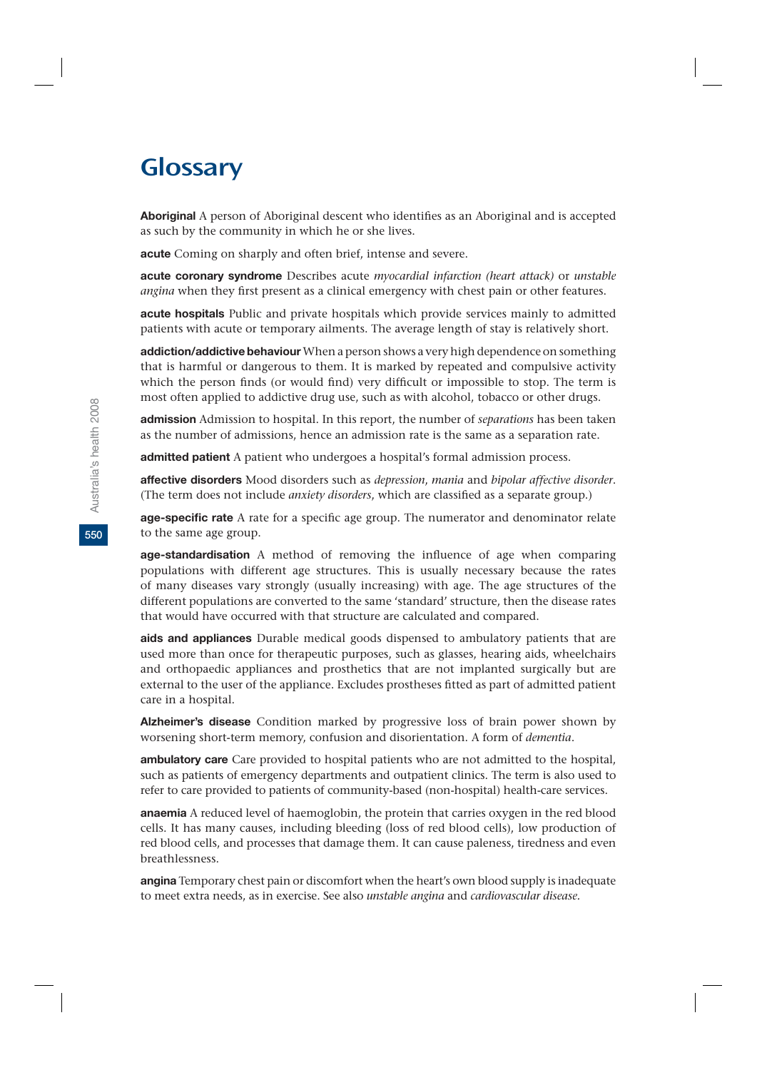# Glossary

**Aboriginal** A person of Aboriginal descent who identifies as an Aboriginal and is accepted as such by the community in which he or she lives.

**acute** Coming on sharply and often brief, intense and severe.

**acute coronary syndrome** Describes acute *myocardial infarction (heart attack)* or *unstable angina* when they first present as a clinical emergency with chest pain or other features.

**acute hospitals** Public and private hospitals which provide services mainly to admitted patients with acute or temporary ailments. The average length of stay is relatively short.

**addiction/addictive behaviour** When a person shows a very high dependence on something that is harmful or dangerous to them. It is marked by repeated and compulsive activity which the person finds (or would find) very difficult or impossible to stop. The term is most often applied to addictive drug use, such as with alcohol, tobacco or other drugs.

**admission** Admission to hospital. In this report, the number of *separations* has been taken as the number of admissions, hence an admission rate is the same as a separation rate.

**admitted patient** A patient who undergoes a hospital's formal admission process.

**affective disorders** Mood disorders such as *depression*, *mania* and *bipolar affective disorder*. (The term does not include *anxiety disorders*, which are classified as a separate group.)

**age-specific rate** A rate for a specific age group. The numerator and denominator relate to the same age group.

**age-standardisation** A method of removing the influence of age when comparing populations with different age structures. This is usually necessary because the rates of many diseases vary strongly (usually increasing) with age. The age structures of the different populations are converted to the same 'standard' structure, then the disease rates that would have occurred with that structure are calculated and compared.

**aids and appliances** Durable medical goods dispensed to ambulatory patients that are used more than once for therapeutic purposes, such as glasses, hearing aids, wheelchairs and orthopaedic appliances and prosthetics that are not implanted surgically but are external to the user of the appliance. Excludes prostheses fitted as part of admitted patient care in a hospital.

**Alzheimer's disease** Condition marked by progressive loss of brain power shown by worsening short-term memory, confusion and disorientation. A form of *dementia*.

**ambulatory care** Care provided to hospital patients who are not admitted to the hospital, such as patients of emergency departments and outpatient clinics. The term is also used to refer to care provided to patients of community-based (non-hospital) health-care services.

**anaemia** A reduced level of haemoglobin, the protein that carries oxygen in the red blood cells. It has many causes, including bleeding (loss of red blood cells), low production of red blood cells, and processes that damage them. It can cause paleness, tiredness and even breathlessness.

**angina** Temporary chest pain or discomfort when the heart's own blood supply is inadequate to meet extra needs, as in exercise. See also *unstable angina* and *cardiovascular disease*.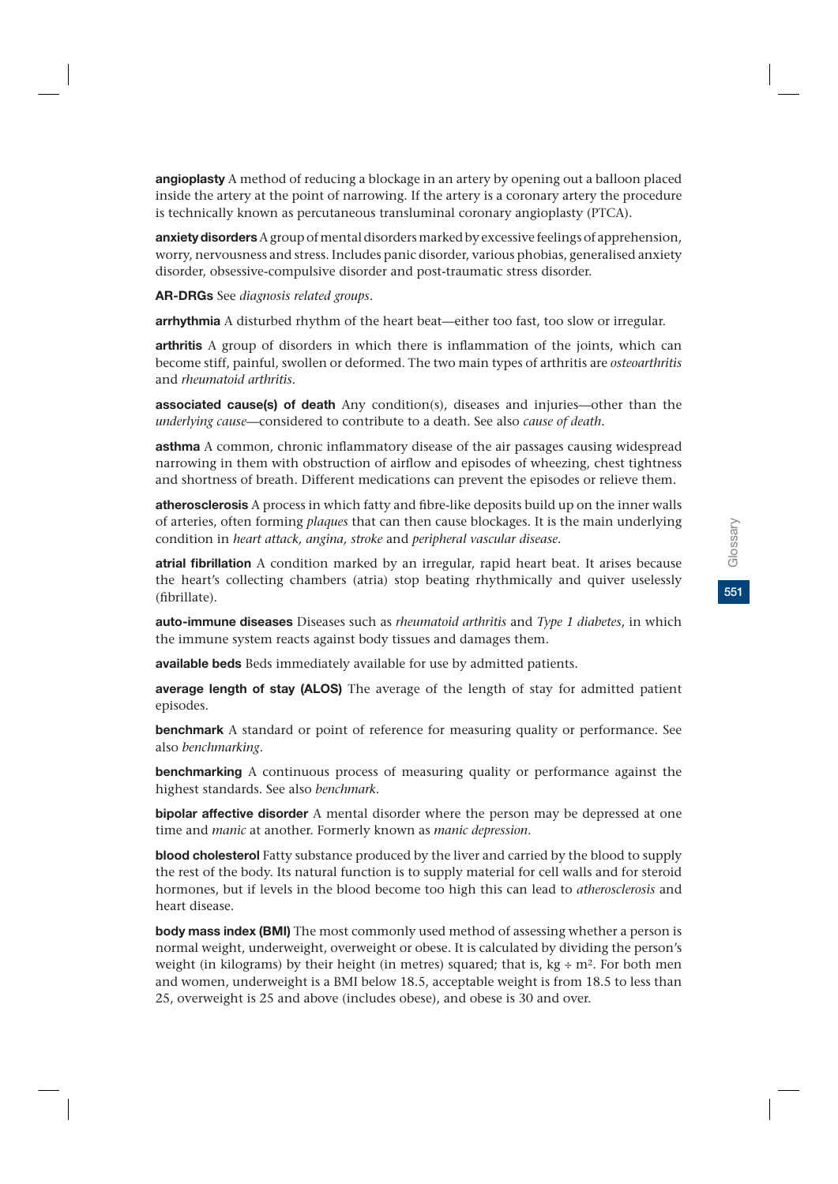**angioplasty** A method of reducing a blockage in an artery by opening out a balloon placed inside the artery at the point of narrowing. If the artery is a coronary artery the procedure is technically known as percutaneous transluminal coronary angioplasty (PTCA).

**anxiety disorders** A group of mental disorders marked by excessive feelings of apprehension, worry, nervousness and stress. Includes panic disorder, various phobias, generalised anxiety disorder, obsessive-compulsive disorder and post-traumatic stress disorder.

**AR-DRGs** See *diagnosis related groups*.

**arrhythmia** A disturbed rhythm of the heart beat—either too fast, too slow or irregular.

**arthritis** A group of disorders in which there is inflammation of the joints, which can become stiff, painful, swollen or deformed. The two main types of arthritis are *osteoarthritis* and *rheumatoid arthritis*.

**associated cause(s) of death** Any condition(s), diseases and injuries—other than the *underlying cause*—considered to contribute to a death. See also *cause of death*.

**asthma** A common, chronic inflammatory disease of the air passages causing widespread narrowing in them with obstruction of airflow and episodes of wheezing, chest tightness and shortness of breath. Different medications can prevent the episodes or relieve them.

**atherosclerosis** A process in which fatty and fibre-like deposits build up on the inner walls of arteries, often forming *plaques* that can then cause blockages. It is the main underlying condition in *heart attack, angina, stroke* and *peripheral vascular disease*.

**atrial fibrillation** A condition marked by an irregular, rapid heart beat. It arises because the heart's collecting chambers (atria) stop beating rhythmically and quiver uselessly (fibrillate).

**auto-immune diseases** Diseases such as *rheumatoid arthritis* and *Type 1 diabetes*, in which the immune system reacts against body tissues and damages them.

**available beds** Beds immediately available for use by admitted patients.

**average length of stay (ALOS)** The average of the length of stay for admitted patient episodes.

**benchmark** A standard or point of reference for measuring quality or performance. See also *benchmarking*.

**benchmarking** A continuous process of measuring quality or performance against the highest standards. See also *benchmark*.

**bipolar affective disorder** A mental disorder where the person may be depressed at one time and *manic* at another. Formerly known as *manic depression*.

**blood cholesterol** Fatty substance produced by the liver and carried by the blood to supply the rest of the body. Its natural function is to supply material for cell walls and for steroid hormones, but if levels in the blood become too high this can lead to *atherosclerosis* and heart disease.

**body mass index (BMI)** The most commonly used method of assessing whether a person is normal weight, underweight, overweight or obese. It is calculated by dividing the person's weight (in kilograms) by their height (in metres) squared; that is, $kg \div m^2$. For both men and women, underweight is a BMI below 18.5, acceptable weight is from 18.5 to less than 25, overweight is 25 and above (includes obese), and obese is 30 and over.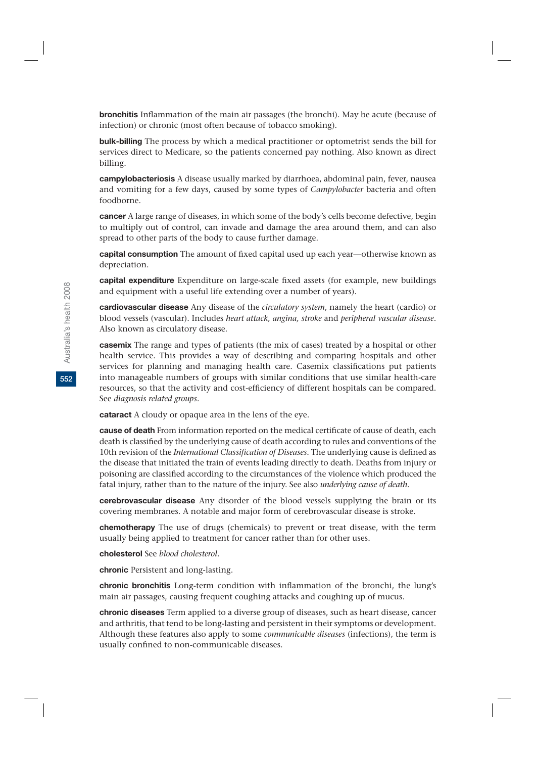**bronchitis** Inflammation of the main air passages (the bronchi). May be acute (because of infection) or chronic (most often because of tobacco smoking).

**bulk-billing** The process by which a medical practitioner or optometrist sends the bill for services direct to Medicare, so the patients concerned pay nothing. Also known as direct billing.

**campylobacteriosis** A disease usually marked by diarrhoea, abdominal pain, fever, nausea and vomiting for a few days, caused by some types of *Campylobacter* bacteria and often foodborne.

**cancer** A large range of diseases, in which some of the body's cells become defective, begin to multiply out of control, can invade and damage the area around them, and can also spread to other parts of the body to cause further damage.

**capital consumption** The amount of fixed capital used up each year—otherwise known as depreciation.

**capital expenditure** Expenditure on large-scale fixed assets (for example, new buildings and equipment with a useful life extending over a number of years).

**cardiovascular disease** Any disease of the *circulatory system*, namely the heart (cardio) or blood vessels (vascular). Includes *heart attack, angina, stroke* and *peripheral vascular disease*. Also known as circulatory disease.

**casemix** The range and types of patients (the mix of cases) treated by a hospital or other health service. This provides a way of describing and comparing hospitals and other services for planning and managing health care. Casemix classifications put patients into manageable numbers of groups with similar conditions that use similar health-care resources, so that the activity and cost-efficiency of different hospitals can be compared. See *diagnosis related groups*.

**cataract** A cloudy or opaque area in the lens of the eye.

**cause of death** From information reported on the medical certificate of cause of death, each death is classified by the underlying cause of death according to rules and conventions of the 10th revision of the *International Classification of Diseases*. The underlying cause is defined as the disease that initiated the train of events leading directly to death. Deaths from injury or poisoning are classified according to the circumstances of the violence which produced the fatal injury, rather than to the nature of the injury. See also *underlying cause of death*.

**cerebrovascular disease** Any disorder of the blood vessels supplying the brain or its covering membranes. A notable and major form of cerebrovascular disease is stroke.

**chemotherapy** The use of drugs (chemicals) to prevent or treat disease, with the term usually being applied to treatment for cancer rather than for other uses.

**cholesterol** See *blood cholesterol*.

**chronic** Persistent and long-lasting.

**chronic bronchitis** Long-term condition with inflammation of the bronchi, the lung's main air passages, causing frequent coughing attacks and coughing up of mucus.

**chronic diseases** Term applied to a diverse group of diseases, such as heart disease, cancer and arthritis, that tend to be long-lasting and persistent in their symptoms or development. Although these features also apply to some *communicable diseases* (infections), the term is usually confined to non-communicable diseases.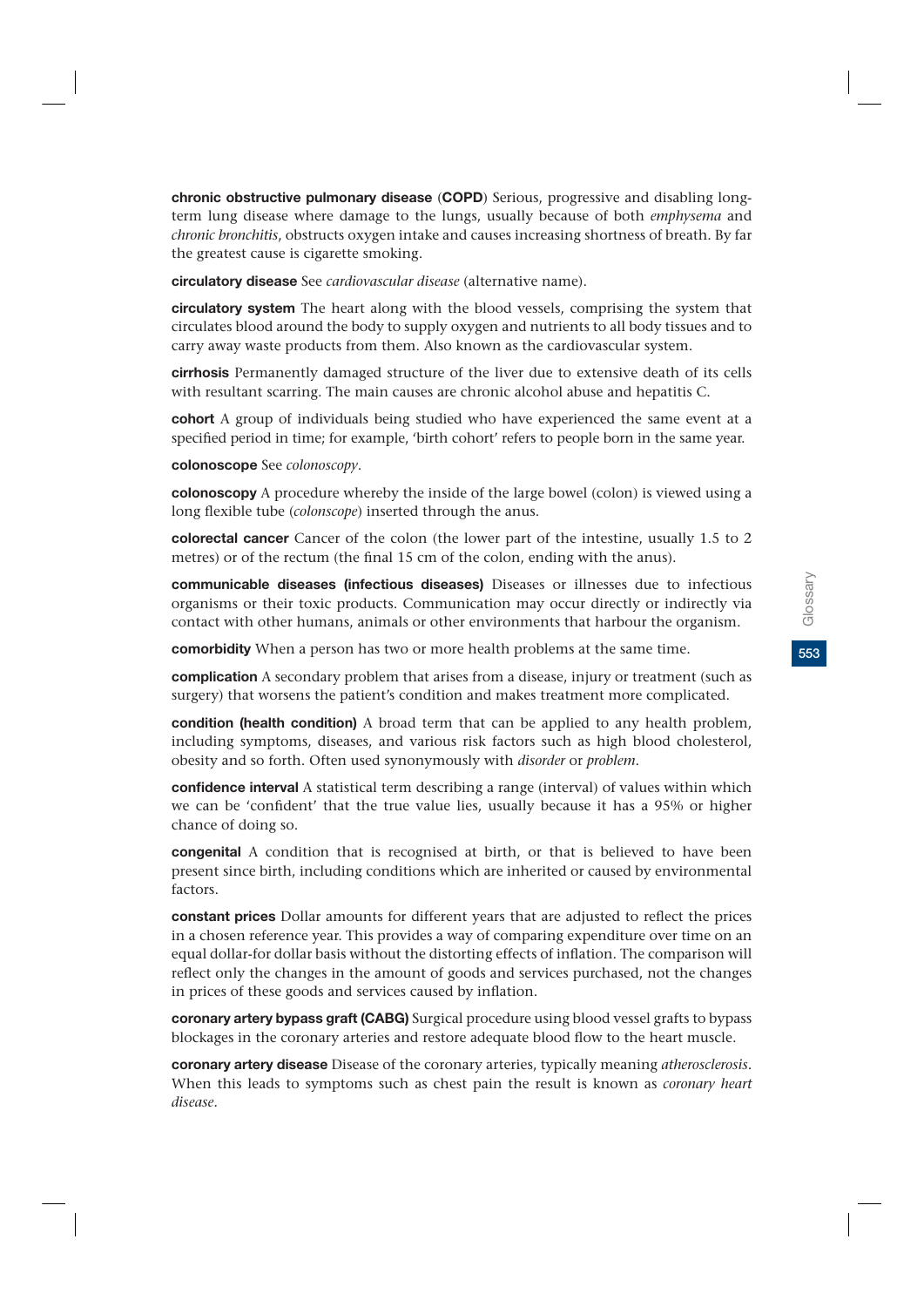**chronic obstructive pulmonary disease** (**COPD**) Serious, progressive and disabling long-term lung disease where damage to the lungs, usually because of both *emphysema* and *chronic bronchitis*, obstructs oxygen intake and causes increasing shortness of breath. By far the greatest cause is cigarette smoking.

**circulatory disease** See *cardiovascular disease* (alternative name).

**circulatory system** The heart along with the blood vessels, comprising the system that circulates blood around the body to supply oxygen and nutrients to all body tissues and to carry away waste products from them. Also known as the cardiovascular system.

**cirrhosis** Permanently damaged structure of the liver due to extensive death of its cells with resultant scarring. The main causes are chronic alcohol abuse and hepatitis C.

**cohort** A group of individuals being studied who have experienced the same event at a specified period in time; for example, 'birth cohort' refers to people born in the same year.

**colonoscope** See *colonoscopy*.

**colonoscopy** A procedure whereby the inside of the large bowel (colon) is viewed using a long flexible tube (*colonscope*) inserted through the anus.

**colorectal cancer** Cancer of the colon (the lower part of the intestine, usually 1.5 to 2 metres) or of the rectum (the final 15 cm of the colon, ending with the anus).

**communicable diseases (infectious diseases)** Diseases or illnesses due to infectious organisms or their toxic products. Communication may occur directly or indirectly via contact with other humans, animals or other environments that harbour the organism.

**comorbidity** When a person has two or more health problems at the same time.

**complication** A secondary problem that arises from a disease, injury or treatment (such as surgery) that worsens the patient's condition and makes treatment more complicated.

**condition (health condition)** A broad term that can be applied to any health problem, including symptoms, diseases, and various risk factors such as high blood cholesterol, obesity and so forth. Often used synonymously with *disorder* or *problem*.

**confidence interval** A statistical term describing a range (interval) of values within which we can be 'confident' that the true value lies, usually because it has a 95% or higher chance of doing so.

**congenital** A condition that is recognised at birth, or that is believed to have been present since birth, including conditions which are inherited or caused by environmental factors.

**constant prices** Dollar amounts for different years that are adjusted to reflect the prices in a chosen reference year. This provides a way of comparing expenditure over time on an equal dollar-for dollar basis without the distorting effects of inflation. The comparison will reflect only the changes in the amount of goods and services purchased, not the changes in prices of these goods and services caused by inflation.

**coronary artery bypass graft (CABG)** Surgical procedure using blood vessel grafts to bypass blockages in the coronary arteries and restore adequate blood flow to the heart muscle.

**coronary artery disease** Disease of the coronary arteries, typically meaning *atherosclerosis*. When this leads to symptoms such as chest pain the result is known as *coronary heart disease*.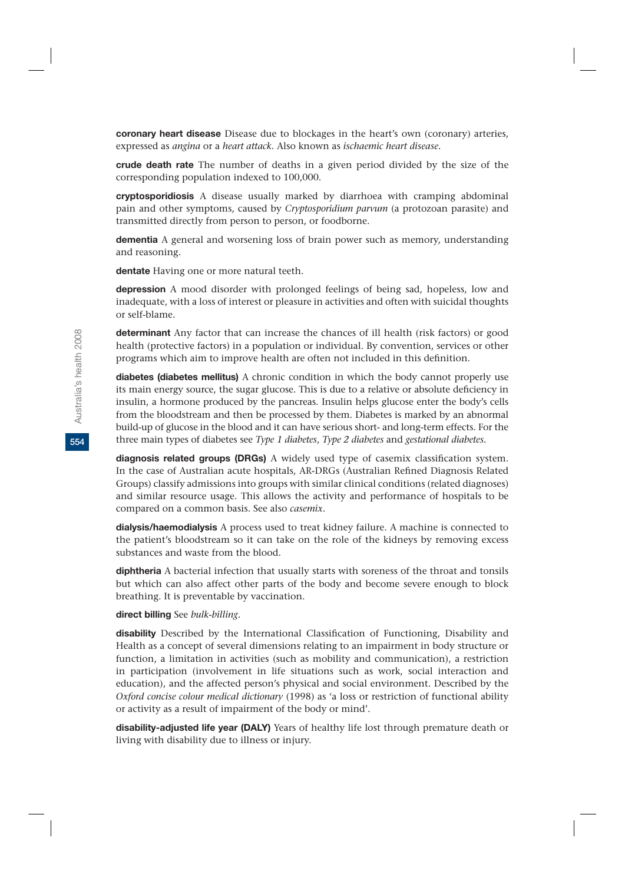**coronary heart disease** Disease due to blockages in the heart's own (coronary) arteries, expressed as *angina* or a *heart attack*. Also known as *ischaemic heart disease*.

**crude death rate** The number of deaths in a given period divided by the size of the corresponding population indexed to 100,000.

**cryptosporidiosis** A disease usually marked by diarrhoea with cramping abdominal pain and other symptoms, caused by *Cryptosporidium parvum* (a protozoan parasite) and transmitted directly from person to person, or foodborne.

**dementia** A general and worsening loss of brain power such as memory, understanding and reasoning.

**dentate** Having one or more natural teeth.

**depression** A mood disorder with prolonged feelings of being sad, hopeless, low and inadequate, with a loss of interest or pleasure in activities and often with suicidal thoughts or self-blame.

**determinant** Any factor that can increase the chances of ill health (risk factors) or good health (protective factors) in a population or individual. By convention, services or other programs which aim to improve health are often not included in this definition.

**diabetes (diabetes mellitus)** A chronic condition in which the body cannot properly use its main energy source, the sugar glucose. This is due to a relative or absolute deficiency in insulin, a hormone produced by the pancreas. Insulin helps glucose enter the body's cells from the bloodstream and then be processed by them. Diabetes is marked by an abnormal build-up of glucose in the blood and it can have serious short- and long-term effects. For the three main types of diabetes see *Type 1 diabetes*, *Type 2 diabetes* and *gestational diabetes*.

**diagnosis related groups (DRGs)** A widely used type of casemix classification system. In the case of Australian acute hospitals, AR-DRGs (Australian Refined Diagnosis Related Groups) classify admissions into groups with similar clinical conditions (related diagnoses) and similar resource usage. This allows the activity and performance of hospitals to be compared on a common basis. See also *casemix*.

**dialysis/haemodialysis** A process used to treat kidney failure. A machine is connected to the patient's bloodstream so it can take on the role of the kidneys by removing excess substances and waste from the blood.

**diphtheria** A bacterial infection that usually starts with soreness of the throat and tonsils but which can also affect other parts of the body and become severe enough to block breathing. It is preventable by vaccination.

**direct billing** See *bulk-billing*.

**disability** Described by the International Classification of Functioning, Disability and Health as a concept of several dimensions relating to an impairment in body structure or function, a limitation in activities (such as mobility and communication), a restriction in participation (involvement in life situations such as work, social interaction and education), and the affected person's physical and social environment. Described by the *Oxford concise colour medical dictionary* (1998) as 'a loss or restriction of functional ability or activity as a result of impairment of the body or mind'.

**disability-adjusted life year (DALY)** Years of healthy life lost through premature death or living with disability due to illness or injury.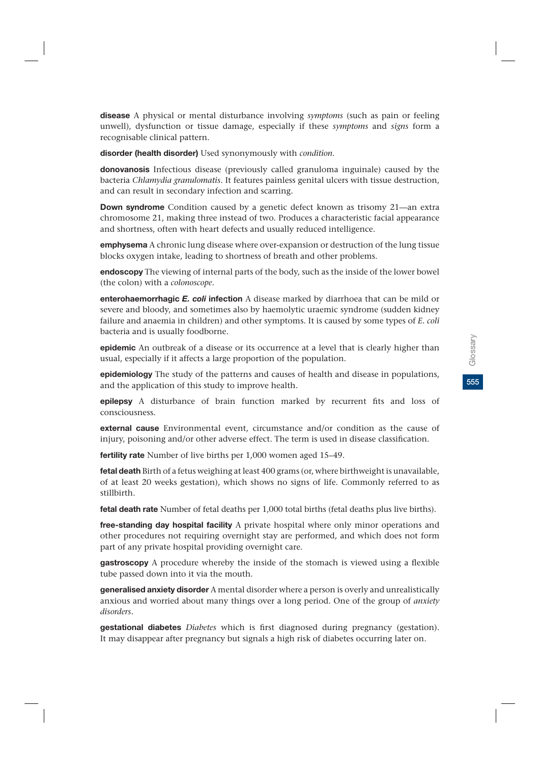**disease** A physical or mental disturbance involving *symptoms* (such as pain or feeling unwell), dysfunction or tissue damage, especially if these *symptoms* and *signs* form a recognisable clinical pattern.

**disorder (health disorder)** Used synonymously with *condition*.

**donovanosis** Infectious disease (previously called granuloma inguinale) caused by the bacteria *Chlamydia granulomatis*. It features painless genital ulcers with tissue destruction, and can result in secondary infection and scarring.

**Down syndrome** Condition caused by a genetic defect known as trisomy 21—an extra chromosome 21, making three instead of two. Produces a characteristic facial appearance and shortness, often with heart defects and usually reduced intelligence.

**emphysema** A chronic lung disease where over-expansion or destruction of the lung tissue blocks oxygen intake, leading to shortness of breath and other problems.

**endoscopy** The viewing of internal parts of the body, such as the inside of the lower bowel (the colon) with a *colonoscope*.

**enterohaemorrhagic *E. coli* infection** A disease marked by diarrhoea that can be mild or severe and bloody, and sometimes also by haemolytic uraemic syndrome (sudden kidney failure and anaemia in children) and other symptoms. It is caused by some types of *E. coli* bacteria and is usually foodborne.

**epidemic** An outbreak of a disease or its occurrence at a level that is clearly higher than usual, especially if it affects a large proportion of the population.

**epidemiology** The study of the patterns and causes of health and disease in populations, and the application of this study to improve health.

**epilepsy** A disturbance of brain function marked by recurrent fits and loss of consciousness.

**external cause** Environmental event, circumstance and/or condition as the cause of injury, poisoning and/or other adverse effect. The term is used in disease classification.

**fertility rate** Number of live births per 1,000 women aged 15–49.

**fetal death** Birth of a fetus weighing at least 400 grams (or, where birthweight is unavailable, of at least 20 weeks gestation), which shows no signs of life. Commonly referred to as stillbirth.

**fetal death rate** Number of fetal deaths per 1,000 total births (fetal deaths plus live births).

**free-standing day hospital facility** A private hospital where only minor operations and other procedures not requiring overnight stay are performed, and which does not form part of any private hospital providing overnight care.

**gastroscopy** A procedure whereby the inside of the stomach is viewed using a flexible tube passed down into it via the mouth.

**generalised anxiety disorder** A mental disorder where a person is overly and unrealistically anxious and worried about many things over a long period. One of the group of *anxiety disorders*.

**gestational diabetes** *Diabetes* which is first diagnosed during pregnancy (gestation). It may disappear after pregnancy but signals a high risk of diabetes occurring later on.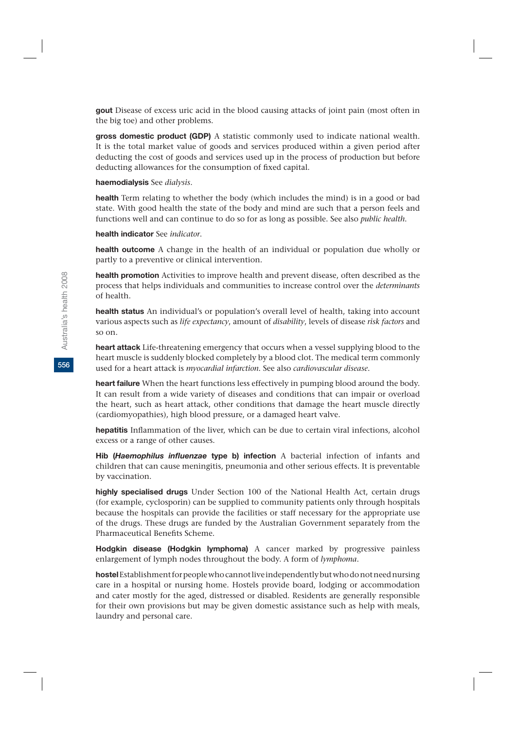**gout** Disease of excess uric acid in the blood causing attacks of joint pain (most often in the big toe) and other problems.

**gross domestic product (GDP)** A statistic commonly used to indicate national wealth. It is the total market value of goods and services produced within a given period after deducting the cost of goods and services used up in the process of production but before deducting allowances for the consumption of fixed capital.

**haemodialysis** See *dialysis*.

**health** Term relating to whether the body (which includes the mind) is in a good or bad state. With good health the state of the body and mind are such that a person feels and functions well and can continue to do so for as long as possible. See also *public health*.

**health indicator** See *indicator*.

**health outcome** A change in the health of an individual or population due wholly or partly to a preventive or clinical intervention.

**health promotion** Activities to improve health and prevent disease, often described as the process that helps individuals and communities to increase control over the *determinants* of health.

**health status** An individual's or population's overall level of health, taking into account various aspects such as *life expectancy*, amount of *disability*, levels of disease *risk factors* and so on.

**heart attack** Life-threatening emergency that occurs when a vessel supplying blood to the heart muscle is suddenly blocked completely by a blood clot. The medical term commonly used for a heart attack is *myocardial infarction.* See also *cardiovascular disease*.

**heart failure** When the heart functions less effectively in pumping blood around the body. It can result from a wide variety of diseases and conditions that can impair or overload the heart, such as heart attack, other conditions that damage the heart muscle directly (cardiomyopathies), high blood pressure, or a damaged heart valve.

**hepatitis** Inflammation of the liver, which can be due to certain viral infections, alcohol excess or a range of other causes.

**Hib (*Haemophilus influenzae* type b) infection** A bacterial infection of infants and children that can cause meningitis, pneumonia and other serious effects. It is preventable by vaccination.

**highly specialised drugs** Under Section 100 of the National Health Act, certain drugs (for example, cyclosporin) can be supplied to community patients only through hospitals because the hospitals can provide the facilities or staff necessary for the appropriate use of the drugs. These drugs are funded by the Australian Government separately from the Pharmaceutical Benefits Scheme.

**Hodgkin disease (Hodgkin lymphoma)** A cancer marked by progressive painless enlargement of lymph nodes throughout the body. A form of *lymphoma*.

**hostel** Establishment for people who cannot live independently but who do not need nursing care in a hospital or nursing home. Hostels provide board, lodging or accommodation and cater mostly for the aged, distressed or disabled. Residents are generally responsible for their own provisions but may be given domestic assistance such as help with meals, laundry and personal care.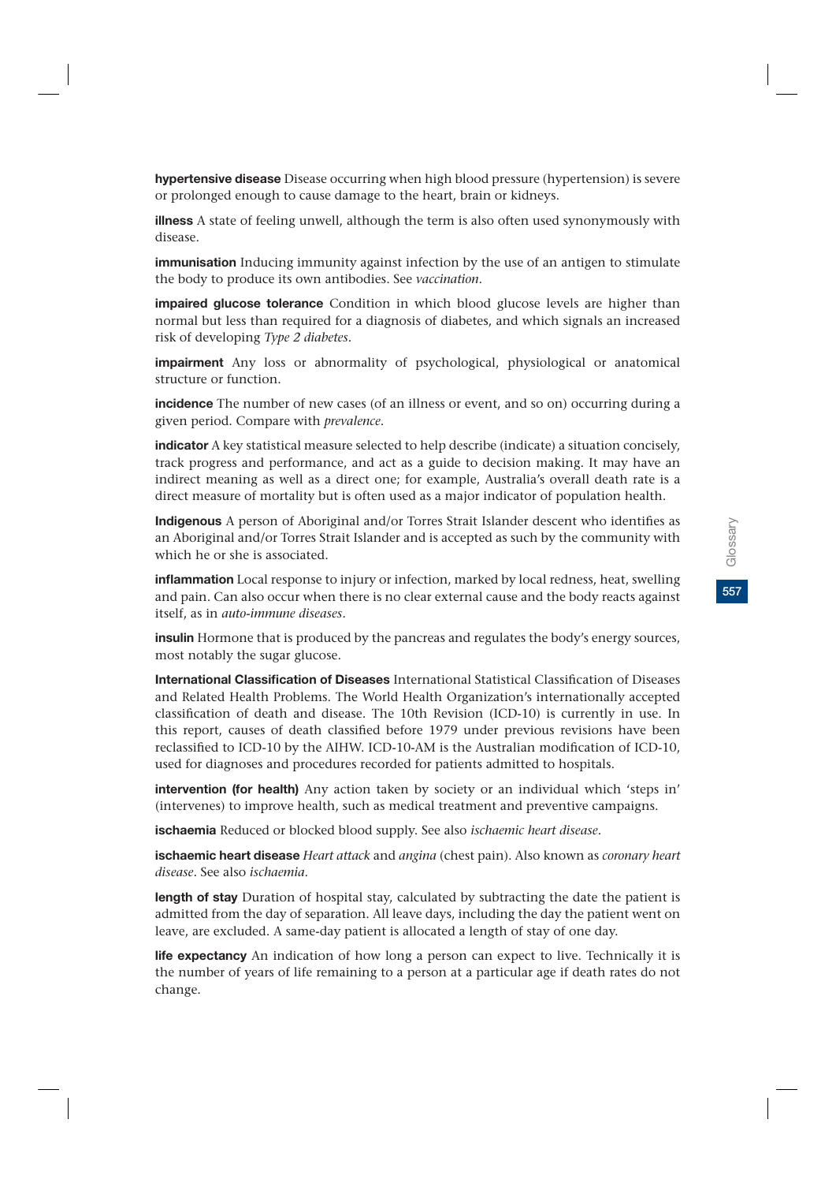**hypertensive disease** Disease occurring when high blood pressure (hypertension) is severe or prolonged enough to cause damage to the heart, brain or kidneys.

**illness** A state of feeling unwell, although the term is also often used synonymously with disease.

**immunisation** Inducing immunity against infection by the use of an antigen to stimulate the body to produce its own antibodies. See *vaccination*.

**impaired glucose tolerance** Condition in which blood glucose levels are higher than normal but less than required for a diagnosis of diabetes, and which signals an increased risk of developing *Type 2 diabetes*.

**impairment** Any loss or abnormality of psychological, physiological or anatomical structure or function.

**incidence** The number of new cases (of an illness or event, and so on) occurring during a given period. Compare with *prevalence*.

**indicator** A key statistical measure selected to help describe (indicate) a situation concisely, track progress and performance, and act as a guide to decision making. It may have an indirect meaning as well as a direct one; for example, Australia's overall death rate is a direct measure of mortality but is often used as a major indicator of population health.

**Indigenous** A person of Aboriginal and/or Torres Strait Islander descent who identifies as an Aboriginal and/or Torres Strait Islander and is accepted as such by the community with which he or she is associated.

**inflammation** Local response to injury or infection, marked by local redness, heat, swelling and pain. Can also occur when there is no clear external cause and the body reacts against itself, as in *auto-immune diseases*.

**insulin** Hormone that is produced by the pancreas and regulates the body's energy sources, most notably the sugar glucose.

**International Classification of Diseases** International Statistical Classification of Diseases and Related Health Problems. The World Health Organization's internationally accepted classification of death and disease. The 10th Revision (ICD-10) is currently in use. In this report, causes of death classified before 1979 under previous revisions have been reclassified to ICD-10 by the AIHW. ICD-10-AM is the Australian modification of ICD-10, used for diagnoses and procedures recorded for patients admitted to hospitals.

**intervention (for health)** Any action taken by society or an individual which 'steps in' (intervenes) to improve health, such as medical treatment and preventive campaigns.

**ischaemia** Reduced or blocked blood supply. See also *ischaemic heart disease*.

**ischaemic heart disease** *Heart attack* and *angina* (chest pain). Also known as *coronary heart disease*. See also *ischaemia*.

**length of stay** Duration of hospital stay, calculated by subtracting the date the patient is admitted from the day of separation. All leave days, including the day the patient went on leave, are excluded. A same-day patient is allocated a length of stay of one day.

**life expectancy** An indication of how long a person can expect to live. Technically it is the number of years of life remaining to a person at a particular age if death rates do not change.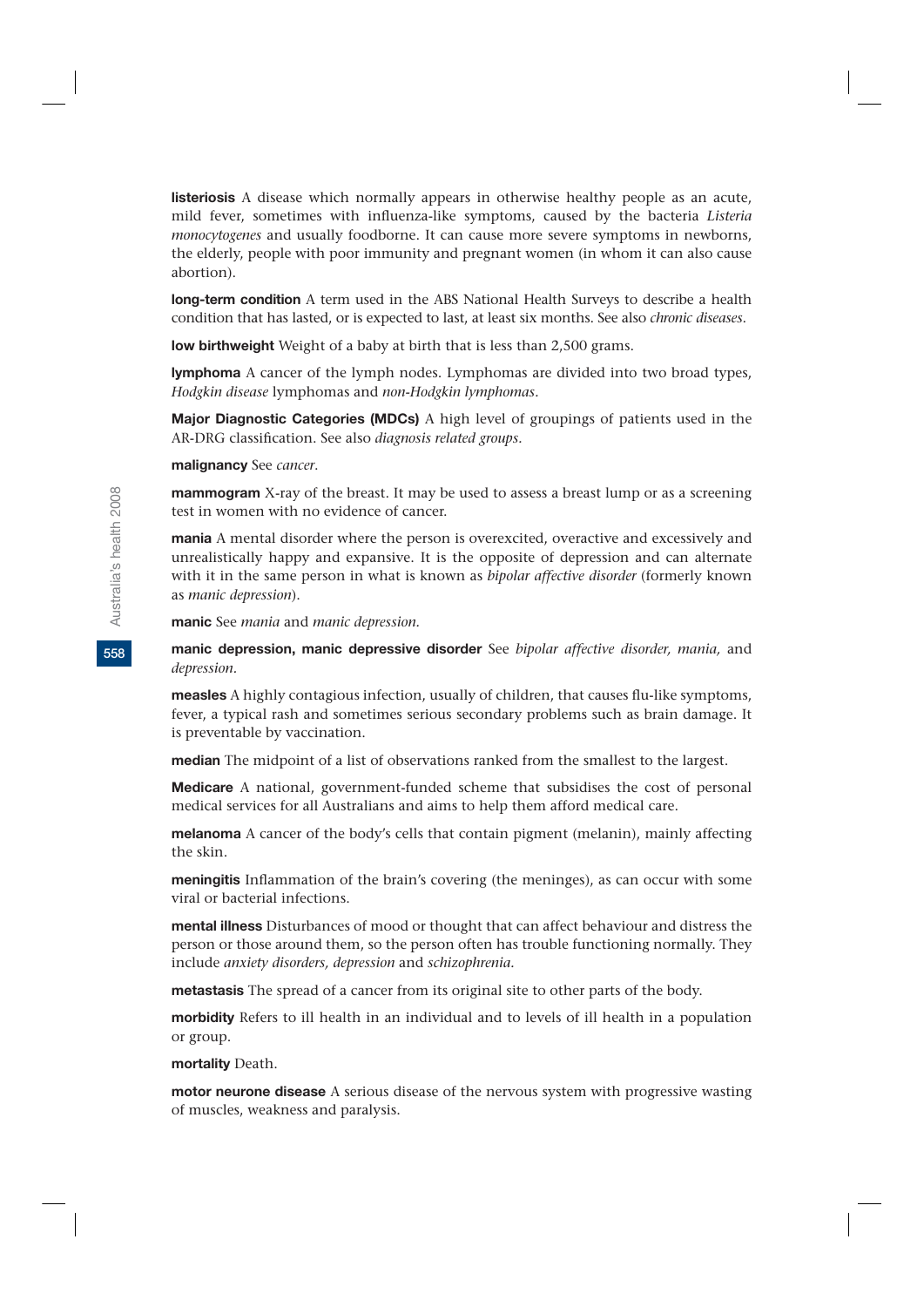**listeriosis** A disease which normally appears in otherwise healthy people as an acute, mild fever, sometimes with influenza-like symptoms, caused by the bacteria *Listeria monocytogenes* and usually foodborne. It can cause more severe symptoms in newborns, the elderly, people with poor immunity and pregnant women (in whom it can also cause abortion).

**long-term condition** A term used in the ABS National Health Surveys to describe a health condition that has lasted, or is expected to last, at least six months. See also *chronic diseases*.

**low birthweight** Weight of a baby at birth that is less than 2,500 grams.

**lymphoma** A cancer of the lymph nodes. Lymphomas are divided into two broad types, *Hodgkin disease* lymphomas and *non-Hodgkin lymphomas*.

**Major Diagnostic Categories (MDCs)** A high level of groupings of patients used in the AR-DRG classification. See also *diagnosis related groups*.

**malignancy** See *cancer*.

**mammogram** X-ray of the breast. It may be used to assess a breast lump or as a screening test in women with no evidence of cancer.

**mania** A mental disorder where the person is overexcited, overactive and excessively and unrealistically happy and expansive. It is the opposite of depression and can alternate with it in the same person in what is known as *bipolar affective disorder* (formerly known as *manic depression*).

**manic** See *mania* and *manic depression*.

**manic depression, manic depressive disorder** See *bipolar affective disorder, mania,* and *depression*.

**measles** A highly contagious infection, usually of children, that causes flu-like symptoms, fever, a typical rash and sometimes serious secondary problems such as brain damage. It is preventable by vaccination.

**median** The midpoint of a list of observations ranked from the smallest to the largest.

**Medicare** A national, government-funded scheme that subsidises the cost of personal medical services for all Australians and aims to help them afford medical care.

**melanoma** A cancer of the body's cells that contain pigment (melanin), mainly affecting the skin.

**meningitis** Inflammation of the brain's covering (the meninges), as can occur with some viral or bacterial infections.

**mental illness** Disturbances of mood or thought that can affect behaviour and distress the person or those around them, so the person often has trouble functioning normally. They include *anxiety disorders, depression* and *schizophrenia*.

**metastasis** The spread of a cancer from its original site to other parts of the body.

**morbidity** Refers to ill health in an individual and to levels of ill health in a population or group.

**mortality** Death.

**motor neurone disease** A serious disease of the nervous system with progressive wasting of muscles, weakness and paralysis.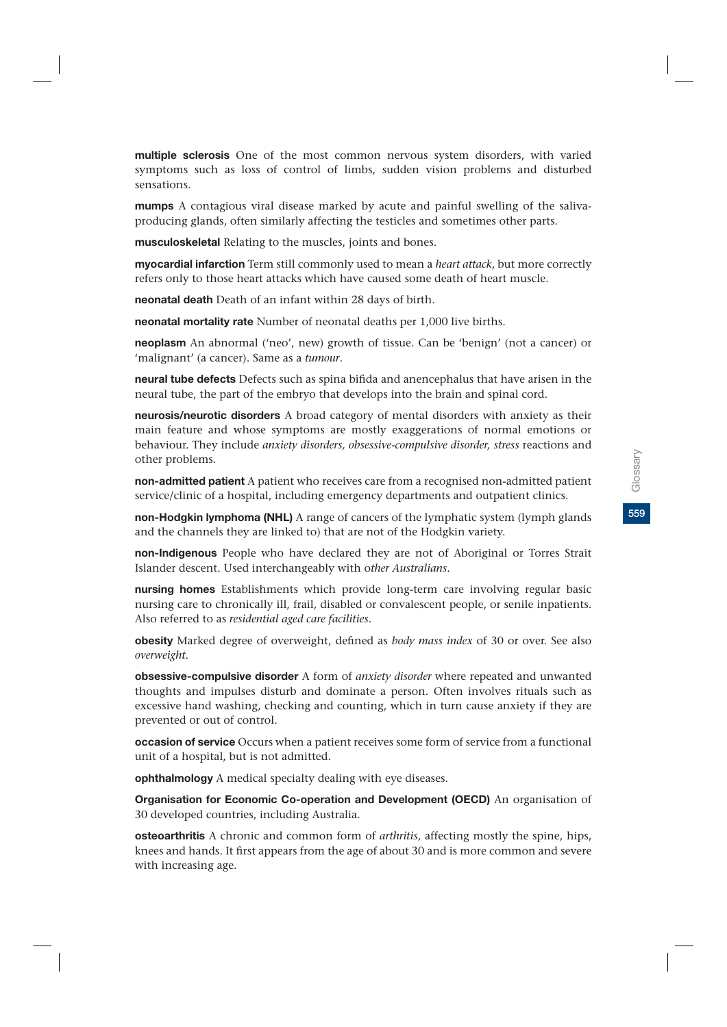**multiple sclerosis** One of the most common nervous system disorders, with varied symptoms such as loss of control of limbs, sudden vision problems and disturbed sensations.

**mumps** A contagious viral disease marked by acute and painful swelling of the saliva-producing glands, often similarly affecting the testicles and sometimes other parts.

**musculoskeletal** Relating to the muscles, joints and bones.

**myocardial infarction** Term still commonly used to mean a *heart attack*, but more correctly refers only to those heart attacks which have caused some death of heart muscle.

**neonatal death** Death of an infant within 28 days of birth.

**neonatal mortality rate** Number of neonatal deaths per 1,000 live births.

**neoplasm** An abnormal ('neo', new) growth of tissue. Can be 'benign' (not a cancer) or 'malignant' (a cancer). Same as a *tumour*.

**neural tube defects** Defects such as spina bifida and anencephalus that have arisen in the neural tube, the part of the embryo that develops into the brain and spinal cord.

**neurosis/neurotic disorders** A broad category of mental disorders with anxiety as their main feature and whose symptoms are mostly exaggerations of normal emotions or behaviour. They include *anxiety disorders, obsessive-compulsive disorder, stress* reactions and other problems.

**non-admitted patient** A patient who receives care from a recognised non-admitted patient service/clinic of a hospital, including emergency departments and outpatient clinics.

**non-Hodgkin lymphoma (NHL)** A range of cancers of the lymphatic system (lymph glands and the channels they are linked to) that are not of the Hodgkin variety.

**non-Indigenous** People who have declared they are not of Aboriginal or Torres Strait Islander descent. Used interchangeably with *other Australians*.

**nursing homes** Establishments which provide long-term care involving regular basic nursing care to chronically ill, frail, disabled or convalescent people, or senile inpatients. Also referred to as *residential aged care facilities*.

**obesity** Marked degree of overweight, defined as *body mass index* of 30 or over. See also *overweight*.

**obsessive-compulsive disorder** A form of *anxiety disorder* where repeated and unwanted thoughts and impulses disturb and dominate a person. Often involves rituals such as excessive hand washing, checking and counting, which in turn cause anxiety if they are prevented or out of control.

**occasion of service** Occurs when a patient receives some form of service from a functional unit of a hospital, but is not admitted.

**ophthalmology** A medical specialty dealing with eye diseases.

**Organisation for Economic Co-operation and Development (OECD)** An organisation of 30 developed countries, including Australia.

**osteoarthritis** A chronic and common form of *arthritis*, affecting mostly the spine, hips, knees and hands. It first appears from the age of about 30 and is more common and severe with increasing age.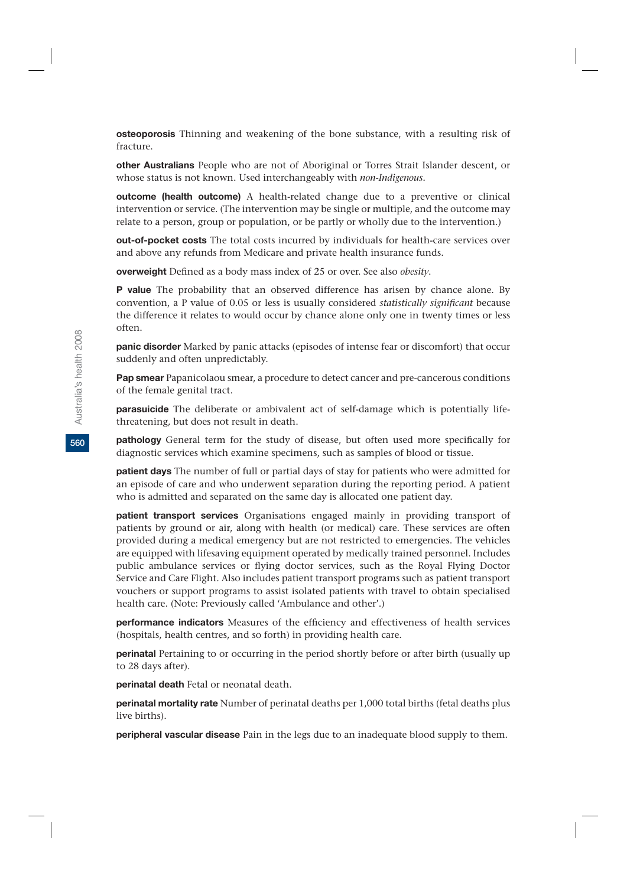**osteoporosis** Thinning and weakening of the bone substance, with a resulting risk of fracture.

**other Australians** People who are not of Aboriginal or Torres Strait Islander descent, or whose status is not known. Used interchangeably with *non-Indigenous*.

**outcome (health outcome)** A health-related change due to a preventive or clinical intervention or service. (The intervention may be single or multiple, and the outcome may relate to a person, group or population, or be partly or wholly due to the intervention.)

**out-of-pocket costs** The total costs incurred by individuals for health-care services over and above any refunds from Medicare and private health insurance funds.

**overweight** Defined as a body mass index of 25 or over. See also *obesity*.

**P value** The probability that an observed difference has arisen by chance alone. By convention, a P value of 0.05 or less is usually considered *statistically significant* because the difference it relates to would occur by chance alone only one in twenty times or less often.

**panic disorder** Marked by panic attacks (episodes of intense fear or discomfort) that occur suddenly and often unpredictably.

**Pap smear** Papanicolaou smear, a procedure to detect cancer and pre-cancerous conditions of the female genital tract.

**parasuicide** The deliberate or ambivalent act of self-damage which is potentially life-threatening, but does not result in death.

**pathology** General term for the study of disease, but often used more specifically for diagnostic services which examine specimens, such as samples of blood or tissue.

**patient days** The number of full or partial days of stay for patients who were admitted for an episode of care and who underwent separation during the reporting period. A patient who is admitted and separated on the same day is allocated one patient day.

**patient transport services** Organisations engaged mainly in providing transport of patients by ground or air, along with health (or medical) care. These services are often provided during a medical emergency but are not restricted to emergencies. The vehicles are equipped with lifesaving equipment operated by medically trained personnel. Includes public ambulance services or flying doctor services, such as the Royal Flying Doctor Service and Care Flight. Also includes patient transport programs such as patient transport vouchers or support programs to assist isolated patients with travel to obtain specialised health care. (Note: Previously called 'Ambulance and other'.)

**performance indicators** Measures of the efficiency and effectiveness of health services (hospitals, health centres, and so forth) in providing health care.

**perinatal** Pertaining to or occurring in the period shortly before or after birth (usually up to 28 days after).

**perinatal death** Fetal or neonatal death.

**perinatal mortality rate** Number of perinatal deaths per 1,000 total births (fetal deaths plus live births).

**peripheral vascular disease** Pain in the legs due to an inadequate blood supply to them.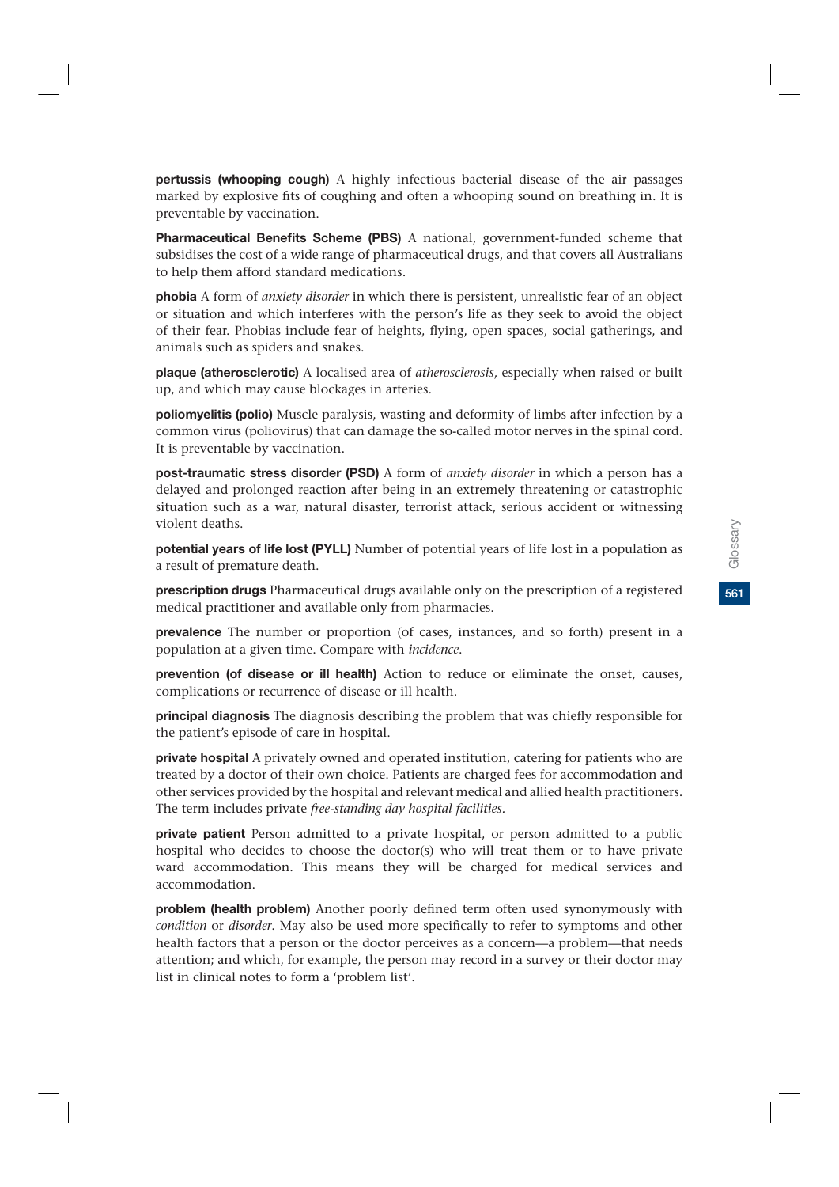**pertussis (whooping cough)** A highly infectious bacterial disease of the air passages marked by explosive fits of coughing and often a whooping sound on breathing in. It is preventable by vaccination.

**Pharmaceutical Benefits Scheme (PBS)** A national, government-funded scheme that subsidises the cost of a wide range of pharmaceutical drugs, and that covers all Australians to help them afford standard medications.

**phobia** A form of *anxiety disorder* in which there is persistent, unrealistic fear of an object or situation and which interferes with the person's life as they seek to avoid the object of their fear. Phobias include fear of heights, flying, open spaces, social gatherings, and animals such as spiders and snakes.

**plaque (atherosclerotic)** A localised area of *atherosclerosis*, especially when raised or built up, and which may cause blockages in arteries.

**poliomyelitis (polio)** Muscle paralysis, wasting and deformity of limbs after infection by a common virus (poliovirus) that can damage the so-called motor nerves in the spinal cord. It is preventable by vaccination.

**post-traumatic stress disorder (PSD)** A form of *anxiety disorder* in which a person has a delayed and prolonged reaction after being in an extremely threatening or catastrophic situation such as a war, natural disaster, terrorist attack, serious accident or witnessing violent deaths.

**potential years of life lost (PYLL)** Number of potential years of life lost in a population as a result of premature death.

**prescription drugs** Pharmaceutical drugs available only on the prescription of a registered medical practitioner and available only from pharmacies.

**prevalence** The number or proportion (of cases, instances, and so forth) present in a population at a given time. Compare with *incidence*.

**prevention (of disease or ill health)** Action to reduce or eliminate the onset, causes, complications or recurrence of disease or ill health.

**principal diagnosis** The diagnosis describing the problem that was chiefly responsible for the patient's episode of care in hospital.

**private hospital** A privately owned and operated institution, catering for patients who are treated by a doctor of their own choice. Patients are charged fees for accommodation and other services provided by the hospital and relevant medical and allied health practitioners. The term includes private *free-standing day hospital facilities*.

**private patient** Person admitted to a private hospital, or person admitted to a public hospital who decides to choose the doctor(s) who will treat them or to have private ward accommodation. This means they will be charged for medical services and accommodation.

**problem (health problem)** Another poorly defined term often used synonymously with *condition* or *disorder*. May also be used more specifically to refer to symptoms and other health factors that a person or the doctor perceives as a concern—a problem—that needs attention; and which, for example, the person may record in a survey or their doctor may list in clinical notes to form a 'problem list'.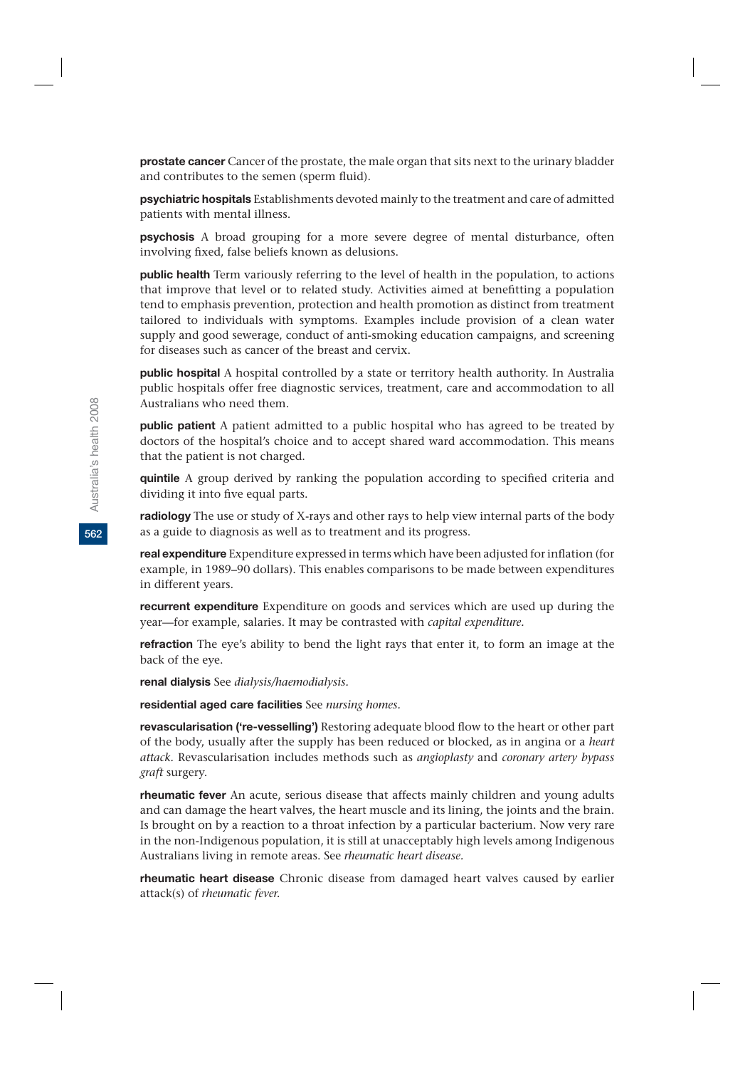**prostate cancer** Cancer of the prostate, the male organ that sits next to the urinary bladder and contributes to the semen (sperm fluid).

**psychiatric hospitals** Establishments devoted mainly to the treatment and care of admitted patients with mental illness.

**psychosis** A broad grouping for a more severe degree of mental disturbance, often involving fixed, false beliefs known as delusions.

**public health** Term variously referring to the level of health in the population, to actions that improve that level or to related study. Activities aimed at benefitting a population tend to emphasis prevention, protection and health promotion as distinct from treatment tailored to individuals with symptoms. Examples include provision of a clean water supply and good sewerage, conduct of anti-smoking education campaigns, and screening for diseases such as cancer of the breast and cervix.

**public hospital** A hospital controlled by a state or territory health authority. In Australia public hospitals offer free diagnostic services, treatment, care and accommodation to all Australians who need them.

**public patient** A patient admitted to a public hospital who has agreed to be treated by doctors of the hospital's choice and to accept shared ward accommodation. This means that the patient is not charged.

**quintile** A group derived by ranking the population according to specified criteria and dividing it into five equal parts.

**radiology** The use or study of X-rays and other rays to help view internal parts of the body as a guide to diagnosis as well as to treatment and its progress.

**real expenditure** Expenditure expressed in terms which have been adjusted for inflation (for example, in 1989–90 dollars). This enables comparisons to be made between expenditures in different years.

**recurrent expenditure** Expenditure on goods and services which are used up during the year—for example, salaries. It may be contrasted with *capital expenditure*.

**refraction** The eye's ability to bend the light rays that enter it, to form an image at the back of the eye.

**renal dialysis** See *dialysis/haemodialysis*.

**residential aged care facilities** See *nursing homes*.

**revascularisation ('re-vesselling')** Restoring adequate blood flow to the heart or other part of the body, usually after the supply has been reduced or blocked, as in angina or a *heart attack*. Revascularisation includes methods such as *angioplasty* and *coronary artery bypass graft* surgery.

**rheumatic fever** An acute, serious disease that affects mainly children and young adults and can damage the heart valves, the heart muscle and its lining, the joints and the brain. Is brought on by a reaction to a throat infection by a particular bacterium. Now very rare in the non-Indigenous population, it is still at unacceptably high levels among Indigenous Australians living in remote areas. See *rheumatic heart disease*.

**rheumatic heart disease** Chronic disease from damaged heart valves caused by earlier attack(s) of *rheumatic fever*.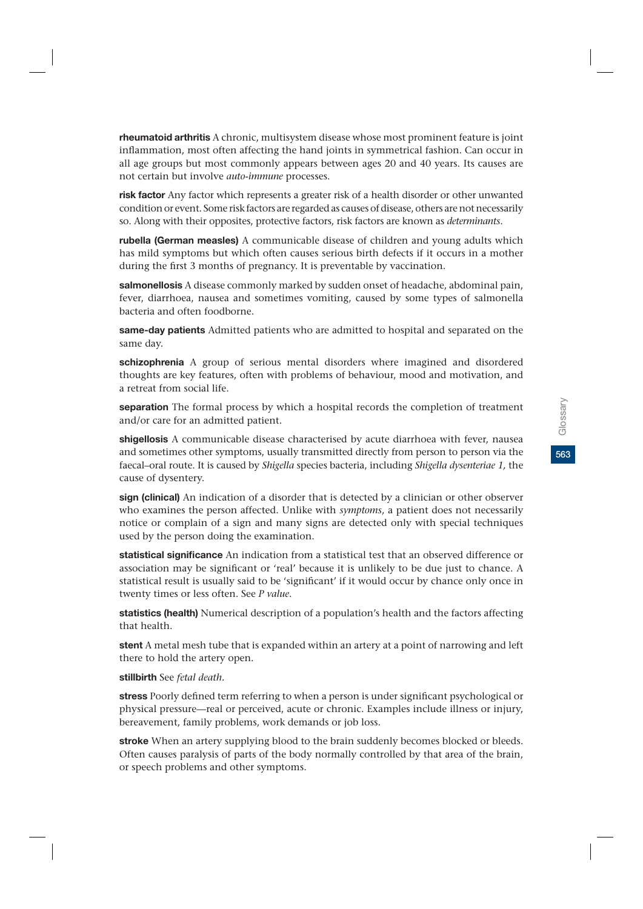**rheumatoid arthritis** A chronic, multisystem disease whose most prominent feature is joint inflammation, most often affecting the hand joints in symmetrical fashion. Can occur in all age groups but most commonly appears between ages 20 and 40 years. Its causes are not certain but involve *auto-immune* processes.

**risk factor** Any factor which represents a greater risk of a health disorder or other unwanted condition or event. Some risk factors are regarded as causes of disease, others are not necessarily so. Along with their opposites, protective factors, risk factors are known as *determinants*.

**rubella (German measles)** A communicable disease of children and young adults which has mild symptoms but which often causes serious birth defects if it occurs in a mother during the first 3 months of pregnancy. It is preventable by vaccination.

**salmonellosis** A disease commonly marked by sudden onset of headache, abdominal pain, fever, diarrhoea, nausea and sometimes vomiting, caused by some types of salmonella bacteria and often foodborne.

**same-day patients** Admitted patients who are admitted to hospital and separated on the same day.

**schizophrenia** A group of serious mental disorders where imagined and disordered thoughts are key features, often with problems of behaviour, mood and motivation, and a retreat from social life.

**separation** The formal process by which a hospital records the completion of treatment and/or care for an admitted patient.

**shigellosis** A communicable disease characterised by acute diarrhoea with fever, nausea and sometimes other symptoms, usually transmitted directly from person to person via the faecal–oral route. It is caused by *Shigella* species bacteria, including *Shigella dysenteriae 1,* the cause of dysentery.

**sign (clinical)** An indication of a disorder that is detected by a clinician or other observer who examines the person affected. Unlike with *symptoms*, a patient does not necessarily notice or complain of a sign and many signs are detected only with special techniques used by the person doing the examination.

**statistical significance** An indication from a statistical test that an observed difference or association may be significant or 'real' because it is unlikely to be due just to chance. A statistical result is usually said to be 'significant' if it would occur by chance only once in twenty times or less often. See *P value*.

**statistics (health)** Numerical description of a population's health and the factors affecting that health.

**stent** A metal mesh tube that is expanded within an artery at a point of narrowing and left there to hold the artery open.

**stillbirth** See *fetal death*.

**stress** Poorly defined term referring to when a person is under significant psychological or physical pressure—real or perceived, acute or chronic. Examples include illness or injury, bereavement, family problems, work demands or job loss.

**stroke** When an artery supplying blood to the brain suddenly becomes blocked or bleeds. Often causes paralysis of parts of the body normally controlled by that area of the brain, or speech problems and other symptoms.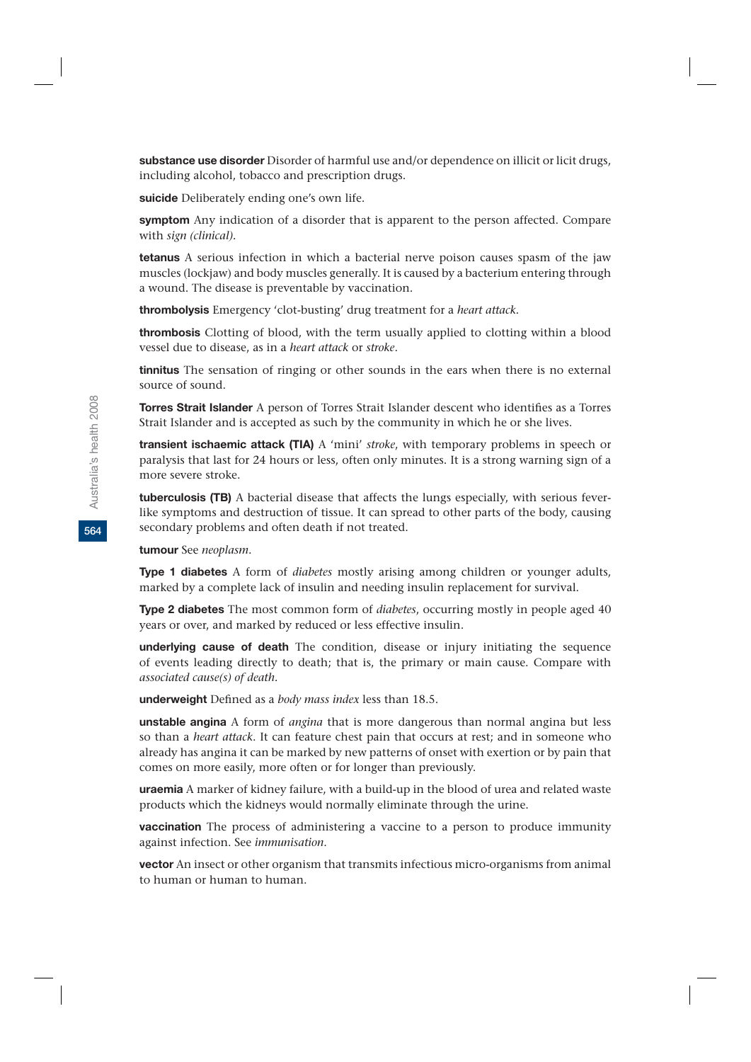**substance use disorder** Disorder of harmful use and/or dependence on illicit or licit drugs, including alcohol, tobacco and prescription drugs.

**suicide** Deliberately ending one's own life.

**symptom** Any indication of a disorder that is apparent to the person affected. Compare with *sign (clinical)*.

**tetanus** A serious infection in which a bacterial nerve poison causes spasm of the jaw muscles (lockjaw) and body muscles generally. It is caused by a bacterium entering through a wound. The disease is preventable by vaccination.

**thrombolysis** Emergency 'clot-busting' drug treatment for a *heart attack*.

**thrombosis** Clotting of blood, with the term usually applied to clotting within a blood vessel due to disease, as in a *heart attack* or *stroke*.

**tinnitus** The sensation of ringing or other sounds in the ears when there is no external source of sound.

**Torres Strait Islander** A person of Torres Strait Islander descent who identifies as a Torres Strait Islander and is accepted as such by the community in which he or she lives.

**transient ischaemic attack (TIA)** A 'mini' *stroke*, with temporary problems in speech or paralysis that last for 24 hours or less, often only minutes. It is a strong warning sign of a more severe stroke.

**tuberculosis (TB)** A bacterial disease that affects the lungs especially, with serious fever-like symptoms and destruction of tissue. It can spread to other parts of the body, causing secondary problems and often death if not treated.

**tumour** See *neoplasm*.

**Type 1 diabetes** A form of *diabetes* mostly arising among children or younger adults, marked by a complete lack of insulin and needing insulin replacement for survival.

**Type 2 diabetes** The most common form of *diabetes*, occurring mostly in people aged 40 years or over, and marked by reduced or less effective insulin.

**underlying cause of death** The condition, disease or injury initiating the sequence of events leading directly to death; that is, the primary or main cause. Compare with *associated cause(s) of death*.

**underweight** Defined as a *body mass index* less than 18.5.

**unstable angina** A form of *angina* that is more dangerous than normal angina but less so than a *heart attack*. It can feature chest pain that occurs at rest; and in someone who already has angina it can be marked by new patterns of onset with exertion or by pain that comes on more easily, more often or for longer than previously.

**uraemia** A marker of kidney failure, with a build-up in the blood of urea and related waste products which the kidneys would normally eliminate through the urine.

**vaccination** The process of administering a vaccine to a person to produce immunity against infection. See *immunisation*.

**vector** An insect or other organism that transmits infectious micro-organisms from animal to human or human to human.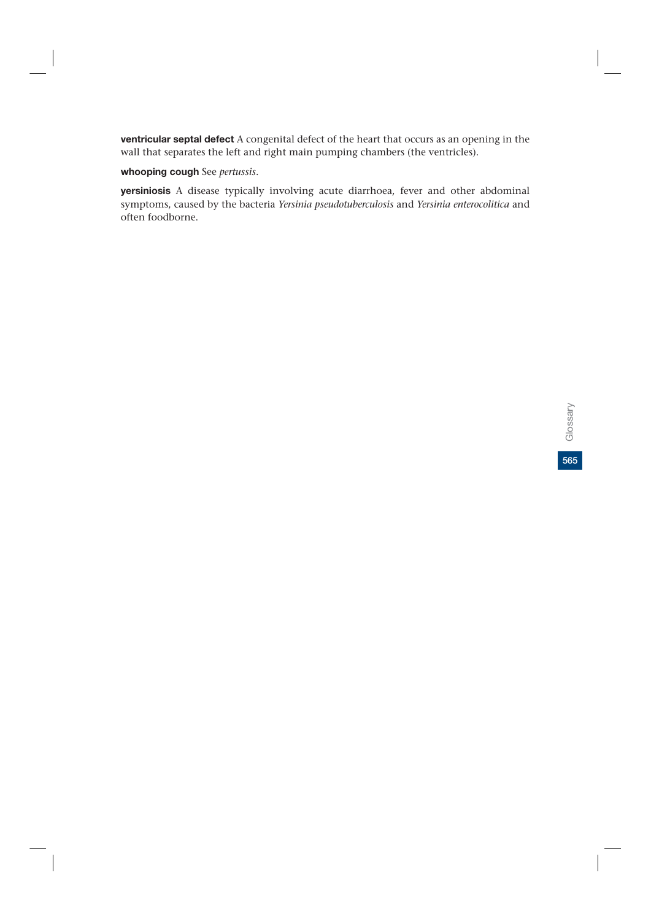**ventricular septal defect** A congenital defect of the heart that occurs as an opening in the wall that separates the left and right main pumping chambers (the ventricles).

**whooping cough** See *pertussis*.

**yersiniosis** A disease typically involving acute diarrhoea, fever and other abdominal symptoms, caused by the bacteria *Yersinia pseudotuberculosis* and *Yersinia enterocolitica* and often foodborne.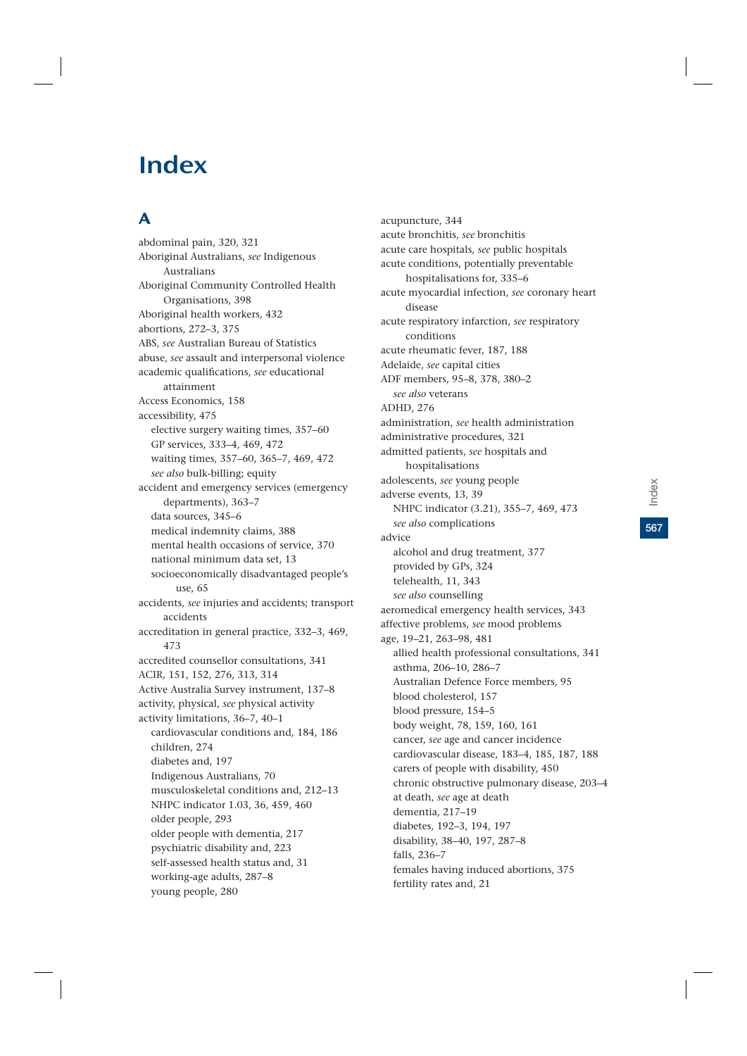# Index

## A

abdominal pain, 320, 321
Aboriginal Australians, *see* Indigenous Australians
Aboriginal Community Controlled Health Organisations, 398
Aboriginal health workers, 432
abortions, 272–3, 375
ABS, *see* Australian Bureau of Statistics
abuse, *see* assault and interpersonal violence
academic qualifications, *see* educational attainment
Access Economics, 158
accessibility, 475
- elective surgery waiting times, 357–60
- GP services, 333–4, 469, 472
- waiting times, 357–60, 365–7, 469, 472
- *see also* bulk-billing; equity

accident and emergency services (emergency departments), 363–7
- data sources, 345–6
- medical indemnity claims, 388
- mental health occasions of service, 370
- national minimum data set, 13
- socioeconomically disadvantaged people's use, 65

accidents, *see* injuries and accidents; transport accidents
accreditation in general practice, 332–3, 469, 473
accredited counsellor consultations, 341
ACIR, 151, 152, 276, 313, 314
Active Australia Survey instrument, 137–8
activity, physical, *see* physical activity
activity limitations, 36–7, 40–1
- cardiovascular conditions and, 184, 186
- children, 274
- diabetes and, 197
- Indigenous Australians, 70
- musculoskeletal conditions and, 212–13
- NHPC indicator 1.03, 36, 459, 460
- older people, 293
- older people with dementia, 217
- psychiatric disability and, 223
- self-assessed health status and, 31
- working-age adults, 287–8
- young people, 280

acupuncture, 344
acute bronchitis, *see* bronchitis
acute care hospitals, *see* public hospitals
acute conditions, potentially preventable hospitalisations for, 335–6
acute myocardial infection, *see* coronary heart disease
acute respiratory infarction, *see* respiratory conditions
acute rheumatic fever, 187, 188
Adelaide, *see* capital cities
ADF members, 95–8, 378, 380–2
- *see also* veterans

ADHD, 276
administration, *see* health administration
administrative procedures, 321
admitted patients, *see* hospitals and hospitalisations
adolescents, *see* young people
adverse events, 13, 39
- NHPC indicator (3.21), 355–7, 469, 473
- *see also* complications

advice
- alcohol and drug treatment, 377
- provided by GPs, 324
- telehealth, 11, 343
- *see also* counselling

aeromedical emergency health services, 343
affective problems, *see* mood problems
age, 19–21, 263–98, 481
- allied health professional consultations, 341
- asthma, 206–10, 286–7
- Australian Defence Force members, 95
- blood cholesterol, 157
- blood pressure, 154–5
- body weight, 78, 159, 160, 161
- cancer, *see* age and cancer incidence
- cardiovascular disease, 183–4, 185, 187, 188
- carers of people with disability, 450
- chronic obstructive pulmonary disease, 203–4
- at death, *see* age at death
- dementia, 217–19
- diabetes, 192–3, 194, 197
- disability, 38–40, 197, 287–8
- falls, 236–7
- females having induced abortions, 375
- fertility rates and, 21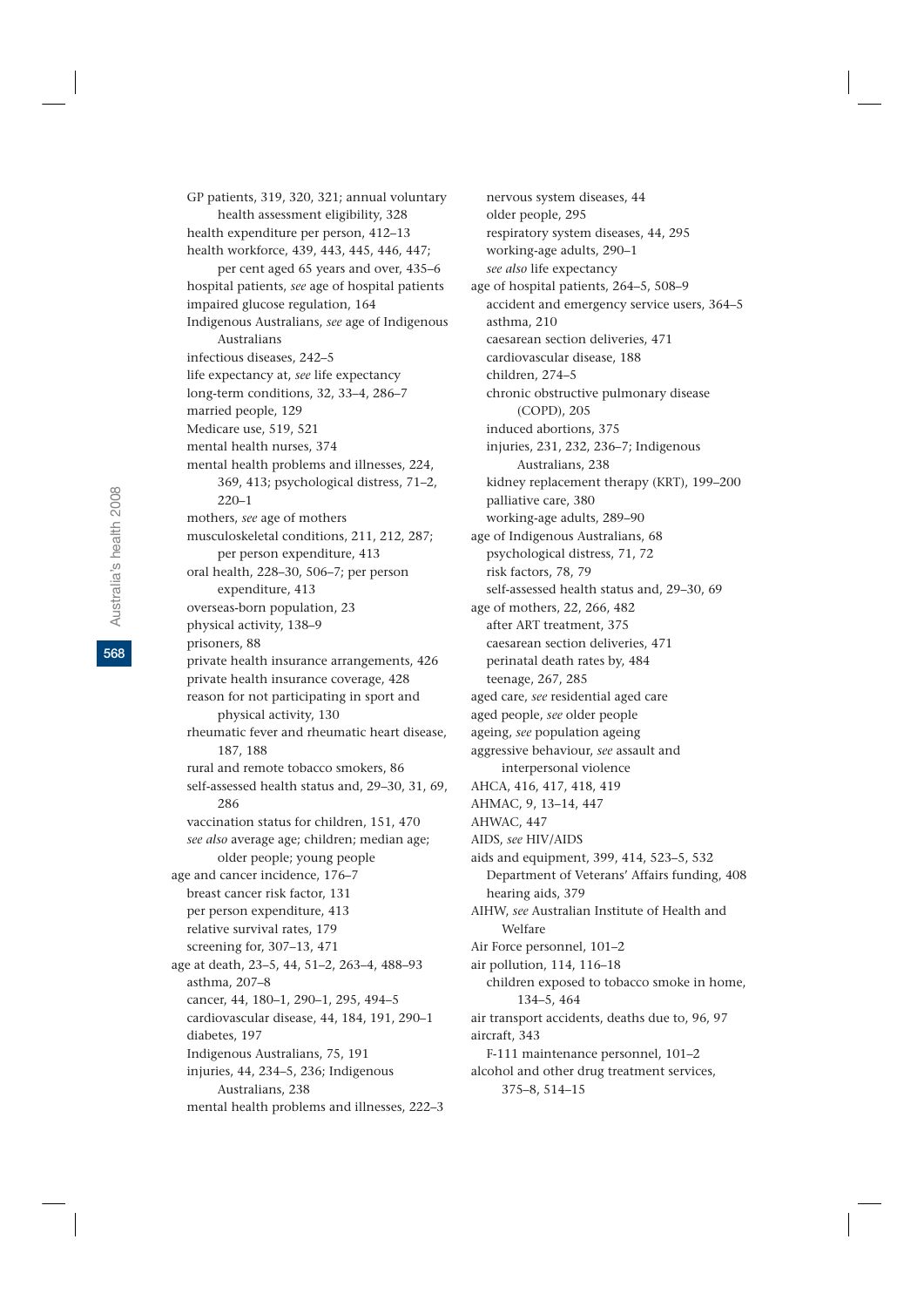GP patients, 319, 320, 321; annual voluntary health assessment eligibility, 328
health expenditure per person, 412–13
health workforce, 439, 443, 445, 446, 447; per cent aged 65 years and over, 435–6
hospital patients, *see* age of hospital patients
impaired glucose regulation, 164
Indigenous Australians, *see* age of Indigenous Australians
infectious diseases, 242–5
life expectancy at, *see* life expectancy
long-term conditions, 32, 33–4, 286–7
married people, 129
Medicare use, 519, 521
mental health nurses, 374
mental health problems and illnesses, 224, 369, 413; psychological distress, 71–2, 220–1
mothers, *see* age of mothers
musculoskeletal conditions, 211, 212, 287; per person expenditure, 413
oral health, 228–30, 506–7; per person expenditure, 413
overseas-born population, 23
physical activity, 138–9
prisoners, 88
private health insurance arrangements, 426
private health insurance coverage, 428
reason for not participating in sport and physical activity, 130
rheumatic fever and rheumatic heart disease, 187, 188
rural and remote tobacco smokers, 86
self-assessed health status and, 29–30, 31, 69, 286
vaccination status for children, 151, 470
*see also* average age; children; median age; older people; young people

age and cancer incidence, 176–7
breast cancer risk factor, 131
per person expenditure, 413
relative survival rates, 179
screening for, 307–13, 471

age at death, 23–5, 44, 51–2, 263–4, 488–93
asthma, 207–8
cancer, 44, 180–1, 290–1, 295, 494–5
cardiovascular disease, 44, 184, 191, 290–1
diabetes, 197
Indigenous Australians, 75, 191
injuries, 44, 234–5, 236; Indigenous Australians, 238
mental health problems and illnesses, 222–3
nervous system diseases, 44
older people, 295
respiratory system diseases, 44, 295
working-age adults, 290–1
*see also* life expectancy

age of hospital patients, 264–5, 508–9
accident and emergency service users, 364–5
asthma, 210
caesarean section deliveries, 471
cardiovascular disease, 188
children, 274–5
chronic obstructive pulmonary disease (COPD), 205
induced abortions, 375
injuries, 231, 232, 236–7; Indigenous Australians, 238
kidney replacement therapy (KRT), 199–200
palliative care, 380
working-age adults, 289–90

age of Indigenous Australians, 68
psychological distress, 71, 72
risk factors, 78, 79
self-assessed health status and, 29–30, 69

age of mothers, 22, 266, 482
after ART treatment, 375
caesarean section deliveries, 471
perinatal death rates by, 484
teenage, 267, 285

aged care, *see* residential aged care
aged people, *see* older people
ageing, *see* population ageing
aggressive behaviour, *see* assault and interpersonal violence
AHCA, 416, 417, 418, 419
AHMAC, 9, 13–14, 447
AHWAC, 447
AIDS, *see* HIV/AIDS
aids and equipment, 399, 414, 523–5, 532
Department of Veterans' Affairs funding, 408
hearing aids, 379
AIHW, *see* Australian Institute of Health and Welfare
Air Force personnel, 101–2
air pollution, 114, 116–18
children exposed to tobacco smoke in home, 134–5, 464
air transport accidents, deaths due to, 96, 97
aircraft, 343
F-111 maintenance personnel, 101–2
alcohol and other drug treatment services, 375–8, 514–15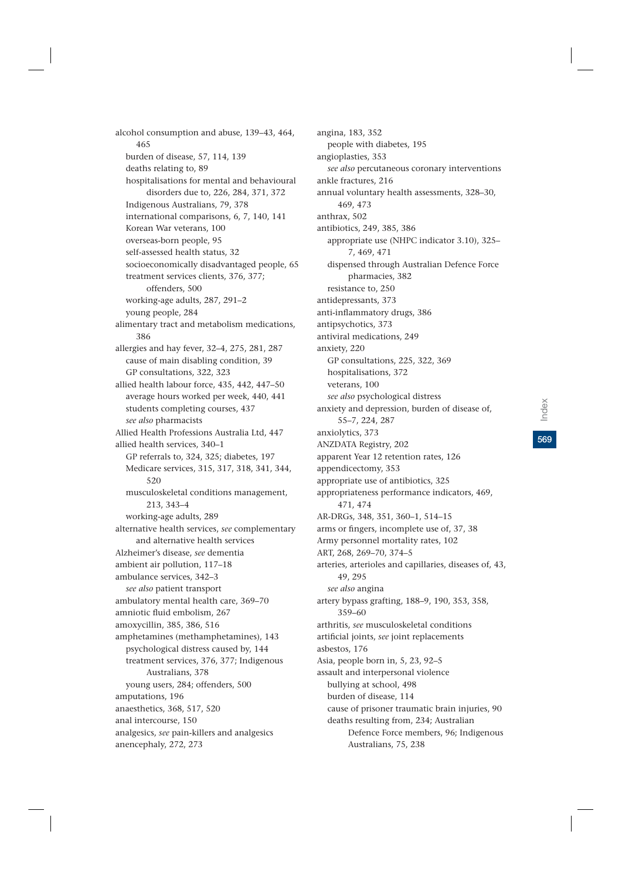alcohol consumption and abuse, 139–43, 464, 465
- burden of disease, 57, 114, 139
- deaths relating to, 89
- hospitalisations for mental and behavioural disorders due to, 226, 284, 371, 372
- Indigenous Australians, 79, 378
- international comparisons, 6, 7, 140, 141
- Korean War veterans, 100
- overseas-born people, 95
- self-assessed health status, 32
- socioeconomically disadvantaged people, 65
- treatment services clients, 376, 377; offenders, 500
- working-age adults, 287, 291–2
- young people, 284

alimentary tract and metabolism medications, 386

allergies and hay fever, 32–4, 275, 281, 287
- cause of main disabling condition, 39
- GP consultations, 322, 323

allied health labour force, 435, 442, 447–50
- average hours worked per week, 440, 441
- students completing courses, 437
- *see also* pharmacists

Allied Health Professions Australia Ltd, 447

allied health services, 340–1
- GP referrals to, 324, 325; diabetes, 197
- Medicare services, 315, 317, 318, 341, 344, 520
- musculoskeletal conditions management, 213, 343–4
- working-age adults, 289

alternative health services, *see* complementary and alternative health services

Alzheimer's disease, *see* dementia

ambient air pollution, 117–18

ambulance services, 342–3
- *see also* patient transport

ambulatory mental health care, 369–70

amniotic fluid embolism, 267

amoxycillin, 385, 386, 516

amphetamines (methamphetamines), 143
- psychological distress caused by, 144
- treatment services, 376, 377; Indigenous Australians, 378
- young users, 284; offenders, 500

amputations, 196

anaesthetics, 368, 517, 520

anal intercourse, 150

analgesics, *see* pain-killers and analgesics

anencephaly, 272, 273

angina, 183, 352
- people with diabetes, 195

angioplasties, 353
- *see also* percutaneous coronary interventions

ankle fractures, 216

annual voluntary health assessments, 328–30, 469, 473

anthrax, 502

antibiotics, 249, 385, 386
- appropriate use (NHPC indicator 3.10), 325–7, 469, 471
- dispensed through Australian Defence Force pharmacies, 382
- resistance to, 250

antidepressants, 373

anti-inflammatory drugs, 386

antipsychotics, 373

antiviral medications, 249

anxiety, 220
- GP consultations, 225, 322, 369
- hospitalisations, 372
- veterans, 100
- *see also* psychological distress

anxiety and depression, burden of disease of, 55–7, 224, 287

anxiolytics, 373

ANZDATA Registry, 202

apparent Year 12 retention rates, 126

appendicectomy, 353

appropriate use of antibiotics, 325

appropriateness performance indicators, 469, 471, 474

AR-DRGs, 348, 351, 360–1, 514–15

arms or fingers, incomplete use of, 37, 38

Army personnel mortality rates, 102

ART, 268, 269–70, 374–5

arteries, arterioles and capillaries, diseases of, 43, 49, 295
- *see also* angina

artery bypass grafting, 188–9, 190, 353, 358, 359–60

arthritis, *see* musculoskeletal conditions

artificial joints, *see* joint replacements

asbestos, 176

Asia, people born in, 5, 23, 92–5

assault and interpersonal violence
- bullying at school, 498
- burden of disease, 114
- cause of prisoner traumatic brain injuries, 90
- deaths resulting from, 234; Australian Defence Force members, 96; Indigenous Australians, 75, 238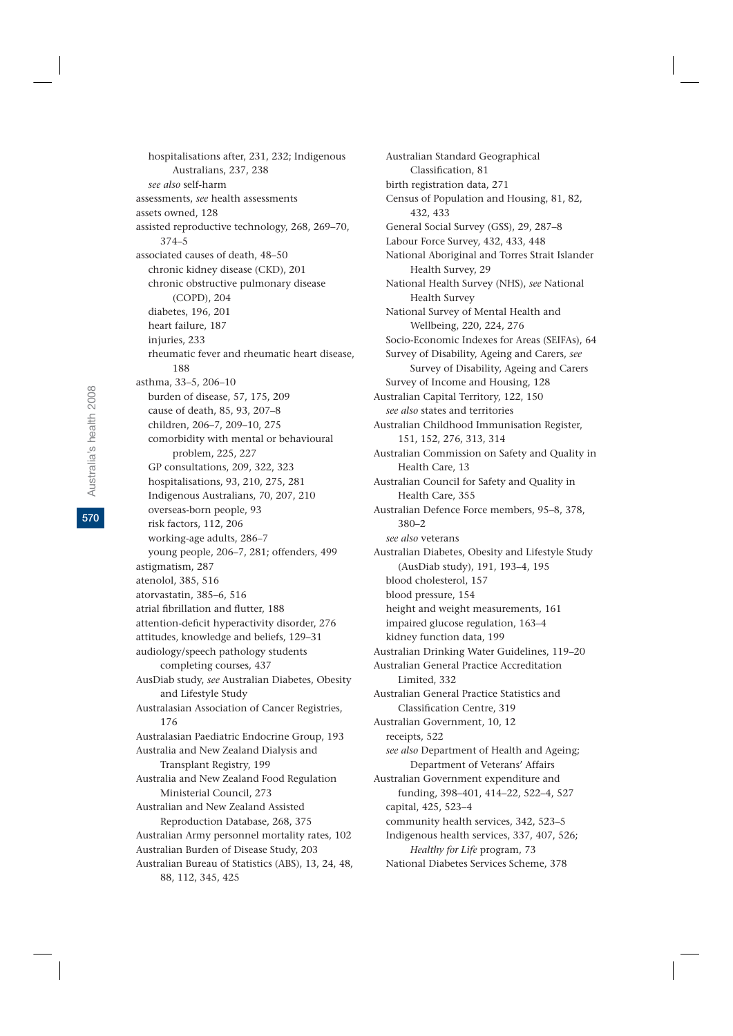hospitalisations after, 231, 232; Indigenous Australians, 237, 238
*see also* self-harm
assessments, *see* health assessments
assets owned, 128
assisted reproductive technology, 268, 269–70, 374–5
associated causes of death, 48–50
chronic kidney disease (CKD), 201
chronic obstructive pulmonary disease (COPD), 204
diabetes, 196, 201
heart failure, 187
injuries, 233
rheumatic fever and rheumatic heart disease, 188
asthma, 33–5, 206–10
burden of disease, 57, 175, 209
cause of death, 85, 93, 207–8
children, 206–7, 209–10, 275
comorbidity with mental or behavioural problem, 225, 227
GP consultations, 209, 322, 323
hospitalisations, 93, 210, 275, 281
Indigenous Australians, 70, 207, 210
overseas-born people, 93
risk factors, 112, 206
working-age adults, 286–7
young people, 206–7, 281; offenders, 499
astigmatism, 287
atenolol, 385, 516
atorvastatin, 385–6, 516
atrial fibrillation and flutter, 188
attention-deficit hyperactivity disorder, 276
attitudes, knowledge and beliefs, 129–31
audiology/speech pathology students completing courses, 437
AusDiab study, *see* Australian Diabetes, Obesity and Lifestyle Study
Australasian Association of Cancer Registries, 176
Australasian Paediatric Endocrine Group, 193
Australia and New Zealand Dialysis and Transplant Registry, 199
Australia and New Zealand Food Regulation Ministerial Council, 273
Australian and New Zealand Assisted Reproduction Database, 268, 375
Australian Army personnel mortality rates, 102
Australian Burden of Disease Study, 203
Australian Bureau of Statistics (ABS), 13, 24, 48, 88, 112, 345, 425
Australian Standard Geographical Classification, 81
birth registration data, 271
Census of Population and Housing, 81, 82, 432, 433
General Social Survey (GSS), 29, 287–8
Labour Force Survey, 432, 433, 448
National Aboriginal and Torres Strait Islander Health Survey, 29
National Health Survey (NHS), *see* National Health Survey
National Survey of Mental Health and Wellbeing, 220, 224, 276
Socio-Economic Indexes for Areas (SEIFAs), 64
Survey of Disability, Ageing and Carers, *see* Survey of Disability, Ageing and Carers
Survey of Income and Housing, 128
Australian Capital Territory, 122, 150
*see also* states and territories
Australian Childhood Immunisation Register, 151, 152, 276, 313, 314
Australian Commission on Safety and Quality in Health Care, 13
Australian Council for Safety and Quality in Health Care, 355
Australian Defence Force members, 95–8, 378, 380–2
*see also* veterans
Australian Diabetes, Obesity and Lifestyle Study (AusDiab study), 191, 193–4, 195
blood cholesterol, 157
blood pressure, 154
height and weight measurements, 161
impaired glucose regulation, 163–4
kidney function data, 199
Australian Drinking Water Guidelines, 119–20
Australian General Practice Accreditation Limited, 332
Australian General Practice Statistics and Classification Centre, 319
Australian Government, 10, 12
receipts, 522
*see also* Department of Health and Ageing; Department of Veterans' Affairs
Australian Government expenditure and funding, 398–401, 414–22, 522–4, 527
capital, 425, 523–4
community health services, 342, 523–5
Indigenous health services, 337, 407, 526; *Healthy for Life* program, 73
National Diabetes Services Scheme, 378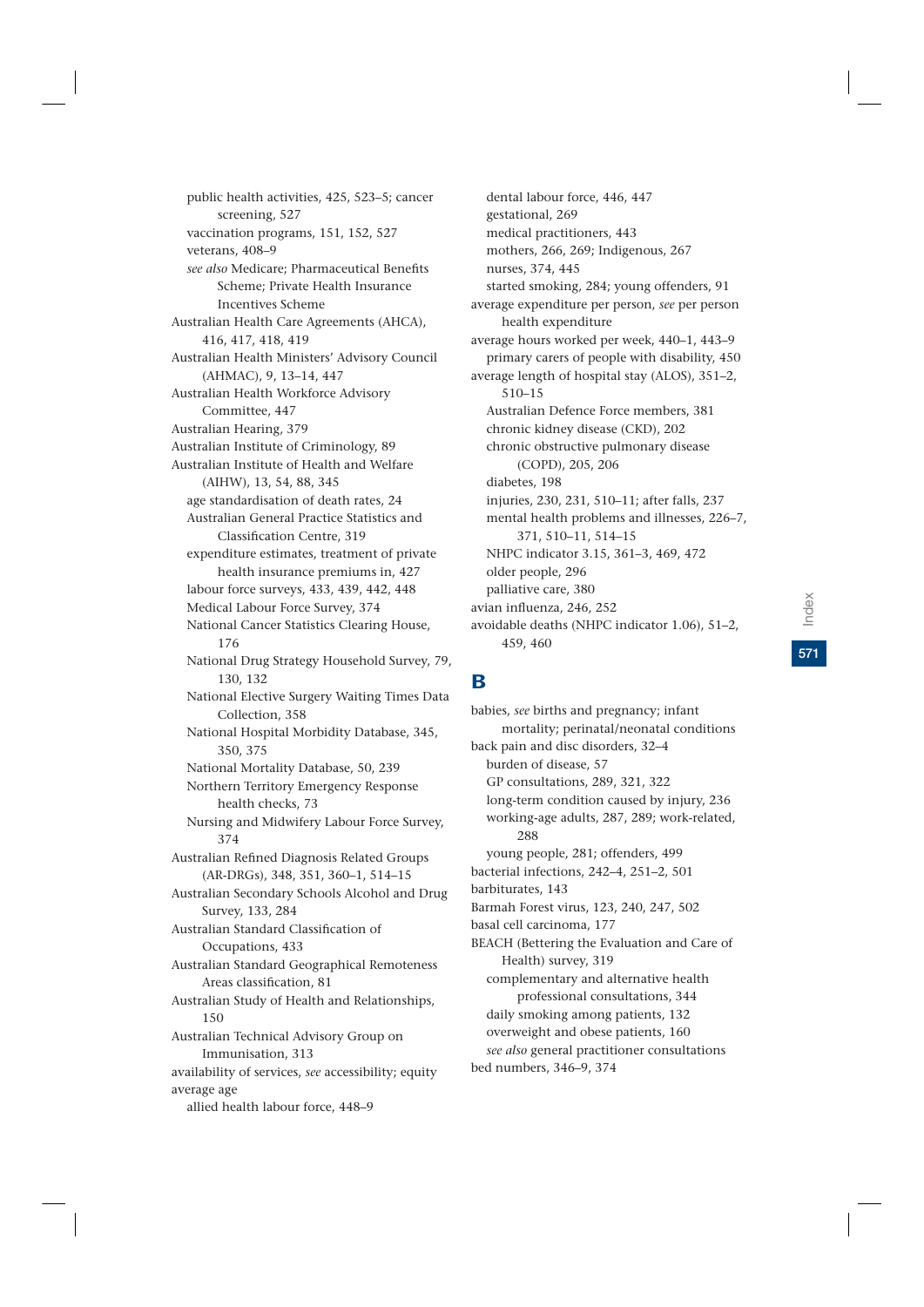public health activities, 425, 523–5; cancer screening, 527
vaccination programs, 151, 152, 527
veterans, 408–9
*see also* Medicare; Pharmaceutical Benefits Scheme; Private Health Insurance Incentives Scheme

Australian Health Care Agreements (AHCA), 416, 417, 418, 419
Australian Health Ministers' Advisory Council (AHMAC), 9, 13–14, 447
Australian Health Workforce Advisory Committee, 447
Australian Hearing, 379
Australian Institute of Criminology, 89
Australian Institute of Health and Welfare (AIHW), 13, 54, 88, 345
age standardisation of death rates, 24
Australian General Practice Statistics and Classification Centre, 319
expenditure estimates, treatment of private health insurance premiums in, 427
labour force surveys, 433, 439, 442, 448
Medical Labour Force Survey, 374
National Cancer Statistics Clearing House, 176
National Drug Strategy Household Survey, 79, 130, 132
National Elective Surgery Waiting Times Data Collection, 358
National Hospital Morbidity Database, 345, 350, 375
National Mortality Database, 50, 239
Northern Territory Emergency Response health checks, 73
Nursing and Midwifery Labour Force Survey, 374

Australian Refined Diagnosis Related Groups (AR-DRGs), 348, 351, 360–1, 514–15
Australian Secondary Schools Alcohol and Drug Survey, 133, 284
Australian Standard Classification of Occupations, 433
Australian Standard Geographical Remoteness Areas classification, 81
Australian Study of Health and Relationships, 150
Australian Technical Advisory Group on Immunisation, 313
availability of services, *see* accessibility; equity
average age
allied health labour force, 448–9
dental labour force, 446, 447
gestational, 269
medical practitioners, 443
mothers, 266, 269; Indigenous, 267
nurses, 374, 445
started smoking, 284; young offenders, 91

average expenditure per person, *see* per person health expenditure
average hours worked per week, 440–1, 443–9
primary carers of people with disability, 450

average length of hospital stay (ALOS), 351–2, 510–15
Australian Defence Force members, 381
chronic kidney disease (CKD), 202
chronic obstructive pulmonary disease (COPD), 205, 206
diabetes, 198
injuries, 230, 231, 510–11; after falls, 237
mental health problems and illnesses, 226–7, 371, 510–11, 514–15
NHPC indicator 3.15, 361–3, 469, 472
older people, 296
palliative care, 380

avian influenza, 246, 252
avoidable deaths (NHPC indicator 1.06), 51–2, 459, 460

## B

babies, *see* births and pregnancy; infant mortality; perinatal/neonatal conditions
back pain and disc disorders, 32–4
burden of disease, 57
GP consultations, 289, 321, 322
long-term condition caused by injury, 236
working-age adults, 287, 289; work-related, 288
young people, 281; offenders, 499

bacterial infections, 242–4, 251–2, 501
barbiturates, 143
Barmah Forest virus, 123, 240, 247, 502
basal cell carcinoma, 177
BEACH (Bettering the Evaluation and Care of Health) survey, 319
complementary and alternative health professional consultations, 344
daily smoking among patients, 132
overweight and obese patients, 160
*see also* general practitioner consultations

bed numbers, 346–9, 374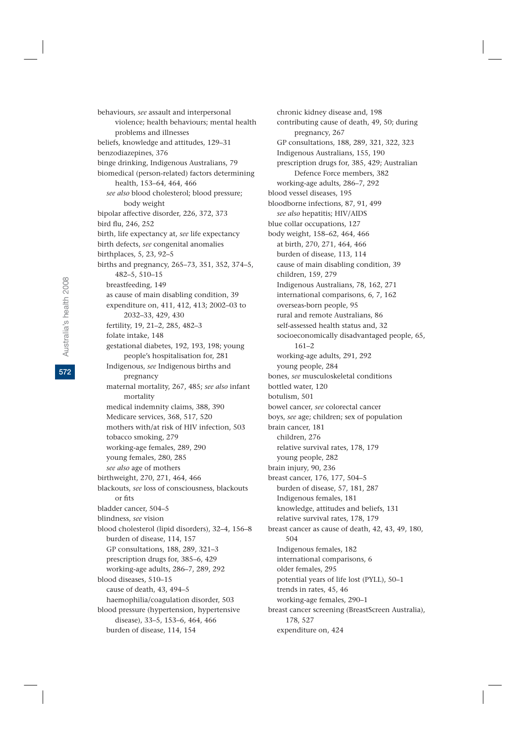behaviours, *see* assault and interpersonal violence; health behaviours; mental health problems and illnesses
beliefs, knowledge and attitudes, 129–31
benzodiazepines, 376
binge drinking, Indigenous Australians, 79
biomedical (person-related) factors determining health, 153–64, 464, 466
  *see also* blood cholesterol; blood pressure; body weight
bipolar affective disorder, 226, 372, 373
bird flu, 246, 252
birth, life expectancy at, *see* life expectancy
birth defects, *see* congenital anomalies
birthplaces, 5, 23, 92–5
births and pregnancy, 265–73, 351, 352, 374–5, 482–5, 510–15
  breastfeeding, 149
  as cause of main disabling condition, 39
  expenditure on, 411, 412, 413; 2002–03 to 2032–33, 429, 430
  fertility, 19, 21–2, 285, 482–3
  folate intake, 148
  gestational diabetes, 192, 193, 198; young people's hospitalisation for, 281
  Indigenous, *see* Indigenous births and pregnancy
  maternal mortality, 267, 485; *see also* infant mortality
  medical indemnity claims, 388, 390
  Medicare services, 368, 517, 520
  mothers with/at risk of HIV infection, 503
  tobacco smoking, 279
  working-age females, 289, 290
  young females, 280, 285
  *see also* age of mothers
birthweight, 270, 271, 464, 466
blackouts, *see* loss of consciousness, blackouts or fits
bladder cancer, 504–5
blindness, *see* vision
blood cholesterol (lipid disorders), 32–4, 156–8
  burden of disease, 114, 157
  GP consultations, 188, 289, 321–3
  prescription drugs for, 385–6, 429
  working-age adults, 286–7, 289, 292
blood diseases, 510–15
  cause of death, 43, 494–5
  haemophilia/coagulation disorder, 503
blood pressure (hypertension, hypertensive disease), 33–5, 153–6, 464, 466
  burden of disease, 114, 154
  chronic kidney disease and, 198
  contributing cause of death, 49, 50; during pregnancy, 267
  GP consultations, 188, 289, 321, 322, 323
  Indigenous Australians, 155, 190
  prescription drugs for, 385, 429; Australian Defence Force members, 382
  working-age adults, 286–7, 292
blood vessel diseases, 195
bloodborne infections, 87, 91, 499
  *see also* hepatitis; HIV/AIDS
blue collar occupations, 127
body weight, 158–62, 464, 466
  at birth, 270, 271, 464, 466
  burden of disease, 113, 114
  cause of main disabling condition, 39
  children, 159, 279
  Indigenous Australians, 78, 162, 271
  international comparisons, 6, 7, 162
  overseas-born people, 95
  rural and remote Australians, 86
  self-assessed health status and, 32
  socioeconomically disadvantaged people, 65, 161–2
  working-age adults, 291, 292
  young people, 284
bones, *see* musculoskeletal conditions
bottled water, 120
botulism, 501
bowel cancer, *see* colorectal cancer
boys, *see* age; children; sex of population
brain cancer, 181
  children, 276
  relative survival rates, 178, 179
  young people, 282
brain injury, 90, 236
breast cancer, 176, 177, 504–5
  burden of disease, 57, 181, 287
  Indigenous females, 181
  knowledge, attitudes and beliefs, 131
  relative survival rates, 178, 179
breast cancer as cause of death, 42, 43, 49, 180, 504
  Indigenous females, 182
  international comparisons, 6
  older females, 295
  potential years of life lost (PYLL), 50–1
  trends in rates, 45, 46
  working-age females, 290–1
breast cancer screening (BreastScreen Australia), 178, 527
  expenditure on, 424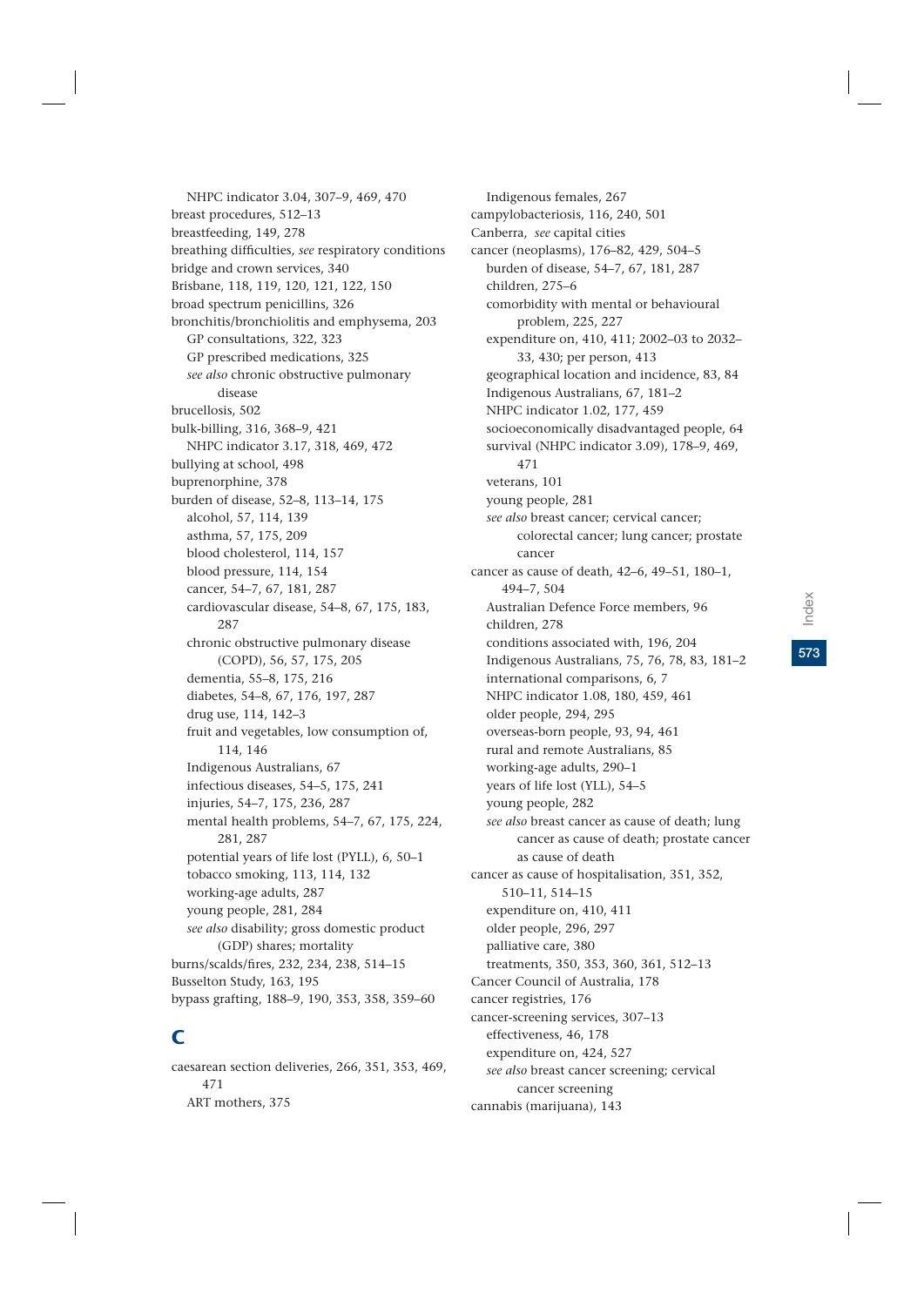NHPC indicator 3.04, 307–9, 469, 470
breast procedures, 512–13
breastfeeding, 149, 278
breathing difficulties, *see* respiratory conditions
bridge and crown services, 340
Brisbane, 118, 119, 120, 121, 122, 150
broad spectrum penicillins, 326
bronchitis/bronchiolitis and emphysema, 203
  GP consultations, 322, 323
  GP prescribed medications, 325
  *see also* chronic obstructive pulmonary disease
brucellosis, 502
bulk-billing, 316, 368–9, 421
  NHPC indicator 3.17, 318, 469, 472
bullying at school, 498
buprenorphine, 378
burden of disease, 52–8, 113–14, 175
  alcohol, 57, 114, 139
  asthma, 57, 175, 209
  blood cholesterol, 114, 157
  blood pressure, 114, 154
  cancer, 54–7, 67, 181, 287
  cardiovascular disease, 54–8, 67, 175, 183, 287
  chronic obstructive pulmonary disease (COPD), 56, 57, 175, 205
  dementia, 55–8, 175, 216
  diabetes, 54–8, 67, 176, 197, 287
  drug use, 114, 142–3
  fruit and vegetables, low consumption of, 114, 146
  Indigenous Australians, 67
  infectious diseases, 54–5, 175, 241
  injuries, 54–7, 175, 236, 287
  mental health problems, 54–7, 67, 175, 224, 281, 287
  potential years of life lost (PYLL), 6, 50–1
  tobacco smoking, 113, 114, 132
  working-age adults, 287
  young people, 281, 284
  *see also* disability; gross domestic product (GDP) shares; mortality
burns/scalds/fires, 232, 234, 238, 514–15
Busselton Study, 163, 195
bypass grafting, 188–9, 190, 353, 358, 359–60

## C

caesarean section deliveries, 266, 351, 353, 469, 471
  ART mothers, 375
  Indigenous females, 267
campylobacteriosis, 116, 240, 501
Canberra, *see* capital cities
cancer (neoplasms), 176–82, 429, 504–5
  burden of disease, 54–7, 67, 181, 287
  children, 275–6
  comorbidity with mental or behavioural problem, 225, 227
  expenditure on, 410, 411; 2002–03 to 2032–33, 430; per person, 413
  geographical location and incidence, 83, 84
  Indigenous Australians, 67, 181–2
  NHPC indicator 1.02, 177, 459
  socioeconomically disadvantaged people, 64
  survival (NHPC indicator 3.09), 178–9, 469, 471
  veterans, 101
  young people, 281
  *see also* breast cancer; cervical cancer; colorectal cancer; lung cancer; prostate cancer
cancer as cause of death, 42–6, 49–51, 180–1, 494–7, 504
  Australian Defence Force members, 96
  children, 278
  conditions associated with, 196, 204
  Indigenous Australians, 75, 76, 78, 83, 181–2
  international comparisons, 6, 7
  NHPC indicator 1.08, 180, 459, 461
  older people, 294, 295
  overseas-born people, 93, 94, 461
  rural and remote Australians, 85
  working-age adults, 290–1
  years of life lost (YLL), 54–5
  young people, 282
  *see also* breast cancer as cause of death; lung cancer as cause of death; prostate cancer as cause of death
cancer as cause of hospitalisation, 351, 352, 510–11, 514–15
  expenditure on, 410, 411
  older people, 296, 297
  palliative care, 380
  treatments, 350, 353, 360, 361, 512–13
Cancer Council of Australia, 178
cancer registries, 176
cancer-screening services, 307–13
  effectiveness, 46, 178
  expenditure on, 424, 527
  *see also* breast cancer screening; cervical cancer screening
cannabis (marijuana), 143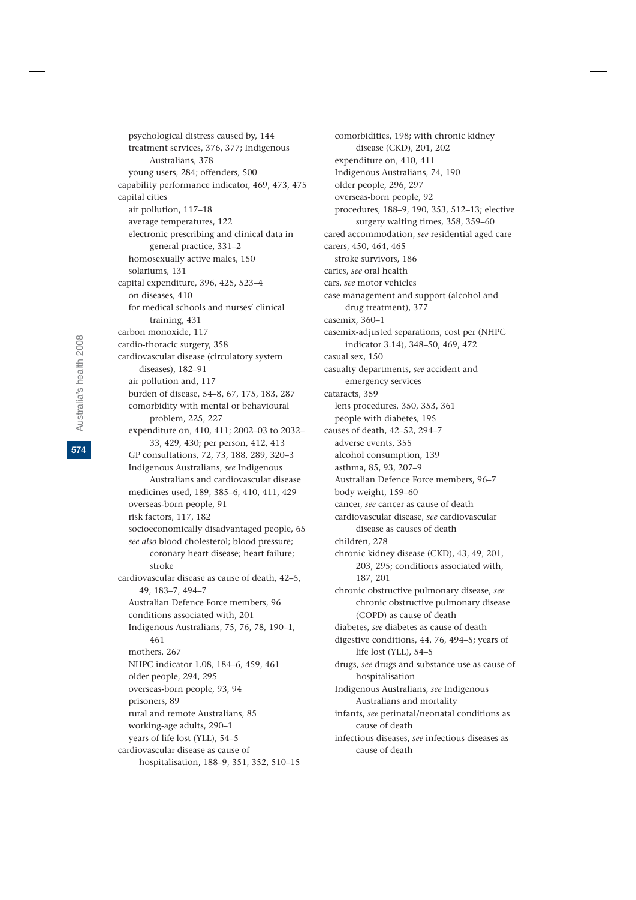psychological distress caused by, 144
treatment services, 376, 377; Indigenous Australians, 378
young users, 284; offenders, 500

capability performance indicator, 469, 473, 475

capital cities
- air pollution, 117–18
- average temperatures, 122
- electronic prescribing and clinical data in general practice, 331–2
- homosexually active males, 150
- solariums, 131

capital expenditure, 396, 425, 523–4
- on diseases, 410
- for medical schools and nurses' clinical training, 431

carbon monoxide, 117

cardio-thoracic surgery, 358

cardiovascular disease (circulatory system diseases), 182–91
- air pollution and, 117
- burden of disease, 54–8, 67, 175, 183, 287
- comorbidity with mental or behavioural problem, 225, 227
- expenditure on, 410, 411; 2002–03 to 2032–33, 429, 430; per person, 412, 413
- GP consultations, 72, 73, 188, 289, 320–3
- Indigenous Australians, *see* Indigenous Australians and cardiovascular disease
- medicines used, 189, 385–6, 410, 411, 429
- overseas-born people, 91
- risk factors, 117, 182
- socioeconomically disadvantaged people, 65
- *see also* blood cholesterol; blood pressure; coronary heart disease; heart failure; stroke

cardiovascular disease as cause of death, 42–5, 49, 183–7, 494–7
- Australian Defence Force members, 96
- conditions associated with, 201
- Indigenous Australians, 75, 76, 78, 190–1, 461
- mothers, 267
- NHPC indicator 1.08, 184–6, 459, 461
- older people, 294, 295
- overseas-born people, 93, 94
- prisoners, 89
- rural and remote Australians, 85
- working-age adults, 290–1
- years of life lost (YLL), 54–5

cardiovascular disease as cause of hospitalisation, 188–9, 351, 352, 510–15
- comorbidities, 198; with chronic kidney disease (CKD), 201, 202
- expenditure on, 410, 411
- Indigenous Australians, 74, 190
- older people, 296, 297
- overseas-born people, 92
- procedures, 188–9, 190, 353, 512–13; elective surgery waiting times, 358, 359–60

cared accommodation, *see* residential aged care

carers, 450, 464, 465
- stroke survivors, 186

caries, *see* oral health

cars, *see* motor vehicles

case management and support (alcohol and drug treatment), 377

casemix, 360–1

casemix-adjusted separations, cost per (NHPC indicator 3.14), 348–50, 469, 472

casual sex, 150

casualty departments, *see* accident and emergency services

cataracts, 359
- lens procedures, 350, 353, 361
- people with diabetes, 195

causes of death, 42–52, 294–7
- adverse events, 355
- alcohol consumption, 139
- asthma, 85, 93, 207–9
- Australian Defence Force members, 96–7
- body weight, 159–60
- cancer, *see* cancer as cause of death
- cardiovascular disease, *see* cardiovascular disease as causes of death
- children, 278
- chronic kidney disease (CKD), 43, 49, 201, 203, 295; conditions associated with, 187, 201
- chronic obstructive pulmonary disease, *see* chronic obstructive pulmonary disease (COPD) as cause of death
- diabetes, *see* diabetes as cause of death
- digestive conditions, 44, 76, 494–5; years of life lost (YLL), 54–5
- drugs, *see* drugs and substance use as cause of hospitalisation
- Indigenous Australians, *see* Indigenous Australians and mortality
- infants, *see* perinatal/neonatal conditions as cause of death
- infectious diseases, *see* infectious diseases as cause of death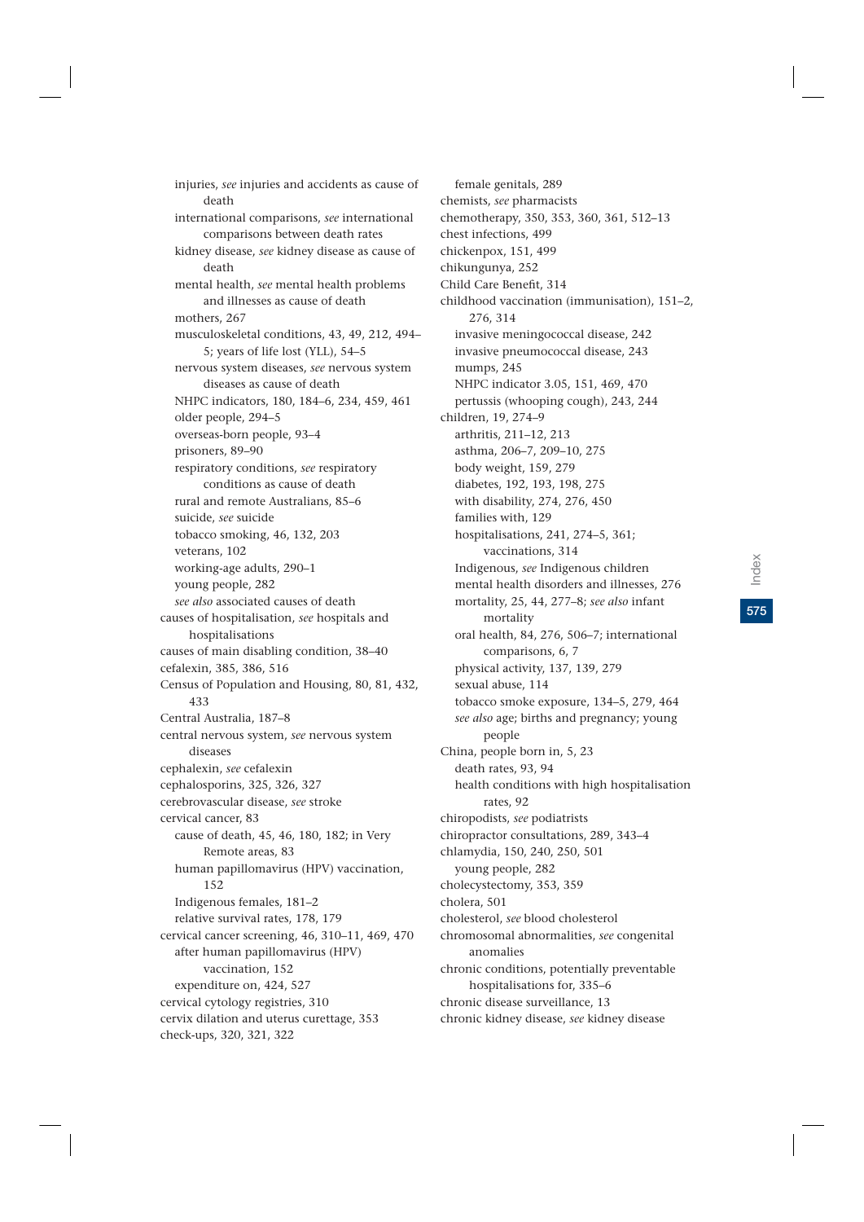injuries, *see* injuries and accidents as cause of death
international comparisons, *see* international comparisons between death rates
kidney disease, *see* kidney disease as cause of death
mental health, *see* mental health problems and illnesses as cause of death
mothers, 267
musculoskeletal conditions, 43, 49, 212, 494–5; years of life lost (YLL), 54–5
nervous system diseases, *see* nervous system diseases as cause of death
NHPC indicators, 180, 184–6, 234, 459, 461
older people, 294–5
overseas-born people, 93–4
prisoners, 89–90
respiratory conditions, *see* respiratory conditions as cause of death
rural and remote Australians, 85–6
suicide, *see* suicide
tobacco smoking, 46, 132, 203
veterans, 102
working-age adults, 290–1
young people, 282
*see also* associated causes of death
causes of hospitalisation, *see* hospitals and hospitalisations
causes of main disabling condition, 38–40
cefalexin, 385, 386, 516
Census of Population and Housing, 80, 81, 432, 433
Central Australia, 187–8
central nervous system, *see* nervous system diseases
cephalexin, *see* cefalexin
cephalosporins, 325, 326, 327
cerebrovascular disease, *see* stroke
cervical cancer, 83
cause of death, 45, 46, 180, 182; in Very Remote areas, 83
human papillomavirus (HPV) vaccination, 152
Indigenous females, 181–2
relative survival rates, 178, 179
cervical cancer screening, 46, 310–11, 469, 470
after human papillomavirus (HPV) vaccination, 152
expenditure on, 424, 527
cervical cytology registries, 310
cervix dilation and uterus curettage, 353
check-ups, 320, 321, 322
female genitals, 289
chemists, *see* pharmacists
chemotherapy, 350, 353, 360, 361, 512–13
chest infections, 499
chickenpox, 151, 499
chikungunya, 252
Child Care Benefit, 314
childhood vaccination (immunisation), 151–2, 276, 314
invasive meningococcal disease, 242
invasive pneumococcal disease, 243
mumps, 245
NHPC indicator 3.05, 151, 469, 470
pertussis (whooping cough), 243, 244
children, 19, 274–9
arthritis, 211–12, 213
asthma, 206–7, 209–10, 275
body weight, 159, 279
diabetes, 192, 193, 198, 275
with disability, 274, 276, 450
families with, 129
hospitalisations, 241, 274–5, 361; vaccinations, 314
Indigenous, *see* Indigenous children
mental health disorders and illnesses, 276
mortality, 25, 44, 277–8; *see also* infant mortality
oral health, 84, 276, 506–7; international comparisons, 6, 7
physical activity, 137, 139, 279
sexual abuse, 114
tobacco smoke exposure, 134–5, 279, 464
*see also* age; births and pregnancy; young people
China, people born in, 5, 23
death rates, 93, 94
health conditions with high hospitalisation rates, 92
chiropodists, *see* podiatrists
chiropractor consultations, 289, 343–4
chlamydia, 150, 240, 250, 501
young people, 282
cholecystectomy, 353, 359
cholera, 501
cholesterol, *see* blood cholesterol
chromosomal abnormalities, *see* congenital anomalies
chronic conditions, potentially preventable hospitalisations for, 335–6
chronic disease surveillance, 13
chronic kidney disease, *see* kidney disease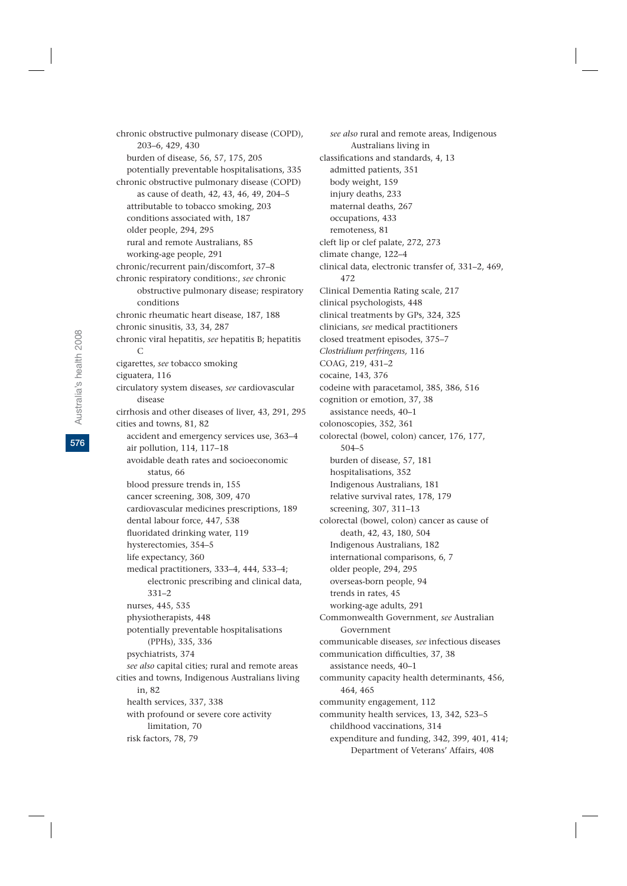chronic obstructive pulmonary disease (COPD), 203–6, 429, 430
- burden of disease, 56, 57, 175, 205
- potentially preventable hospitalisations, 335

chronic obstructive pulmonary disease (COPD) as cause of death, 42, 43, 46, 49, 204–5
- attributable to tobacco smoking, 203
- conditions associated with, 187
- older people, 294, 295
- rural and remote Australians, 85
- working-age people, 291

chronic/recurrent pain/discomfort, 37–8

chronic respiratory conditions:, *see* chronic obstructive pulmonary disease; respiratory conditions

chronic rheumatic heart disease, 187, 188

chronic sinusitis, 33, 34, 287

chronic viral hepatitis, *see* hepatitis B; hepatitis C

cigarettes, *see* tobacco smoking

ciguatera, 116

circulatory system diseases, *see* cardiovascular disease

cirrhosis and other diseases of liver, 43, 291, 295

cities and towns, 81, 82
- accident and emergency services use, 363–4
- air pollution, 114, 117–18
- avoidable death rates and socioeconomic status, 66
- blood pressure trends in, 155
- cancer screening, 308, 309, 470
- cardiovascular medicines prescriptions, 189
- dental labour force, 447, 538
- fluoridated drinking water, 119
- hysterectomies, 354–5
- life expectancy, 360
- medical practitioners, 333–4, 444, 533–4; electronic prescribing and clinical data, 331–2
- nurses, 445, 535
- physiotherapists, 448
- potentially preventable hospitalisations (PPHs), 335, 336
- psychiatrists, 374
- *see also* capital cities; rural and remote areas

cities and towns, Indigenous Australians living in, 82
- health services, 337, 338
- with profound or severe core activity limitation, 70
- risk factors, 78, 79
- *see also* rural and remote areas, Indigenous Australians living in

classifications and standards, 4, 13
- admitted patients, 351
- body weight, 159
- injury deaths, 233
- maternal deaths, 267
- occupations, 433
- remoteness, 81

cleft lip or clef palate, 272, 273

climate change, 122–4

clinical data, electronic transfer of, 331–2, 469, 472

Clinical Dementia Rating scale, 217

clinical psychologists, 448

clinical treatments by GPs, 324, 325

clinicians, *see* medical practitioners

closed treatment episodes, 375–7

*Clostridium perfringens,* 116

COAG, 219, 431–2

cocaine, 143, 376

codeine with paracetamol, 385, 386, 516

cognition or emotion, 37, 38
- assistance needs, 40–1

colonoscopies, 352, 361

colorectal (bowel, colon) cancer, 176, 177, 504–5
- burden of disease, 57, 181
- hospitalisations, 352
- Indigenous Australians, 181
- relative survival rates, 178, 179
- screening, 307, 311–13

colorectal (bowel, colon) cancer as cause of death, 42, 43, 180, 504
- Indigenous Australians, 182
- international comparisons, 6, 7
- older people, 294, 295
- overseas-born people, 94
- trends in rates, 45
- working-age adults, 291

Commonwealth Government, *see* Australian Government

communicable diseases, *see* infectious diseases

communication difficulties, 37, 38
- assistance needs, 40–1

community capacity health determinants, 456, 464, 465

community engagement, 112

community health services, 13, 342, 523–5
- childhood vaccinations, 314
- expenditure and funding, 342, 399, 401, 414; Department of Veterans' Affairs, 408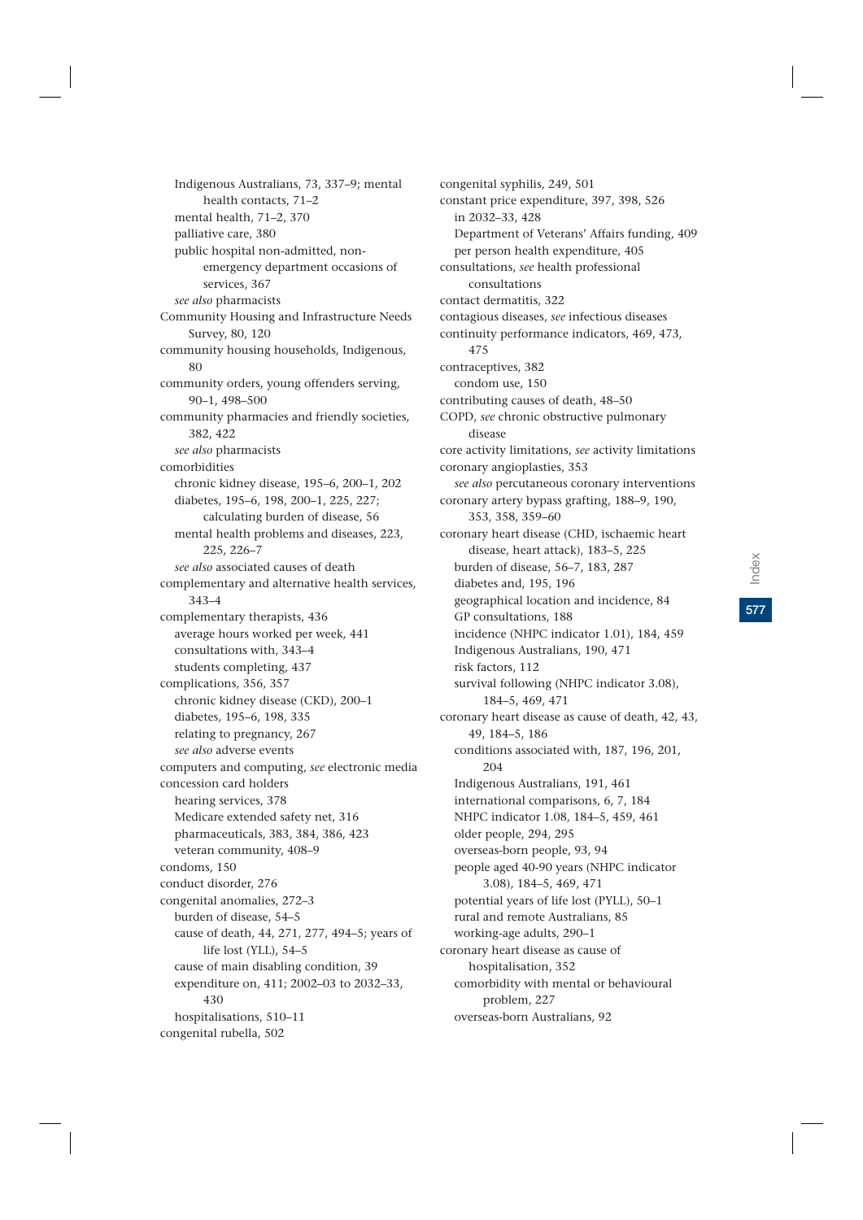Indigenous Australians, 73, 337–9; mental health contacts, 71–2
mental health, 71–2, 370
palliative care, 380
public hospital non-admitted, non-emergency department occasions of services, 367
*see also* pharmacists

Community Housing and Infrastructure Needs Survey, 80, 120

community housing households, Indigenous, 80

community orders, young offenders serving, 90–1, 498–500

community pharmacies and friendly societies, 382, 422
*see also* pharmacists

comorbidities
chronic kidney disease, 195–6, 200–1, 202
diabetes, 195–6, 198, 200–1, 225, 227; calculating burden of disease, 56
mental health problems and diseases, 223, 225, 226–7
*see also* associated causes of death

complementary and alternative health services, 343–4

complementary therapists, 436
average hours worked per week, 441
consultations with, 343–4
students completing, 437

complications, 356, 357
chronic kidney disease (CKD), 200–1
diabetes, 195–6, 198, 335
relating to pregnancy, 267
*see also* adverse events

computers and computing, *see* electronic media

concession card holders
hearing services, 378
Medicare extended safety net, 316
pharmaceuticals, 383, 384, 386, 423
veteran community, 408–9

condoms, 150

conduct disorder, 276

congenital anomalies, 272–3
burden of disease, 54–5
cause of death, 44, 271, 277, 494–5; years of life lost (YLL), 54–5
cause of main disabling condition, 39
expenditure on, 411; 2002–03 to 2032–33, 430
hospitalisations, 510–11

congenital rubella, 502

congenital syphilis, 249, 501

constant price expenditure, 397, 398, 526
in 2032–33, 428
Department of Veterans' Affairs funding, 409
per person health expenditure, 405

consultations, *see* health professional consultations

contact dermatitis, 322

contagious diseases, *see* infectious diseases

continuity performance indicators, 469, 473, 475

contraceptives, 382
condom use, 150

contributing causes of death, 48–50

COPD, *see* chronic obstructive pulmonary disease

core activity limitations, *see* activity limitations

coronary angioplasties, 353
*see also* percutaneous coronary interventions

coronary artery bypass grafting, 188–9, 190, 353, 358, 359–60

coronary heart disease (CHD, ischaemic heart disease, heart attack), 183–5, 225
burden of disease, 56–7, 183, 287
diabetes and, 195, 196
geographical location and incidence, 84
GP consultations, 188
incidence (NHPC indicator 1.01), 184, 459
Indigenous Australians, 190, 471
risk factors, 112
survival following (NHPC indicator 3.08), 184–5, 469, 471

coronary heart disease as cause of death, 42, 43, 49, 184–5, 186
conditions associated with, 187, 196, 201, 204
Indigenous Australians, 191, 461
international comparisons, 6, 7, 184
NHPC indicator 1.08, 184–5, 459, 461
older people, 294, 295
overseas-born people, 93, 94
people aged 40-90 years (NHPC indicator 3.08), 184–5, 469, 471
potential years of life lost (PYLL), 50–1
rural and remote Australians, 85
working-age adults, 290–1

coronary heart disease as cause of hospitalisation, 352
comorbidity with mental or behavioural problem, 227
overseas-born Australians, 92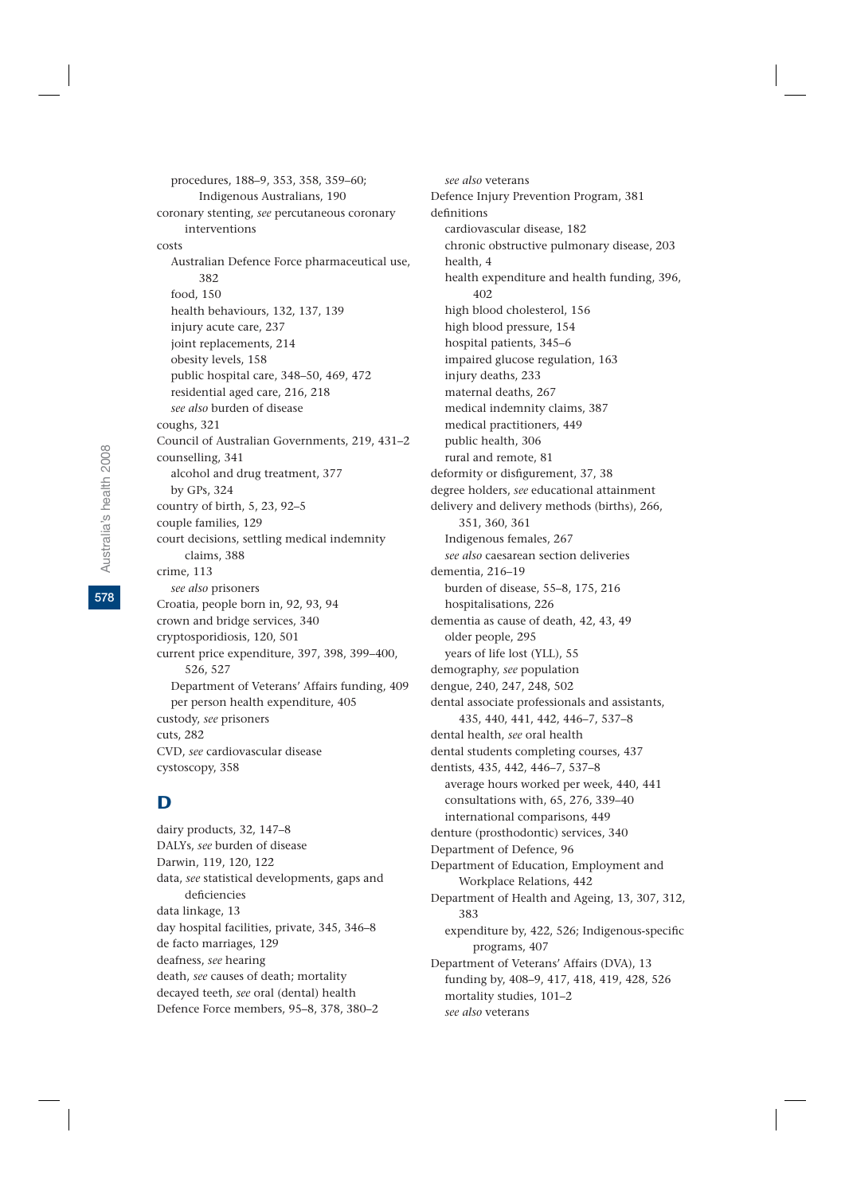procedures, 188–9, 353, 358, 359–60; Indigenous Australians, 190

coronary stenting, *see* percutaneous coronary interventions

costs

Australian Defence Force pharmaceutical use, 382

food, 150

health behaviours, 132, 137, 139

injury acute care, 237

joint replacements, 214

obesity levels, 158

public hospital care, 348–50, 469, 472

residential aged care, 216, 218

*see also* burden of disease

coughs, 321

Council of Australian Governments, 219, 431–2

counselling, 341

alcohol and drug treatment, 377

by GPs, 324

country of birth, 5, 23, 92–5

couple families, 129

court decisions, settling medical indemnity claims, 388

crime, 113

*see also* prisoners

Croatia, people born in, 92, 93, 94

crown and bridge services, 340

cryptosporidiosis, 120, 501

current price expenditure, 397, 398, 399–400, 526, 527

Department of Veterans' Affairs funding, 409

per person health expenditure, 405

custody, *see* prisoners

cuts, 282

CVD, *see* cardiovascular disease

cystoscopy, 358

## D

dairy products, 32, 147–8

DALYs, *see* burden of disease

Darwin, 119, 120, 122

data, *see* statistical developments, gaps and deficiencies

data linkage, 13

day hospital facilities, private, 345, 346–8

de facto marriages, 129

deafness, *see* hearing

death, *see* causes of death; mortality

decayed teeth, *see* oral (dental) health

Defence Force members, 95–8, 378, 380–2

*see also* veterans

Defence Injury Prevention Program, 381

definitions

cardiovascular disease, 182

chronic obstructive pulmonary disease, 203

health, 4

health expenditure and health funding, 396, 402

high blood cholesterol, 156

high blood pressure, 154

hospital patients, 345–6

impaired glucose regulation, 163

injury deaths, 233

maternal deaths, 267

medical indemnity claims, 387

medical practitioners, 449

public health, 306

rural and remote, 81

deformity or disfigurement, 37, 38

degree holders, *see* educational attainment

delivery and delivery methods (births), 266, 351, 360, 361

Indigenous females, 267

*see also* caesarean section deliveries

dementia, 216–19

burden of disease, 55–8, 175, 216

hospitalisations, 226

dementia as cause of death, 42, 43, 49

older people, 295

years of life lost (YLL), 55

demography, *see* population

dengue, 240, 247, 248, 502

dental associate professionals and assistants, 435, 440, 441, 442, 446–7, 537–8

dental health, *see* oral health

dental students completing courses, 437

dentists, 435, 442, 446–7, 537–8

average hours worked per week, 440, 441

consultations with, 65, 276, 339–40

international comparisons, 449

denture (prosthodontic) services, 340

Department of Defence, 96

Department of Education, Employment and Workplace Relations, 442

Department of Health and Ageing, 13, 307, 312, 383

expenditure by, 422, 526; Indigenous-specific programs, 407

Department of Veterans' Affairs (DVA), 13

funding by, 408–9, 417, 418, 419, 428, 526

mortality studies, 101–2

*see also* veterans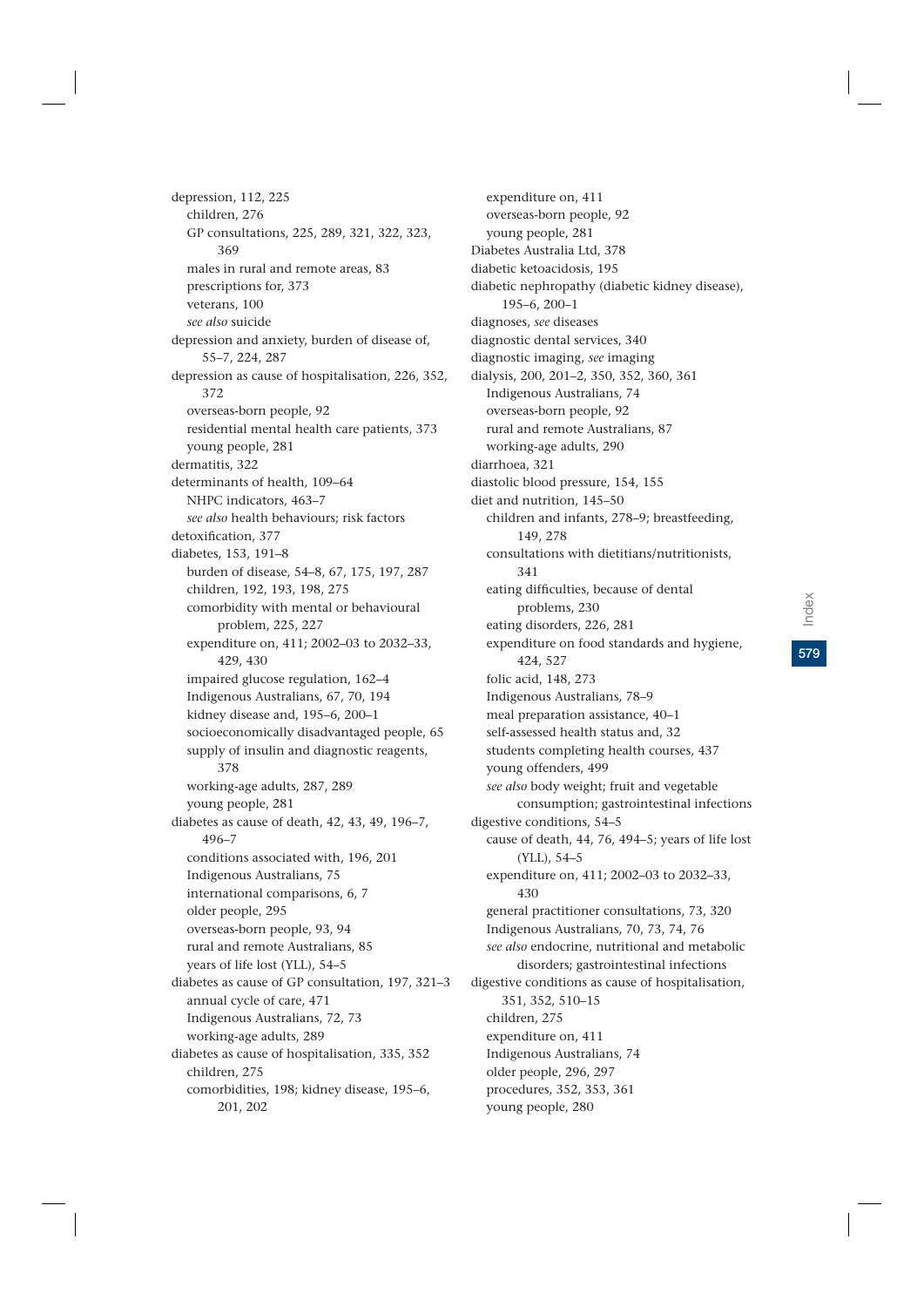depression, 112, 225
- children, 276
- GP consultations, 225, 289, 321, 322, 323, 369
- males in rural and remote areas, 83
- prescriptions for, 373
- veterans, 100
- *see also* suicide

depression and anxiety, burden of disease of, 55–7, 224, 287

depression as cause of hospitalisation, 226, 352, 372
- overseas-born people, 92
- residential mental health care patients, 373
- young people, 281

dermatitis, 322

determinants of health, 109–64
- NHPC indicators, 463–7
- *see also* health behaviours; risk factors

detoxification, 377

diabetes, 153, 191–8
- burden of disease, 54–8, 67, 175, 197, 287
- children, 192, 193, 198, 275
- comorbidity with mental or behavioural problem, 225, 227
- expenditure on, 411; 2002–03 to 2032–33, 429, 430
- impaired glucose regulation, 162–4
- Indigenous Australians, 67, 70, 194
- kidney disease and, 195–6, 200–1
- socioeconomically disadvantaged people, 65
- supply of insulin and diagnostic reagents, 378
- working-age adults, 287, 289
- young people, 281

diabetes as cause of death, 42, 43, 49, 196–7, 496–7
- conditions associated with, 196, 201
- Indigenous Australians, 75
- international comparisons, 6, 7
- older people, 295
- overseas-born people, 93, 94
- rural and remote Australians, 85
- years of life lost (YLL), 54–5

diabetes as cause of GP consultation, 197, 321–3
- annual cycle of care, 471
- Indigenous Australians, 72, 73
- working-age adults, 289

diabetes as cause of hospitalisation, 335, 352
- children, 275
- comorbidities, 198; kidney disease, 195–6, 201, 202
- expenditure on, 411
- overseas-born people, 92
- young people, 281

Diabetes Australia Ltd, 378

diabetic ketoacidosis, 195

diabetic nephropathy (diabetic kidney disease), 195–6, 200–1

diagnoses, *see* diseases

diagnostic dental services, 340

diagnostic imaging, *see* imaging

dialysis, 200, 201–2, 350, 352, 360, 361
- Indigenous Australians, 74
- overseas-born people, 92
- rural and remote Australians, 87
- working-age adults, 290

diarrhoea, 321

diastolic blood pressure, 154, 155

diet and nutrition, 145–50
- children and infants, 278–9; breastfeeding, 149, 278
- consultations with dietitians/nutritionists, 341
- eating difficulties, because of dental problems, 230
- eating disorders, 226, 281
- expenditure on food standards and hygiene, 424, 527
- folic acid, 148, 273
- Indigenous Australians, 78–9
- meal preparation assistance, 40–1
- self-assessed health status and, 32
- students completing health courses, 437
- young offenders, 499
- *see also* body weight; fruit and vegetable consumption; gastrointestinal infections

digestive conditions, 54–5
- cause of death, 44, 76, 494–5; years of life lost (YLL), 54–5
- expenditure on, 411; 2002–03 to 2032–33, 430
- general practitioner consultations, 73, 320
- Indigenous Australians, 70, 73, 74, 76
- *see also* endocrine, nutritional and metabolic disorders; gastrointestinal infections

digestive conditions as cause of hospitalisation, 351, 352, 510–15
- children, 275
- expenditure on, 411
- Indigenous Australians, 74
- older people, 296, 297
- procedures, 352, 353, 361
- young people, 280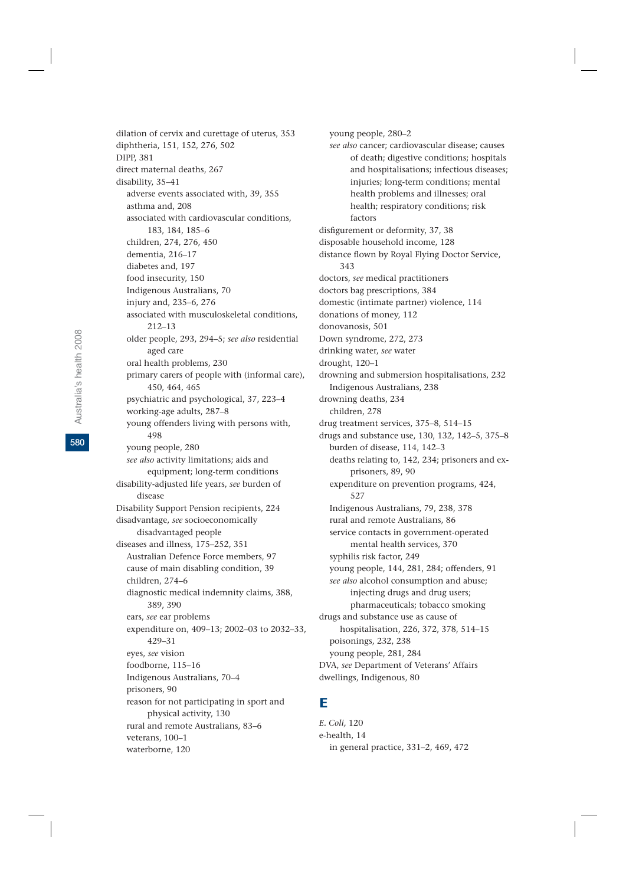dilation of cervix and curettage of uterus, 353
diphtheria, 151, 152, 276, 502
DIPP, 381
direct maternal deaths, 267
disability, 35–41
  adverse events associated with, 39, 355
  asthma and, 208
  associated with cardiovascular conditions, 183, 184, 185–6
  children, 274, 276, 450
  dementia, 216–17
  diabetes and, 197
  food insecurity, 150
  Indigenous Australians, 70
  injury and, 235–6, 276
  associated with musculoskeletal conditions, 212–13
  older people, 293, 294–5; *see also* residential aged care
  oral health problems, 230
  primary carers of people with (informal care), 450, 464, 465
  psychiatric and psychological, 37, 223–4
  working-age adults, 287–8
  young offenders living with persons with, 498
  young people, 280
  *see also* activity limitations; aids and equipment; long-term conditions
disability-adjusted life years, *see* burden of disease
Disability Support Pension recipients, 224
disadvantage, *see* socioeconomically disadvantaged people
diseases and illness, 175–252, 351
  Australian Defence Force members, 97
  cause of main disabling condition, 39
  children, 274–6
  diagnostic medical indemnity claims, 388, 389, 390
  ears, *see* ear problems
  expenditure on, 409–13; 2002–03 to 2032–33, 429–31
  eyes, *see* vision
  foodborne, 115–16
  Indigenous Australians, 70–4
  prisoners, 90
  reason for not participating in sport and physical activity, 130
  rural and remote Australians, 83–6
  veterans, 100–1
  waterborne, 120
  young people, 280–2
  *see also* cancer; cardiovascular disease; causes of death; digestive conditions; hospitals and hospitalisations; infectious diseases; injuries; long-term conditions; mental health problems and illnesses; oral health; respiratory conditions; risk factors
disfigurement or deformity, 37, 38
disposable household income, 128
distance flown by Royal Flying Doctor Service, 343
doctors, *see* medical practitioners
doctors bag prescriptions, 384
domestic (intimate partner) violence, 114
donations of money, 112
donovanosis, 501
Down syndrome, 272, 273
drinking water, *see* water
drought, 120–1
drowning and submersion hospitalisations, 232
  Indigenous Australians, 238
drowning deaths, 234
  children, 278
drug treatment services, 375–8, 514–15
drugs and substance use, 130, 132, 142–5, 375–8
  burden of disease, 114, 142–3
  deaths relating to, 142, 234; prisoners and ex-prisoners, 89, 90
  expenditure on prevention programs, 424, 527
  Indigenous Australians, 79, 238, 378
  rural and remote Australians, 86
  service contacts in government-operated mental health services, 370
  syphilis risk factor, 249
  young people, 144, 281, 284; offenders, 91
  *see also* alcohol consumption and abuse; injecting drugs and drug users; pharmaceuticals; tobacco smoking
drugs and substance use as cause of hospitalisation, 226, 372, 378, 514–15
  poisonings, 232, 238
  young people, 281, 284
DVA, *see* Department of Veterans' Affairs
dwellings, Indigenous, 80

## E

*E. Coli*, 120
e-health, 14
  in general practice, 331–2, 469, 472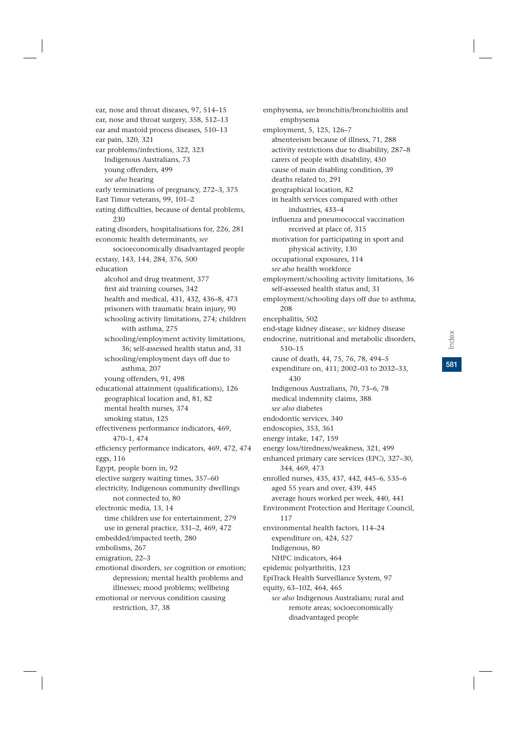ear, nose and throat diseases, 97, 514–15
ear, nose and throat surgery, 358, 512–13
ear and mastoid process diseases, 510–13
ear pain, 320, 321
ear problems/infections, 322, 323
- Indigenous Australians, 73
- young offenders, 499
- *see also* hearing

early terminations of pregnancy, 272–3, 375
East Timor veterans, 99, 101–2
eating difficulties, because of dental problems, 230
eating disorders, hospitalisations for, 226, 281
economic health determinants, *see* socioeconomically disadvantaged people
ecstasy, 143, 144, 284, 376, 500
education
- alcohol and drug treatment, 377
- first aid training courses, 342
- health and medical, 431, 432, 436–8, 473
- prisoners with traumatic brain injury, 90
- schooling activity limitations, 274; children with asthma, 275
- schooling/employment activity limitations, 36; self-assessed health status and, 31
- schooling/employment days off due to asthma, 207
- young offenders, 91, 498

educational attainment (qualifications), 126
- geographical location and, 81, 82
- mental health nurses, 374
- smoking status, 125

effectiveness performance indicators, 469, 470–1, 474
efficiency performance indicators, 469, 472, 474
eggs, 116
Egypt, people born in, 92
elective surgery waiting times, 357–60
electricity, Indigenous community dwellings not connected to, 80
electronic media, 13, 14
- time children use for entertainment, 279
- use in general practice, 331–2, 469, 472

embedded/impacted teeth, 280
embolisms, 267
emigration, 22–3
emotional disorders, *see* cognition or emotion; depression; mental health problems and illnesses; mood problems; wellbeing
emotional or nervous condition causing restriction, 37, 38
emphysema, *see* bronchitis/bronchiolitis and emphysema
employment, 5, 125, 126–7
- absenteeism because of illness, 71, 288
- activity restrictions due to disability, 287–8
- carers of people with disability, 450
- cause of main disabling condition, 39
- deaths related to, 291
- geographical location, 82
- in health services compared with other industries, 433–4
- influenza and pneumococcal vaccination received at place of, 315
- motivation for participating in sport and physical activity, 130
- occupational exposures, 114
- *see also* health workforce

employment/schooling activity limitations, 36
- self-assessed health status and, 31

employment/schooling days off due to asthma, 208
encephalitis, 502
end-stage kidney disease:, *see* kidney disease
endocrine, nutritional and metabolic disorders, 510–15
- cause of death, 44, 75, 76, 78, 494–5
- expenditure on, 411; 2002–03 to 2032–33, 430
- Indigenous Australians, 70, 73–6, 78
- medical indemnity claims, 388
- *see also* diabetes

endodontic services, 340
endoscopies, 353, 361
energy intake, 147, 159
energy loss/tiredness/weakness, 321, 499
enhanced primary care services (EPC), 327–30, 344, 469, 473
enrolled nurses, 435, 437, 442, 445–6, 535–6
- aged 55 years and over, 439, 445
- average hours worked per week, 440, 441

Environment Protection and Heritage Council, 117
environmental health factors, 114–24
- expenditure on, 424, 527
- Indigenous, 80
- NHPC indicators, 464

epidemic polyarthritis, 123
EpiTrack Health Surveillance System, 97
equity, 63–102, 464, 465
- *see also* Indigenous Australians; rural and remote areas; socioeconomically disadvantaged people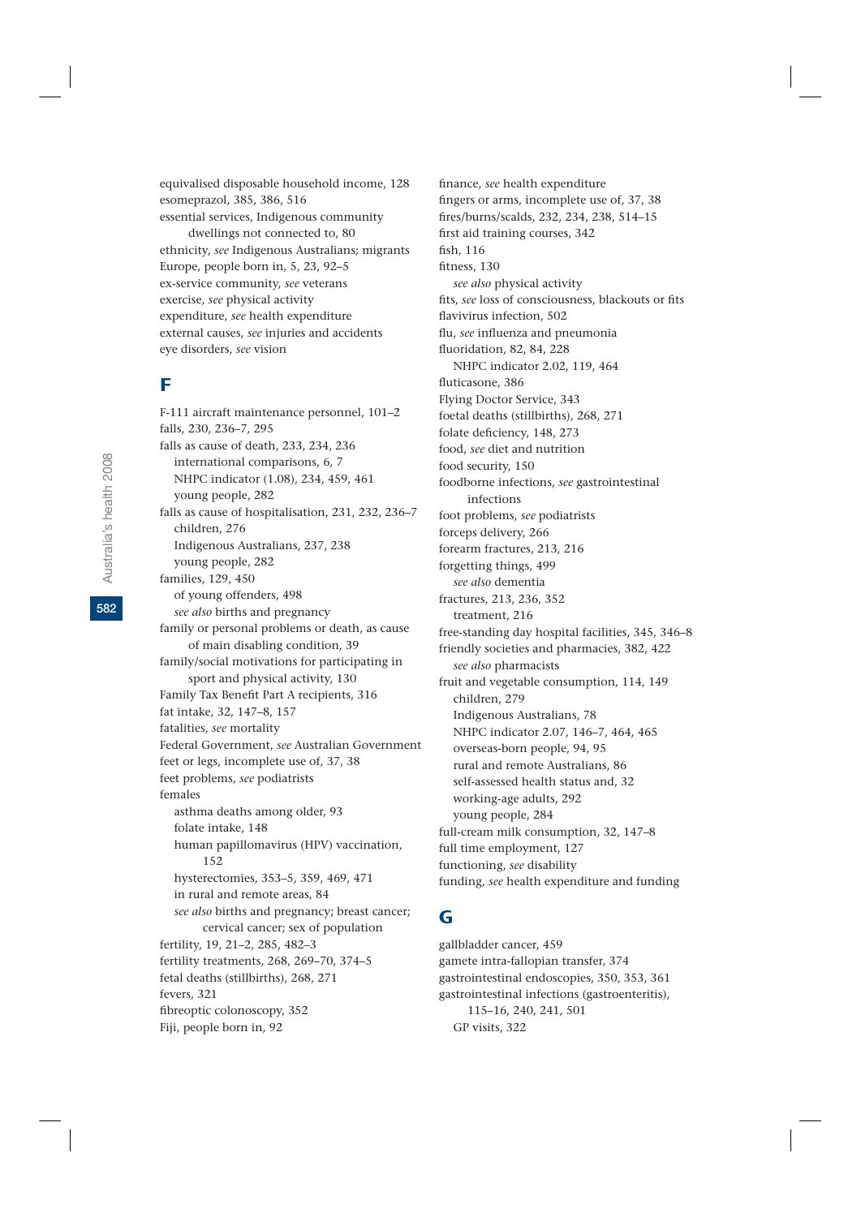equivalised disposable household income, 128
esomeprazol, 385, 386, 516
essential services, Indigenous community dwellings not connected to, 80
ethnicity, *see* Indigenous Australians; migrants
Europe, people born in, 5, 23, 92–5
ex-service community, *see* veterans
exercise, *see* physical activity
expenditure, *see* health expenditure
external causes, *see* injuries and accidents
eye disorders, *see* vision

## F

F-111 aircraft maintenance personnel, 101–2
falls, 230, 236–7, 295
falls as cause of death, 233, 234, 236
  international comparisons, 6, 7
  NHPC indicator (1.08), 234, 459, 461
  young people, 282
falls as cause of hospitalisation, 231, 232, 236–7
  children, 276
  Indigenous Australians, 237, 238
  young people, 282
families, 129, 450
  of young offenders, 498
  *see also* births and pregnancy
family or personal problems or death, as cause of main disabling condition, 39
family/social motivations for participating in sport and physical activity, 130
Family Tax Benefit Part A recipients, 316
fat intake, 32, 147–8, 157
fatalities, *see* mortality
Federal Government, *see* Australian Government
feet or legs, incomplete use of, 37, 38
feet problems, *see* podiatrists
females
  asthma deaths among older, 93
  folate intake, 148
  human papillomavirus (HPV) vaccination, 152
  hysterectomies, 353–5, 359, 469, 471
  in rural and remote areas, 84
  *see also* births and pregnancy; breast cancer; cervical cancer; sex of population
fertility, 19, 21–2, 285, 482–3
fertility treatments, 268, 269–70, 374–5
fetal deaths (stillbirths), 268, 271
fevers, 321
fibreoptic colonoscopy, 352
Fiji, people born in, 92
finance, *see* health expenditure
fingers or arms, incomplete use of, 37, 38
fires/burns/scalds, 232, 234, 238, 514–15
first aid training courses, 342
fish, 116
fitness, 130
  *see also* physical activity
fits, *see* loss of consciousness, blackouts or fits
flavivirus infection, 502
flu, *see* influenza and pneumonia
fluoridation, 82, 84, 228
  NHPC indicator 2.02, 119, 464
fluticasone, 386
Flying Doctor Service, 343
foetal deaths (stillbirths), 268, 271
folate deficiency, 148, 273
food, *see* diet and nutrition
food security, 150
foodborne infections, *see* gastrointestinal infections
foot problems, *see* podiatrists
forceps delivery, 266
forearm fractures, 213, 216
forgetting things, 499
  *see also* dementia
fractures, 213, 236, 352
  treatment, 216
free-standing day hospital facilities, 345, 346–8
friendly societies and pharmacies, 382, 422
  *see also* pharmacists
fruit and vegetable consumption, 114, 149
  children, 279
  Indigenous Australians, 78
  NHPC indicator 2.07, 146–7, 464, 465
  overseas-born people, 94, 95
  rural and remote Australians, 86
  self-assessed health status and, 32
  working-age adults, 292
  young people, 284
full-cream milk consumption, 32, 147–8
full time employment, 127
functioning, *see* disability
funding, *see* health expenditure and funding

## G

gallbladder cancer, 459
gamete intra-fallopian transfer, 374
gastrointestinal endoscopies, 350, 353, 361
gastrointestinal infections (gastroenteritis), 115–16, 240, 241, 501
  GP visits, 322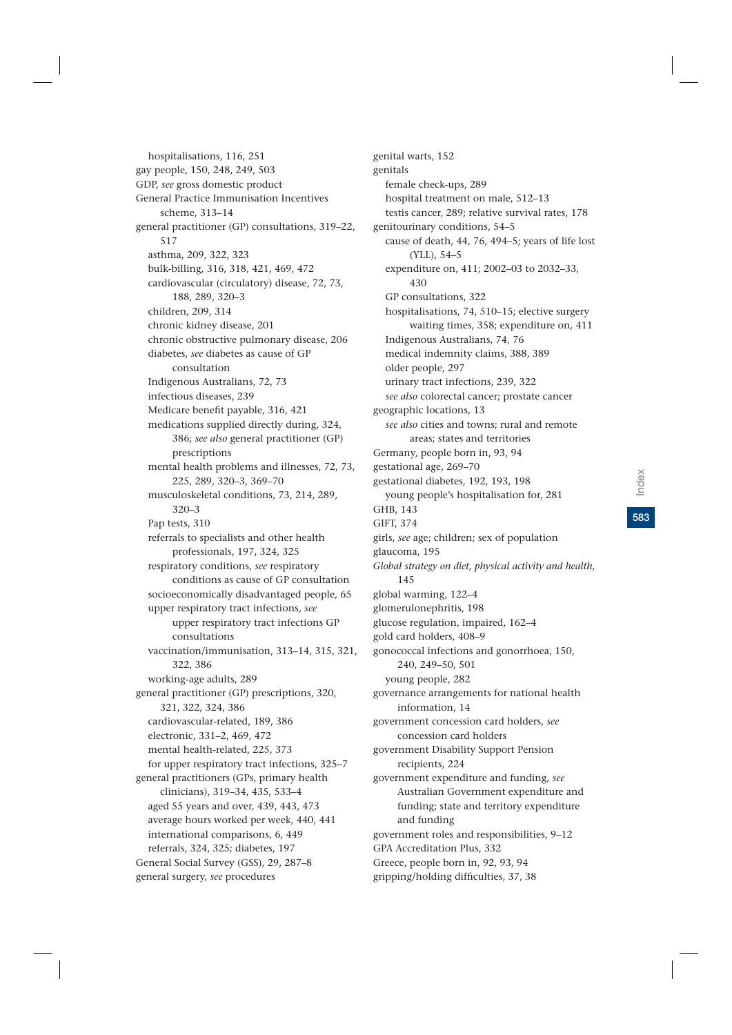- hospitalisations, 116, 251

gay people, 150, 248, 249, 503

GDP, *see* gross domestic product

General Practice Immunisation Incentives scheme, 313–14

general practitioner (GP) consultations, 319–22, 517
- asthma, 209, 322, 323
- bulk-billing, 316, 318, 421, 469, 472
- cardiovascular (circulatory) disease, 72, 73, 188, 289, 320–3
- children, 209, 314
- chronic kidney disease, 201
- chronic obstructive pulmonary disease, 206
- diabetes, *see* diabetes as cause of GP consultation
- Indigenous Australians, 72, 73
- infectious diseases, 239
- Medicare benefit payable, 316, 421
- medications supplied directly during, 324, 386; *see also* general practitioner (GP) prescriptions
- mental health problems and illnesses, 72, 73, 225, 289, 320–3, 369–70
- musculoskeletal conditions, 73, 214, 289, 320–3
- Pap tests, 310
- referrals to specialists and other health professionals, 197, 324, 325
- respiratory conditions, *see* respiratory conditions as cause of GP consultation
- socioeconomically disadvantaged people, 65
- upper respiratory tract infections, *see* upper respiratory tract infections GP consultations
- vaccination/immunisation, 313–14, 315, 321, 322, 386
- working-age adults, 289

general practitioner (GP) prescriptions, 320, 321, 322, 324, 386
- cardiovascular-related, 189, 386
- electronic, 331–2, 469, 472
- mental health-related, 225, 373
- for upper respiratory tract infections, 325–7

general practitioners (GPs, primary health clinicians), 319–34, 435, 533–4
- aged 55 years and over, 439, 443, 473
- average hours worked per week, 440, 441
- international comparisons, 6, 449
- referrals, 324, 325; diabetes, 197

General Social Survey (GSS), 29, 287–8

general surgery, *see* procedures

genital warts, 152

genitals
- female check-ups, 289
- hospital treatment on male, 512–13
- testis cancer, 289; relative survival rates, 178

genitourinary conditions, 54–5
- cause of death, 44, 76, 494–5; years of life lost (YLL), 54–5
- expenditure on, 411; 2002–03 to 2032–33, 430
- GP consultations, 322
- hospitalisations, 74, 510–15; elective surgery waiting times, 358; expenditure on, 411
- Indigenous Australians, 74, 76
- medical indemnity claims, 388, 389
- older people, 297
- urinary tract infections, 239, 322
- *see also* colorectal cancer; prostate cancer

geographic locations, 13
- *see also* cities and towns; rural and remote areas; states and territories

Germany, people born in, 93, 94

gestational age, 269–70

gestational diabetes, 192, 193, 198
- young people's hospitalisation for, 281

GHB, 143

GIFT, 374

girls, *see* age; children; sex of population

glaucoma, 195

*Global strategy on diet, physical activity and health,* 145

global warming, 122–4

glomerulonephritis, 198

glucose regulation, impaired, 162–4

gold card holders, 408–9

gonococcal infections and gonorrhoea, 150, 240, 249–50, 501
- young people, 282

governance arrangements for national health information, 14

government concession card holders, *see* concession card holders

government Disability Support Pension recipients, 224

government expenditure and funding, *see* Australian Government expenditure and funding; state and territory expenditure and funding

government roles and responsibilities, 9–12

GPA Accreditation Plus, 332

Greece, people born in, 92, 93, 94

gripping/holding difficulties, 37, 38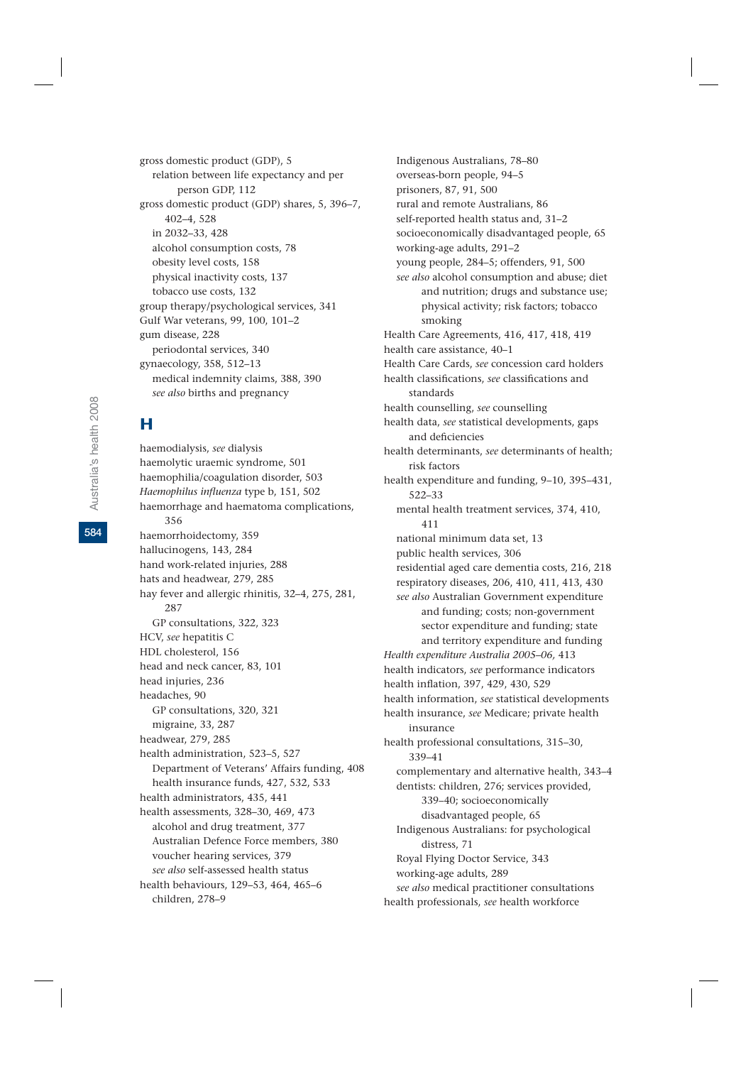gross domestic product (GDP), 5
  relation between life expectancy and per person GDP, 112
gross domestic product (GDP) shares, 5, 396–7, 402–4, 528
  in 2032–33, 428
  alcohol consumption costs, 78
  obesity level costs, 158
  physical inactivity costs, 137
  tobacco use costs, 132
group therapy/psychological services, 341
Gulf War veterans, 99, 100, 101–2
gum disease, 228
  periodontal services, 340
gynaecology, 358, 512–13
  medical indemnity claims, 388, 390
  *see also* births and pregnancy

## H

haemodialysis, *see* dialysis
haemolytic uraemic syndrome, 501
haemophilia/coagulation disorder, 503
*Haemophilus influenza* type b, 151, 502
haemorrhage and haematoma complications, 356
haemorrhoidectomy, 359
hallucinogens, 143, 284
hand work-related injuries, 288
hats and headwear, 279, 285
hay fever and allergic rhinitis, 32–4, 275, 281, 287
  GP consultations, 322, 323
HCV, *see* hepatitis C
HDL cholesterol, 156
head and neck cancer, 83, 101
head injuries, 236
headaches, 90
  GP consultations, 320, 321
  migraine, 33, 287
headwear, 279, 285
health administration, 523–5, 527
  Department of Veterans' Affairs funding, 408
  health insurance funds, 427, 532, 533
health administrators, 435, 441
health assessments, 328–30, 469, 473
  alcohol and drug treatment, 377
  Australian Defence Force members, 380
  voucher hearing services, 379
  *see also* self-assessed health status
health behaviours, 129–53, 464, 465–6
  children, 278–9
  Indigenous Australians, 78–80
  overseas-born people, 94–5
  prisoners, 87, 91, 500
  rural and remote Australians, 86
  self-reported health status and, 31–2
  socioeconomically disadvantaged people, 65
  working-age adults, 291–2
  young people, 284–5; offenders, 91, 500
  *see also* alcohol consumption and abuse; diet and nutrition; drugs and substance use; physical activity; risk factors; tobacco smoking
Health Care Agreements, 416, 417, 418, 419
health care assistance, 40–1
Health Care Cards, *see* concession card holders
health classifications, *see* classifications and standards
health counselling, *see* counselling
health data, *see* statistical developments, gaps and deficiencies
health determinants, *see* determinants of health; risk factors
health expenditure and funding, 9–10, 395–431, 522–33
  mental health treatment services, 374, 410, 411
  national minimum data set, 13
  public health services, 306
  residential aged care dementia costs, 216, 218
  respiratory diseases, 206, 410, 411, 413, 430
  *see also* Australian Government expenditure and funding; costs; non-government sector expenditure and funding; state and territory expenditure and funding
*Health expenditure Australia 2005–06,* 413
health indicators, *see* performance indicators
health inflation, 397, 429, 430, 529
health information, *see* statistical developments
health insurance, *see* Medicare; private health insurance
health professional consultations, 315–30, 339–41
  complementary and alternative health, 343–4
  dentists: children, 276; services provided, 339–40; socioeconomically disadvantaged people, 65
  Indigenous Australians: for psychological distress, 71
  Royal Flying Doctor Service, 343
  working-age adults, 289
  *see also* medical practitioner consultations
health professionals, *see* health workforce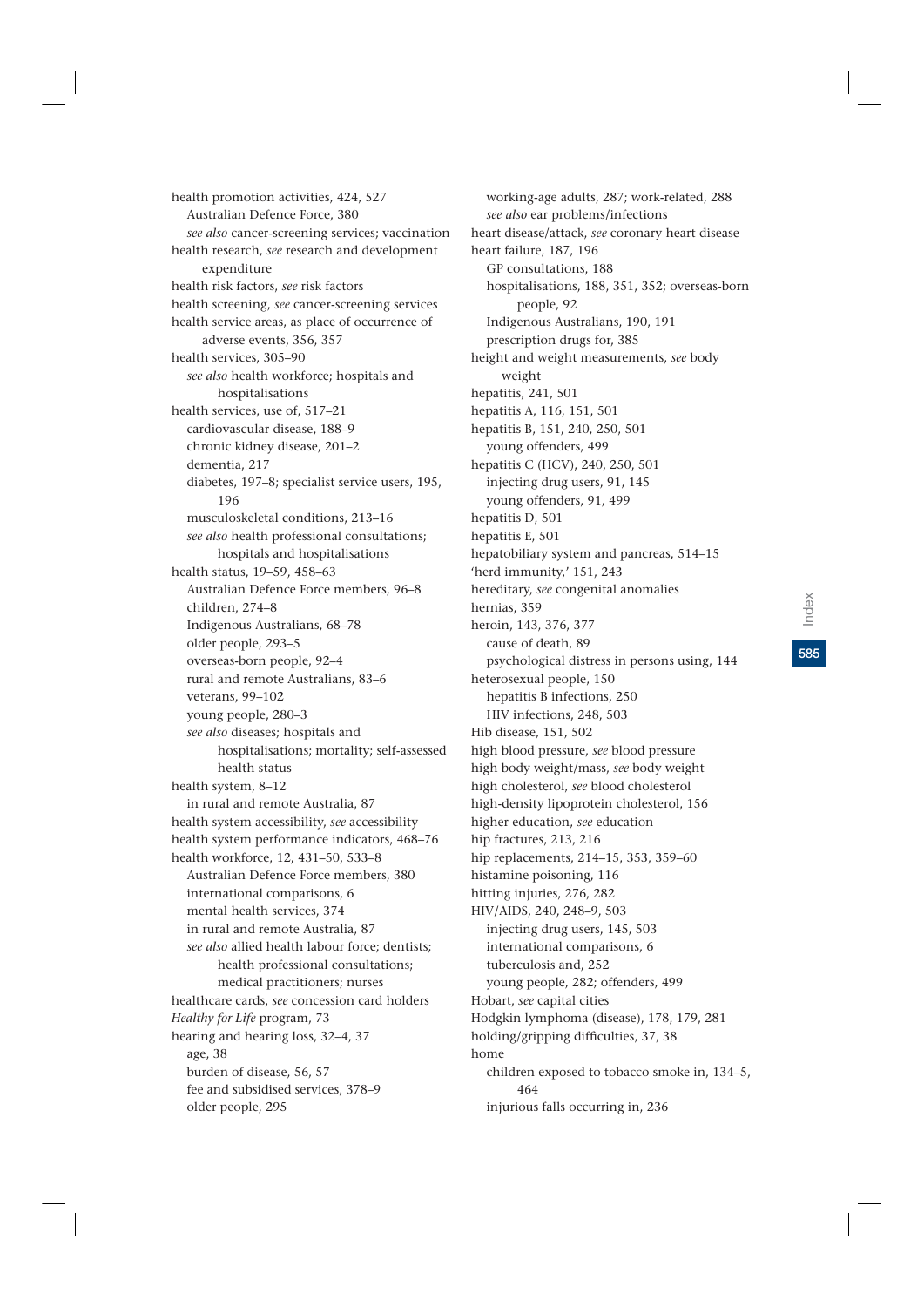health promotion activities, 424, 527
  Australian Defence Force, 380
  *see also* cancer-screening services; vaccination
health research, *see* research and development expenditure
health risk factors, *see* risk factors
health screening, *see* cancer-screening services
health service areas, as place of occurrence of adverse events, 356, 357
health services, 305–90
  *see also* health workforce; hospitals and hospitalisations
health services, use of, 517–21
  cardiovascular disease, 188–9
  chronic kidney disease, 201–2
  dementia, 217
  diabetes, 197–8; specialist service users, 195, 196
  musculoskeletal conditions, 213–16
  *see also* health professional consultations; hospitals and hospitalisations
health status, 19–59, 458–63
  Australian Defence Force members, 96–8
  children, 274–8
  Indigenous Australians, 68–78
  older people, 293–5
  overseas-born people, 92–4
  rural and remote Australians, 83–6
  veterans, 99–102
  young people, 280–3
  *see also* diseases; hospitals and hospitalisations; mortality; self-assessed health status
health system, 8–12
  in rural and remote Australia, 87
health system accessibility, *see* accessibility
health system performance indicators, 468–76
health workforce, 12, 431–50, 533–8
  Australian Defence Force members, 380
  international comparisons, 6
  mental health services, 374
  in rural and remote Australia, 87
  *see also* allied health labour force; dentists; health professional consultations; medical practitioners; nurses
healthcare cards, *see* concession card holders
*Healthy for Life* program, 73
hearing and hearing loss, 32–4, 37
  age, 38
  burden of disease, 56, 57
  fee and subsidised services, 378–9
  older people, 295
  working-age adults, 287; work-related, 288
  *see also* ear problems/infections
heart disease/attack, *see* coronary heart disease
heart failure, 187, 196
  GP consultations, 188
  hospitalisations, 188, 351, 352; overseas-born people, 92
  Indigenous Australians, 190, 191
  prescription drugs for, 385
height and weight measurements, *see* body weight
hepatitis, 241, 501
hepatitis A, 116, 151, 501
hepatitis B, 151, 240, 250, 501
  young offenders, 499
hepatitis C (HCV), 240, 250, 501
  injecting drug users, 91, 145
  young offenders, 91, 499
hepatitis D, 501
hepatitis E, 501
hepatobiliary system and pancreas, 514–15
'herd immunity,' 151, 243
hereditary, *see* congenital anomalies
hernias, 359
heroin, 143, 376, 377
  cause of death, 89
  psychological distress in persons using, 144
heterosexual people, 150
  hepatitis B infections, 250
  HIV infections, 248, 503
Hib disease, 151, 502
high blood pressure, *see* blood pressure
high body weight/mass, *see* body weight
high cholesterol, *see* blood cholesterol
high-density lipoprotein cholesterol, 156
higher education, *see* education
hip fractures, 213, 216
hip replacements, 214–15, 353, 359–60
histamine poisoning, 116
hitting injuries, 276, 282
HIV/AIDS, 240, 248–9, 503
  injecting drug users, 145, 503
  international comparisons, 6
  tuberculosis and, 252
  young people, 282; offenders, 499
Hobart, *see* capital cities
Hodgkin lymphoma (disease), 178, 179, 281
holding/gripping difficulties, 37, 38
home
  children exposed to tobacco smoke in, 134–5, 464
  injurious falls occurring in, 236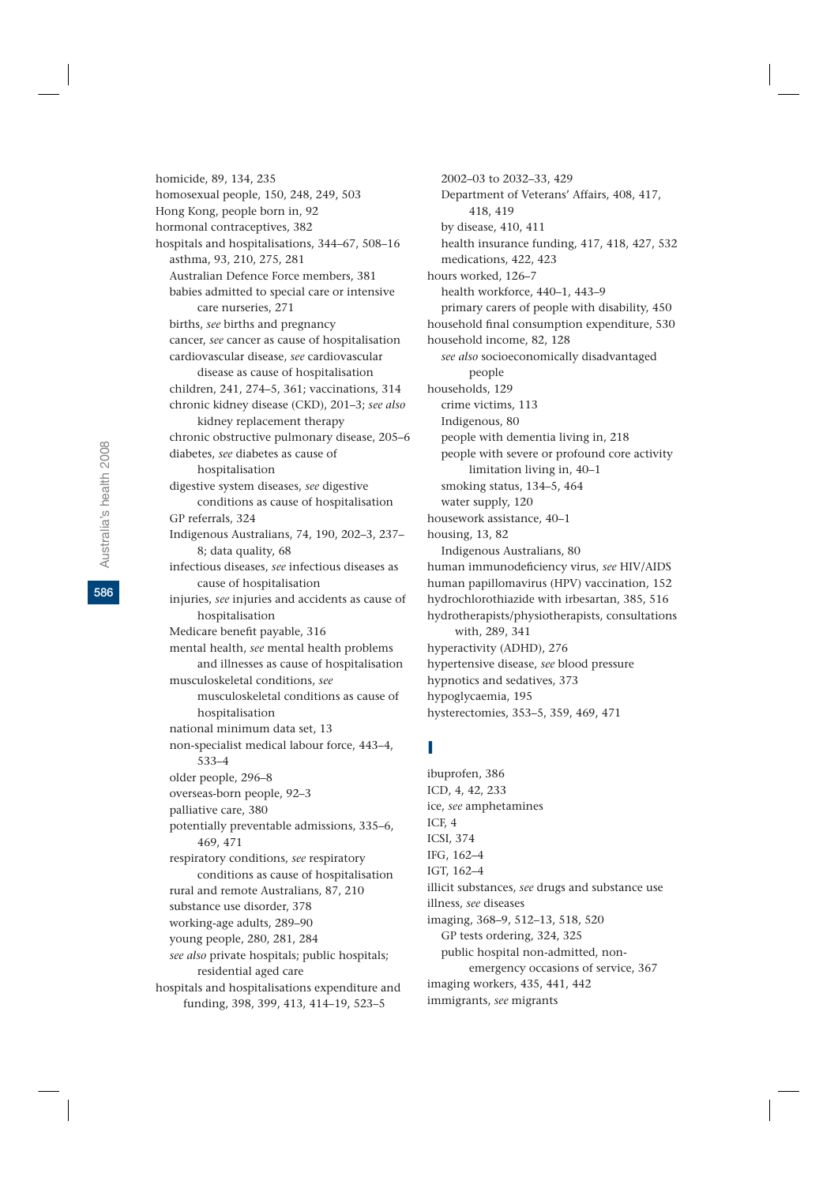homicide, 89, 134, 235
homosexual people, 150, 248, 249, 503
Hong Kong, people born in, 92
hormonal contraceptives, 382
hospitals and hospitalisations, 344–67, 508–16
  asthma, 93, 210, 275, 281
  Australian Defence Force members, 381
  babies admitted to special care or intensive care nurseries, 271
  births, *see* births and pregnancy
  cancer, *see* cancer as cause of hospitalisation
  cardiovascular disease, *see* cardiovascular disease as cause of hospitalisation
  children, 241, 274–5, 361; vaccinations, 314
  chronic kidney disease (CKD), 201–3; *see also* kidney replacement therapy
  chronic obstructive pulmonary disease, 205–6
  diabetes, *see* diabetes as cause of hospitalisation
  digestive system diseases, *see* digestive conditions as cause of hospitalisation
  GP referrals, 324
  Indigenous Australians, 74, 190, 202–3, 237–8; data quality, 68
  infectious diseases, *see* infectious diseases as cause of hospitalisation
  injuries, *see* injuries and accidents as cause of hospitalisation
  Medicare benefit payable, 316
  mental health, *see* mental health problems and illnesses as cause of hospitalisation
  musculoskeletal conditions, *see* musculoskeletal conditions as cause of hospitalisation
  national minimum data set, 13
  non-specialist medical labour force, 443–4, 533–4
  older people, 296–8
  overseas-born people, 92–3
  palliative care, 380
  potentially preventable admissions, 335–6, 469, 471
  respiratory conditions, *see* respiratory conditions as cause of hospitalisation
  rural and remote Australians, 87, 210
  substance use disorder, 378
  working-age adults, 289–90
  young people, 280, 281, 284
  *see also* private hospitals; public hospitals; residential aged care
hospitals and hospitalisations expenditure and funding, 398, 399, 413, 414–19, 523–5
  2002–03 to 2032–33, 429
  Department of Veterans' Affairs, 408, 417, 418, 419
  by disease, 410, 411
  health insurance funding, 417, 418, 427, 532
  medications, 422, 423
hours worked, 126–7
  health workforce, 440–1, 443–9
  primary carers of people with disability, 450
household final consumption expenditure, 530
household income, 82, 128
  *see also* socioeconomically disadvantaged people
households, 129
  crime victims, 113
  Indigenous, 80
  people with dementia living in, 218
  people with severe or profound core activity limitation living in, 40–1
  smoking status, 134–5, 464
  water supply, 120
housework assistance, 40–1
housing, 13, 82
  Indigenous Australians, 80
human immunodeficiency virus, *see* HIV/AIDS
human papillomavirus (HPV) vaccination, 152
hydrochlorothiazide with irbesartan, 385, 516
hydrotherapists/physiotherapists, consultations with, 289, 341
hyperactivity (ADHD), 276
hypertensive disease, *see* blood pressure
hypnotics and sedatives, 373
hypoglycaemia, 195
hysterectomies, 353–5, 359, 469, 471

## I

ibuprofen, 386
ICD, 4, 42, 233
ice, *see* amphetamines
ICF, 4
ICSI, 374
IFG, 162–4
IGT, 162–4
illicit substances, *see* drugs and substance use
illness, *see* diseases
imaging, 368–9, 512–13, 518, 520
  GP tests ordering, 324, 325
  public hospital non-admitted, non-emergency occasions of service, 367
imaging workers, 435, 441, 442
immigrants, *see* migrants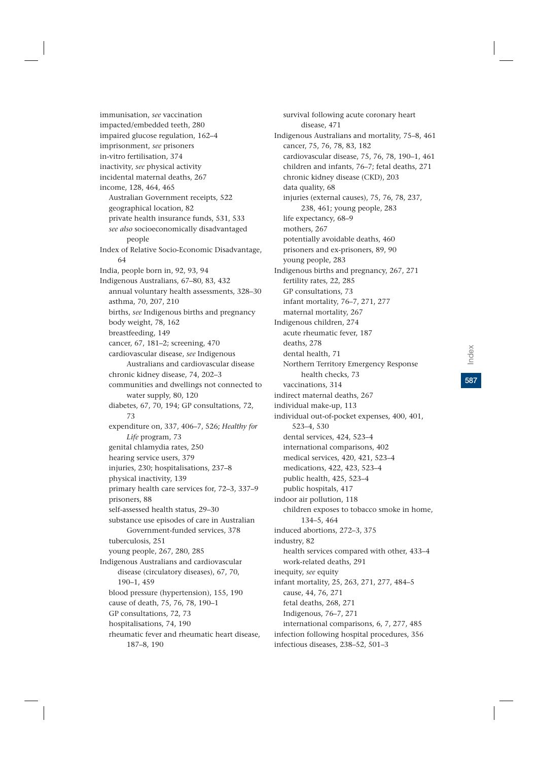immunisation, *see* vaccination
impacted/embedded teeth, 280
impaired glucose regulation, 162–4
imprisonment, *see* prisoners
in-vitro fertilisation, 374
inactivity, *see* physical activity
incidental maternal deaths, 267
income, 128, 464, 465
- Australian Government receipts, 522
- geographical location, 82
- private health insurance funds, 531, 533
- *see also* socioeconomically disadvantaged people

Index of Relative Socio-Economic Disadvantage, 64
India, people born in, 92, 93, 94
Indigenous Australians, 67–80, 83, 432
- annual voluntary health assessments, 328–30
- asthma, 70, 207, 210
- births, *see* Indigenous births and pregnancy
- body weight, 78, 162
- breastfeeding, 149
- cancer, 67, 181–2; screening, 470
- cardiovascular disease, *see* Indigenous Australians and cardiovascular disease
- chronic kidney disease, 74, 202–3
- communities and dwellings not connected to water supply, 80, 120
- diabetes, 67, 70, 194; GP consultations, 72, 73
- expenditure on, 337, 406–7, 526; *Healthy for Life* program, 73
- genital chlamydia rates, 250
- hearing service users, 379
- injuries, 230; hospitalisations, 237–8
- physical inactivity, 139
- primary health care services for, 72–3, 337–9
- prisoners, 88
- self-assessed health status, 29–30
- substance use episodes of care in Australian Government-funded services, 378
- tuberculosis, 251
- young people, 267, 280, 285

Indigenous Australians and cardiovascular disease (circulatory diseases), 67, 70, 190–1, 459
- blood pressure (hypertension), 155, 190
- cause of death, 75, 76, 78, 190–1
- GP consultations, 72, 73
- hospitalisations, 74, 190
- rheumatic fever and rheumatic heart disease, 187–8, 190
- survival following acute coronary heart disease, 471

Indigenous Australians and mortality, 75–8, 461
- cancer, 75, 76, 78, 83, 182
- cardiovascular disease, 75, 76, 78, 190–1, 461
- children and infants, 76–7; fetal deaths, 271
- chronic kidney disease (CKD), 203
- data quality, 68
- injuries (external causes), 75, 76, 78, 237, 238, 461; young people, 283
- life expectancy, 68–9
- mothers, 267
- potentially avoidable deaths, 460
- prisoners and ex-prisoners, 89, 90
- young people, 283

Indigenous births and pregnancy, 267, 271
- fertility rates, 22, 285
- GP consultations, 73
- infant mortality, 76–7, 271, 277
- maternal mortality, 267

Indigenous children, 274
- acute rheumatic fever, 187
- deaths, 278
- dental health, 71
- Northern Territory Emergency Response health checks, 73
- vaccinations, 314

indirect maternal deaths, 267
individual make-up, 113
individual out-of-pocket expenses, 400, 401, 523–4, 530
- dental services, 424, 523–4
- international comparisons, 402
- medical services, 420, 421, 523–4
- medications, 422, 423, 523–4
- public health, 425, 523–4
- public hospitals, 417

indoor air pollution, 118
- children exposes to tobacco smoke in home, 134–5, 464

induced abortions, 272–3, 375
industry, 82
- health services compared with other, 433–4
- work-related deaths, 291

inequity, *see* equity
infant mortality, 25, 263, 271, 277, 484–5
- cause, 44, 76, 271
- fetal deaths, 268, 271
- Indigenous, 76–7, 271
- international comparisons, 6, 7, 277, 485

infection following hospital procedures, 356
infectious diseases, 238–52, 501–3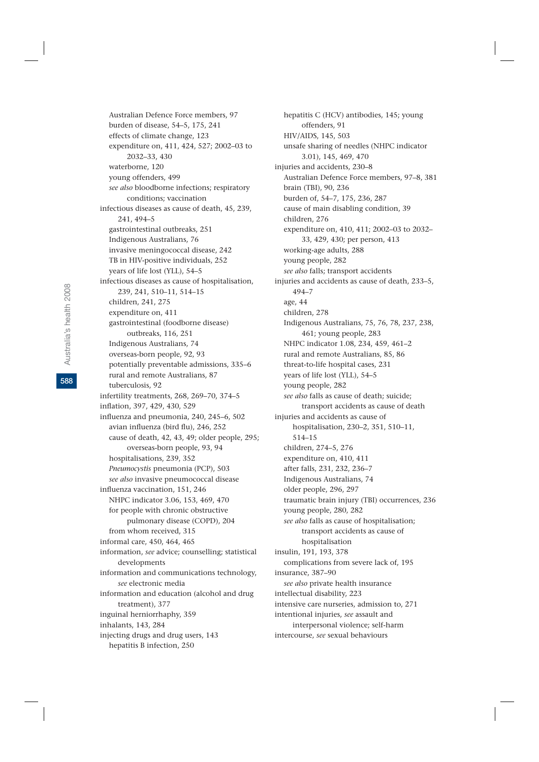Australian Defence Force members, 97
burden of disease, 54–5, 175, 241
effects of climate change, 123
expenditure on, 411, 424, 527; 2002–03 to 2032–33, 430
waterborne, 120
young offenders, 499
*see also* bloodborne infections; respiratory conditions; vaccination

infectious diseases as cause of death, 45, 239, 241, 494–5
gastrointestinal outbreaks, 251
Indigenous Australians, 76
invasive meningococcal disease, 242
TB in HIV-positive individuals, 252
years of life lost (YLL), 54–5

infectious diseases as cause of hospitalisation, 239, 241, 510–11, 514–15
children, 241, 275
expenditure on, 411
gastrointestinal (foodborne disease) outbreaks, 116, 251
Indigenous Australians, 74
overseas-born people, 92, 93
potentially preventable admissions, 335–6
rural and remote Australians, 87
tuberculosis, 92

infertility treatments, 268, 269–70, 374–5

inflation, 397, 429, 430, 529

influenza and pneumonia, 240, 245–6, 502
avian influenza (bird flu), 246, 252
cause of death, 42, 43, 49; older people, 295; overseas-born people, 93, 94
hospitalisations, 239, 352
*Pneumocystis* pneumonia (PCP), 503
*see also* invasive pneumococcal disease

influenza vaccination, 151, 246
NHPC indicator 3.06, 153, 469, 470
for people with chronic obstructive pulmonary disease (COPD), 204
from whom received, 315

informal care, 450, 464, 465

information, *see* advice; counselling; statistical developments

information and communications technology, *see* electronic media

information and education (alcohol and drug treatment), 377

inguinal herniorrhaphy, 359

inhalants, 143, 284

injecting drugs and drug users, 143
hepatitis B infection, 250
hepatitis C (HCV) antibodies, 145; young offenders, 91
HIV/AIDS, 145, 503
unsafe sharing of needles (NHPC indicator 3.01), 145, 469, 470

injuries and accidents, 230–8
Australian Defence Force members, 97–8, 381
brain (TBI), 90, 236
burden of, 54–7, 175, 236, 287
cause of main disabling condition, 39
children, 276
expenditure on, 410, 411; 2002–03 to 2032–33, 429, 430; per person, 413
working-age adults, 288
young people, 282
*see also* falls; transport accidents

injuries and accidents as cause of death, 233–5, 494–7
age, 44
children, 278
Indigenous Australians, 75, 76, 78, 237, 238, 461; young people, 283
NHPC indicator 1.08, 234, 459, 461–2
rural and remote Australians, 85, 86
threat-to-life hospital cases, 231
years of life lost (YLL), 54–5
young people, 282
*see also* falls as cause of death; suicide; transport accidents as cause of death

injuries and accidents as cause of hospitalisation, 230–2, 351, 510–11, 514–15
children, 274–5, 276
expenditure on, 410, 411
after falls, 231, 232, 236–7
Indigenous Australians, 74
older people, 296, 297
traumatic brain injury (TBI) occurrences, 236
young people, 280, 282
*see also* falls as cause of hospitalisation; transport accidents as cause of hospitalisation

insulin, 191, 193, 378
complications from severe lack of, 195

insurance, 387–90
*see also* private health insurance

intellectual disability, 223

intensive care nurseries, admission to, 271

intentional injuries, *see* assault and interpersonal violence; self-harm

intercourse, *see* sexual behaviours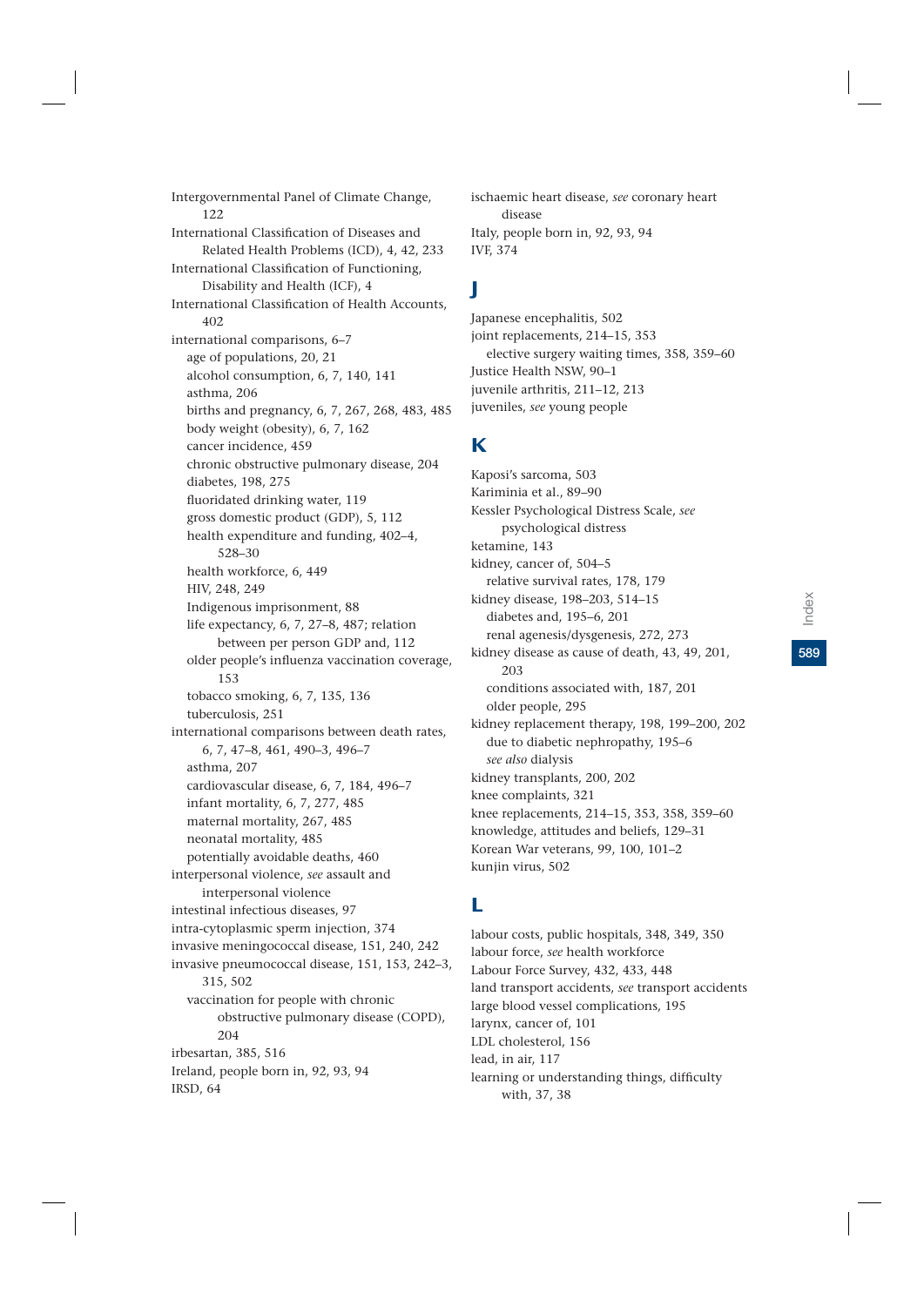Intergovernmental Panel of Climate Change, 122
International Classification of Diseases and Related Health Problems (ICD), 4, 42, 233
International Classification of Functioning, Disability and Health (ICF), 4
International Classification of Health Accounts, 402
international comparisons, 6–7
- age of populations, 20, 21
- alcohol consumption, 6, 7, 140, 141
- asthma, 206
- births and pregnancy, 6, 7, 267, 268, 483, 485
- body weight (obesity), 6, 7, 162
- cancer incidence, 459
- chronic obstructive pulmonary disease, 204
- diabetes, 198, 275
- fluoridated drinking water, 119
- gross domestic product (GDP), 5, 112
- health expenditure and funding, 402–4, 528–30
- health workforce, 6, 449
- HIV, 248, 249
- Indigenous imprisonment, 88
- life expectancy, 6, 7, 27–8, 487; relation between per person GDP and, 112
- older people's influenza vaccination coverage, 153
- tobacco smoking, 6, 7, 135, 136
- tuberculosis, 251

international comparisons between death rates, 6, 7, 47–8, 461, 490–3, 496–7
- asthma, 207
- cardiovascular disease, 6, 7, 184, 496–7
- infant mortality, 6, 7, 277, 485
- maternal mortality, 267, 485
- neonatal mortality, 485
- potentially avoidable deaths, 460

interpersonal violence, *see* assault and interpersonal violence
intestinal infectious diseases, 97
intra-cytoplasmic sperm injection, 374
invasive meningococcal disease, 151, 240, 242
invasive pneumococcal disease, 151, 153, 242–3, 315, 502
- vaccination for people with chronic obstructive pulmonary disease (COPD), 204

irbesartan, 385, 516
Ireland, people born in, 92, 93, 94
IRSD, 64
ischaemic heart disease, *see* coronary heart disease
Italy, people born in, 92, 93, 94
IVF, 374

## J

Japanese encephalitis, 502
joint replacements, 214–15, 353
- elective surgery waiting times, 358, 359–60

Justice Health NSW, 90–1
juvenile arthritis, 211–12, 213
juveniles, *see* young people

## K

Kaposi's sarcoma, 503
Kariminia et al., 89–90
Kessler Psychological Distress Scale, *see* psychological distress
ketamine, 143
kidney, cancer of, 504–5
- relative survival rates, 178, 179

kidney disease, 198–203, 514–15
- diabetes and, 195–6, 201
- renal agenesis/dysgenesis, 272, 273

kidney disease as cause of death, 43, 49, 201, 203
- conditions associated with, 187, 201
- older people, 295

kidney replacement therapy, 198, 199–200, 202
- due to diabetic nephropathy, 195–6
- *see also* dialysis

kidney transplants, 200, 202
knee complaints, 321
knee replacements, 214–15, 353, 358, 359–60
knowledge, attitudes and beliefs, 129–31
Korean War veterans, 99, 100, 101–2
kunjin virus, 502

## L

labour costs, public hospitals, 348, 349, 350
labour force, *see* health workforce
Labour Force Survey, 432, 433, 448
land transport accidents, *see* transport accidents
large blood vessel complications, 195
larynx, cancer of, 101
LDL cholesterol, 156
lead, in air, 117
learning or understanding things, difficulty with, 37, 38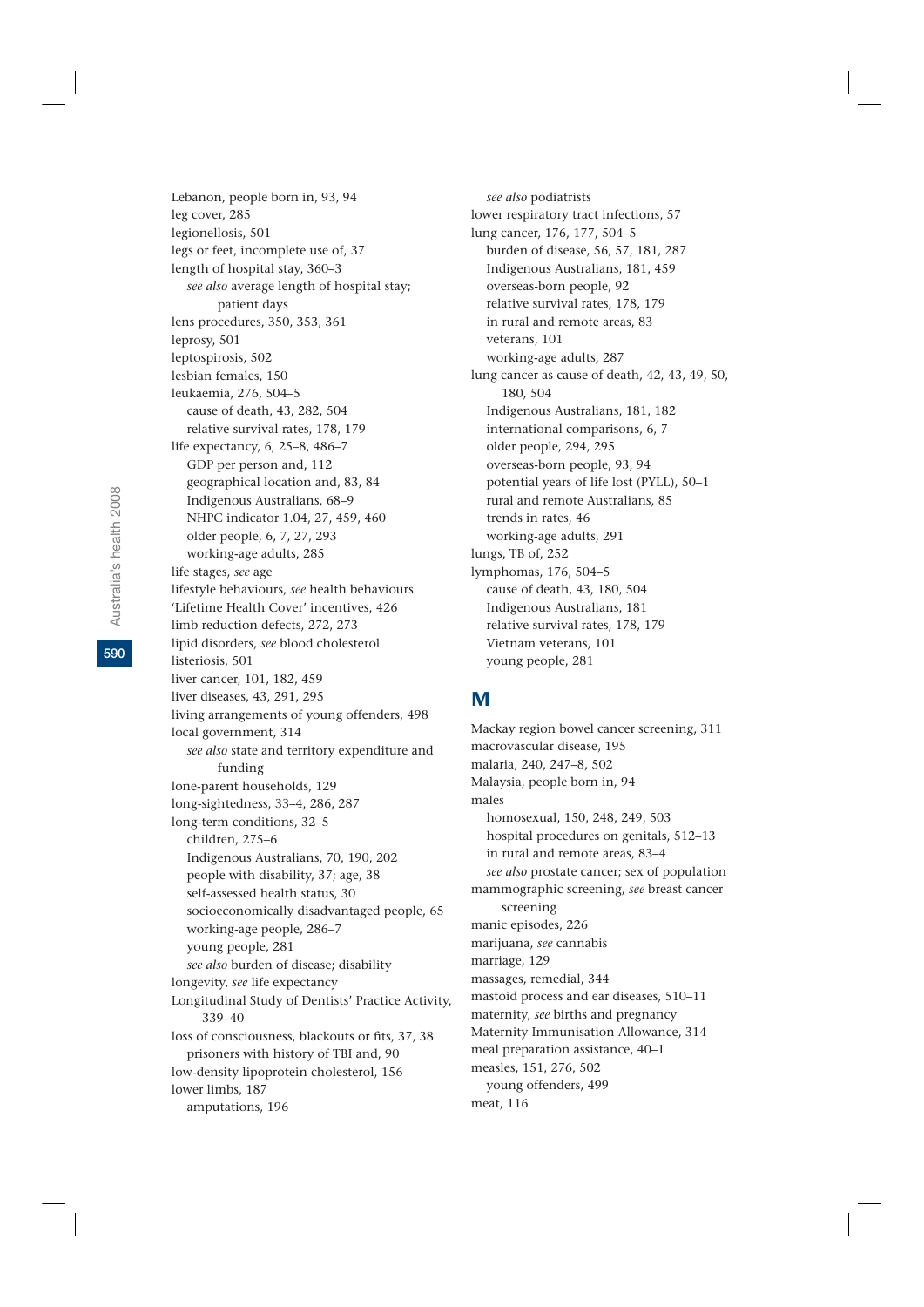Lebanon, people born in, 93, 94
leg cover, 285
legionellosis, 501
legs or feet, incomplete use of, 37
length of hospital stay, 360–3
  *see also* average length of hospital stay; patient days
lens procedures, 350, 353, 361
leprosy, 501
leptospirosis, 502
lesbian females, 150
leukaemia, 276, 504–5
  cause of death, 43, 282, 504
  relative survival rates, 178, 179
life expectancy, 6, 25–8, 486–7
  GDP per person and, 112
  geographical location and, 83, 84
  Indigenous Australians, 68–9
  NHPC indicator 1.04, 27, 459, 460
  older people, 6, 7, 27, 293
  working-age adults, 285
life stages, *see* age
lifestyle behaviours, *see* health behaviours
'Lifetime Health Cover' incentives, 426
limb reduction defects, 272, 273
lipid disorders, *see* blood cholesterol
listeriosis, 501
liver cancer, 101, 182, 459
liver diseases, 43, 291, 295
living arrangements of young offenders, 498
local government, 314
  *see also* state and territory expenditure and funding
lone-parent households, 129
long-sightedness, 33–4, 286, 287
long-term conditions, 32–5
  children, 275–6
  Indigenous Australians, 70, 190, 202
  people with disability, 37; age, 38
  self-assessed health status, 30
  socioeconomically disadvantaged people, 65
  working-age people, 286–7
  young people, 281
  *see also* burden of disease; disability
longevity, *see* life expectancy
Longitudinal Study of Dentists' Practice Activity, 339–40
loss of consciousness, blackouts or fits, 37, 38
  prisoners with history of TBI and, 90
low-density lipoprotein cholesterol, 156
lower limbs, 187
  amputations, 196
  *see also* podiatrists
lower respiratory tract infections, 57
lung cancer, 176, 177, 504–5
  burden of disease, 56, 57, 181, 287
  Indigenous Australians, 181, 459
  overseas-born people, 92
  relative survival rates, 178, 179
  in rural and remote areas, 83
  veterans, 101
  working-age adults, 287
lung cancer as cause of death, 42, 43, 49, 50, 180, 504
  Indigenous Australians, 181, 182
  international comparisons, 6, 7
  older people, 294, 295
  overseas-born people, 93, 94
  potential years of life lost (PYLL), 50–1
  rural and remote Australians, 85
  trends in rates, 46
  working-age adults, 291
lungs, TB of, 252
lymphomas, 176, 504–5
  cause of death, 43, 180, 504
  Indigenous Australians, 181
  relative survival rates, 178, 179
  Vietnam veterans, 101
  young people, 281

## M

Mackay region bowel cancer screening, 311
macrovascular disease, 195
malaria, 240, 247–8, 502
Malaysia, people born in, 94
males
  homosexual, 150, 248, 249, 503
  hospital procedures on genitals, 512–13
  in rural and remote areas, 83–4
  *see also* prostate cancer; sex of population
mammographic screening, *see* breast cancer screening
manic episodes, 226
marijuana, *see* cannabis
marriage, 129
massages, remedial, 344
mastoid process and ear diseases, 510–11
maternity, *see* births and pregnancy
Maternity Immunisation Allowance, 314
meal preparation assistance, 40–1
measles, 151, 276, 502
  young offenders, 499
meat, 116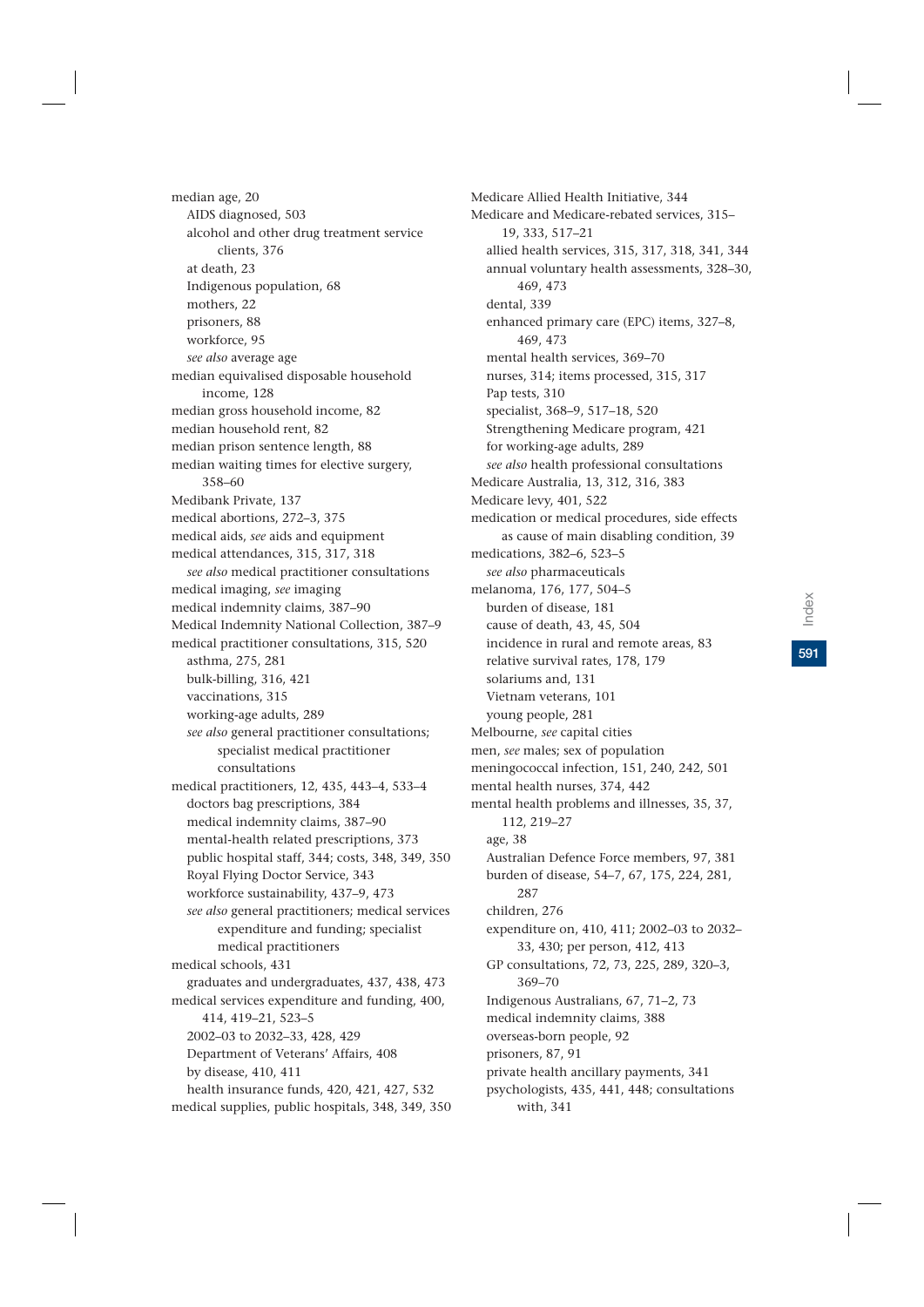median age, 20
  AIDS diagnosed, 503
  alcohol and other drug treatment service clients, 376
  at death, 23
  Indigenous population, 68
  mothers, 22
  prisoners, 88
  workforce, 95
  *see also* average age
median equivalised disposable household income, 128
median gross household income, 82
median household rent, 82
median prison sentence length, 88
median waiting times for elective surgery, 358–60
Medibank Private, 137
medical abortions, 272–3, 375
medical aids, *see* aids and equipment
medical attendances, 315, 317, 318
  *see also* medical practitioner consultations
medical imaging, *see* imaging
medical indemnity claims, 387–90
Medical Indemnity National Collection, 387–9
medical practitioner consultations, 315, 520
  asthma, 275, 281
  bulk-billing, 316, 421
  vaccinations, 315
  working-age adults, 289
  *see also* general practitioner consultations; specialist medical practitioner consultations
medical practitioners, 12, 435, 443–4, 533–4
  doctors bag prescriptions, 384
  medical indemnity claims, 387–90
  mental-health related prescriptions, 373
  public hospital staff, 344; costs, 348, 349, 350
  Royal Flying Doctor Service, 343
  workforce sustainability, 437–9, 473
  *see also* general practitioners; medical services expenditure and funding; specialist medical practitioners
medical schools, 431
  graduates and undergraduates, 437, 438, 473
medical services expenditure and funding, 400, 414, 419–21, 523–5
  2002–03 to 2032–33, 428, 429
  Department of Veterans' Affairs, 408
  by disease, 410, 411
  health insurance funds, 420, 421, 427, 532
medical supplies, public hospitals, 348, 349, 350
Medicare Allied Health Initiative, 344
Medicare and Medicare-rebated services, 315–19, 333, 517–21
  allied health services, 315, 317, 318, 341, 344
  annual voluntary health assessments, 328–30, 469, 473
  dental, 339
  enhanced primary care (EPC) items, 327–8, 469, 473
  mental health services, 369–70
  nurses, 314; items processed, 315, 317
  Pap tests, 310
  specialist, 368–9, 517–18, 520
  Strengthening Medicare program, 421
  for working-age adults, 289
  *see also* health professional consultations
Medicare Australia, 13, 312, 316, 383
Medicare levy, 401, 522
medication or medical procedures, side effects as cause of main disabling condition, 39
medications, 382–6, 523–5
  *see also* pharmaceuticals
melanoma, 176, 177, 504–5
  burden of disease, 181
  cause of death, 43, 45, 504
  incidence in rural and remote areas, 83
  relative survival rates, 178, 179
  solariums and, 131
  Vietnam veterans, 101
  young people, 281
Melbourne, *see* capital cities
men, *see* males; sex of population
meningococcal infection, 151, 240, 242, 501
mental health nurses, 374, 442
mental health problems and illnesses, 35, 37, 112, 219–27
  age, 38
  Australian Defence Force members, 97, 381
  burden of disease, 54–7, 67, 175, 224, 281, 287
  children, 276
  expenditure on, 410, 411; 2002–03 to 2032–33, 430; per person, 412, 413
  GP consultations, 72, 73, 225, 289, 320–3, 369–70
  Indigenous Australians, 67, 71–2, 73
  medical indemnity claims, 388
  overseas-born people, 92
  prisoners, 87, 91
  private health ancillary payments, 341
  psychologists, 435, 441, 448; consultations with, 341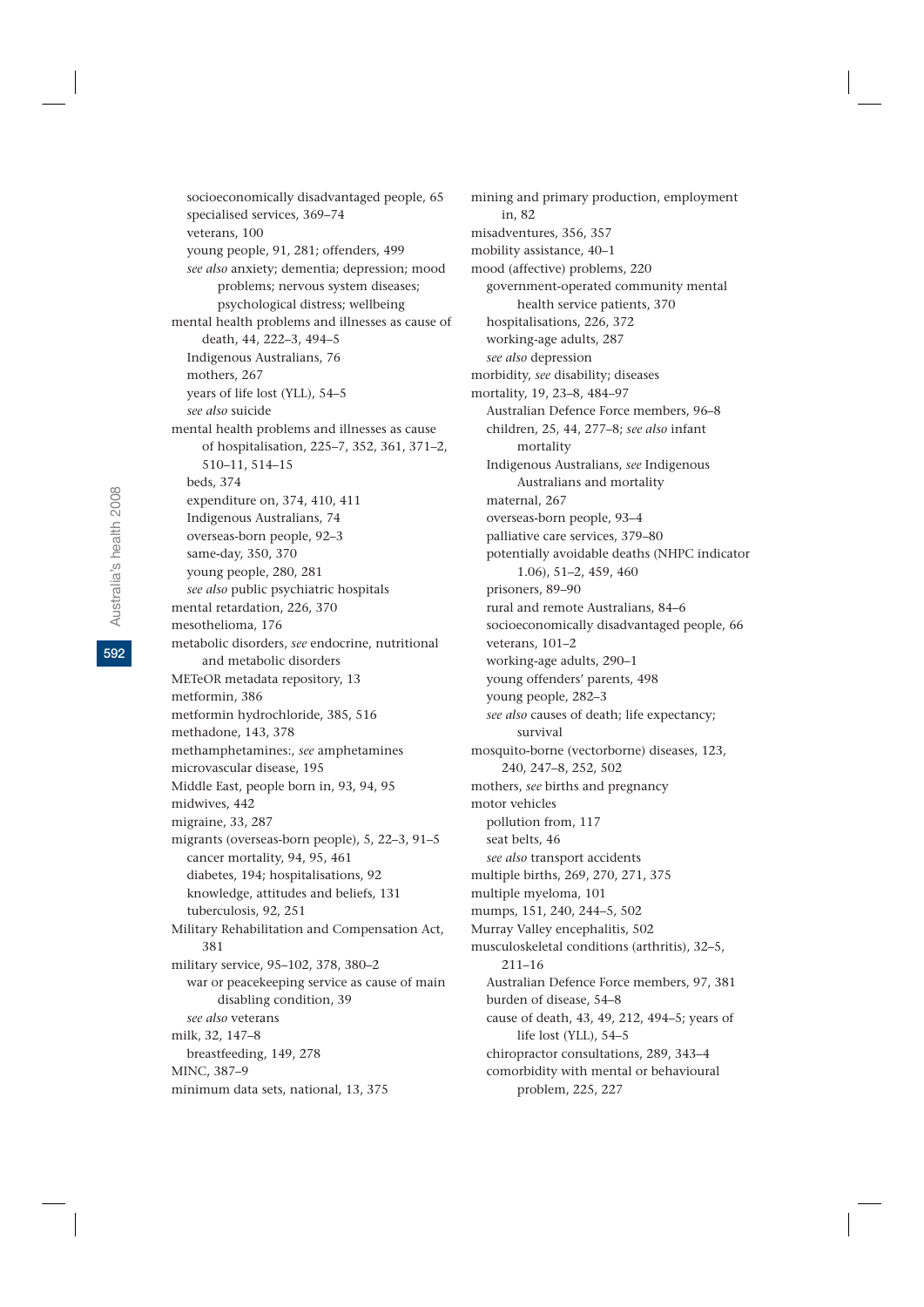socioeconomically disadvantaged people, 65
specialised services, 369–74
veterans, 100
young people, 91, 281; offenders, 499
*see also* anxiety; dementia; depression; mood problems; nervous system diseases; psychological distress; wellbeing

mental health problems and illnesses as cause of death, 44, 222–3, 494–5
Indigenous Australians, 76
mothers, 267
years of life lost (YLL), 54–5
*see also* suicide

mental health problems and illnesses as cause of hospitalisation, 225–7, 352, 361, 371–2, 510–11, 514–15
beds, 374
expenditure on, 374, 410, 411
Indigenous Australians, 74
overseas-born people, 92–3
same-day, 350, 370
young people, 280, 281
*see also* public psychiatric hospitals

mental retardation, 226, 370
mesothelioma, 176
metabolic disorders, *see* endocrine, nutritional and metabolic disorders
METeOR metadata repository, 13
metformin, 386
metformin hydrochloride, 385, 516
methadone, 143, 378
methamphetamines:, *see* amphetamines
microvascular disease, 195
Middle East, people born in, 93, 94, 95
midwives, 442
migraine, 33, 287
migrants (overseas-born people), 5, 22–3, 91–5
cancer mortality, 94, 95, 461
diabetes, 194; hospitalisations, 92
knowledge, attitudes and beliefs, 131
tuberculosis, 92, 251

Military Rehabilitation and Compensation Act, 381
military service, 95–102, 378, 380–2
war or peacekeeping service as cause of main disabling condition, 39
*see also* veterans

milk, 32, 147–8
breastfeeding, 149, 278

MINC, 387–9
minimum data sets, national, 13, 375
mining and primary production, employment in, 82
misadventures, 356, 357
mobility assistance, 40–1
mood (affective) problems, 220
government-operated community mental health service patients, 370
hospitalisations, 226, 372
working-age adults, 287
*see also* depression

morbidity, *see* disability; diseases
mortality, 19, 23–8, 484–97
Australian Defence Force members, 96–8
children, 25, 44, 277–8; *see also* infant mortality
Indigenous Australians, *see* Indigenous Australians and mortality
maternal, 267
overseas-born people, 93–4
palliative care services, 379–80
potentially avoidable deaths (NHPC indicator 1.06), 51–2, 459, 460
prisoners, 89–90
rural and remote Australians, 84–6
socioeconomically disadvantaged people, 66
veterans, 101–2
working-age adults, 290–1
young offenders' parents, 498
young people, 282–3
*see also* causes of death; life expectancy; survival

mosquito-borne (vectorborne) diseases, 123, 240, 247–8, 252, 502
mothers, *see* births and pregnancy
motor vehicles
pollution from, 117
seat belts, 46
*see also* transport accidents

multiple births, 269, 270, 271, 375
multiple myeloma, 101
mumps, 151, 240, 244–5, 502
Murray Valley encephalitis, 502
musculoskeletal conditions (arthritis), 32–5, 211–16
Australian Defence Force members, 97, 381
burden of disease, 54–8
cause of death, 43, 49, 212, 494–5; years of life lost (YLL), 54–5
chiropractor consultations, 289, 343–4
comorbidity with mental or behavioural problem, 225, 227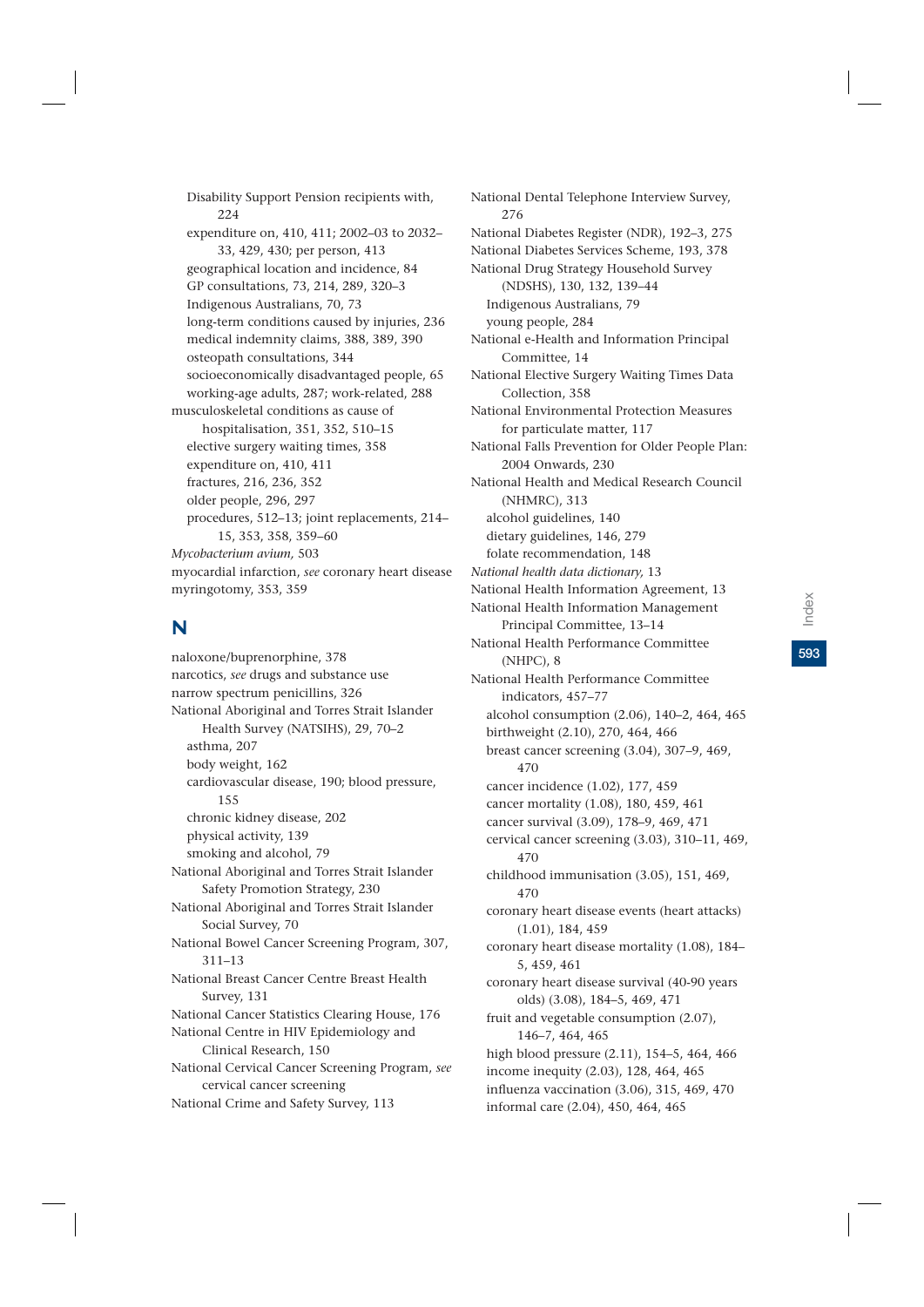Disability Support Pension recipients with, 224
expenditure on, 410, 411; 2002–03 to 2032–33, 429, 430; per person, 413
geographical location and incidence, 84
GP consultations, 73, 214, 289, 320–3
Indigenous Australians, 70, 73
long-term conditions caused by injuries, 236
medical indemnity claims, 388, 389, 390
osteopath consultations, 344
socioeconomically disadvantaged people, 65
working-age adults, 287; work-related, 288

musculoskeletal conditions as cause of hospitalisation, 351, 352, 510–15
elective surgery waiting times, 358
expenditure on, 410, 411
fractures, 216, 236, 352
older people, 296, 297
procedures, 512–13; joint replacements, 214–15, 353, 358, 359–60

*Mycobacterium avium,* 503

myocardial infarction, *see* coronary heart disease

myringotomy, 353, 359

## N

naloxone/buprenorphine, 378

narcotics, *see* drugs and substance use

narrow spectrum penicillins, 326

National Aboriginal and Torres Strait Islander Health Survey (NATSIHS), 29, 70–2
asthma, 207
body weight, 162
cardiovascular disease, 190; blood pressure, 155
chronic kidney disease, 202
physical activity, 139
smoking and alcohol, 79

National Aboriginal and Torres Strait Islander Safety Promotion Strategy, 230

National Aboriginal and Torres Strait Islander Social Survey, 70

National Bowel Cancer Screening Program, 307, 311–13

National Breast Cancer Centre Breast Health Survey, 131

National Cancer Statistics Clearing House, 176

National Centre in HIV Epidemiology and Clinical Research, 150

National Cervical Cancer Screening Program, *see* cervical cancer screening

National Crime and Safety Survey, 113

National Dental Telephone Interview Survey, 276

National Diabetes Register (NDR), 192–3, 275

National Diabetes Services Scheme, 193, 378

National Drug Strategy Household Survey (NDSHS), 130, 132, 139–44
Indigenous Australians, 79
young people, 284

National e-Health and Information Principal Committee, 14

National Elective Surgery Waiting Times Data Collection, 358

National Environmental Protection Measures for particulate matter, 117

National Falls Prevention for Older People Plan: 2004 Onwards, 230

National Health and Medical Research Council (NHMRC), 313
alcohol guidelines, 140
dietary guidelines, 146, 279
folate recommendation, 148

*National health data dictionary,* 13

National Health Information Agreement, 13

National Health Information Management Principal Committee, 13–14

National Health Performance Committee (NHPC), 8

National Health Performance Committee indicators, 457–77
alcohol consumption (2.06), 140–2, 464, 465
birthweight (2.10), 270, 464, 466
breast cancer screening (3.04), 307–9, 469, 470
cancer incidence (1.02), 177, 459
cancer mortality (1.08), 180, 459, 461
cancer survival (3.09), 178–9, 469, 471
cervical cancer screening (3.03), 310–11, 469, 470
childhood immunisation (3.05), 151, 469, 470
coronary heart disease events (heart attacks) (1.01), 184, 459
coronary heart disease mortality (1.08), 184–5, 459, 461
coronary heart disease survival (40-90 years olds) (3.08), 184–5, 469, 471
fruit and vegetable consumption (2.07), 146–7, 464, 465
high blood pressure (2.11), 154–5, 464, 466
income inequity (2.03), 128, 464, 465
influenza vaccination (3.06), 315, 469, 470
informal care (2.04), 450, 464, 465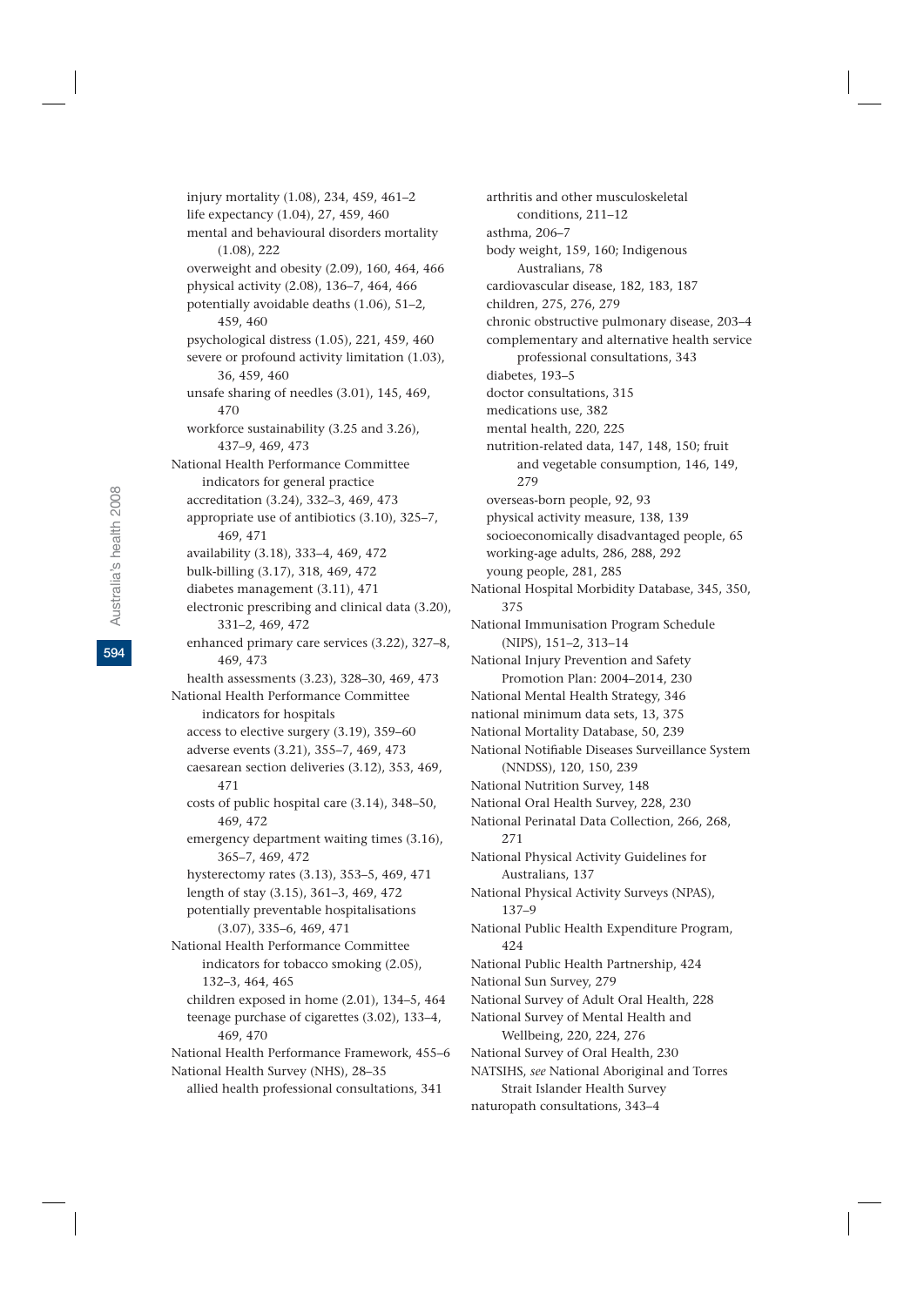injury mortality (1.08), 234, 459, 461–2
life expectancy (1.04), 27, 459, 460
mental and behavioural disorders mortality (1.08), 222
overweight and obesity (2.09), 160, 464, 466
physical activity (2.08), 136–7, 464, 466
potentially avoidable deaths (1.06), 51–2, 459, 460
psychological distress (1.05), 221, 459, 460
severe or profound activity limitation (1.03), 36, 459, 460
unsafe sharing of needles (3.01), 145, 469, 470
workforce sustainability (3.25 and 3.26), 437–9, 469, 473

National Health Performance Committee indicators for general practice
accreditation (3.24), 332–3, 469, 473
appropriate use of antibiotics (3.10), 325–7, 469, 471
availability (3.18), 333–4, 469, 472
bulk-billing (3.17), 318, 469, 472
diabetes management (3.11), 471
electronic prescribing and clinical data (3.20), 331–2, 469, 472
enhanced primary care services (3.22), 327–8, 469, 473
health assessments (3.23), 328–30, 469, 473

National Health Performance Committee indicators for hospitals
access to elective surgery (3.19), 359–60
adverse events (3.21), 355–7, 469, 473
caesarean section deliveries (3.12), 353, 469, 471
costs of public hospital care (3.14), 348–50, 469, 472
emergency department waiting times (3.16), 365–7, 469, 472
hysterectomy rates (3.13), 353–5, 469, 471
length of stay (3.15), 361–3, 469, 472
potentially preventable hospitalisations (3.07), 335–6, 469, 471

National Health Performance Committee indicators for tobacco smoking (2.05), 132–3, 464, 465
children exposed in home (2.01), 134–5, 464
teenage purchase of cigarettes (3.02), 133–4, 469, 470

National Health Performance Framework, 455–6

National Health Survey (NHS), 28–35
allied health professional consultations, 341
arthritis and other musculoskeletal conditions, 211–12
asthma, 206–7
body weight, 159, 160; Indigenous Australians, 78
cardiovascular disease, 182, 183, 187
children, 275, 276, 279
chronic obstructive pulmonary disease, 203–4
complementary and alternative health service professional consultations, 343
diabetes, 193–5
doctor consultations, 315
medications use, 382
mental health, 220, 225
nutrition-related data, 147, 148, 150; fruit and vegetable consumption, 146, 149, 279
overseas-born people, 92, 93
physical activity measure, 138, 139
socioeconomically disadvantaged people, 65
working-age adults, 286, 288, 292
young people, 281, 285

National Hospital Morbidity Database, 345, 350, 375

National Immunisation Program Schedule (NIPS), 151–2, 313–14

National Injury Prevention and Safety Promotion Plan: 2004–2014, 230

National Mental Health Strategy, 346

national minimum data sets, 13, 375

National Mortality Database, 50, 239

National Notifiable Diseases Surveillance System (NNDSS), 120, 150, 239

National Nutrition Survey, 148

National Oral Health Survey, 228, 230

National Perinatal Data Collection, 266, 268, 271

National Physical Activity Guidelines for Australians, 137

National Physical Activity Surveys (NPAS), 137–9

National Public Health Expenditure Program, 424

National Public Health Partnership, 424

National Sun Survey, 279

National Survey of Adult Oral Health, 228

National Survey of Mental Health and Wellbeing, 220, 224, 276

National Survey of Oral Health, 230

NATSIHS, *see* National Aboriginal and Torres Strait Islander Health Survey

naturopath consultations, 343–4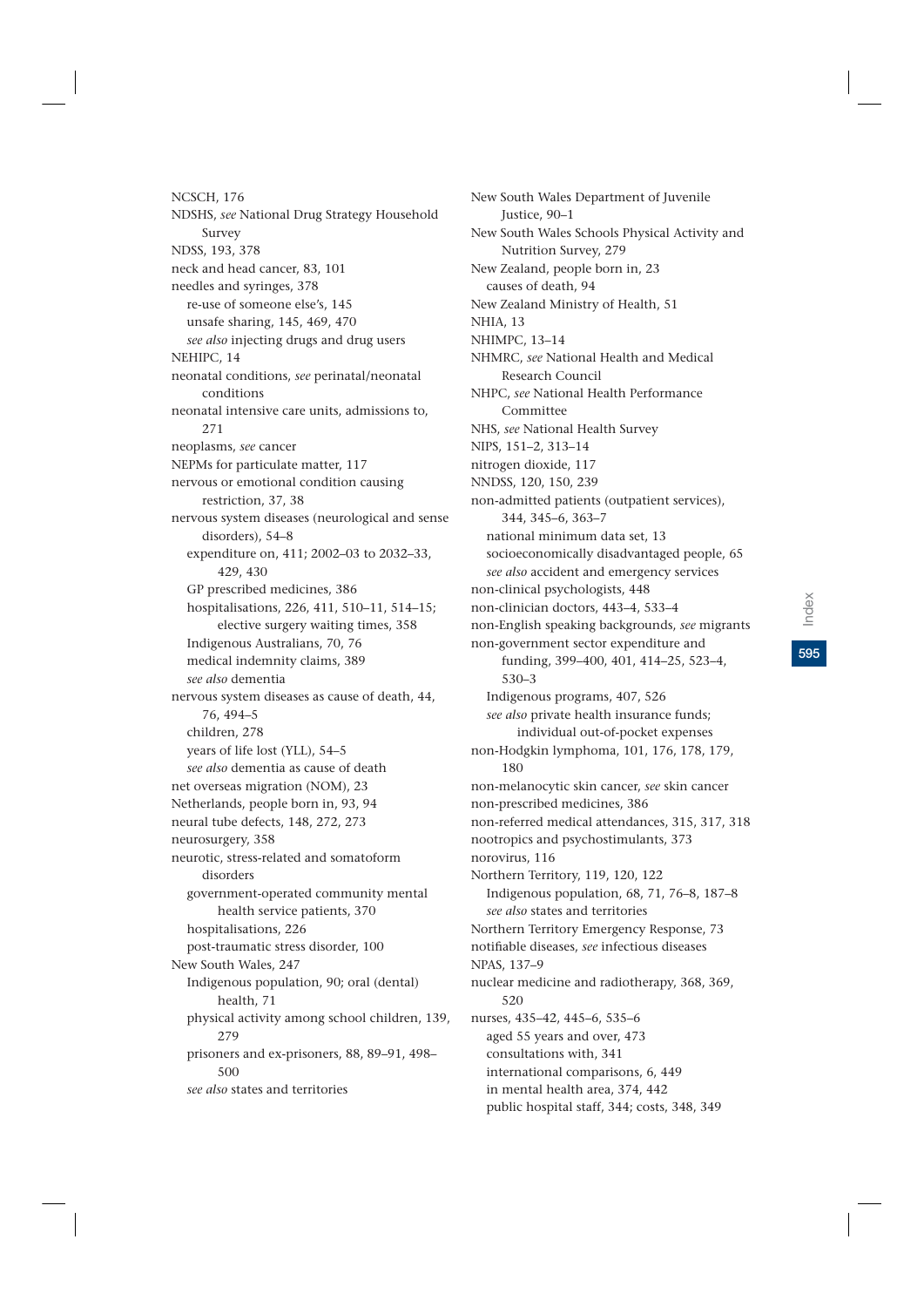NCSCH, 176
NDSHS, *see* National Drug Strategy Household Survey
NDSS, 193, 378
neck and head cancer, 83, 101
needles and syringes, 378
- re-use of someone else's, 145
- unsafe sharing, 145, 469, 470
- *see also* injecting drugs and drug users

NEHIPC, 14
neonatal conditions, *see* perinatal/neonatal conditions
neonatal intensive care units, admissions to, 271
neoplasms, *see* cancer
NEPMs for particulate matter, 117
nervous or emotional condition causing restriction, 37, 38
nervous system diseases (neurological and sense disorders), 54–8
- expenditure on, 411; 2002–03 to 2032–33, 429, 430
- GP prescribed medicines, 386
- hospitalisations, 226, 411, 510–11, 514–15; elective surgery waiting times, 358
- Indigenous Australians, 70, 76
- medical indemnity claims, 389
- *see also* dementia

nervous system diseases as cause of death, 44, 76, 494–5
- children, 278
- years of life lost (YLL), 54–5
- *see also* dementia as cause of death

net overseas migration (NOM), 23
Netherlands, people born in, 93, 94
neural tube defects, 148, 272, 273
neurosurgery, 358
neurotic, stress-related and somatoform disorders
- government-operated community mental health service patients, 370
- hospitalisations, 226
- post-traumatic stress disorder, 100

New South Wales, 247
- Indigenous population, 90; oral (dental) health, 71
- physical activity among school children, 139, 279
- prisoners and ex-prisoners, 88, 89–91, 498–500
- *see also* states and territories

New South Wales Department of Juvenile Justice, 90–1
New South Wales Schools Physical Activity and Nutrition Survey, 279
New Zealand, people born in, 23
- causes of death, 94

New Zealand Ministry of Health, 51
NHIA, 13
NHIMPC, 13–14
NHMRC, *see* National Health and Medical Research Council
NHPC, *see* National Health Performance Committee
NHS, *see* National Health Survey
NIPS, 151–2, 313–14
nitrogen dioxide, 117
NNDSS, 120, 150, 239
non-admitted patients (outpatient services), 344, 345–6, 363–7
- national minimum data set, 13
- socioeconomically disadvantaged people, 65
- *see also* accident and emergency services

non-clinical psychologists, 448
non-clinician doctors, 443–4, 533–4
non-English speaking backgrounds, *see* migrants
non-government sector expenditure and funding, 399–400, 401, 414–25, 523–4, 530–3
- Indigenous programs, 407, 526
- *see also* private health insurance funds; individual out-of-pocket expenses

non-Hodgkin lymphoma, 101, 176, 178, 179, 180
non-melanocytic skin cancer, *see* skin cancer
non-prescribed medicines, 386
non-referred medical attendances, 315, 317, 318
nootropics and psychostimulants, 373
norovirus, 116
Northern Territory, 119, 120, 122
- Indigenous population, 68, 71, 76–8, 187–8
- *see also* states and territories

Northern Territory Emergency Response, 73
notifiable diseases, *see* infectious diseases
NPAS, 137–9
nuclear medicine and radiotherapy, 368, 369, 520
nurses, 435–42, 445–6, 535–6
- aged 55 years and over, 473
- consultations with, 341
- international comparisons, 6, 449
- in mental health area, 374, 442
- public hospital staff, 344; costs, 348, 349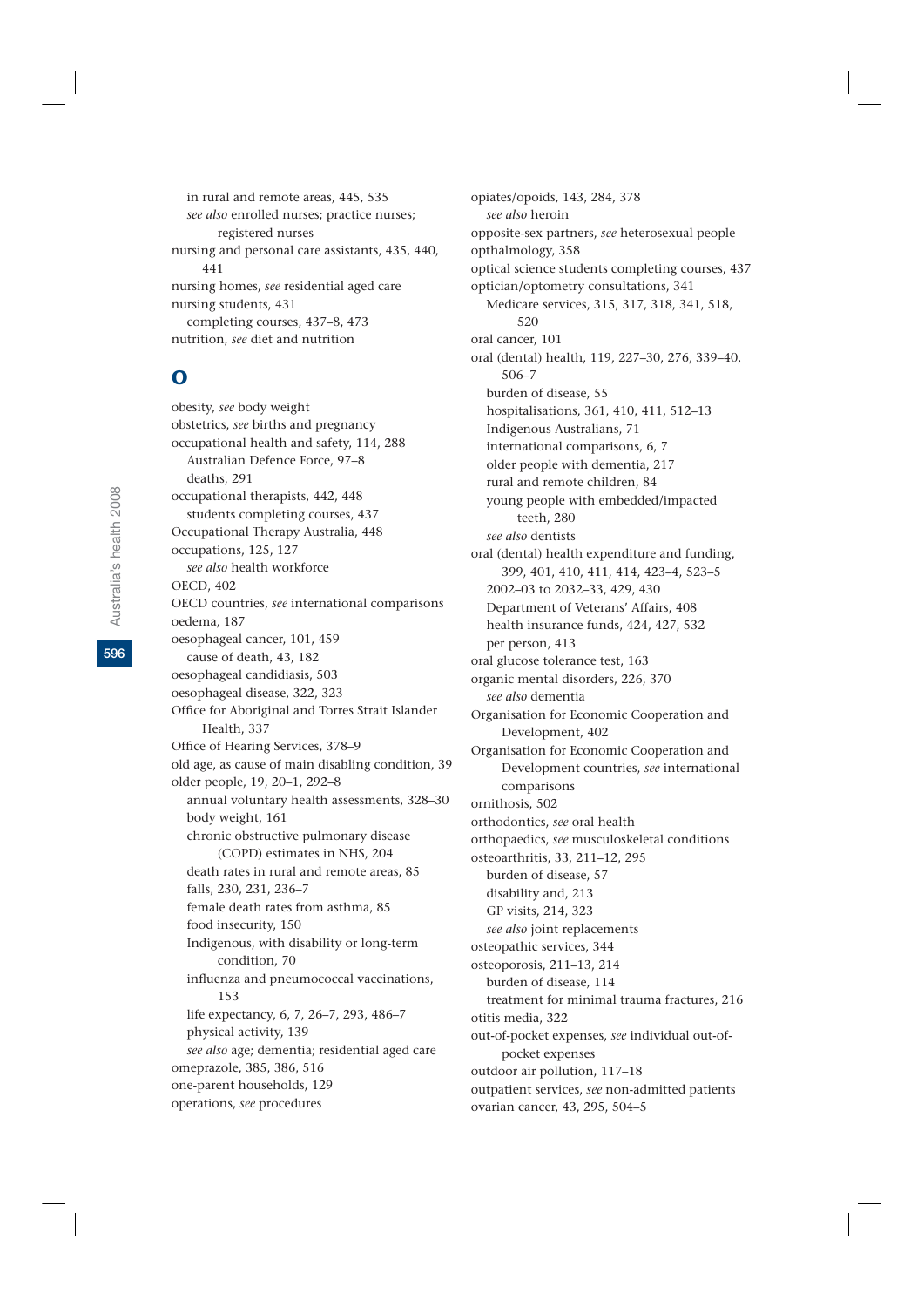in rural and remote areas, 445, 535
*see also* enrolled nurses; practice nurses; registered nurses
nursing and personal care assistants, 435, 440, 441
nursing homes, *see* residential aged care
nursing students, 431
completing courses, 437–8, 473
nutrition, *see* diet and nutrition

## O

obesity, *see* body weight
obstetrics, *see* births and pregnancy
occupational health and safety, 114, 288
Australian Defence Force, 97–8
deaths, 291
occupational therapists, 442, 448
students completing courses, 437
Occupational Therapy Australia, 448
occupations, 125, 127
*see also* health workforce
OECD, 402
OECD countries, *see* international comparisons
oedema, 187
oesophageal cancer, 101, 459
cause of death, 43, 182
oesophageal candidiasis, 503
oesophageal disease, 322, 323
Office for Aboriginal and Torres Strait Islander Health, 337
Office of Hearing Services, 378–9
old age, as cause of main disabling condition, 39
older people, 19, 20–1, 292–8
annual voluntary health assessments, 328–30
body weight, 161
chronic obstructive pulmonary disease (COPD) estimates in NHS, 204
death rates in rural and remote areas, 85
falls, 230, 231, 236–7
female death rates from asthma, 85
food insecurity, 150
Indigenous, with disability or long-term condition, 70
influenza and pneumococcal vaccinations, 153
life expectancy, 6, 7, 26–7, 293, 486–7
physical activity, 139
*see also* age; dementia; residential aged care
omeprazole, 385, 386, 516
one-parent households, 129
operations, *see* procedures
opiates/opoids, 143, 284, 378
*see also* heroin
opposite-sex partners, *see* heterosexual people
opthalmology, 358
optical science students completing courses, 437
optician/optometry consultations, 341
Medicare services, 315, 317, 318, 341, 518, 520
oral cancer, 101
oral (dental) health, 119, 227–30, 276, 339–40, 506–7
burden of disease, 55
hospitalisations, 361, 410, 411, 512–13
Indigenous Australians, 71
international comparisons, 6, 7
older people with dementia, 217
rural and remote children, 84
young people with embedded/impacted teeth, 280
*see also* dentists
oral (dental) health expenditure and funding, 399, 401, 410, 411, 414, 423–4, 523–5
2002–03 to 2032–33, 429, 430
Department of Veterans' Affairs, 408
health insurance funds, 424, 427, 532
per person, 413
oral glucose tolerance test, 163
organic mental disorders, 226, 370
*see also* dementia
Organisation for Economic Cooperation and Development, 402
Organisation for Economic Cooperation and Development countries, *see* international comparisons
ornithosis, 502
orthodontics, *see* oral health
orthopaedics, *see* musculoskeletal conditions
osteoarthritis, 33, 211–12, 295
burden of disease, 57
disability and, 213
GP visits, 214, 323
*see also* joint replacements
osteopathic services, 344
osteoporosis, 211–13, 214
burden of disease, 114
treatment for minimal trauma fractures, 216
otitis media, 322
out-of-pocket expenses, *see* individual out-of-pocket expenses
outdoor air pollution, 117–18
outpatient services, *see* non-admitted patients
ovarian cancer, 43, 295, 504–5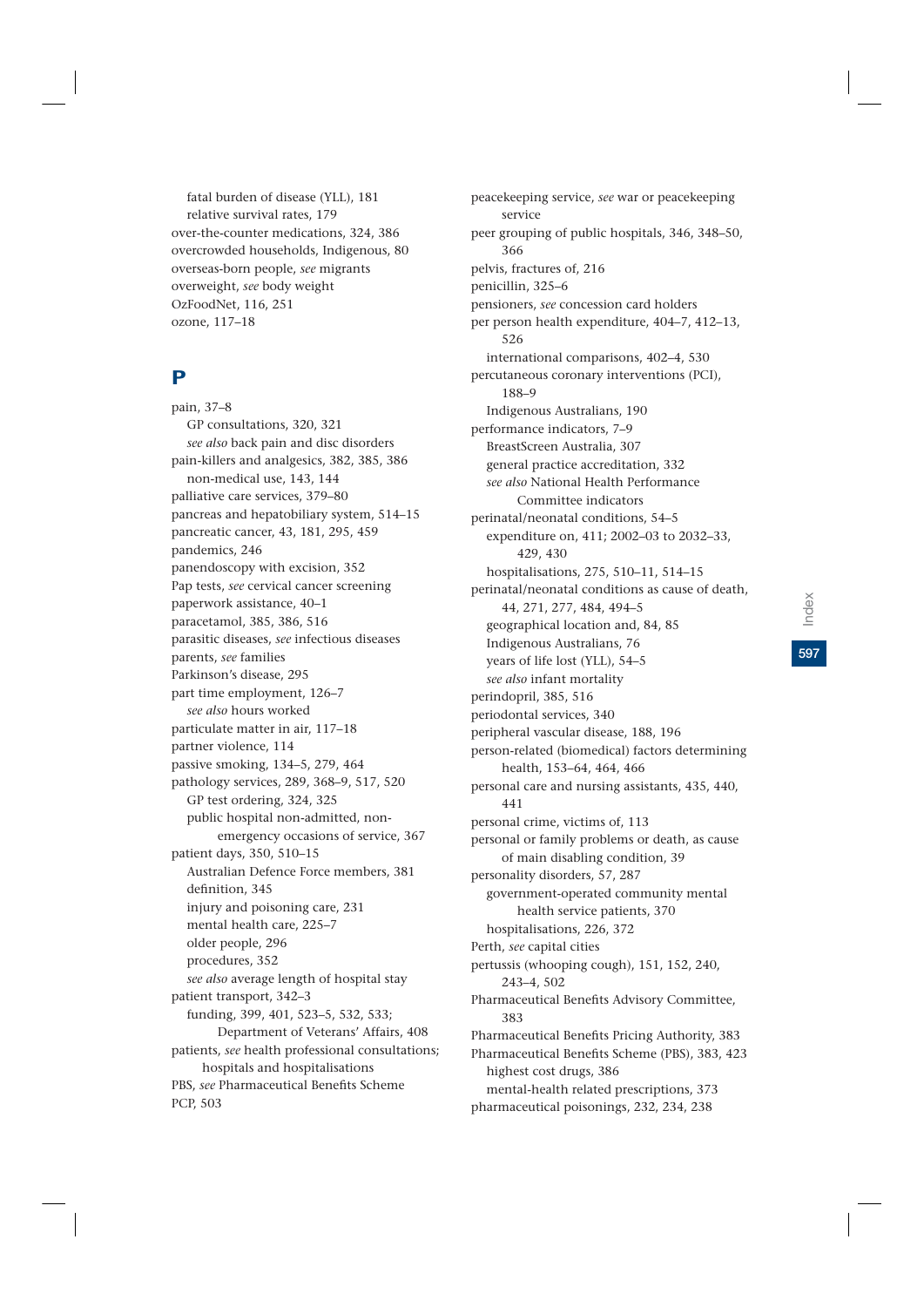fatal burden of disease (YLL), 181
relative survival rates, 179
over-the-counter medications, 324, 386
overcrowded households, Indigenous, 80
overseas-born people, *see* migrants
overweight, *see* body weight
OzFoodNet, 116, 251
ozone, 117–18

## P

pain, 37–8
GP consultations, 320, 321
*see also* back pain and disc disorders
pain-killers and analgesics, 382, 385, 386
non-medical use, 143, 144
palliative care services, 379–80
pancreas and hepatobiliary system, 514–15
pancreatic cancer, 43, 181, 295, 459
pandemics, 246
panendoscopy with excision, 352
Pap tests, *see* cervical cancer screening
paperwork assistance, 40–1
paracetamol, 385, 386, 516
parasitic diseases, *see* infectious diseases
parents, *see* families
Parkinson's disease, 295
part time employment, 126–7
*see also* hours worked
particulate matter in air, 117–18
partner violence, 114
passive smoking, 134–5, 279, 464
pathology services, 289, 368–9, 517, 520
GP test ordering, 324, 325
public hospital non-admitted, non-emergency occasions of service, 367
patient days, 350, 510–15
Australian Defence Force members, 381
definition, 345
injury and poisoning care, 231
mental health care, 225–7
older people, 296
procedures, 352
*see also* average length of hospital stay
patient transport, 342–3
funding, 399, 401, 523–5, 532, 533; Department of Veterans' Affairs, 408
patients, *see* health professional consultations; hospitals and hospitalisations
PBS, *see* Pharmaceutical Benefits Scheme
PCP, 503

peacekeeping service, *see* war or peacekeeping service
peer grouping of public hospitals, 346, 348–50, 366
pelvis, fractures of, 216
penicillin, 325–6
pensioners, *see* concession card holders
per person health expenditure, 404–7, 412–13, 526
international comparisons, 402–4, 530
percutaneous coronary interventions (PCI), 188–9
Indigenous Australians, 190
performance indicators, 7–9
BreastScreen Australia, 307
general practice accreditation, 332
*see also* National Health Performance Committee indicators
perinatal/neonatal conditions, 54–5
expenditure on, 411; 2002–03 to 2032–33, 429, 430
hospitalisations, 275, 510–11, 514–15
perinatal/neonatal conditions as cause of death, 44, 271, 277, 484, 494–5
geographical location and, 84, 85
Indigenous Australians, 76
years of life lost (YLL), 54–5
*see also* infant mortality
perindopril, 385, 516
periodontal services, 340
peripheral vascular disease, 188, 196
person-related (biomedical) factors determining health, 153–64, 464, 466
personal care and nursing assistants, 435, 440, 441
personal crime, victims of, 113
personal or family problems or death, as cause of main disabling condition, 39
personality disorders, 57, 287
government-operated community mental health service patients, 370
hospitalisations, 226, 372
Perth, *see* capital cities
pertussis (whooping cough), 151, 152, 240, 243–4, 502
Pharmaceutical Benefits Advisory Committee, 383
Pharmaceutical Benefits Pricing Authority, 383
Pharmaceutical Benefits Scheme (PBS), 383, 423
highest cost drugs, 386
mental-health related prescriptions, 373
pharmaceutical poisonings, 232, 234, 238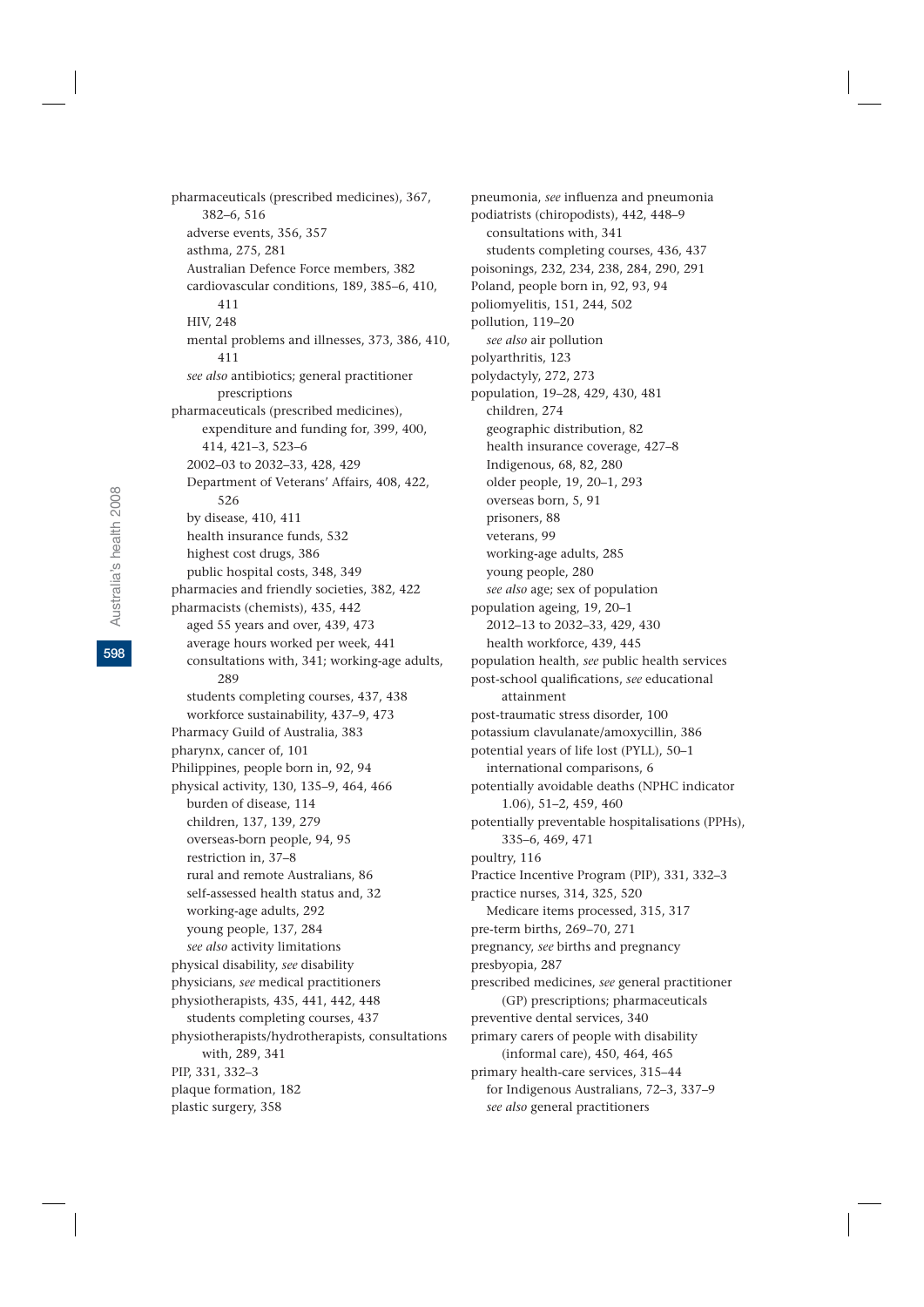pharmaceuticals (prescribed medicines), 367, 382–6, 516
- adverse events, 356, 357
- asthma, 275, 281
- Australian Defence Force members, 382
- cardiovascular conditions, 189, 385–6, 410, 411
- HIV, 248
- mental problems and illnesses, 373, 386, 410, 411
- *see also* antibiotics; general practitioner prescriptions

pharmaceuticals (prescribed medicines), expenditure and funding for, 399, 400, 414, 421–3, 523–6
- 2002–03 to 2032–33, 428, 429
- Department of Veterans' Affairs, 408, 422, 526
- by disease, 410, 411
- health insurance funds, 532
- highest cost drugs, 386
- public hospital costs, 348, 349

pharmacies and friendly societies, 382, 422

pharmacists (chemists), 435, 442
- aged 55 years and over, 439, 473
- average hours worked per week, 441
- consultations with, 341; working-age adults, 289
- students completing courses, 437, 438
- workforce sustainability, 437–9, 473

Pharmacy Guild of Australia, 383

pharynx, cancer of, 101

Philippines, people born in, 92, 94

physical activity, 130, 135–9, 464, 466
- burden of disease, 114
- children, 137, 139, 279
- overseas-born people, 94, 95
- restriction in, 37–8
- rural and remote Australians, 86
- self-assessed health status and, 32
- working-age adults, 292
- young people, 137, 284
- *see also* activity limitations

physical disability, *see* disability

physicians, *see* medical practitioners

physiotherapists, 435, 441, 442, 448
- students completing courses, 437

physiotherapists/hydrotherapists, consultations with, 289, 341

PIP, 331, 332–3

plaque formation, 182

plastic surgery, 358

pneumonia, *see* influenza and pneumonia

podiatrists (chiropodists), 442, 448–9
- consultations with, 341
- students completing courses, 436, 437

poisonings, 232, 234, 238, 284, 290, 291

Poland, people born in, 92, 93, 94

poliomyelitis, 151, 244, 502

pollution, 119–20
- *see also* air pollution

polyarthritis, 123

polydactyly, 272, 273

population, 19–28, 429, 430, 481
- children, 274
- geographic distribution, 82
- health insurance coverage, 427–8
- Indigenous, 68, 82, 280
- older people, 19, 20–1, 293
- overseas born, 5, 91
- prisoners, 88
- veterans, 99
- working-age adults, 285
- young people, 280
- *see also* age; sex of population

population ageing, 19, 20–1
- 2012–13 to 2032–33, 429, 430
- health workforce, 439, 445

population health, *see* public health services

post-school qualifications, *see* educational attainment

post-traumatic stress disorder, 100

potassium clavulanate/amoxycillin, 386

potential years of life lost (PYLL), 50–1
- international comparisons, 6

potentially avoidable deaths (NPHC indicator 1.06), 51–2, 459, 460

potentially preventable hospitalisations (PPHs), 335–6, 469, 471

poultry, 116

Practice Incentive Program (PIP), 331, 332–3

practice nurses, 314, 325, 520
- Medicare items processed, 315, 317

pre-term births, 269–70, 271

pregnancy, *see* births and pregnancy

presbyopia, 287

prescribed medicines, *see* general practitioner (GP) prescriptions; pharmaceuticals

preventive dental services, 340

primary carers of people with disability (informal care), 450, 464, 465

primary health-care services, 315–44
- for Indigenous Australians, 72–3, 337–9
- *see also* general practitioners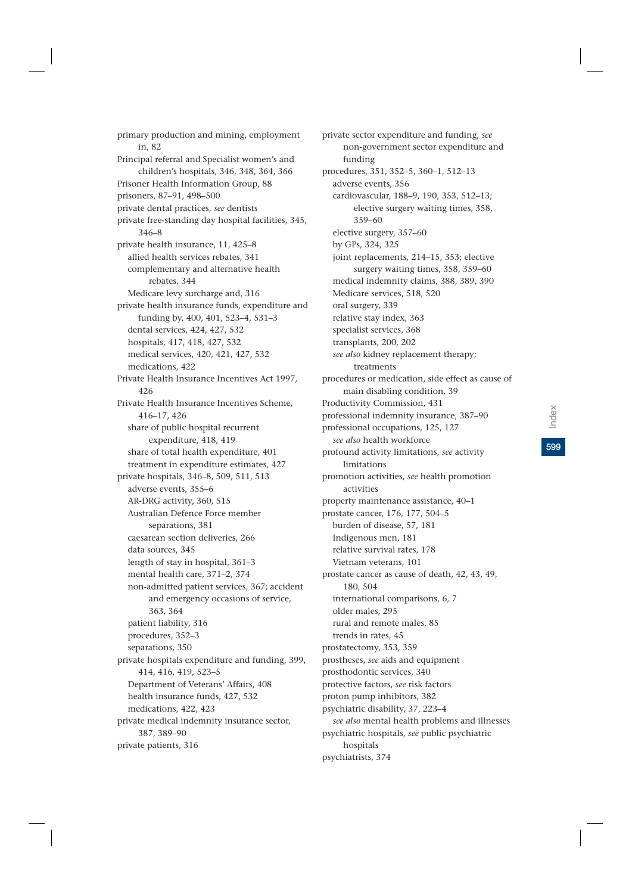primary production and mining, employment in, 82
Principal referral and Specialist women's and children's hospitals, 346, 348, 364, 366
Prisoner Health Information Group, 88
prisoners, 87–91, 498–500
private dental practices, *see* dentists
private free-standing day hospital facilities, 345, 346–8
private health insurance, 11, 425–8
  allied health services rebates, 341
  complementary and alternative health rebates, 344
  Medicare levy surcharge and, 316
private health insurance funds, expenditure and funding by, 400, 401, 523–4, 531–3
  dental services, 424, 427, 532
  hospitals, 417, 418, 427, 532
  medical services, 420, 421, 427, 532
  medications, 422
Private Health Insurance Incentives Act 1997, 426
Private Health Insurance Incentives Scheme, 416–17, 426
  share of public hospital recurrent expenditure, 418, 419
  share of total health expenditure, 401
  treatment in expenditure estimates, 427
private hospitals, 346–8, 509, 511, 513
  adverse events, 355–6
  AR-DRG activity, 360, 515
  Australian Defence Force member separations, 381
  caesarean section deliveries, 266
  data sources, 345
  length of stay in hospital, 361–3
  mental health care, 371–2, 374
  non-admitted patient services, 367; accident and emergency occasions of service, 363, 364
  patient liability, 316
  procedures, 352–3
  separations, 350
private hospitals expenditure and funding, 399, 414, 416, 419, 523–5
  Department of Veterans' Affairs, 408
  health insurance funds, 427, 532
  medications, 422, 423
private medical indemnity insurance sector, 387, 389–90
private patients, 316
private sector expenditure and funding, *see* non-government sector expenditure and funding
procedures, 351, 352–5, 360–1, 512–13
  adverse events, 356
  cardiovascular, 188–9, 190, 353, 512–13; elective surgery waiting times, 358, 359–60
  elective surgery, 357–60
  by GPs, 324, 325
  joint replacements, 214–15, 353; elective surgery waiting times, 358, 359–60
  medical indemnity claims, 388, 389, 390
  Medicare services, 518, 520
  oral surgery, 339
  relative stay index, 363
  specialist services, 368
  transplants, 200, 202
  *see also* kidney replacement therapy; treatments
procedures or medication, side effect as cause of main disabling condition, 39
Productivity Commission, 431
professional indemnity insurance, 387–90
professional occupations, 125, 127
  *see also* health workforce
profound activity limitations, *see* activity limitations
promotion activities, *see* health promotion activities
property maintenance assistance, 40–1
prostate cancer, 176, 177, 504–5
  burden of disease, 57, 181
  Indigenous men, 181
  relative survival rates, 178
  Vietnam veterans, 101
prostate cancer as cause of death, 42, 43, 49, 180, 504
  international comparisons, 6, 7
  older males, 295
  rural and remote males, 85
  trends in rates, 45
prostatectomy, 353, 359
prostheses, *see* aids and equipment
prosthodontic services, 340
protective factors, *see* risk factors
proton pump inhibitors, 382
psychiatric disability, 37, 223–4
  *see also* mental health problems and illnesses
psychiatric hospitals, *see* public psychiatric hospitals
psychiatrists, 374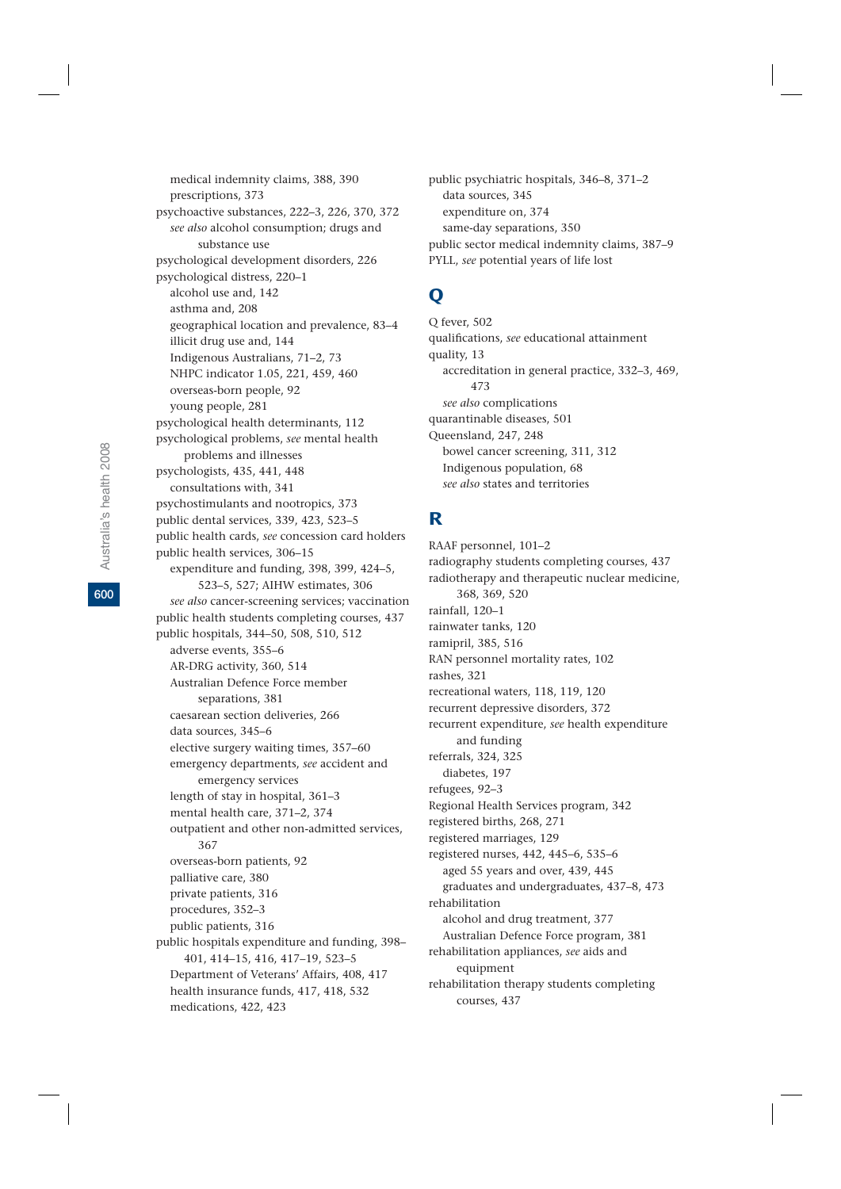medical indemnity claims, 388, 390
prescriptions, 373
psychoactive substances, 222–3, 226, 370, 372
*see also* alcohol consumption; drugs and substance use
psychological development disorders, 226
psychological distress, 220–1
alcohol use and, 142
asthma and, 208
geographical location and prevalence, 83–4
illicit drug use and, 144
Indigenous Australians, 71–2, 73
NHPC indicator 1.05, 221, 459, 460
overseas-born people, 92
young people, 281
psychological health determinants, 112
psychological problems, *see* mental health problems and illnesses
psychologists, 435, 441, 448
consultations with, 341
psychostimulants and nootropics, 373
public dental services, 339, 423, 523–5
public health cards, *see* concession card holders
public health services, 306–15
expenditure and funding, 398, 399, 424–5, 523–5, 527; AIHW estimates, 306
*see also* cancer-screening services; vaccination
public health students completing courses, 437
public hospitals, 344–50, 508, 510, 512
adverse events, 355–6
AR-DRG activity, 360, 514
Australian Defence Force member separations, 381
caesarean section deliveries, 266
data sources, 345–6
elective surgery waiting times, 357–60
emergency departments, *see* accident and emergency services
length of stay in hospital, 361–3
mental health care, 371–2, 374
outpatient and other non-admitted services, 367
overseas-born patients, 92
palliative care, 380
private patients, 316
procedures, 352–3
public patients, 316
public hospitals expenditure and funding, 398–401, 414–15, 416, 417–19, 523–5
Department of Veterans' Affairs, 408, 417
health insurance funds, 417, 418, 532
medications, 422, 423
public psychiatric hospitals, 346–8, 371–2
data sources, 345
expenditure on, 374
same-day separations, 350
public sector medical indemnity claims, 387–9
PYLL, *see* potential years of life lost

## Q

Q fever, 502
qualifications, *see* educational attainment
quality, 13
accreditation in general practice, 332–3, 469, 473
*see also* complications
quarantinable diseases, 501
Queensland, 247, 248
bowel cancer screening, 311, 312
Indigenous population, 68
*see also* states and territories

## R

RAAF personnel, 101–2
radiography students completing courses, 437
radiotherapy and therapeutic nuclear medicine, 368, 369, 520
rainfall, 120–1
rainwater tanks, 120
ramipril, 385, 516
RAN personnel mortality rates, 102
rashes, 321
recreational waters, 118, 119, 120
recurrent depressive disorders, 372
recurrent expenditure, *see* health expenditure and funding
referrals, 324, 325
diabetes, 197
refugees, 92–3
Regional Health Services program, 342
registered births, 268, 271
registered marriages, 129
registered nurses, 442, 445–6, 535–6
aged 55 years and over, 439, 445
graduates and undergraduates, 437–8, 473
rehabilitation
alcohol and drug treatment, 377
Australian Defence Force program, 381
rehabilitation appliances, *see* aids and equipment
rehabilitation therapy students completing courses, 437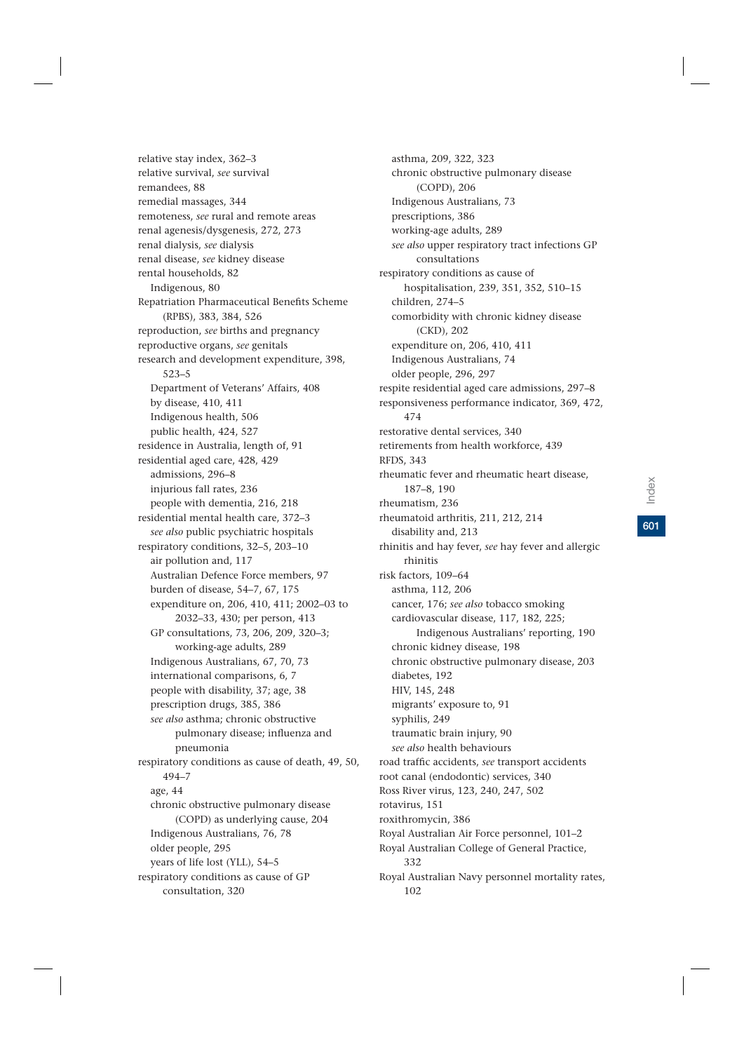relative stay index, 362–3
relative survival, *see* survival
remandees, 88
remedial massages, 344
remoteness, *see* rural and remote areas
renal agenesis/dysgenesis, 272, 273
renal dialysis, *see* dialysis
renal disease, *see* kidney disease
rental households, 82
  Indigenous, 80
Repatriation Pharmaceutical Benefits Scheme (RPBS), 383, 384, 526
reproduction, *see* births and pregnancy
reproductive organs, *see* genitals
research and development expenditure, 398, 523–5
  Department of Veterans' Affairs, 408
  by disease, 410, 411
  Indigenous health, 506
  public health, 424, 527
residence in Australia, length of, 91
residential aged care, 428, 429
  admissions, 296–8
  injurious fall rates, 236
  people with dementia, 216, 218
residential mental health care, 372–3
  *see also* public psychiatric hospitals
respiratory conditions, 32–5, 203–10
  air pollution and, 117
  Australian Defence Force members, 97
  burden of disease, 54–7, 67, 175
  expenditure on, 206, 410, 411; 2002–03 to 2032–33, 430; per person, 413
  GP consultations, 73, 206, 209, 320–3; working-age adults, 289
  Indigenous Australians, 67, 70, 73
  international comparisons, 6, 7
  people with disability, 37; age, 38
  prescription drugs, 385, 386
  *see also* asthma; chronic obstructive pulmonary disease; influenza and pneumonia
respiratory conditions as cause of death, 49, 50, 494–7
  age, 44
  chronic obstructive pulmonary disease (COPD) as underlying cause, 204
  Indigenous Australians, 76, 78
  older people, 295
  years of life lost (YLL), 54–5
respiratory conditions as cause of GP consultation, 320
  asthma, 209, 322, 323
  chronic obstructive pulmonary disease (COPD), 206
  Indigenous Australians, 73
  prescriptions, 386
  working-age adults, 289
  *see also* upper respiratory tract infections GP consultations
respiratory conditions as cause of hospitalisation, 239, 351, 352, 510–15
  children, 274–5
  comorbidity with chronic kidney disease (CKD), 202
  expenditure on, 206, 410, 411
  Indigenous Australians, 74
  older people, 296, 297
respite residential aged care admissions, 297–8
responsiveness performance indicator, 369, 472, 474
restorative dental services, 340
retirements from health workforce, 439
RFDS, 343
rheumatic fever and rheumatic heart disease, 187–8, 190
rheumatism, 236
rheumatoid arthritis, 211, 212, 214
  disability and, 213
rhinitis and hay fever, *see* hay fever and allergic rhinitis
risk factors, 109–64
  asthma, 112, 206
  cancer, 176; *see also* tobacco smoking
  cardiovascular disease, 117, 182, 225; Indigenous Australians' reporting, 190
  chronic kidney disease, 198
  chronic obstructive pulmonary disease, 203
  diabetes, 192
  HIV, 145, 248
  migrants' exposure to, 91
  syphilis, 249
  traumatic brain injury, 90
  *see also* health behaviours
road traffic accidents, *see* transport accidents
root canal (endodontic) services, 340
Ross River virus, 123, 240, 247, 502
rotavirus, 151
roxithromycin, 386
Royal Australian Air Force personnel, 101–2
Royal Australian College of General Practice, 332
Royal Australian Navy personnel mortality rates, 102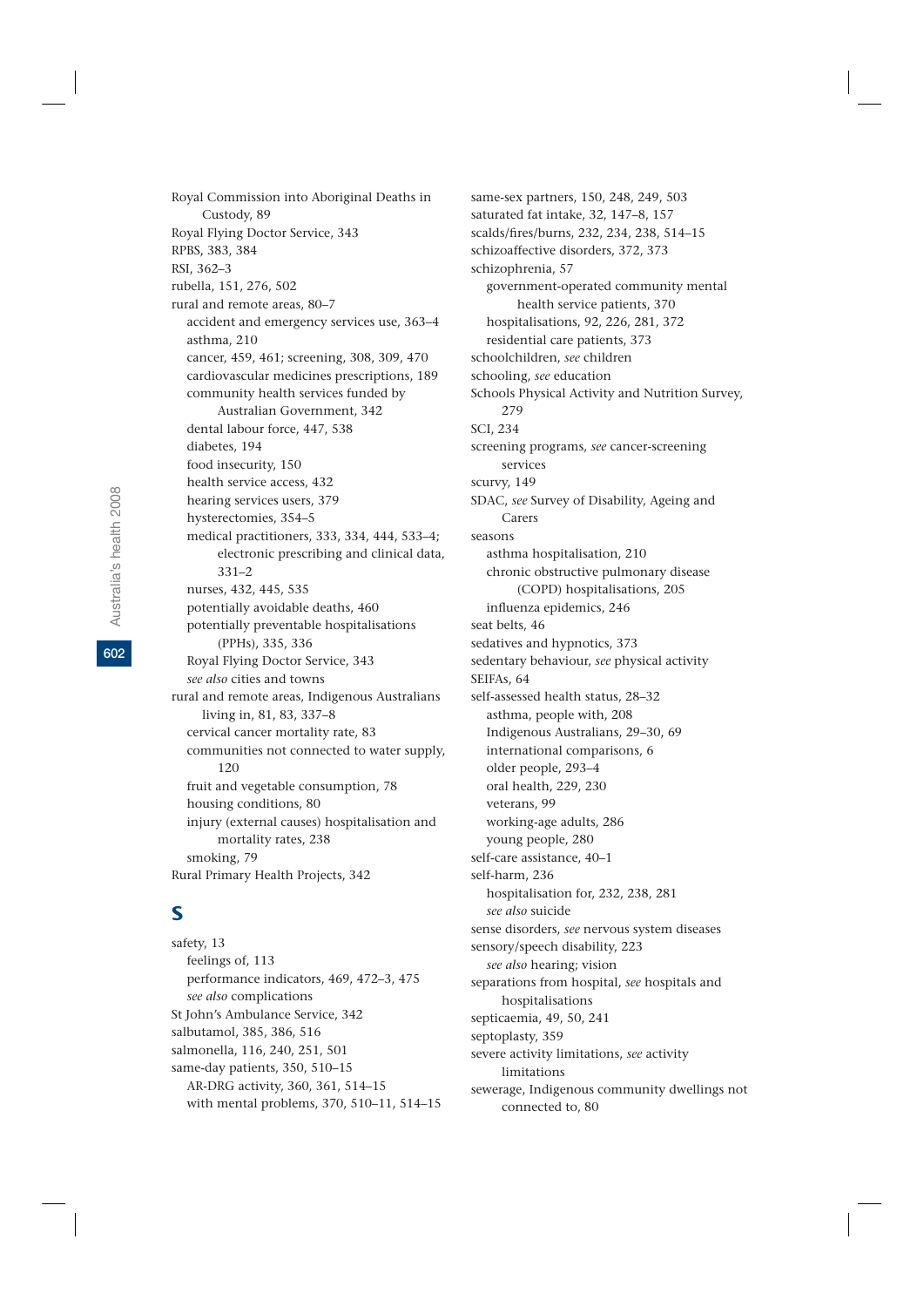Royal Commission into Aboriginal Deaths in Custody, 89
Royal Flying Doctor Service, 343
RPBS, 383, 384
RSI, 362–3
rubella, 151, 276, 502
rural and remote areas, 80–7
- accident and emergency services use, 363–4
- asthma, 210
- cancer, 459, 461; screening, 308, 309, 470
- cardiovascular medicines prescriptions, 189
- community health services funded by Australian Government, 342
- dental labour force, 447, 538
- diabetes, 194
- food insecurity, 150
- health service access, 432
- hearing services users, 379
- hysterectomies, 354–5
- medical practitioners, 333, 334, 444, 533–4; electronic prescribing and clinical data, 331–2
- nurses, 432, 445, 535
- potentially avoidable deaths, 460
- potentially preventable hospitalisations (PPHs), 335, 336
- Royal Flying Doctor Service, 343
- *see also* cities and towns

rural and remote areas, Indigenous Australians living in, 81, 83, 337–8
- cervical cancer mortality rate, 83
- communities not connected to water supply, 120
- fruit and vegetable consumption, 78
- housing conditions, 80
- injury (external causes) hospitalisation and mortality rates, 238
- smoking, 79

Rural Primary Health Projects, 342

## S

safety, 13
- feelings of, 113
- performance indicators, 469, 472–3, 475
- *see also* complications

St John's Ambulance Service, 342
salbutamol, 385, 386, 516
salmonella, 116, 240, 251, 501
same-day patients, 350, 510–15
- AR-DRG activity, 360, 361, 514–15
- with mental problems, 370, 510–11, 514–15

same-sex partners, 150, 248, 249, 503
saturated fat intake, 32, 147–8, 157
scalds/fires/burns, 232, 234, 238, 514–15
schizoaffective disorders, 372, 373
schizophrenia, 57
- government-operated community mental health service patients, 370
- hospitalisations, 92, 226, 281, 372
- residential care patients, 373

schoolchildren, *see* children
schooling, *see* education
Schools Physical Activity and Nutrition Survey, 279
SCI, 234
screening programs, *see* cancer-screening services
scurvy, 149
SDAC, *see* Survey of Disability, Ageing and Carers
seasons
- asthma hospitalisation, 210
- chronic obstructive pulmonary disease (COPD) hospitalisations, 205
- influenza epidemics, 246

seat belts, 46
sedatives and hypnotics, 373
sedentary behaviour, *see* physical activity
SEIFAs, 64
self-assessed health status, 28–32
- asthma, people with, 208
- Indigenous Australians, 29–30, 69
- international comparisons, 6
- older people, 293–4
- oral health, 229, 230
- veterans, 99
- working-age adults, 286
- young people, 280

self-care assistance, 40–1
self-harm, 236
- hospitalisation for, 232, 238, 281
- *see also* suicide

sense disorders, *see* nervous system diseases
sensory/speech disability, 223
- *see also* hearing; vision

separations from hospital, *see* hospitals and hospitalisations
septicaemia, 49, 50, 241
septoplasty, 359
severe activity limitations, *see* activity limitations
sewerage, Indigenous community dwellings not connected to, 80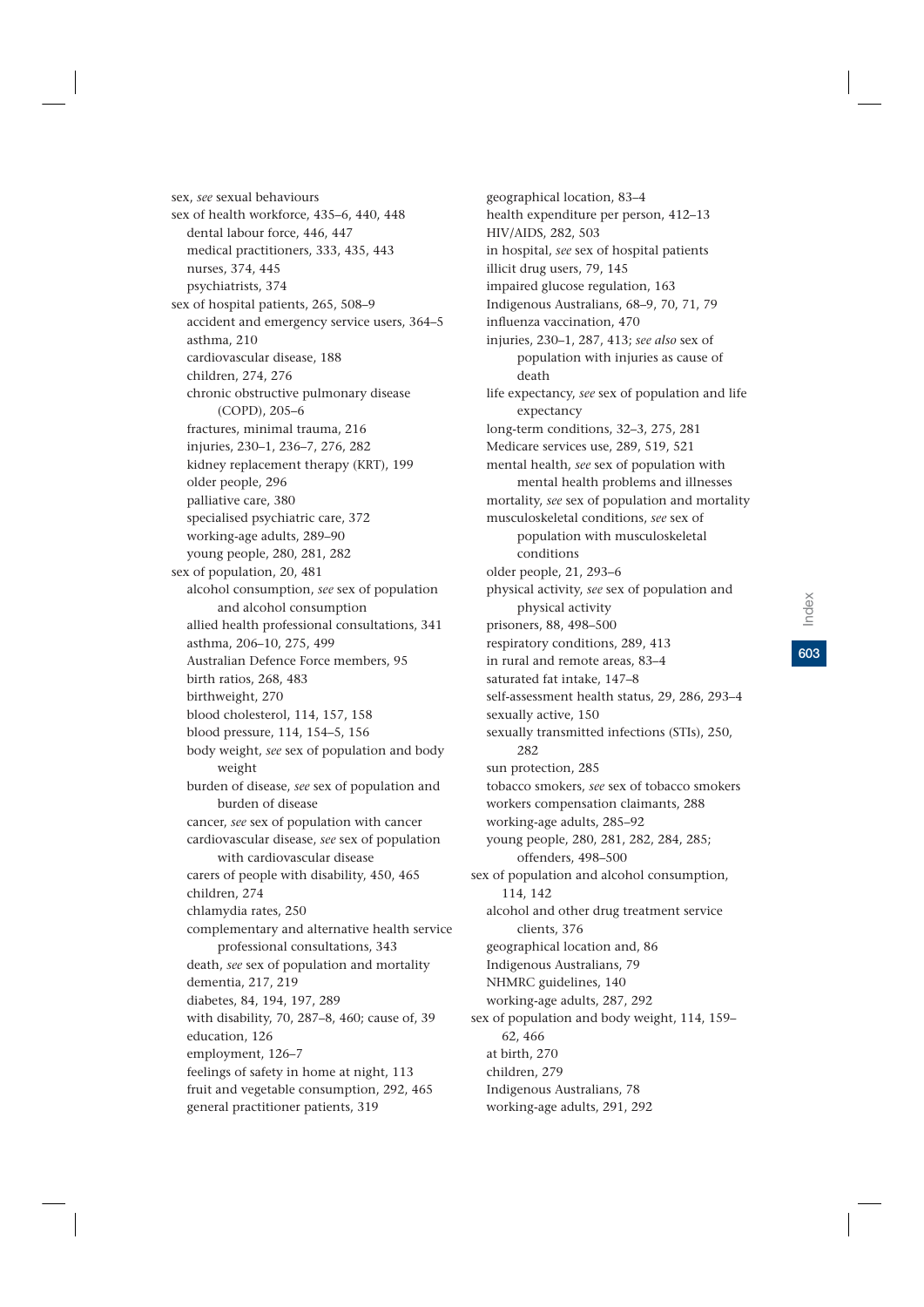sex, *see* sexual behaviours
sex of health workforce, 435–6, 440, 448
  dental labour force, 446, 447
  medical practitioners, 333, 435, 443
  nurses, 374, 445
  psychiatrists, 374
sex of hospital patients, 265, 508–9
  accident and emergency service users, 364–5
  asthma, 210
  cardiovascular disease, 188
  children, 274, 276
  chronic obstructive pulmonary disease (COPD), 205–6
  fractures, minimal trauma, 216
  injuries, 230–1, 236–7, 276, 282
  kidney replacement therapy (KRT), 199
  older people, 296
  palliative care, 380
  specialised psychiatric care, 372
  working-age adults, 289–90
  young people, 280, 281, 282
sex of population, 20, 481
  alcohol consumption, *see* sex of population and alcohol consumption
  allied health professional consultations, 341
  asthma, 206–10, 275, 499
  Australian Defence Force members, 95
  birth ratios, 268, 483
  birthweight, 270
  blood cholesterol, 114, 157, 158
  blood pressure, 114, 154–5, 156
  body weight, *see* sex of population and body weight
  burden of disease, *see* sex of population and burden of disease
  cancer, *see* sex of population with cancer
  cardiovascular disease, *see* sex of population with cardiovascular disease
  carers of people with disability, 450, 465
  children, 274
  chlamydia rates, 250
  complementary and alternative health service professional consultations, 343
  death, *see* sex of population and mortality
  dementia, 217, 219
  diabetes, 84, 194, 197, 289
  with disability, 70, 287–8, 460; cause of, 39
  education, 126
  employment, 126–7
  feelings of safety in home at night, 113
  fruit and vegetable consumption, 292, 465
  general practitioner patients, 319
  geographical location, 83–4
  health expenditure per person, 412–13
  HIV/AIDS, 282, 503
  in hospital, *see* sex of hospital patients
  illicit drug users, 79, 145
  impaired glucose regulation, 163
  Indigenous Australians, 68–9, 70, 71, 79
  influenza vaccination, 470
  injuries, 230–1, 287, 413; *see also* sex of population with injuries as cause of death
  life expectancy, *see* sex of population and life expectancy
  long-term conditions, 32–3, 275, 281
  Medicare services use, 289, 519, 521
  mental health, *see* sex of population with mental health problems and illnesses
  mortality, *see* sex of population and mortality
  musculoskeletal conditions, *see* sex of population with musculoskeletal conditions
  older people, 21, 293–6
  physical activity, *see* sex of population and physical activity
  prisoners, 88, 498–500
  respiratory conditions, 289, 413
  in rural and remote areas, 83–4
  saturated fat intake, 147–8
  self-assessment health status, 29, 286, 293–4
  sexually active, 150
  sexually transmitted infections (STIs), 250, 282
  sun protection, 285
  tobacco smokers, *see* sex of tobacco smokers
  workers compensation claimants, 288
  working-age adults, 285–92
  young people, 280, 281, 282, 284, 285; offenders, 498–500
sex of population and alcohol consumption, 114, 142
  alcohol and other drug treatment service clients, 376
  geographical location and, 86
  Indigenous Australians, 79
  NHMRC guidelines, 140
  working-age adults, 287, 292
sex of population and body weight, 114, 159–62, 466
  at birth, 270
  children, 279
  Indigenous Australians, 78
  working-age adults, 291, 292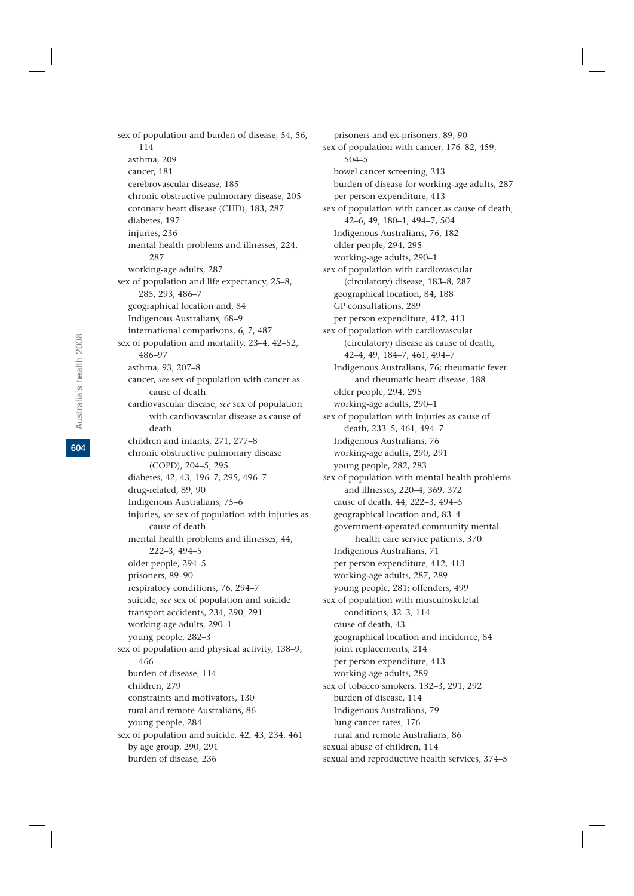sex of population and burden of disease, 54, 56, 114
- asthma, 209
- cancer, 181
- cerebrovascular disease, 185
- chronic obstructive pulmonary disease, 205
- coronary heart disease (CHD), 183, 287
- diabetes, 197
- injuries, 236
- mental health problems and illnesses, 224, 287
- working-age adults, 287

sex of population and life expectancy, 25–8, 285, 293, 486–7
- geographical location and, 84
- Indigenous Australians, 68–9
- international comparisons, 6, 7, 487

sex of population and mortality, 23–4, 42–52, 486–97
- asthma, 93, 207–8
- cancer, *see* sex of population with cancer as cause of death
- cardiovascular disease, *see* sex of population with cardiovascular disease as cause of death
- children and infants, 271, 277–8
- chronic obstructive pulmonary disease (COPD), 204–5, 295
- diabetes, 42, 43, 196–7, 295, 496–7
- drug-related, 89, 90
- Indigenous Australians, 75–6
- injuries, *see* sex of population with injuries as cause of death
- mental health problems and illnesses, 44, 222–3, 494–5
- older people, 294–5
- prisoners, 89–90
- respiratory conditions, 76, 294–7
- suicide, *see* sex of population and suicide
- transport accidents, 234, 290, 291
- working-age adults, 290–1
- young people, 282–3

sex of population and physical activity, 138–9, 466
- burden of disease, 114
- children, 279
- constraints and motivators, 130
- rural and remote Australians, 86
- young people, 284

sex of population and suicide, 42, 43, 234, 461
- by age group, 290, 291
- burden of disease, 236
- prisoners and ex-prisoners, 89, 90

sex of population with cancer, 176–82, 459, 504–5
- bowel cancer screening, 313
- burden of disease for working-age adults, 287
- per person expenditure, 413

sex of population with cancer as cause of death, 42–6, 49, 180–1, 494–7, 504
- Indigenous Australians, 76, 182
- older people, 294, 295
- working-age adults, 290–1

sex of population with cardiovascular (circulatory) disease, 183–8, 287
- geographical location, 84, 188
- GP consultations, 289
- per person expenditure, 412, 413

sex of population with cardiovascular (circulatory) disease as cause of death, 42–4, 49, 184–7, 461, 494–7
- Indigenous Australians, 76; rheumatic fever and rheumatic heart disease, 188
- older people, 294, 295
- working-age adults, 290–1

sex of population with injuries as cause of death, 233–5, 461, 494–7
- Indigenous Australians, 76
- working-age adults, 290, 291
- young people, 282, 283

sex of population with mental health problems and illnesses, 220–4, 369, 372
- cause of death, 44, 222–3, 494–5
- geographical location and, 83–4
- government-operated community mental health care service patients, 370
- Indigenous Australians, 71
- per person expenditure, 412, 413
- working-age adults, 287, 289
- young people, 281; offenders, 499

sex of population with musculoskeletal conditions, 32–3, 114
- cause of death, 43
- geographical location and incidence, 84
- joint replacements, 214
- per person expenditure, 413
- working-age adults, 289

sex of tobacco smokers, 132–3, 291, 292
- burden of disease, 114
- Indigenous Australians, 79
- lung cancer rates, 176
- rural and remote Australians, 86

sexual abuse of children, 114

sexual and reproductive health services, 374–5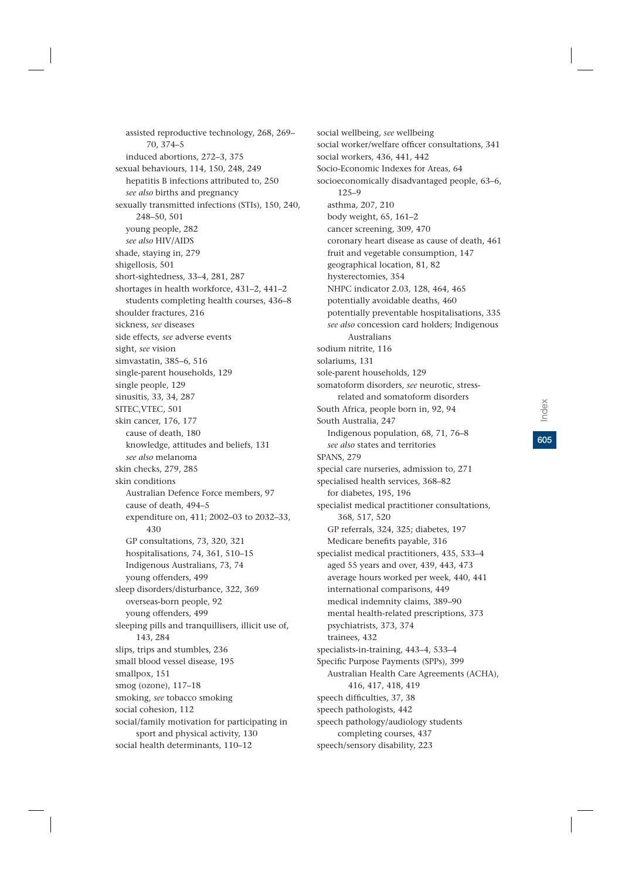assisted reproductive technology, 268, 269–70, 374–5
induced abortions, 272–3, 375
sexual behaviours, 114, 150, 248, 249
hepatitis B infections attributed to, 250
*see also* births and pregnancy
sexually transmitted infections (STIs), 150, 240, 248–50, 501
young people, 282
*see also* HIV/AIDS
shade, staying in, 279
shigellosis, 501
short-sightedness, 33–4, 281, 287
shortages in health workforce, 431–2, 441–2
students completing health courses, 436–8
shoulder fractures, 216
sickness, *see* diseases
side effects, *see* adverse events
sight, *see* vision
simvastatin, 385–6, 516
single-parent households, 129
single people, 129
sinusitis, 33, 34, 287
SITEC,VTEC, 501
skin cancer, 176, 177
cause of death, 180
knowledge, attitudes and beliefs, 131
*see also* melanoma
skin checks, 279, 285
skin conditions
Australian Defence Force members, 97
cause of death, 494–5
expenditure on, 411; 2002–03 to 2032–33, 430
GP consultations, 73, 320, 321
hospitalisations, 74, 361, 510–15
Indigenous Australians, 73, 74
young offenders, 499
sleep disorders/disturbance, 322, 369
overseas-born people, 92
young offenders, 499
sleeping pills and tranquillisers, illicit use of, 143, 284
slips, trips and stumbles, 236
small blood vessel disease, 195
smallpox, 151
smog (ozone), 117–18
smoking, *see* tobacco smoking
social cohesion, 112
social/family motivation for participating in sport and physical activity, 130
social health determinants, 110–12
social wellbeing, *see* wellbeing
social worker/welfare officer consultations, 341
social workers, 436, 441, 442
Socio-Economic Indexes for Areas, 64
socioeconomically disadvantaged people, 63–6, 125–9
asthma, 207, 210
body weight, 65, 161–2
cancer screening, 309, 470
coronary heart disease as cause of death, 461
fruit and vegetable consumption, 147
geographical location, 81, 82
hysterectomies, 354
NHPC indicator 2.03, 128, 464, 465
potentially avoidable deaths, 460
potentially preventable hospitalisations, 335
*see also* concession card holders; Indigenous Australians
sodium nitrite, 116
solariums, 131
sole-parent households, 129
somatoform disorders, *see* neurotic, stress-related and somatoform disorders
South Africa, people born in, 92, 94
South Australia, 247
Indigenous population, 68, 71, 76–8
*see also* states and territories
SPANS, 279
special care nurseries, admission to, 271
specialised health services, 368–82
for diabetes, 195, 196
specialist medical practitioner consultations, 368, 517, 520
GP referrals, 324, 325; diabetes, 197
Medicare benefits payable, 316
specialist medical practitioners, 435, 533–4
aged 55 years and over, 439, 443, 473
average hours worked per week, 440, 441
international comparisons, 449
medical indemnity claims, 389–90
mental health-related prescriptions, 373
psychiatrists, 373, 374
trainees, 432
specialists-in-training, 443–4, 533–4
Specific Purpose Payments (SPPs), 399
Australian Health Care Agreements (ACHA), 416, 417, 418, 419
speech difficulties, 37, 38
speech pathologists, 442
speech pathology/audiology students completing courses, 437
speech/sensory disability, 223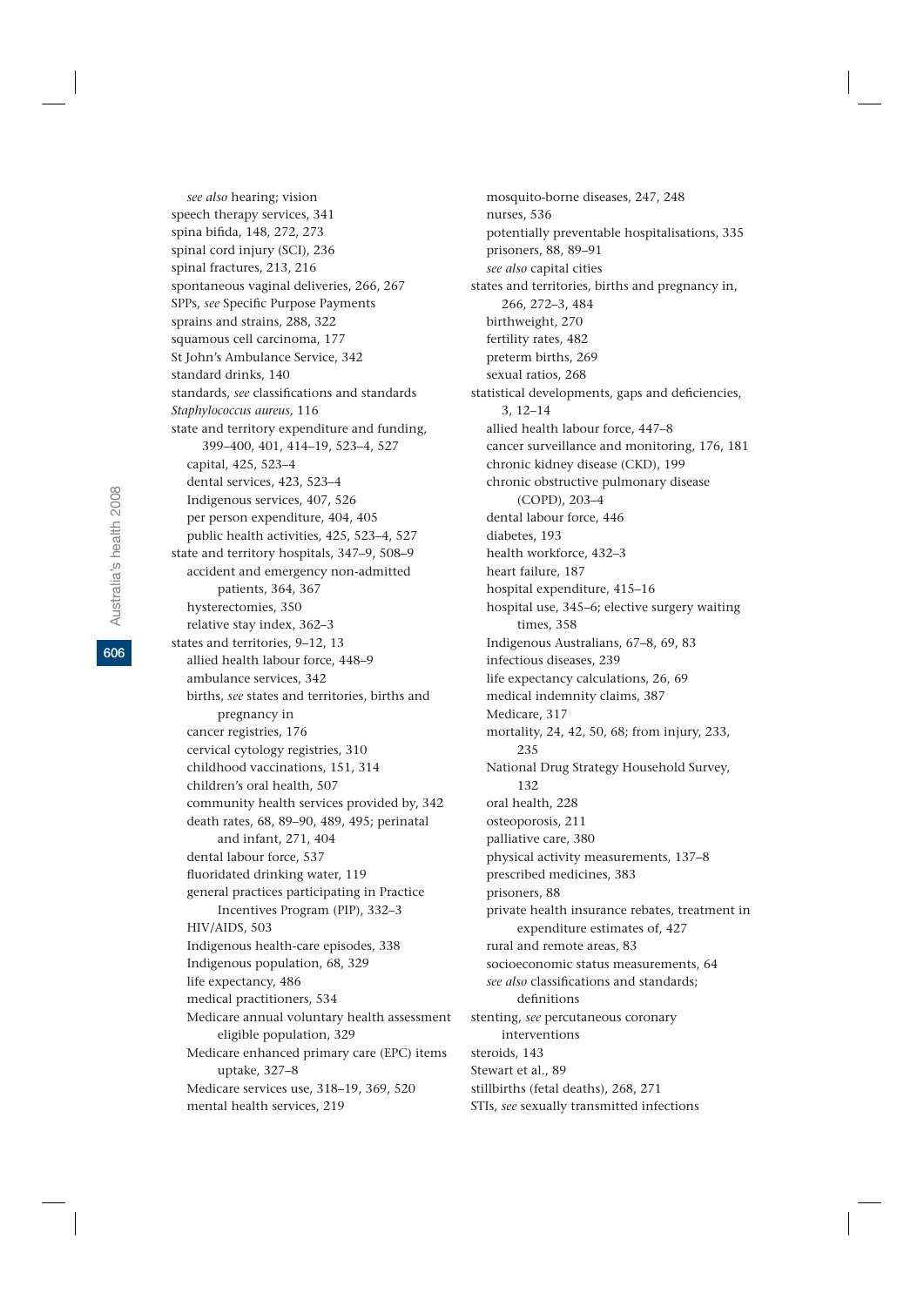*see also* hearing; vision
speech therapy services, 341
spina bifida, 148, 272, 273
spinal cord injury (SCI), 236
spinal fractures, 213, 216
spontaneous vaginal deliveries, 266, 267
SPPs, *see* Specific Purpose Payments
sprains and strains, 288, 322
squamous cell carcinoma, 177
St John's Ambulance Service, 342
standard drinks, 140
standards, *see* classifications and standards
*Staphylococcus aureus*, 116
state and territory expenditure and funding, 399–400, 401, 414–19, 523–4, 527
- capital, 425, 523–4
- dental services, 423, 523–4
- Indigenous services, 407, 526
- per person expenditure, 404, 405
- public health activities, 425, 523–4, 527

state and territory hospitals, 347–9, 508–9
- accident and emergency non-admitted patients, 364, 367
- hysterectomies, 350
- relative stay index, 362–3

states and territories, 9–12, 13
- allied health labour force, 448–9
- ambulance services, 342
- births, *see* states and territories, births and pregnancy in
- cancer registries, 176
- cervical cytology registries, 310
- childhood vaccinations, 151, 314
- children's oral health, 507
- community health services provided by, 342
- death rates, 68, 89–90, 489, 495; perinatal and infant, 271, 404
- dental labour force, 537
- fluoridated drinking water, 119
- general practices participating in Practice Incentives Program (PIP), 332–3
- HIV/AIDS, 503
- Indigenous health-care episodes, 338
- Indigenous population, 68, 329
- life expectancy, 486
- medical practitioners, 534
- Medicare annual voluntary health assessment eligible population, 329
- Medicare enhanced primary care (EPC) items uptake, 327–8
- Medicare services use, 318–19, 369, 520
- mental health services, 219
- mosquito-borne diseases, 247, 248
- nurses, 536
- potentially preventable hospitalisations, 335
- prisoners, 88, 89–91
- *see also* capital cities

states and territories, births and pregnancy in, 266, 272–3, 484
- birthweight, 270
- fertility rates, 482
- preterm births, 269
- sexual ratios, 268

statistical developments, gaps and deficiencies, 3, 12–14
- allied health labour force, 447–8
- cancer surveillance and monitoring, 176, 181
- chronic kidney disease (CKD), 199
- chronic obstructive pulmonary disease (COPD), 203–4
- dental labour force, 446
- diabetes, 193
- health workforce, 432–3
- heart failure, 187
- hospital expenditure, 415–16
- hospital use, 345–6; elective surgery waiting times, 358
- Indigenous Australians, 67–8, 69, 83
- infectious diseases, 239
- life expectancy calculations, 26, 69
- medical indemnity claims, 387
- Medicare, 317
- mortality, 24, 42, 50, 68; from injury, 233, 235
- National Drug Strategy Household Survey, 132
- oral health, 228
- osteoporosis, 211
- palliative care, 380
- physical activity measurements, 137–8
- prescribed medicines, 383
- prisoners, 88
- private health insurance rebates, treatment in expenditure estimates of, 427
- rural and remote areas, 83
- socioeconomic status measurements, 64
- *see also* classifications and standards; definitions

stenting, *see* percutaneous coronary interventions
steroids, 143
Stewart et al., 89
stillbirths (fetal deaths), 268, 271
STIs, *see* sexually transmitted infections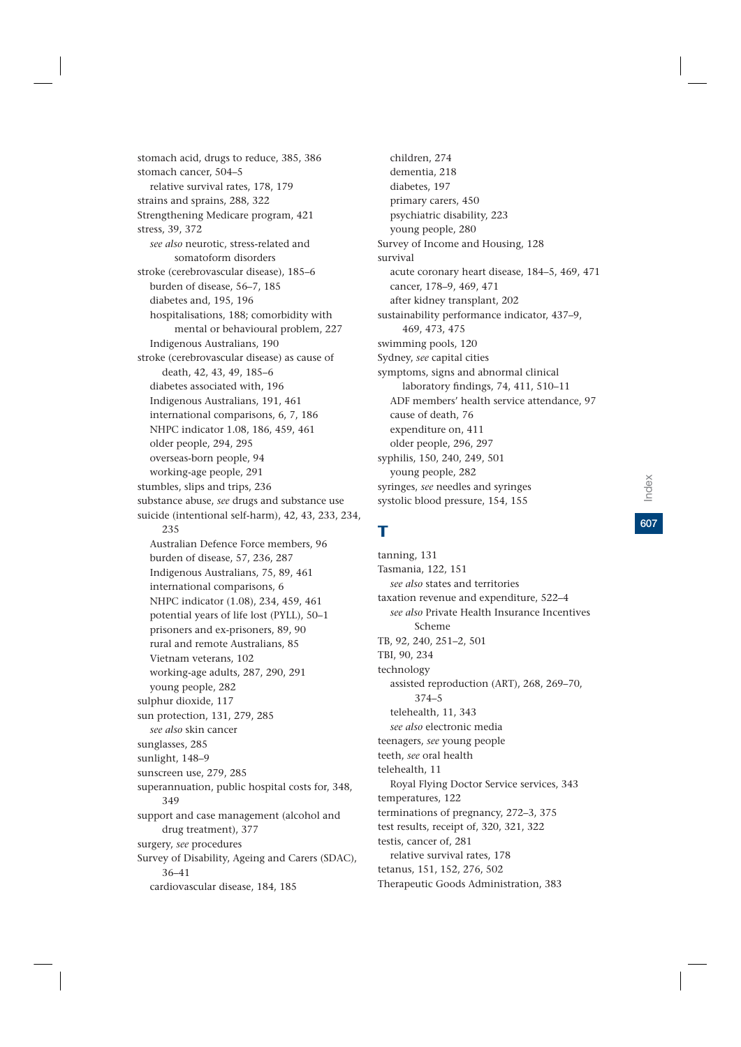stomach acid, drugs to reduce, 385, 386
stomach cancer, 504–5
  relative survival rates, 178, 179
strains and sprains, 288, 322
Strengthening Medicare program, 421
stress, 39, 372
  *see also* neurotic, stress-related and somatoform disorders
stroke (cerebrovascular disease), 185–6
  burden of disease, 56–7, 185
  diabetes and, 195, 196
  hospitalisations, 188; comorbidity with mental or behavioural problem, 227
  Indigenous Australians, 190
stroke (cerebrovascular disease) as cause of death, 42, 43, 49, 185–6
  diabetes associated with, 196
  Indigenous Australians, 191, 461
  international comparisons, 6, 7, 186
  NHPC indicator 1.08, 186, 459, 461
  older people, 294, 295
  overseas-born people, 94
  working-age people, 291
stumbles, slips and trips, 236
substance abuse, *see* drugs and substance use
suicide (intentional self-harm), 42, 43, 233, 234, 235
  Australian Defence Force members, 96
  burden of disease, 57, 236, 287
  Indigenous Australians, 75, 89, 461
  international comparisons, 6
  NHPC indicator (1.08), 234, 459, 461
  potential years of life lost (PYLL), 50–1
  prisoners and ex-prisoners, 89, 90
  rural and remote Australians, 85
  Vietnam veterans, 102
  working-age adults, 287, 290, 291
  young people, 282
sulphur dioxide, 117
sun protection, 131, 279, 285
  *see also* skin cancer
sunglasses, 285
sunlight, 148–9
sunscreen use, 279, 285
superannuation, public hospital costs for, 348, 349
support and case management (alcohol and drug treatment), 377
surgery, *see* procedures
Survey of Disability, Ageing and Carers (SDAC), 36–41
  cardiovascular disease, 184, 185
  children, 274
  dementia, 218
  diabetes, 197
  primary carers, 450
  psychiatric disability, 223
  young people, 280
Survey of Income and Housing, 128
survival
  acute coronary heart disease, 184–5, 469, 471
  cancer, 178–9, 469, 471
  after kidney transplant, 202
sustainability performance indicator, 437–9, 469, 473, 475
swimming pools, 120
Sydney, *see* capital cities
symptoms, signs and abnormal clinical laboratory findings, 74, 411, 510–11
  ADF members' health service attendance, 97
  cause of death, 76
  expenditure on, 411
  older people, 296, 297
syphilis, 150, 240, 249, 501
  young people, 282
syringes, *see* needles and syringes
systolic blood pressure, 154, 155

## T

tanning, 131
Tasmania, 122, 151
  *see also* states and territories
taxation revenue and expenditure, 522–4
  *see also* Private Health Insurance Incentives Scheme
TB, 92, 240, 251–2, 501
TBI, 90, 234
technology
  assisted reproduction (ART), 268, 269–70, 374–5
  telehealth, 11, 343
  *see also* electronic media
teenagers, *see* young people
teeth, *see* oral health
telehealth, 11
  Royal Flying Doctor Service services, 343
temperatures, 122
terminations of pregnancy, 272–3, 375
test results, receipt of, 320, 321, 322
testis, cancer of, 281
  relative survival rates, 178
tetanus, 151, 152, 276, 502
Therapeutic Goods Administration, 383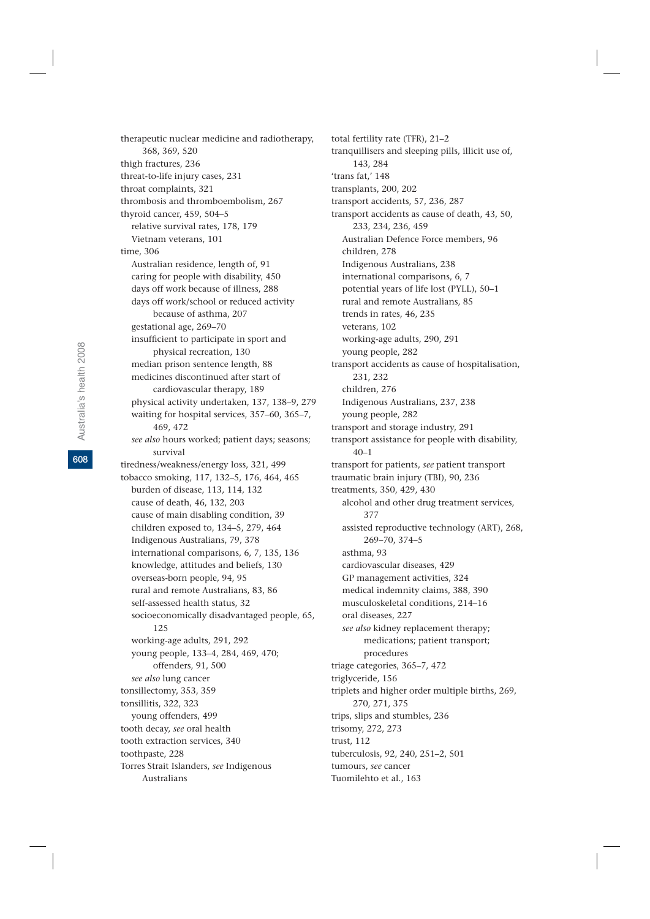therapeutic nuclear medicine and radiotherapy, 368, 369, 520
thigh fractures, 236
threat-to-life injury cases, 231
throat complaints, 321
thrombosis and thromboembolism, 267
thyroid cancer, 459, 504–5
  relative survival rates, 178, 179
  Vietnam veterans, 101
time, 306
  Australian residence, length of, 91
  caring for people with disability, 450
  days off work because of illness, 288
  days off work/school or reduced activity because of asthma, 207
  gestational age, 269–70
  insufficient to participate in sport and physical recreation, 130
  median prison sentence length, 88
  medicines discontinued after start of cardiovascular therapy, 189
  physical activity undertaken, 137, 138–9, 279
  waiting for hospital services, 357–60, 365–7, 469, 472
  *see also* hours worked; patient days; seasons; survival
tiredness/weakness/energy loss, 321, 499
tobacco smoking, 117, 132–5, 176, 464, 465
  burden of disease, 113, 114, 132
  cause of death, 46, 132, 203
  cause of main disabling condition, 39
  children exposed to, 134–5, 279, 464
  Indigenous Australians, 79, 378
  international comparisons, 6, 7, 135, 136
  knowledge, attitudes and beliefs, 130
  overseas-born people, 94, 95
  rural and remote Australians, 83, 86
  self-assessed health status, 32
  socioeconomically disadvantaged people, 65, 125
  working-age adults, 291, 292
  young people, 133–4, 284, 469, 470; offenders, 91, 500
  *see also* lung cancer
tonsillectomy, 353, 359
tonsillitis, 322, 323
  young offenders, 499
tooth decay, *see* oral health
tooth extraction services, 340
toothpaste, 228
Torres Strait Islanders, *see* Indigenous Australians
total fertility rate (TFR), 21–2
tranquillisers and sleeping pills, illicit use of, 143, 284
'trans fat,' 148
transplants, 200, 202
transport accidents, 57, 236, 287
transport accidents as cause of death, 43, 50, 233, 234, 236, 459
  Australian Defence Force members, 96
  children, 278
  Indigenous Australians, 238
  international comparisons, 6, 7
  potential years of life lost (PYLL), 50–1
  rural and remote Australians, 85
  trends in rates, 46, 235
  veterans, 102
  working-age adults, 290, 291
  young people, 282
transport accidents as cause of hospitalisation, 231, 232
  children, 276
  Indigenous Australians, 237, 238
  young people, 282
transport and storage industry, 291
transport assistance for people with disability, 40–1
transport for patients, *see* patient transport
traumatic brain injury (TBI), 90, 236
treatments, 350, 429, 430
  alcohol and other drug treatment services, 377
  assisted reproductive technology (ART), 268, 269–70, 374–5
  asthma, 93
  cardiovascular diseases, 429
  GP management activities, 324
  medical indemnity claims, 388, 390
  musculoskeletal conditions, 214–16
  oral diseases, 227
  *see also* kidney replacement therapy; medications; patient transport; procedures
triage categories, 365–7, 472
triglyceride, 156
triplets and higher order multiple births, 269, 270, 271, 375
trips, slips and stumbles, 236
trisomy, 272, 273
trust, 112
tuberculosis, 92, 240, 251–2, 501
tumours, *see* cancer
Tuomilehto et al., 163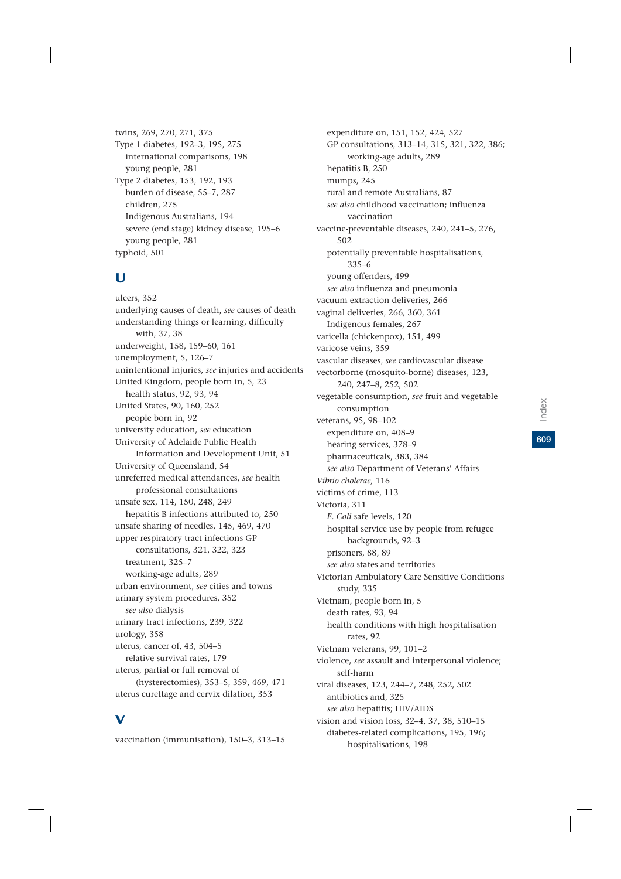twins, 269, 270, 271, 375
Type 1 diabetes, 192–3, 195, 275
  international comparisons, 198
  young people, 281
Type 2 diabetes, 153, 192, 193
  burden of disease, 55–7, 287
  children, 275
  Indigenous Australians, 194
  severe (end stage) kidney disease, 195–6
  young people, 281
typhoid, 501

## U

ulcers, 352
underlying causes of death, *see* causes of death
understanding things or learning, difficulty with, 37, 38
underweight, 158, 159–60, 161
unemployment, 5, 126–7
unintentional injuries, *see* injuries and accidents
United Kingdom, people born in, 5, 23
  health status, 92, 93, 94
United States, 90, 160, 252
  people born in, 92
university education, *see* education
University of Adelaide Public Health Information and Development Unit, 51
University of Queensland, 54
unreferred medical attendances, *see* health professional consultations
unsafe sex, 114, 150, 248, 249
  hepatitis B infections attributed to, 250
unsafe sharing of needles, 145, 469, 470
upper respiratory tract infections GP consultations, 321, 322, 323
  treatment, 325–7
  working-age adults, 289
urban environment, *see* cities and towns
urinary system procedures, 352
  *see also* dialysis
urinary tract infections, 239, 322
urology, 358
uterus, cancer of, 43, 504–5
  relative survival rates, 179
uterus, partial or full removal of (hysterectomies), 353–5, 359, 469, 471
uterus curettage and cervix dilation, 353

## V

vaccination (immunisation), 150–3, 313–15
  expenditure on, 151, 152, 424, 527
  GP consultations, 313–14, 315, 321, 322, 386; working-age adults, 289
  hepatitis B, 250
  mumps, 245
  rural and remote Australians, 87
  *see also* childhood vaccination; influenza vaccination
vaccine-preventable diseases, 240, 241–5, 276, 502
  potentially preventable hospitalisations, 335–6
  young offenders, 499
  *see also* influenza and pneumonia
vacuum extraction deliveries, 266
vaginal deliveries, 266, 360, 361
  Indigenous females, 267
varicella (chickenpox), 151, 499
varicose veins, 359
vascular diseases, *see* cardiovascular disease
vectorborne (mosquito-borne) diseases, 123, 240, 247–8, 252, 502
vegetable consumption, *see* fruit and vegetable consumption
veterans, 95, 98–102
  expenditure on, 408–9
  hearing services, 378–9
  pharmaceuticals, 383, 384
  *see also* Department of Veterans' Affairs
*Vibrio cholerae,* 116
victims of crime, 113
Victoria, 311
  *E. Coli* safe levels, 120
  hospital service use by people from refugee backgrounds, 92–3
  prisoners, 88, 89
  *see also* states and territories
Victorian Ambulatory Care Sensitive Conditions study, 335
Vietnam, people born in, 5
  death rates, 93, 94
  health conditions with high hospitalisation rates, 92
Vietnam veterans, 99, 101–2
violence, *see* assault and interpersonal violence; self-harm
viral diseases, 123, 244–7, 248, 252, 502
  antibiotics and, 325
  *see also* hepatitis; HIV/AIDS
vision and vision loss, 32–4, 37, 38, 510–15
  diabetes-related complications, 195, 196; hospitalisations, 198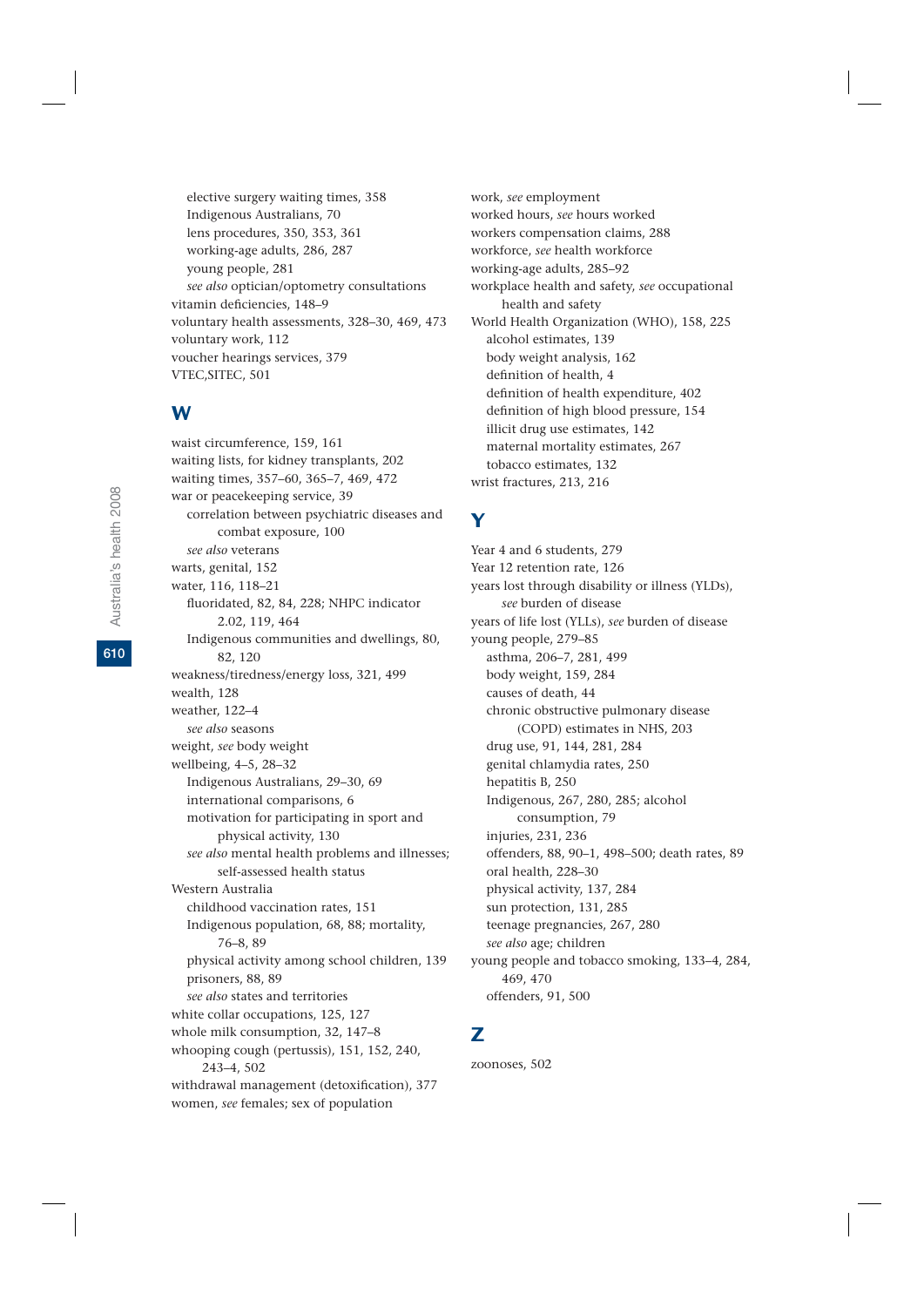elective surgery waiting times, 358
Indigenous Australians, 70
lens procedures, 350, 353, 361
working-age adults, 286, 287
young people, 281
*see also* optician/optometry consultations
vitamin deficiencies, 148–9
voluntary health assessments, 328–30, 469, 473
voluntary work, 112
voucher hearings services, 379
VTEC,SITEC, 501

## W

waist circumference, 159, 161
waiting lists, for kidney transplants, 202
waiting times, 357–60, 365–7, 469, 472
war or peacekeeping service, 39
correlation between psychiatric diseases and combat exposure, 100
*see also* veterans
warts, genital, 152
water, 116, 118–21
fluoridated, 82, 84, 228; NHPC indicator 2.02, 119, 464
Indigenous communities and dwellings, 80, 82, 120
weakness/tiredness/energy loss, 321, 499
wealth, 128
weather, 122–4
*see also* seasons
weight, *see* body weight
wellbeing, 4–5, 28–32
Indigenous Australians, 29–30, 69
international comparisons, 6
motivation for participating in sport and physical activity, 130
*see also* mental health problems and illnesses; self-assessed health status
Western Australia
childhood vaccination rates, 151
Indigenous population, 68, 88; mortality, 76–8, 89
physical activity among school children, 139
prisoners, 88, 89
*see also* states and territories
white collar occupations, 125, 127
whole milk consumption, 32, 147–8
whooping cough (pertussis), 151, 152, 240, 243–4, 502
withdrawal management (detoxification), 377
women, *see* females; sex of population
work, *see* employment
worked hours, *see* hours worked
workers compensation claims, 288
workforce, *see* health workforce
working-age adults, 285–92
workplace health and safety, *see* occupational health and safety
World Health Organization (WHO), 158, 225
alcohol estimates, 139
body weight analysis, 162
definition of health, 4
definition of health expenditure, 402
definition of high blood pressure, 154
illicit drug use estimates, 142
maternal mortality estimates, 267
tobacco estimates, 132
wrist fractures, 213, 216

## Y

Year 4 and 6 students, 279
Year 12 retention rate, 126
years lost through disability or illness (YLDs), *see* burden of disease
years of life lost (YLLs), *see* burden of disease
young people, 279–85
asthma, 206–7, 281, 499
body weight, 159, 284
causes of death, 44
chronic obstructive pulmonary disease (COPD) estimates in NHS, 203
drug use, 91, 144, 281, 284
genital chlamydia rates, 250
hepatitis B, 250
Indigenous, 267, 280, 285; alcohol consumption, 79
injuries, 231, 236
offenders, 88, 90–1, 498–500; death rates, 89
oral health, 228–30
physical activity, 137, 284
sun protection, 131, 285
teenage pregnancies, 267, 280
*see also* age; children
young people and tobacco smoking, 133–4, 284, 469, 470
offenders, 91, 500

## Z

zoonoses, 502